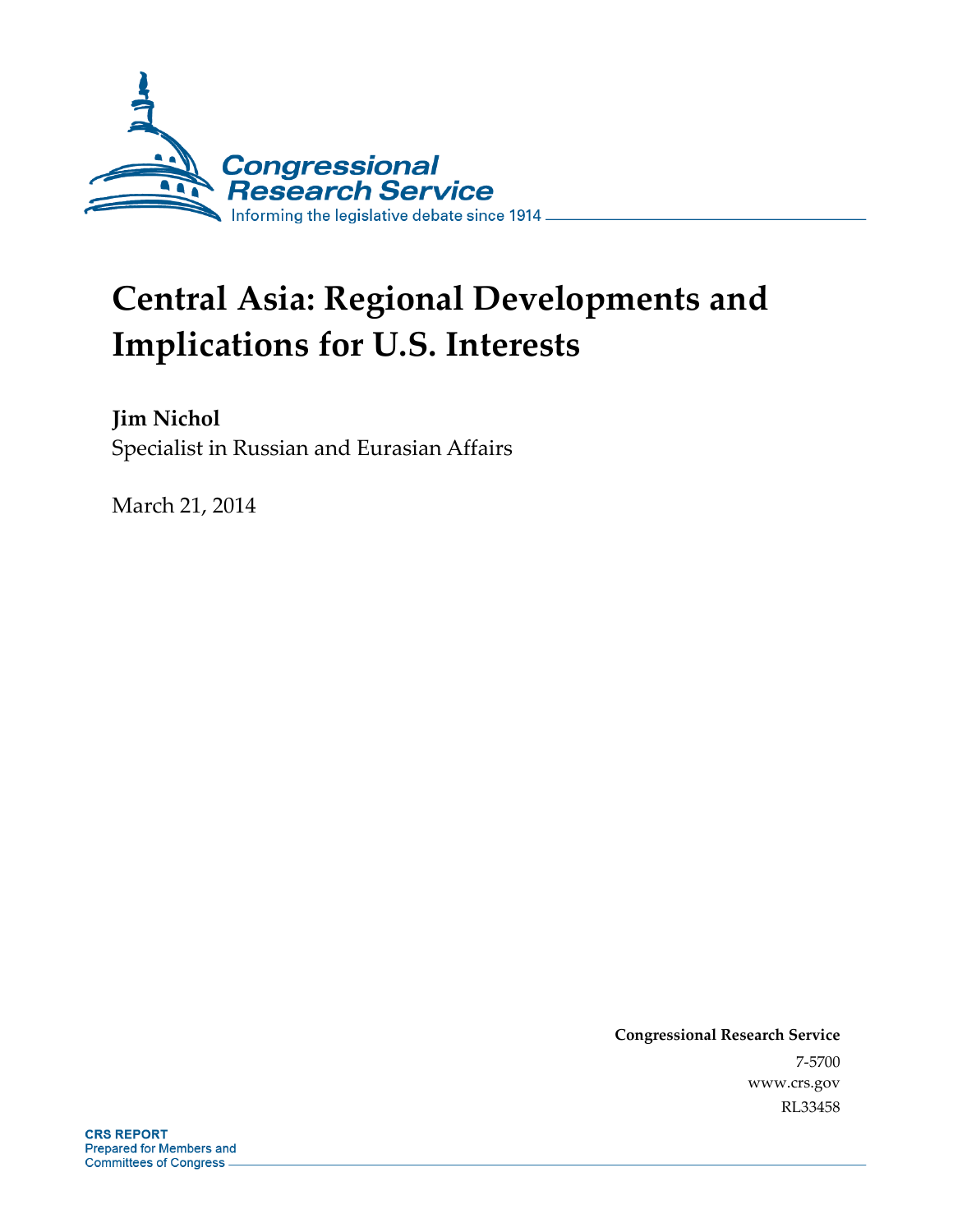Congressional Research Service

Informing the legislative debate since 1914

# Central Asia: Regional Developments and Implications for U.S. Interests

**Jim Nichol**

Specialist in Russian and Eurasian Affairs

March 21, 2014

**Congressional Research Service**

7-5700

www.crs.gov

RL33458

**CRS REPORT**

Prepared for Members and Committees of Congress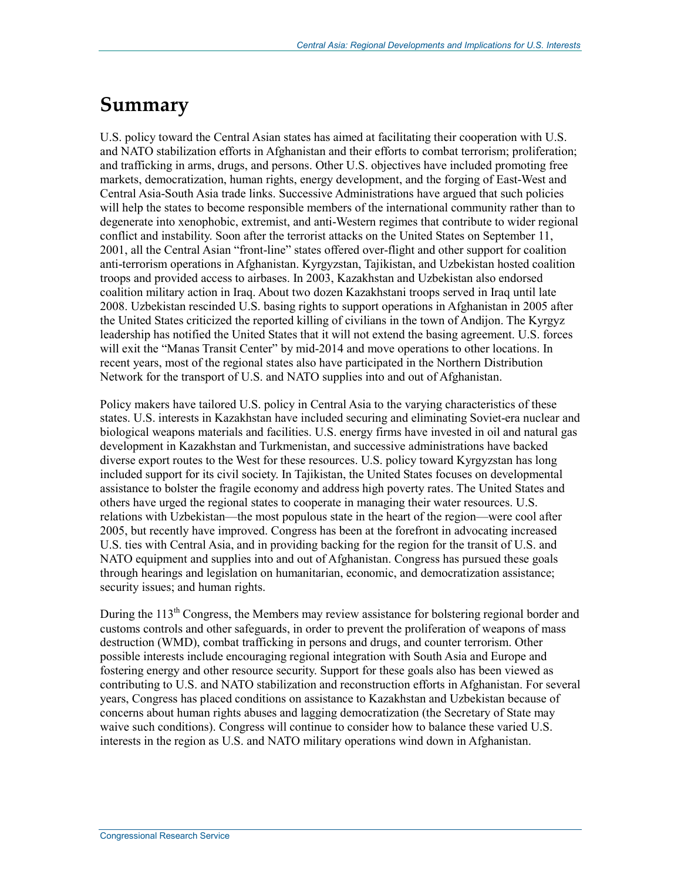# Summary

U.S. policy toward the Central Asian states has aimed at facilitating their cooperation with U.S. and NATO stabilization efforts in Afghanistan and their efforts to combat terrorism; proliferation; and trafficking in arms, drugs, and persons. Other U.S. objectives have included promoting free markets, democratization, human rights, energy development, and the forging of East-West and Central Asia-South Asia trade links. Successive Administrations have argued that such policies will help the states to become responsible members of the international community rather than to degenerate into xenophobic, extremist, and anti-Western regimes that contribute to wider regional conflict and instability. Soon after the terrorist attacks on the United States on September 11, 2001, all the Central Asian "front-line" states offered over-flight and other support for coalition anti-terrorism operations in Afghanistan. Kyrgyzstan, Tajikistan, and Uzbekistan hosted coalition troops and provided access to airbases. In 2003, Kazakhstan and Uzbekistan also endorsed coalition military action in Iraq. About two dozen Kazakhstani troops served in Iraq until late 2008. Uzbekistan rescinded U.S. basing rights to support operations in Afghanistan in 2005 after the United States criticized the reported killing of civilians in the town of Andijon. The Kyrgyz leadership has notified the United States that it will not extend the basing agreement. U.S. forces will exit the "Manas Transit Center" by mid-2014 and move operations to other locations. In recent years, most of the regional states also have participated in the Northern Distribution Network for the transport of U.S. and NATO supplies into and out of Afghanistan.

Policy makers have tailored U.S. policy in Central Asia to the varying characteristics of these states. U.S. interests in Kazakhstan have included securing and eliminating Soviet-era nuclear and biological weapons materials and facilities. U.S. energy firms have invested in oil and natural gas development in Kazakhstan and Turkmenistan, and successive administrations have backed diverse export routes to the West for these resources. U.S. policy toward Kyrgyzstan has long included support for its civil society. In Tajikistan, the United States focuses on developmental assistance to bolster the fragile economy and address high poverty rates. The United States and others have urged the regional states to cooperate in managing their water resources. U.S. relations with Uzbekistan—the most populous state in the heart of the region—were cool after 2005, but recently have improved. Congress has been at the forefront in advocating increased U.S. ties with Central Asia, and in providing backing for the region for the transit of U.S. and NATO equipment and supplies into and out of Afghanistan. Congress has pursued these goals through hearings and legislation on humanitarian, economic, and democratization assistance; security issues; and human rights.

During the 113th Congress, the Members may review assistance for bolstering regional border and customs controls and other safeguards, in order to prevent the proliferation of weapons of mass destruction (WMD), combat trafficking in persons and drugs, and counter terrorism. Other possible interests include encouraging regional integration with South Asia and Europe and fostering energy and other resource security. Support for these goals also has been viewed as contributing to U.S. and NATO stabilization and reconstruction efforts in Afghanistan. For several years, Congress has placed conditions on assistance to Kazakhstan and Uzbekistan because of concerns about human rights abuses and lagging democratization (the Secretary of State may waive such conditions). Congress will continue to consider how to balance these varied U.S. interests in the region as U.S. and NATO military operations wind down in Afghanistan.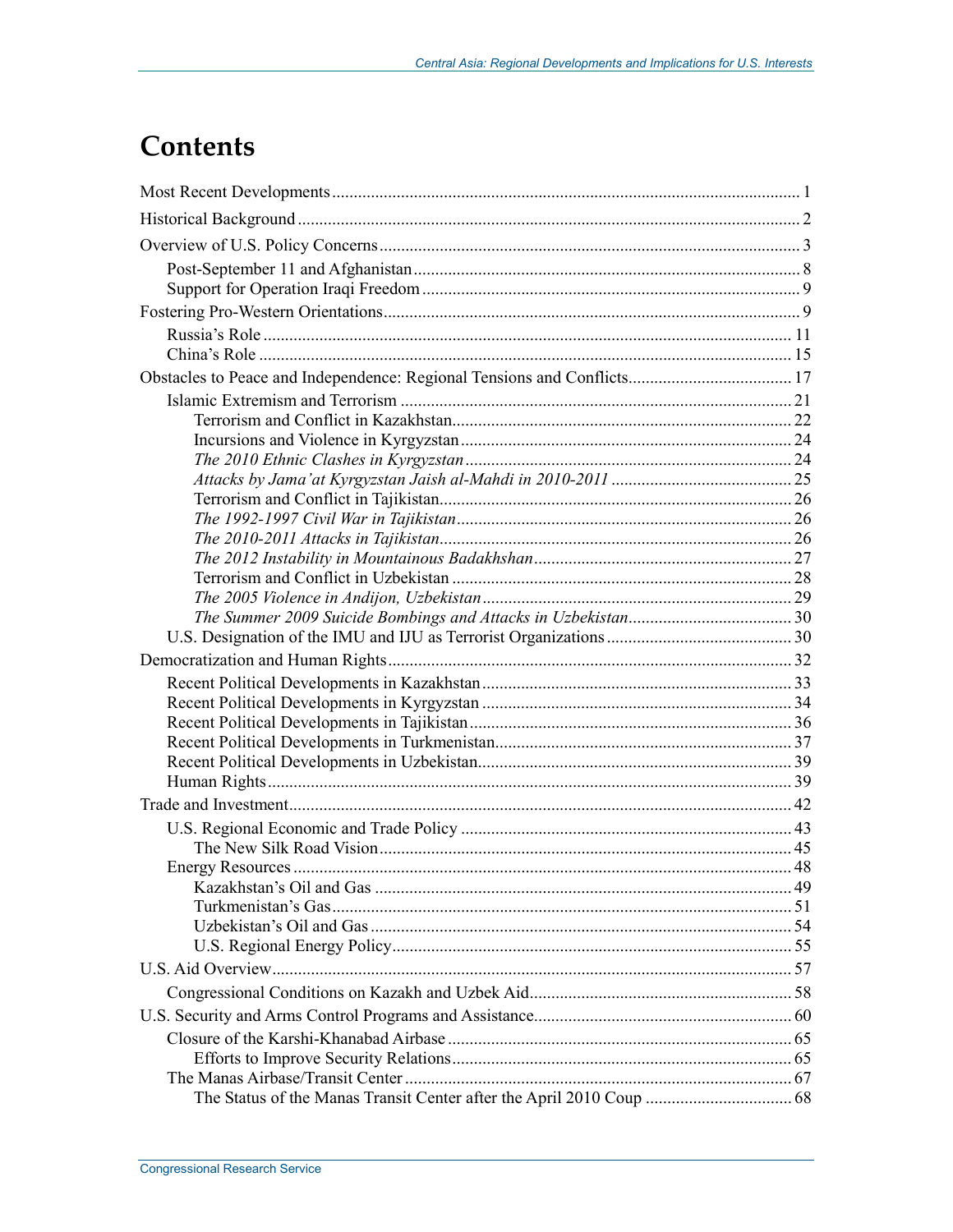# Contents

Most Recent Developments ... 1

Historical Background ... 2

Overview of U.S. Policy Concerns ... 3

- Post-September 11 and Afghanistan ... 8
- Support for Operation Iraqi Freedom ... 9

Fostering Pro-Western Orientations ... 9

- Russia's Role ... 11
- China's Role ... 15

Obstacles to Peace and Independence: Regional Tensions and Conflicts ... 17

- Islamic Extremism and Terrorism ... 21
  - Terrorism and Conflict in Kazakhstan ... 22
  - Incursions and Violence in Kyrgyzstan ... 24
  - *The 2010 Ethnic Clashes in Kyrgyzstan* ... 24
  - *Attacks by Jama'at Kyrgyzstan Jaish al-Mahdi in 2010-2011* ... 25
  - Terrorism and Conflict in Tajikistan ... 26
  - *The 1992-1997 Civil War in Tajikistan* ... 26
  - *The 2010-2011 Attacks in Tajikistan* ... 26
  - *The 2012 Instability in Mountainous Badakhshan* ... 27
  - Terrorism and Conflict in Uzbekistan ... 28
  - *The 2005 Violence in Andijon, Uzbekistan* ... 29
  - *The Summer 2009 Suicide Bombings and Attacks in Uzbekistan* ... 30
- U.S. Designation of the IMU and IJU as Terrorist Organizations ... 30

Democratization and Human Rights ... 32

- Recent Political Developments in Kazakhstan ... 33
- Recent Political Developments in Kyrgyzstan ... 34
- Recent Political Developments in Tajikistan ... 36
- Recent Political Developments in Turkmenistan ... 37
- Recent Political Developments in Uzbekistan ... 39
- Human Rights ... 39

Trade and Investment ... 42

- U.S. Regional Economic and Trade Policy ... 43
  - The New Silk Road Vision ... 45
- Energy Resources ... 48
  - Kazakhstan's Oil and Gas ... 49
  - Turkmenistan's Gas ... 51
  - Uzbekistan's Oil and Gas ... 54
  - U.S. Regional Energy Policy ... 55

U.S. Aid Overview ... 57

- Congressional Conditions on Kazakh and Uzbek Aid ... 58

U.S. Security and Arms Control Programs and Assistance ... 60

- Closure of the Karshi-Khanabad Airbase ... 65
  - Efforts to Improve Security Relations ... 65
- The Manas Airbase/Transit Center ... 67
  - The Status of the Manas Transit Center after the April 2010 Coup ... 68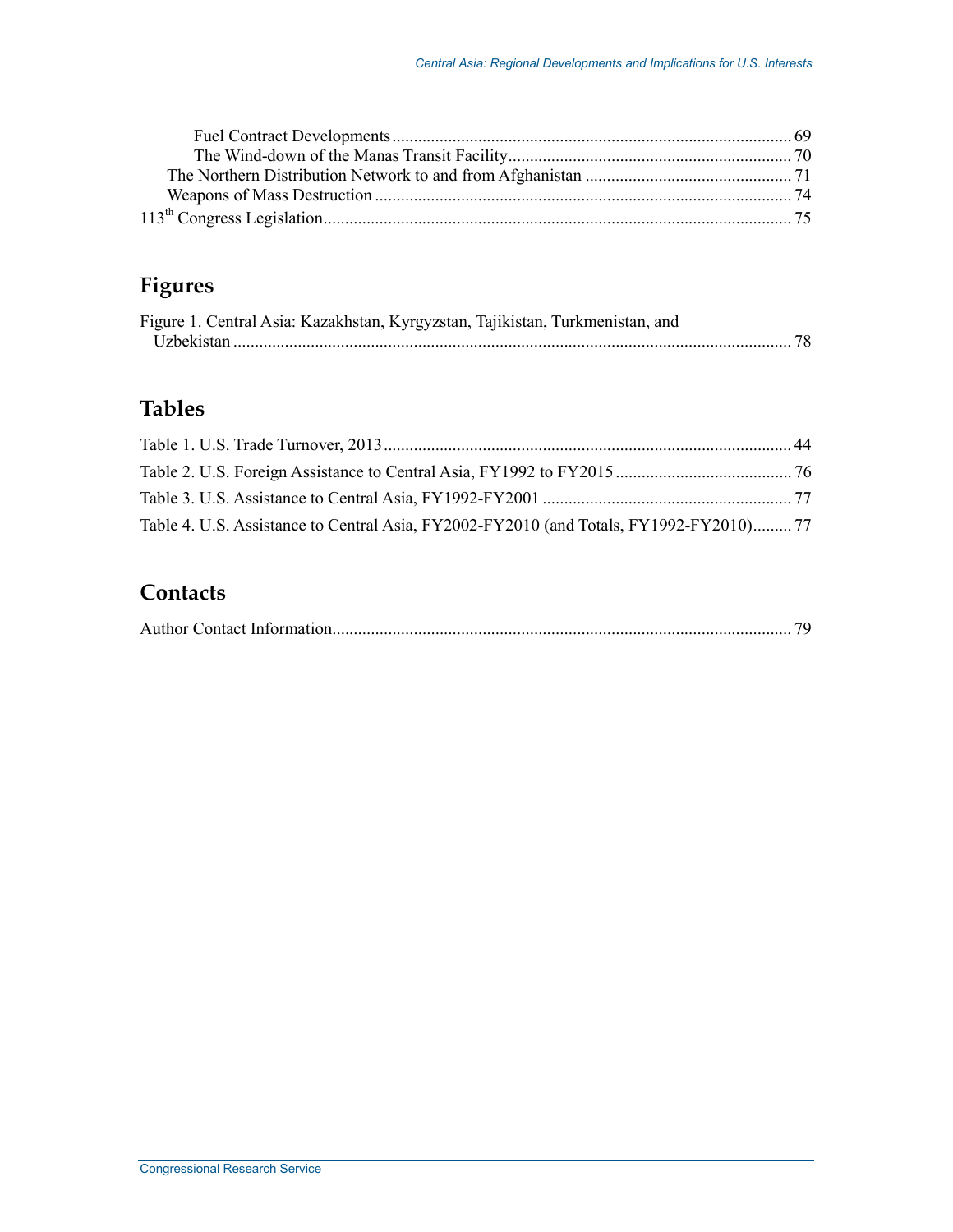Fuel Contract Developments ........................................................................................... 69
The Wind-down of the Manas Transit Facility................................................................. 70
The Northern Distribution Network to and from Afghanistan ................................................ 71
Weapons of Mass Destruction ................................................................................................ 74
113th Congress Legislation............................................................................................................ 75

## Figures

Figure 1. Central Asia: Kazakhstan, Kyrgyzstan, Tajikistan, Turkmenistan, and Uzbekistan ................................................................................................................................. 78

## Tables

Table 1. U.S. Trade Turnover, 2013.............................................................................................. 44
Table 2. U.S. Foreign Assistance to Central Asia, FY1992 to FY2015 ......................................... 76
Table 3. U.S. Assistance to Central Asia, FY1992-FY2001 .......................................................... 77
Table 4. U.S. Assistance to Central Asia, FY2002-FY2010 (and Totals, FY1992-FY2010)......... 77

## Contacts

Author Contact Information.......................................................................................................... 79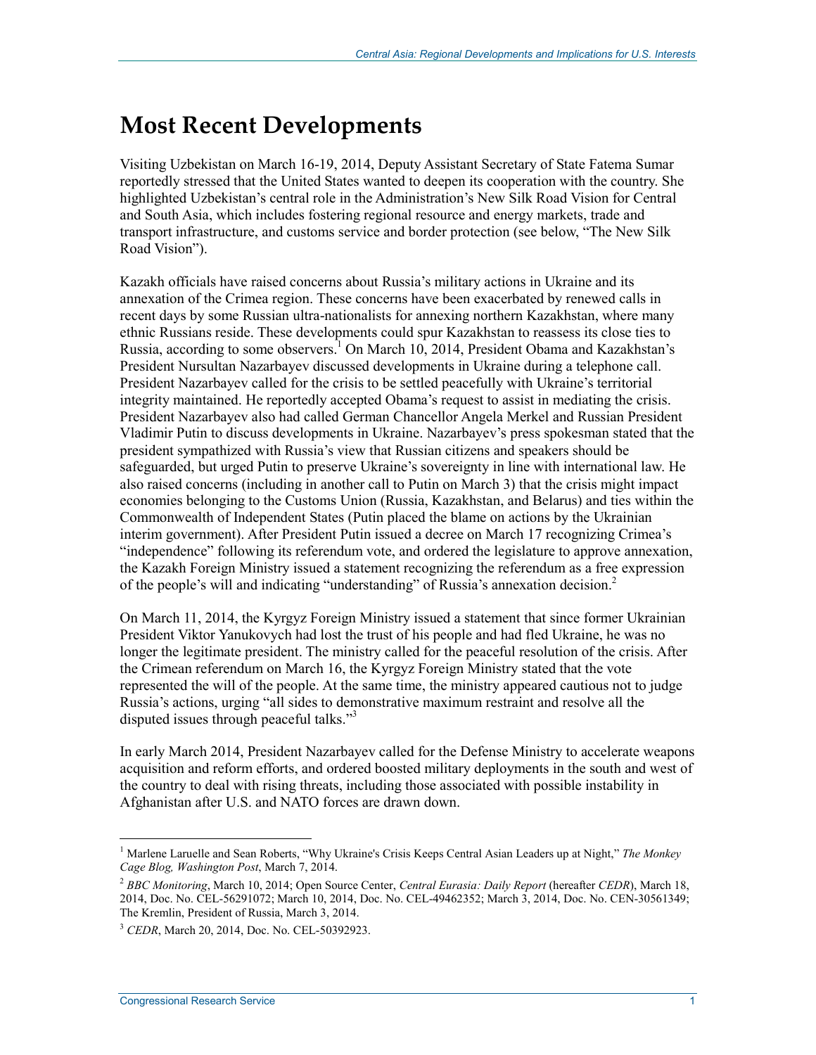# Most Recent Developments

Visiting Uzbekistan on March 16-19, 2014, Deputy Assistant Secretary of State Fatema Sumar reportedly stressed that the United States wanted to deepen its cooperation with the country. She highlighted Uzbekistan's central role in the Administration's New Silk Road Vision for Central and South Asia, which includes fostering regional resource and energy markets, trade and transport infrastructure, and customs service and border protection (see below, "The New Silk Road Vision").

Kazakh officials have raised concerns about Russia's military actions in Ukraine and its annexation of the Crimea region. These concerns have been exacerbated by renewed calls in recent days by some Russian ultra-nationalists for annexing northern Kazakhstan, where many ethnic Russians reside. These developments could spur Kazakhstan to reassess its close ties to Russia, according to some observers.[1] On March 10, 2014, President Obama and Kazakhstan's President Nursultan Nazarbayev discussed developments in Ukraine during a telephone call. President Nazarbayev called for the crisis to be settled peacefully with Ukraine's territorial integrity maintained. He reportedly accepted Obama's request to assist in mediating the crisis. President Nazarbayev also had called German Chancellor Angela Merkel and Russian President Vladimir Putin to discuss developments in Ukraine. Nazarbayev's press spokesman stated that the president sympathized with Russia's view that Russian citizens and speakers should be safeguarded, but urged Putin to preserve Ukraine's sovereignty in line with international law. He also raised concerns (including in another call to Putin on March 3) that the crisis might impact economies belonging to the Customs Union (Russia, Kazakhstan, and Belarus) and ties within the Commonwealth of Independent States (Putin placed the blame on actions by the Ukrainian interim government). After President Putin issued a decree on March 17 recognizing Crimea's "independence" following its referendum vote, and ordered the legislature to approve annexation, the Kazakh Foreign Ministry issued a statement recognizing the referendum as a free expression of the people's will and indicating "understanding" of Russia's annexation decision.[2]

On March 11, 2014, the Kyrgyz Foreign Ministry issued a statement that since former Ukrainian President Viktor Yanukovych had lost the trust of his people and had fled Ukraine, he was no longer the legitimate president. The ministry called for the peaceful resolution of the crisis. After the Crimean referendum on March 16, the Kyrgyz Foreign Ministry stated that the vote represented the will of the people. At the same time, the ministry appeared cautious not to judge Russia's actions, urging "all sides to demonstrative maximum restraint and resolve all the disputed issues through peaceful talks."[3]

In early March 2014, President Nazarbayev called for the Defense Ministry to accelerate weapons acquisition and reform efforts, and ordered boosted military deployments in the south and west of the country to deal with rising threats, including those associated with possible instability in Afghanistan after U.S. and NATO forces are drawn down.

---

[1] Marlene Laruelle and Sean Roberts, "Why Ukraine's Crisis Keeps Central Asian Leaders up at Night," *The Monkey Cage Blog, Washington Post*, March 7, 2014.

[2] *BBC Monitoring*, March 10, 2014; Open Source Center, *Central Eurasia: Daily Report* (hereafter *CEDR*), March 18, 2014, Doc. No. CEL-56291072; March 10, 2014, Doc. No. CEL-49462352; March 3, 2014, Doc. No. CEN-30561349; The Kremlin, President of Russia, March 3, 2014.

[3] *CEDR*, March 20, 2014, Doc. No. CEL-50392923.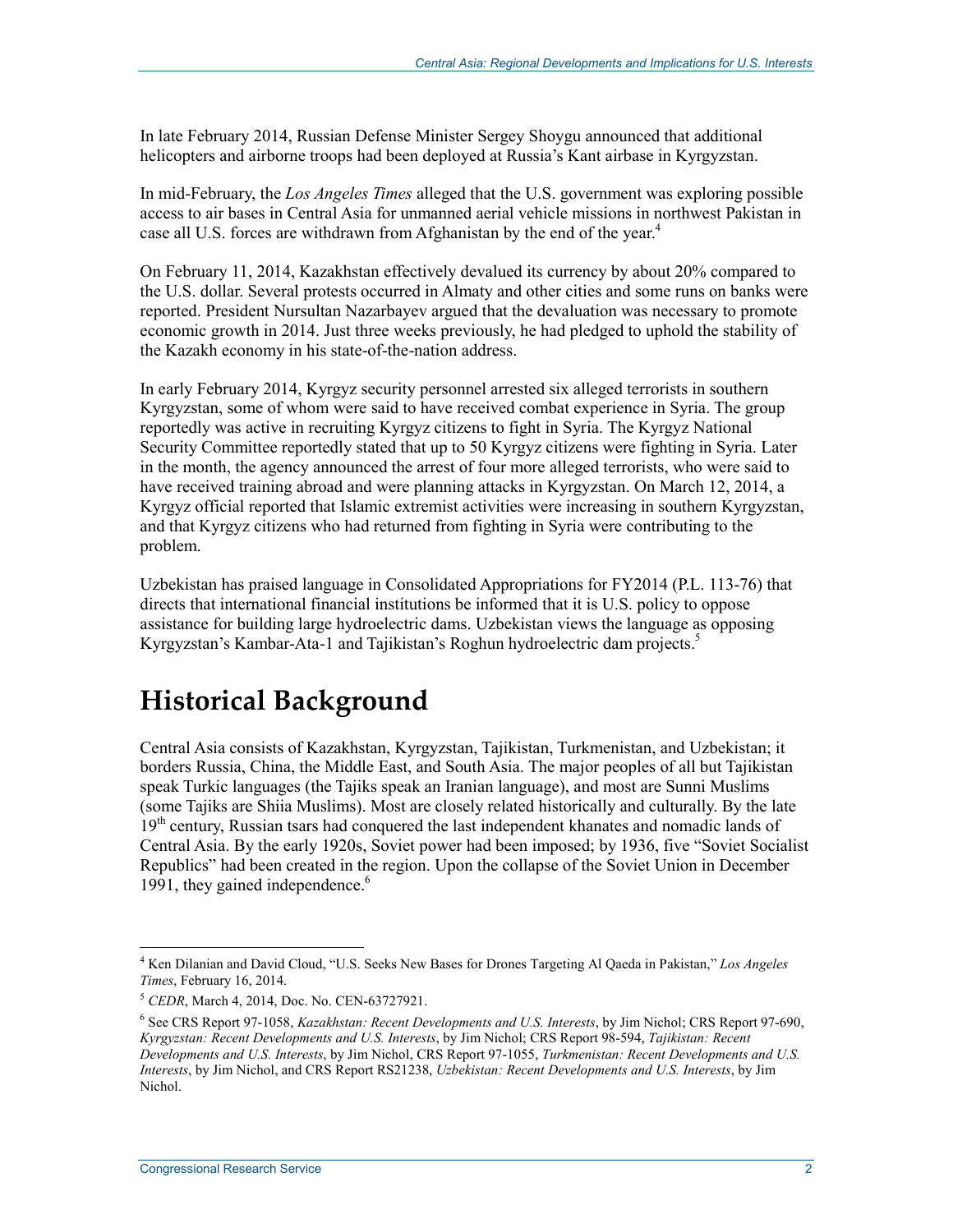In late February 2014, Russian Defense Minister Sergey Shoygu announced that additional helicopters and airborne troops had been deployed at Russia's Kant airbase in Kyrgyzstan.

In mid-February, the *Los Angeles Times* alleged that the U.S. government was exploring possible access to air bases in Central Asia for unmanned aerial vehicle missions in northwest Pakistan in case all U.S. forces are withdrawn from Afghanistan by the end of the year.[4]

On February 11, 2014, Kazakhstan effectively devalued its currency by about 20% compared to the U.S. dollar. Several protests occurred in Almaty and other cities and some runs on banks were reported. President Nursultan Nazarbayev argued that the devaluation was necessary to promote economic growth in 2014. Just three weeks previously, he had pledged to uphold the stability of the Kazakh economy in his state-of-the-nation address.

In early February 2014, Kyrgyz security personnel arrested six alleged terrorists in southern Kyrgyzstan, some of whom were said to have received combat experience in Syria. The group reportedly was active in recruiting Kyrgyz citizens to fight in Syria. The Kyrgyz National Security Committee reportedly stated that up to 50 Kyrgyz citizens were fighting in Syria. Later in the month, the agency announced the arrest of four more alleged terrorists, who were said to have received training abroad and were planning attacks in Kyrgyzstan. On March 12, 2014, a Kyrgyz official reported that Islamic extremist activities were increasing in southern Kyrgyzstan, and that Kyrgyz citizens who had returned from fighting in Syria were contributing to the problem.

Uzbekistan has praised language in Consolidated Appropriations for FY2014 (P.L. 113-76) that directs that international financial institutions be informed that it is U.S. policy to oppose assistance for building large hydroelectric dams. Uzbekistan views the language as opposing Kyrgyzstan's Kambar-Ata-1 and Tajikistan's Roghun hydroelectric dam projects.[5]

# Historical Background

Central Asia consists of Kazakhstan, Kyrgyzstan, Tajikistan, Turkmenistan, and Uzbekistan; it borders Russia, China, the Middle East, and South Asia. The major peoples of all but Tajikistan speak Turkic languages (the Tajiks speak an Iranian language), and most are Sunni Muslims (some Tajiks are Shiia Muslims). Most are closely related historically and culturally. By the late 19th century, Russian tsars had conquered the last independent khanates and nomadic lands of Central Asia. By the early 1920s, Soviet power had been imposed; by 1936, five "Soviet Socialist Republics" had been created in the region. Upon the collapse of the Soviet Union in December 1991, they gained independence.[6]

---

[4] Ken Dilanian and David Cloud, "U.S. Seeks New Bases for Drones Targeting Al Qaeda in Pakistan," *Los Angeles Times*, February 16, 2014.

[5] *CEDR*, March 4, 2014, Doc. No. CEN-63727921.

[6] See CRS Report 97-1058, *Kazakhstan: Recent Developments and U.S. Interests*, by Jim Nichol; CRS Report 97-690, *Kyrgyzstan: Recent Developments and U.S. Interests*, by Jim Nichol; CRS Report 98-594, *Tajikistan: Recent Developments and U.S. Interests*, by Jim Nichol, CRS Report 97-1055, *Turkmenistan: Recent Developments and U.S. Interests*, by Jim Nichol, and CRS Report RS21238, *Uzbekistan: Recent Developments and U.S. Interests*, by Jim Nichol.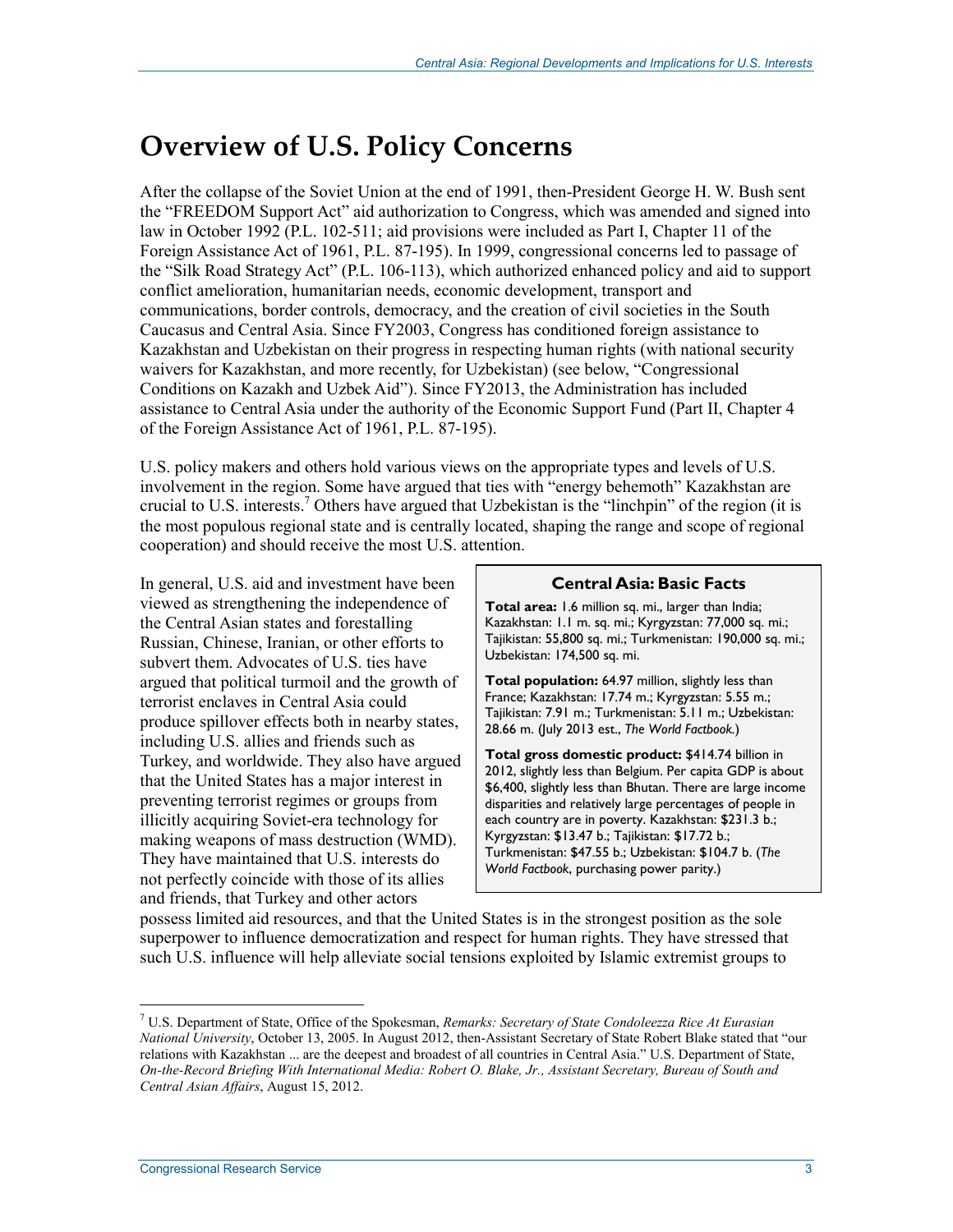# Overview of U.S. Policy Concerns

After the collapse of the Soviet Union at the end of 1991, then-President George H. W. Bush sent the "FREEDOM Support Act" aid authorization to Congress, which was amended and signed into law in October 1992 (P.L. 102-511; aid provisions were included as Part I, Chapter 11 of the Foreign Assistance Act of 1961, P.L. 87-195). In 1999, congressional concerns led to passage of the "Silk Road Strategy Act" (P.L. 106-113), which authorized enhanced policy and aid to support conflict amelioration, humanitarian needs, economic development, transport and communications, border controls, democracy, and the creation of civil societies in the South Caucasus and Central Asia. Since FY2003, Congress has conditioned foreign assistance to Kazakhstan and Uzbekistan on their progress in respecting human rights (with national security waivers for Kazakhstan, and more recently, for Uzbekistan) (see below, "Congressional Conditions on Kazakh and Uzbek Aid"). Since FY2013, the Administration has included assistance to Central Asia under the authority of the Economic Support Fund (Part II, Chapter 4 of the Foreign Assistance Act of 1961, P.L. 87-195).

U.S. policy makers and others hold various views on the appropriate types and levels of U.S. involvement in the region. Some have argued that ties with "energy behemoth" Kazakhstan are crucial to U.S. interests.[7] Others have argued that Uzbekistan is the "linchpin" of the region (it is the most populous regional state and is centrally located, shaping the range and scope of regional cooperation) and should receive the most U.S. attention.

> **Central Asia: Basic Facts**
>
> **Total area:** 1.6 million sq. mi., larger than India; Kazakhstan: 1.1 m. sq. mi.; Kyrgyzstan: 77,000 sq. mi.; Tajikistan: 55,800 sq. mi.; Turkmenistan: 190,000 sq. mi.; Uzbekistan: 174,500 sq. mi.
>
> **Total population:** 64.97 million, slightly less than France; Kazakhstan: 17.74 m.; Kyrgyzstan: 5.55 m.; Tajikistan: 7.91 m.; Turkmenistan: 5.11 m.; Uzbekistan: 28.66 m. (July 2013 est., *The World Factbook.*)
>
> **Total gross domestic product:** $414.74 billion in 2012, slightly less than Belgium. Per capita GDP is about $6,400, slightly less than Bhutan. There are large income disparities and relatively large percentages of people in each country are in poverty. Kazakhstan: $231.3 b.; Kyrgyzstan: $13.47 b.; Tajikistan: $17.72 b.; Turkmenistan: $47.55 b.; Uzbekistan: $104.7 b. (*The World Factbook*, purchasing power parity.)

In general, U.S. aid and investment have been viewed as strengthening the independence of the Central Asian states and forestalling Russian, Chinese, Iranian, or other efforts to subvert them. Advocates of U.S. ties have argued that political turmoil and the growth of terrorist enclaves in Central Asia could produce spillover effects both in nearby states, including U.S. allies and friends such as Turkey, and worldwide. They also have argued that the United States has a major interest in preventing terrorist regimes or groups from illicitly acquiring Soviet-era technology for making weapons of mass destruction (WMD). They have maintained that U.S. interests do not perfectly coincide with those of its allies and friends, that Turkey and other actors possess limited aid resources, and that the United States is in the strongest position as the sole superpower to influence democratization and respect for human rights. They have stressed that such U.S. influence will help alleviate social tensions exploited by Islamic extremist groups to

[7] U.S. Department of State, Office of the Spokesman, *Remarks: Secretary of State Condoleezza Rice At Eurasian National University*, October 13, 2005. In August 2012, then-Assistant Secretary of State Robert Blake stated that "our relations with Kazakhstan ... are the deepest and broadest of all countries in Central Asia." U.S. Department of State, *On-the-Record Briefing With International Media: Robert O. Blake, Jr., Assistant Secretary, Bureau of South and Central Asian Affairs*, August 15, 2012.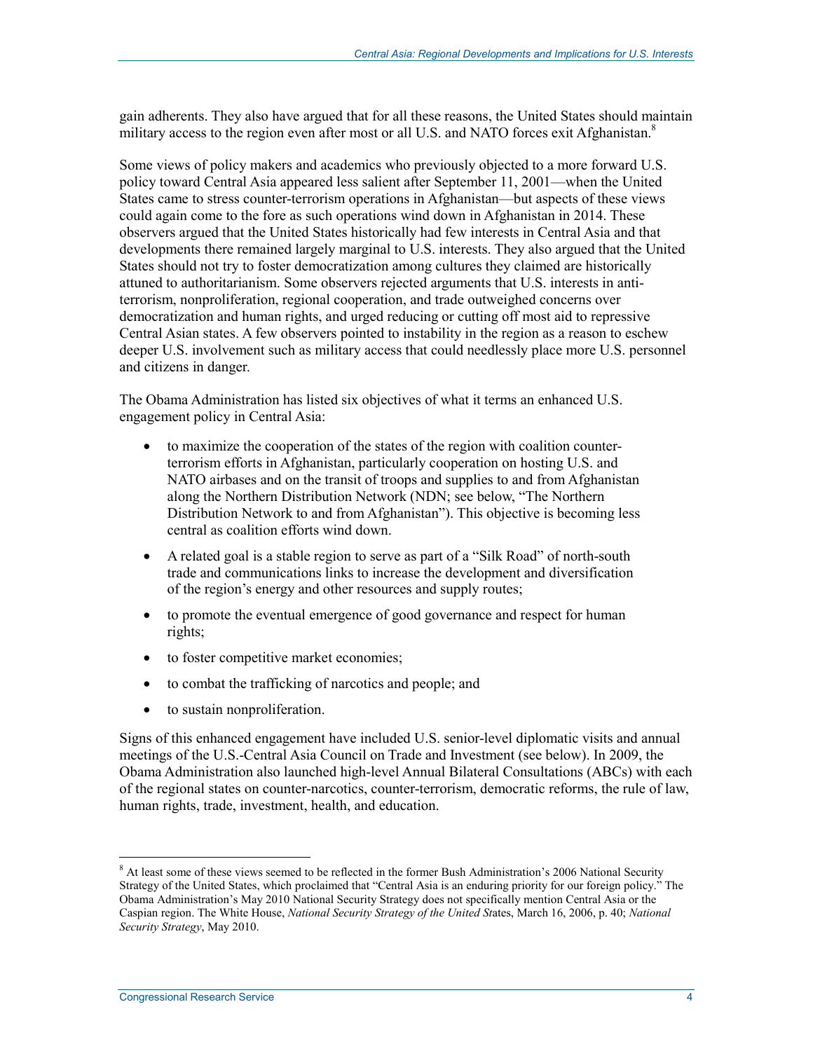gain adherents. They also have argued that for all these reasons, the United States should maintain military access to the region even after most or all U.S. and NATO forces exit Afghanistan.[8]

Some views of policy makers and academics who previously objected to a more forward U.S. policy toward Central Asia appeared less salient after September 11, 2001—when the United States came to stress counter-terrorism operations in Afghanistan—but aspects of these views could again come to the fore as such operations wind down in Afghanistan in 2014. These observers argued that the United States historically had few interests in Central Asia and that developments there remained largely marginal to U.S. interests. They also argued that the United States should not try to foster democratization among cultures they claimed are historically attuned to authoritarianism. Some observers rejected arguments that U.S. interests in anti-terrorism, nonproliferation, regional cooperation, and trade outweighed concerns over democratization and human rights, and urged reducing or cutting off most aid to repressive Central Asian states. A few observers pointed to instability in the region as a reason to eschew deeper U.S. involvement such as military access that could needlessly place more U.S. personnel and citizens in danger.

The Obama Administration has listed six objectives of what it terms an enhanced U.S. engagement policy in Central Asia:

- to maximize the cooperation of the states of the region with coalition counter-terrorism efforts in Afghanistan, particularly cooperation on hosting U.S. and NATO airbases and on the transit of troops and supplies to and from Afghanistan along the Northern Distribution Network (NDN; see below, "The Northern Distribution Network to and from Afghanistan"). This objective is becoming less central as coalition efforts wind down.
- A related goal is a stable region to serve as part of a "Silk Road" of north-south trade and communications links to increase the development and diversification of the region's energy and other resources and supply routes;
- to promote the eventual emergence of good governance and respect for human rights;
- to foster competitive market economies;
- to combat the trafficking of narcotics and people; and
- to sustain nonproliferation.

Signs of this enhanced engagement have included U.S. senior-level diplomatic visits and annual meetings of the U.S.-Central Asia Council on Trade and Investment (see below). In 2009, the Obama Administration also launched high-level Annual Bilateral Consultations (ABCs) with each of the regional states on counter-narcotics, counter-terrorism, democratic reforms, the rule of law, human rights, trade, investment, health, and education.

[8] At least some of these views seemed to be reflected in the former Bush Administration's 2006 National Security Strategy of the United States, which proclaimed that "Central Asia is an enduring priority for our foreign policy." The Obama Administration's May 2010 National Security Strategy does not specifically mention Central Asia or the Caspian region. The White House, *National Security Strategy of the United St*ates, March 16, 2006, p. 40; *National Security Strategy*, May 2010.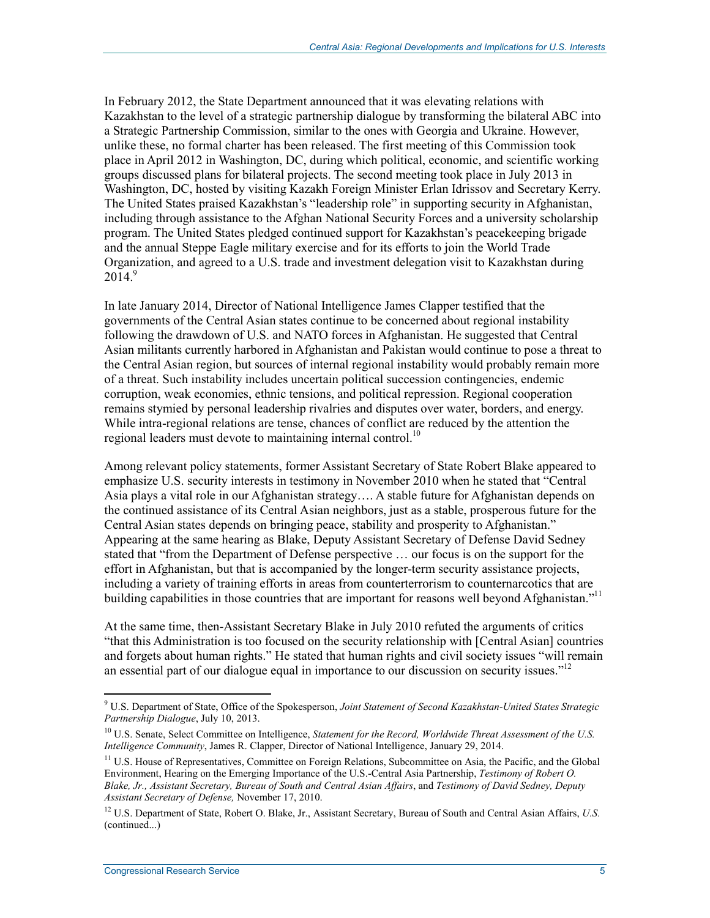In February 2012, the State Department announced that it was elevating relations with Kazakhstan to the level of a strategic partnership dialogue by transforming the bilateral ABC into a Strategic Partnership Commission, similar to the ones with Georgia and Ukraine. However, unlike these, no formal charter has been released. The first meeting of this Commission took place in April 2012 in Washington, DC, during which political, economic, and scientific working groups discussed plans for bilateral projects. The second meeting took place in July 2013 in Washington, DC, hosted by visiting Kazakh Foreign Minister Erlan Idrissov and Secretary Kerry. The United States praised Kazakhstan's "leadership role" in supporting security in Afghanistan, including through assistance to the Afghan National Security Forces and a university scholarship program. The United States pledged continued support for Kazakhstan's peacekeeping brigade and the annual Steppe Eagle military exercise and for its efforts to join the World Trade Organization, and agreed to a U.S. trade and investment delegation visit to Kazakhstan during 2014.[9]

In late January 2014, Director of National Intelligence James Clapper testified that the governments of the Central Asian states continue to be concerned about regional instability following the drawdown of U.S. and NATO forces in Afghanistan. He suggested that Central Asian militants currently harbored in Afghanistan and Pakistan would continue to pose a threat to the Central Asian region, but sources of internal regional instability would probably remain more of a threat. Such instability includes uncertain political succession contingencies, endemic corruption, weak economies, ethnic tensions, and political repression. Regional cooperation remains stymied by personal leadership rivalries and disputes over water, borders, and energy. While intra-regional relations are tense, chances of conflict are reduced by the attention the regional leaders must devote to maintaining internal control.[10]

Among relevant policy statements, former Assistant Secretary of State Robert Blake appeared to emphasize U.S. security interests in testimony in November 2010 when he stated that "Central Asia plays a vital role in our Afghanistan strategy…. A stable future for Afghanistan depends on the continued assistance of its Central Asian neighbors, just as a stable, prosperous future for the Central Asian states depends on bringing peace, stability and prosperity to Afghanistan." Appearing at the same hearing as Blake, Deputy Assistant Secretary of Defense David Sedney stated that "from the Department of Defense perspective … our focus is on the support for the effort in Afghanistan, but that is accompanied by the longer-term security assistance projects, including a variety of training efforts in areas from counterterrorism to counternarcotics that are building capabilities in those countries that are important for reasons well beyond Afghanistan."[11]

At the same time, then-Assistant Secretary Blake in July 2010 refuted the arguments of critics "that this Administration is too focused on the security relationship with [Central Asian] countries and forgets about human rights." He stated that human rights and civil society issues "will remain an essential part of our dialogue equal in importance to our discussion on security issues."[12]

---

[9] U.S. Department of State, Office of the Spokesperson, *Joint Statement of Second Kazakhstan-United States Strategic Partnership Dialogue*, July 10, 2013.

[10] U.S. Senate, Select Committee on Intelligence, *Statement for the Record, Worldwide Threat Assessment of the U.S. Intelligence Community*, James R. Clapper, Director of National Intelligence, January 29, 2014.

[11] U.S. House of Representatives, Committee on Foreign Relations, Subcommittee on Asia, the Pacific, and the Global Environment, Hearing on the Emerging Importance of the U.S.-Central Asia Partnership, *Testimony of Robert O. Blake, Jr., Assistant Secretary, Bureau of South and Central Asian Affairs*, and *Testimony of David Sedney, Deputy Assistant Secretary of Defense,* November 17, 2010.

[12] U.S. Department of State, Robert O. Blake, Jr., Assistant Secretary, Bureau of South and Central Asian Affairs, *U.S.* (continued...)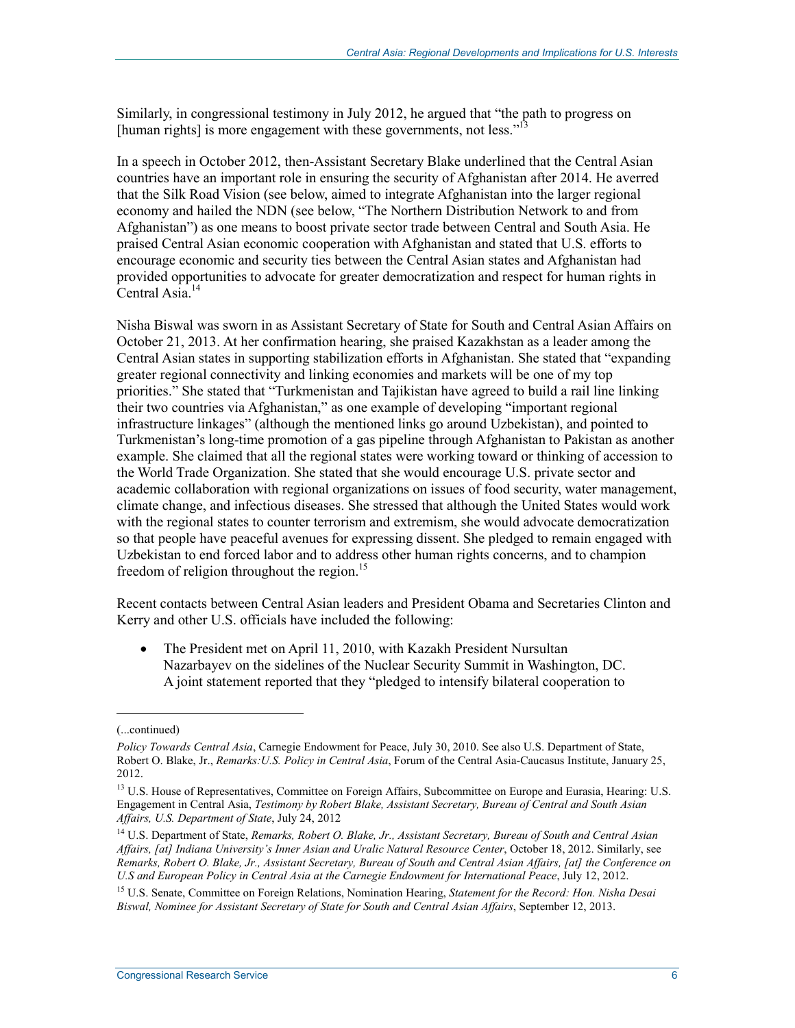Similarly, in congressional testimony in July 2012, he argued that "the path to progress on [human rights] is more engagement with these governments, not less."[13]

In a speech in October 2012, then-Assistant Secretary Blake underlined that the Central Asian countries have an important role in ensuring the security of Afghanistan after 2014. He averred that the Silk Road Vision (see below, aimed to integrate Afghanistan into the larger regional economy and hailed the NDN (see below, "The Northern Distribution Network to and from Afghanistan") as one means to boost private sector trade between Central and South Asia. He praised Central Asian economic cooperation with Afghanistan and stated that U.S. efforts to encourage economic and security ties between the Central Asian states and Afghanistan had provided opportunities to advocate for greater democratization and respect for human rights in Central Asia.[14]

Nisha Biswal was sworn in as Assistant Secretary of State for South and Central Asian Affairs on October 21, 2013. At her confirmation hearing, she praised Kazakhstan as a leader among the Central Asian states in supporting stabilization efforts in Afghanistan. She stated that "expanding greater regional connectivity and linking economies and markets will be one of my top priorities." She stated that "Turkmenistan and Tajikistan have agreed to build a rail line linking their two countries via Afghanistan," as one example of developing "important regional infrastructure linkages" (although the mentioned links go around Uzbekistan), and pointed to Turkmenistan's long-time promotion of a gas pipeline through Afghanistan to Pakistan as another example. She claimed that all the regional states were working toward or thinking of accession to the World Trade Organization. She stated that she would encourage U.S. private sector and academic collaboration with regional organizations on issues of food security, water management, climate change, and infectious diseases. She stressed that although the United States would work with the regional states to counter terrorism and extremism, she would advocate democratization so that people have peaceful avenues for expressing dissent. She pledged to remain engaged with Uzbekistan to end forced labor and to address other human rights concerns, and to champion freedom of religion throughout the region.[15]

Recent contacts between Central Asian leaders and President Obama and Secretaries Clinton and Kerry and other U.S. officials have included the following:

- The President met on April 11, 2010, with Kazakh President Nursultan Nazarbayev on the sidelines of the Nuclear Security Summit in Washington, DC. A joint statement reported that they "pledged to intensify bilateral cooperation to

---

(...continued)

*Policy Towards Central Asia*, Carnegie Endowment for Peace, July 30, 2010. See also U.S. Department of State, Robert O. Blake, Jr., *Remarks:U.S. Policy in Central Asia*, Forum of the Central Asia-Caucasus Institute, January 25, 2012.

[13] U.S. House of Representatives, Committee on Foreign Affairs, Subcommittee on Europe and Eurasia, Hearing: U.S. Engagement in Central Asia, *Testimony by Robert Blake, Assistant Secretary, Bureau of Central and South Asian Affairs, U.S. Department of State*, July 24, 2012

[14] U.S. Department of State, *Remarks, Robert O. Blake, Jr., Assistant Secretary, Bureau of South and Central Asian Affairs, [at] Indiana University's Inner Asian and Uralic Natural Resource Center*, October 18, 2012. Similarly, see *Remarks, Robert O. Blake, Jr., Assistant Secretary, Bureau of South and Central Asian Affairs, [at] the Conference on U.S and European Policy in Central Asia at the Carnegie Endowment for International Peace*, July 12, 2012.

[15] U.S. Senate, Committee on Foreign Relations, Nomination Hearing, *Statement for the Record: Hon. Nisha Desai Biswal, Nominee for Assistant Secretary of State for South and Central Asian Affairs*, September 12, 2013.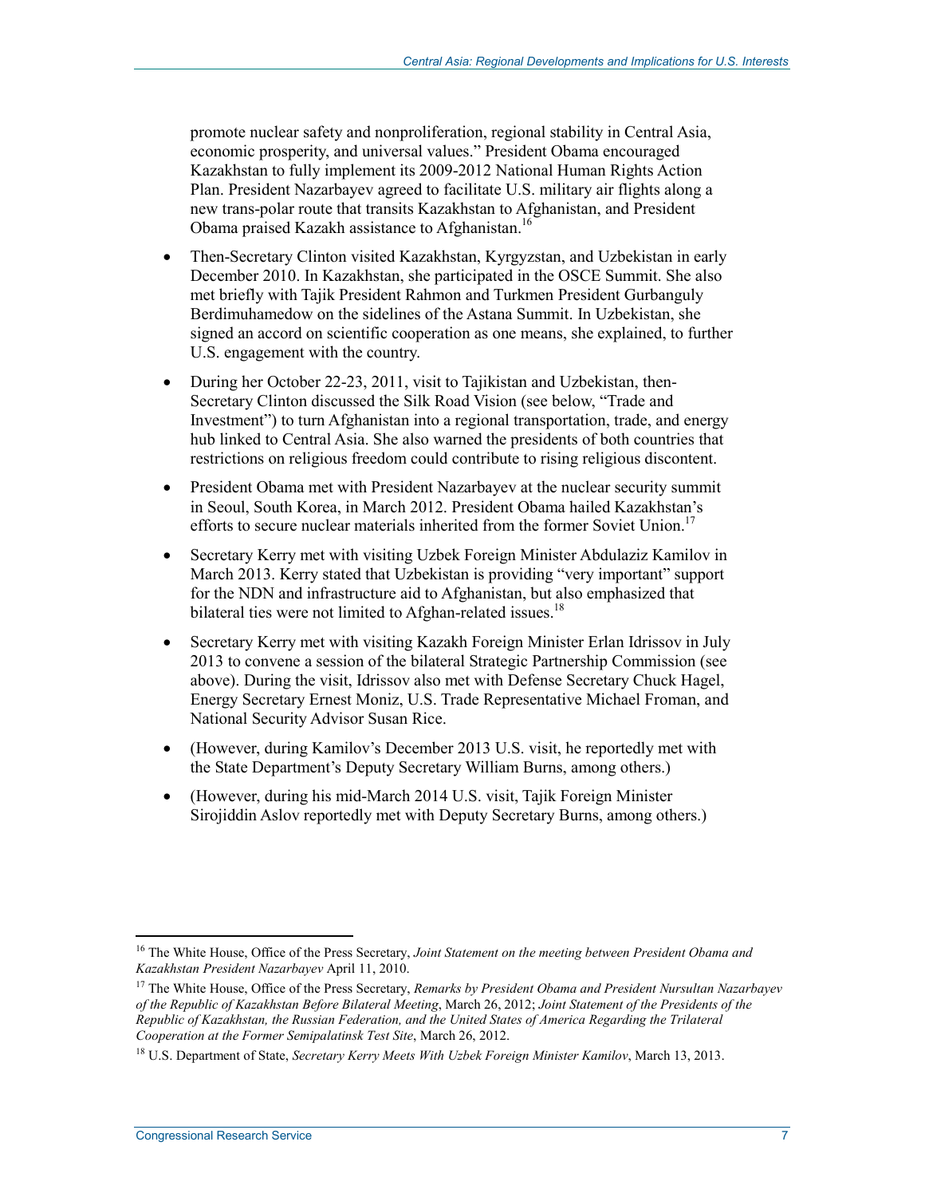promote nuclear safety and nonproliferation, regional stability in Central Asia, economic prosperity, and universal values." President Obama encouraged Kazakhstan to fully implement its 2009-2012 National Human Rights Action Plan. President Nazarbayev agreed to facilitate U.S. military air flights along a new trans-polar route that transits Kazakhstan to Afghanistan, and President Obama praised Kazakh assistance to Afghanistan.[16]

- Then-Secretary Clinton visited Kazakhstan, Kyrgyzstan, and Uzbekistan in early December 2010. In Kazakhstan, she participated in the OSCE Summit. She also met briefly with Tajik President Rahmon and Turkmen President Gurbanguly Berdimuhamedow on the sidelines of the Astana Summit. In Uzbekistan, she signed an accord on scientific cooperation as one means, she explained, to further U.S. engagement with the country.
- During her October 22-23, 2011, visit to Tajikistan and Uzbekistan, then-Secretary Clinton discussed the Silk Road Vision (see below, "Trade and Investment") to turn Afghanistan into a regional transportation, trade, and energy hub linked to Central Asia. She also warned the presidents of both countries that restrictions on religious freedom could contribute to rising religious discontent.
- President Obama met with President Nazarbayev at the nuclear security summit in Seoul, South Korea, in March 2012. President Obama hailed Kazakhstan's efforts to secure nuclear materials inherited from the former Soviet Union.[17]
- Secretary Kerry met with visiting Uzbek Foreign Minister Abdulaziz Kamilov in March 2013. Kerry stated that Uzbekistan is providing "very important" support for the NDN and infrastructure aid to Afghanistan, but also emphasized that bilateral ties were not limited to Afghan-related issues.[18]
- Secretary Kerry met with visiting Kazakh Foreign Minister Erlan Idrissov in July 2013 to convene a session of the bilateral Strategic Partnership Commission (see above). During the visit, Idrissov also met with Defense Secretary Chuck Hagel, Energy Secretary Ernest Moniz, U.S. Trade Representative Michael Froman, and National Security Advisor Susan Rice.
- (However, during Kamilov's December 2013 U.S. visit, he reportedly met with the State Department's Deputy Secretary William Burns, among others.)
- (However, during his mid-March 2014 U.S. visit, Tajik Foreign Minister Sirojiddin Aslov reportedly met with Deputy Secretary Burns, among others.)

---

[16] The White House, Office of the Press Secretary, *Joint Statement on the meeting between President Obama and Kazakhstan President Nazarbayev* April 11, 2010.

[17] The White House, Office of the Press Secretary, *Remarks by President Obama and President Nursultan Nazarbayev of the Republic of Kazakhstan Before Bilateral Meeting*, March 26, 2012; *Joint Statement of the Presidents of the Republic of Kazakhstan, the Russian Federation, and the United States of America Regarding the Trilateral Cooperation at the Former Semipalatinsk Test Site*, March 26, 2012.

[18] U.S. Department of State, *Secretary Kerry Meets With Uzbek Foreign Minister Kamilov*, March 13, 2013.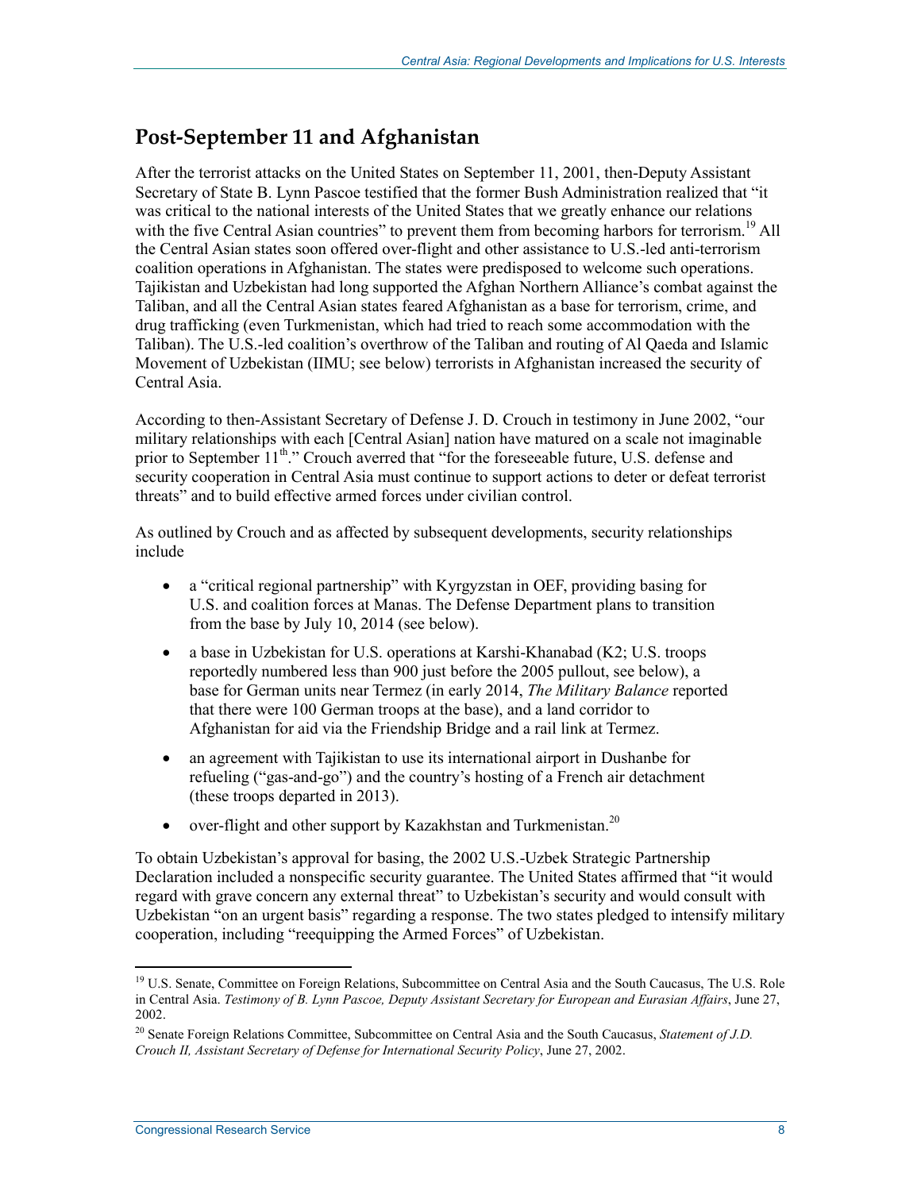## Post-September 11 and Afghanistan

After the terrorist attacks on the United States on September 11, 2001, then-Deputy Assistant Secretary of State B. Lynn Pascoe testified that the former Bush Administration realized that "it was critical to the national interests of the United States that we greatly enhance our relations with the five Central Asian countries" to prevent them from becoming harbors for terrorism.[19] All the Central Asian states soon offered over-flight and other assistance to U.S.-led anti-terrorism coalition operations in Afghanistan. The states were predisposed to welcome such operations. Tajikistan and Uzbekistan had long supported the Afghan Northern Alliance's combat against the Taliban, and all the Central Asian states feared Afghanistan as a base for terrorism, crime, and drug trafficking (even Turkmenistan, which had tried to reach some accommodation with the Taliban). The U.S.-led coalition's overthrow of the Taliban and routing of Al Qaeda and Islamic Movement of Uzbekistan (IMU; see below) terrorists in Afghanistan increased the security of Central Asia.

According to then-Assistant Secretary of Defense J. D. Crouch in testimony in June 2002, "our military relationships with each [Central Asian] nation have matured on a scale not imaginable prior to September 11th." Crouch averred that "for the foreseeable future, U.S. defense and security cooperation in Central Asia must continue to support actions to deter or defeat terrorist threats" and to build effective armed forces under civilian control.

As outlined by Crouch and as affected by subsequent developments, security relationships include

- a "critical regional partnership" with Kyrgyzstan in OEF, providing basing for U.S. and coalition forces at Manas. The Defense Department plans to transition from the base by July 10, 2014 (see below).
- a base in Uzbekistan for U.S. operations at Karshi-Khanabad (K2; U.S. troops reportedly numbered less than 900 just before the 2005 pullout, see below), a base for German units near Termez (in early 2014, *The Military Balance* reported that there were 100 German troops at the base), and a land corridor to Afghanistan for aid via the Friendship Bridge and a rail link at Termez.
- an agreement with Tajikistan to use its international airport in Dushanbe for refueling ("gas-and-go") and the country's hosting of a French air detachment (these troops departed in 2013).
- over-flight and other support by Kazakhstan and Turkmenistan.[20]

To obtain Uzbekistan's approval for basing, the 2002 U.S.-Uzbek Strategic Partnership Declaration included a nonspecific security guarantee. The United States affirmed that "it would regard with grave concern any external threat" to Uzbekistan's security and would consult with Uzbekistan "on an urgent basis" regarding a response. The two states pledged to intensify military cooperation, including "reequipping the Armed Forces" of Uzbekistan.

---

[19] U.S. Senate, Committee on Foreign Relations, Subcommittee on Central Asia and the South Caucasus, The U.S. Role in Central Asia. *Testimony of B. Lynn Pascoe, Deputy Assistant Secretary for European and Eurasian Affairs*, June 27, 2002.

[20] Senate Foreign Relations Committee, Subcommittee on Central Asia and the South Caucasus, *Statement of J.D. Crouch II, Assistant Secretary of Defense for International Security Policy*, June 27, 2002.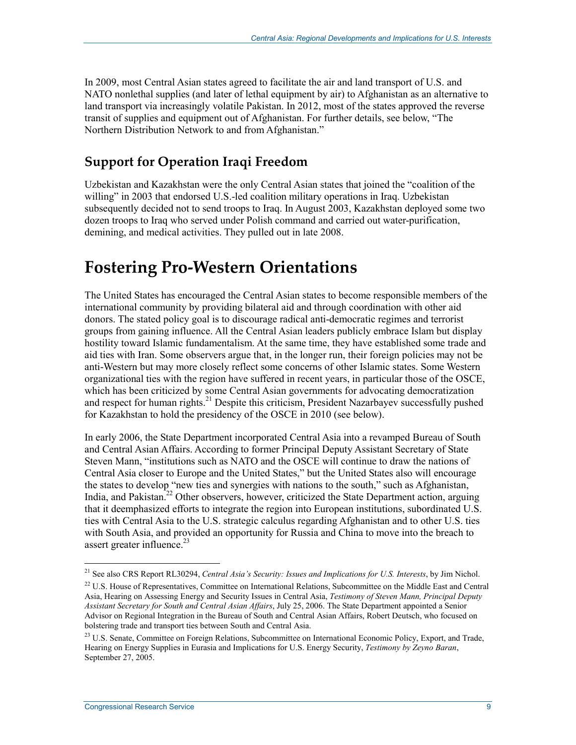In 2009, most Central Asian states agreed to facilitate the air and land transport of U.S. and NATO nonlethal supplies (and later of lethal equipment by air) to Afghanistan as an alternative to land transport via increasingly volatile Pakistan. In 2012, most of the states approved the reverse transit of supplies and equipment out of Afghanistan. For further details, see below, "The Northern Distribution Network to and from Afghanistan."

## Support for Operation Iraqi Freedom

Uzbekistan and Kazakhstan were the only Central Asian states that joined the "coalition of the willing" in 2003 that endorsed U.S.-led coalition military operations in Iraq. Uzbekistan subsequently decided not to send troops to Iraq. In August 2003, Kazakhstan deployed some two dozen troops to Iraq who served under Polish command and carried out water-purification, demining, and medical activities. They pulled out in late 2008.

# Fostering Pro-Western Orientations

The United States has encouraged the Central Asian states to become responsible members of the international community by providing bilateral aid and through coordination with other aid donors. The stated policy goal is to discourage radical anti-democratic regimes and terrorist groups from gaining influence. All the Central Asian leaders publicly embrace Islam but display hostility toward Islamic fundamentalism. At the same time, they have established some trade and aid ties with Iran. Some observers argue that, in the longer run, their foreign policies may not be anti-Western but may more closely reflect some concerns of other Islamic states. Some Western organizational ties with the region have suffered in recent years, in particular those of the OSCE, which has been criticized by some Central Asian governments for advocating democratization and respect for human rights.[21] Despite this criticism, President Nazarbayev successfully pushed for Kazakhstan to hold the presidency of the OSCE in 2010 (see below).

In early 2006, the State Department incorporated Central Asia into a revamped Bureau of South and Central Asian Affairs. According to former Principal Deputy Assistant Secretary of State Steven Mann, "institutions such as NATO and the OSCE will continue to draw the nations of Central Asia closer to Europe and the United States," but the United States also will encourage the states to develop "new ties and synergies with nations to the south," such as Afghanistan, India, and Pakistan.[22] Other observers, however, criticized the State Department action, arguing that it deemphasized efforts to integrate the region into European institutions, subordinated U.S. ties with Central Asia to the U.S. strategic calculus regarding Afghanistan and to other U.S. ties with South Asia, and provided an opportunity for Russia and China to move into the breach to assert greater influence.[23]

---

[21] See also CRS Report RL30294, *Central Asia's Security: Issues and Implications for U.S. Interests*, by Jim Nichol.

[22] U.S. House of Representatives, Committee on International Relations, Subcommittee on the Middle East and Central Asia, Hearing on Assessing Energy and Security Issues in Central Asia, *Testimony of Steven Mann, Principal Deputy Assistant Secretary for South and Central Asian Affairs*, July 25, 2006. The State Department appointed a Senior Advisor on Regional Integration in the Bureau of South and Central Asian Affairs, Robert Deutsch, who focused on bolstering trade and transport ties between South and Central Asia.

[23] U.S. Senate, Committee on Foreign Relations, Subcommittee on International Economic Policy, Export, and Trade, Hearing on Energy Supplies in Eurasia and Implications for U.S. Energy Security, *Testimony by Zeyno Baran*, September 27, 2005.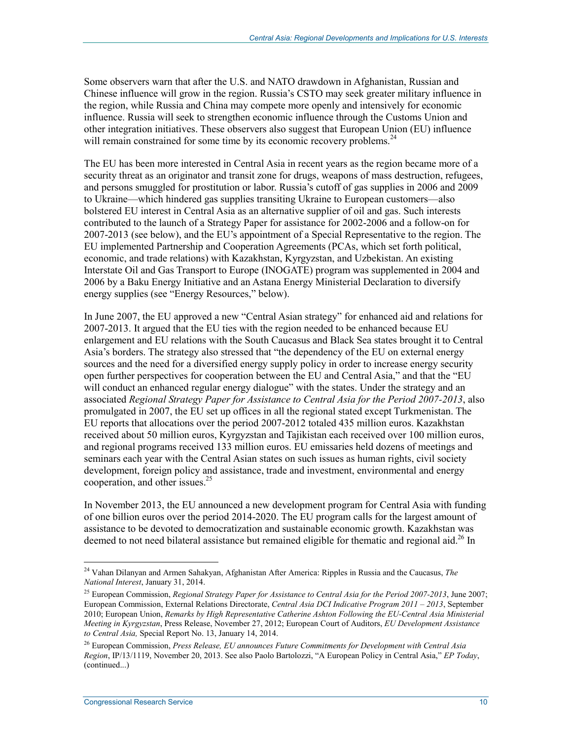Some observers warn that after the U.S. and NATO drawdown in Afghanistan, Russian and Chinese influence will grow in the region. Russia's CSTO may seek greater military influence in the region, while Russia and China may compete more openly and intensively for economic influence. Russia will seek to strengthen economic influence through the Customs Union and other integration initiatives. These observers also suggest that European Union (EU) influence will remain constrained for some time by its economic recovery problems.[24]

The EU has been more interested in Central Asia in recent years as the region became more of a security threat as an originator and transit zone for drugs, weapons of mass destruction, refugees, and persons smuggled for prostitution or labor. Russia's cutoff of gas supplies in 2006 and 2009 to Ukraine—which hindered gas supplies transiting Ukraine to European customers—also bolstered EU interest in Central Asia as an alternative supplier of oil and gas. Such interests contributed to the launch of a Strategy Paper for assistance for 2002-2006 and a follow-on for 2007-2013 (see below), and the EU's appointment of a Special Representative to the region. The EU implemented Partnership and Cooperation Agreements (PCAs, which set forth political, economic, and trade relations) with Kazakhstan, Kyrgyzstan, and Uzbekistan. An existing Interstate Oil and Gas Transport to Europe (INOGATE) program was supplemented in 2004 and 2006 by a Baku Energy Initiative and an Astana Energy Ministerial Declaration to diversify energy supplies (see "Energy Resources," below).

In June 2007, the EU approved a new "Central Asian strategy" for enhanced aid and relations for 2007-2013. It argued that the EU ties with the region needed to be enhanced because EU enlargement and EU relations with the South Caucasus and Black Sea states brought it to Central Asia's borders. The strategy also stressed that "the dependency of the EU on external energy sources and the need for a diversified energy supply policy in order to increase energy security open further perspectives for cooperation between the EU and Central Asia," and that the "EU will conduct an enhanced regular energy dialogue" with the states. Under the strategy and an associated *Regional Strategy Paper for Assistance to Central Asia for the Period 2007-2013*, also promulgated in 2007, the EU set up offices in all the regional stated except Turkmenistan. The EU reports that allocations over the period 2007-2012 totaled 435 million euros. Kazakhstan received about 50 million euros, Kyrgyzstan and Tajikistan each received over 100 million euros, and regional programs received 133 million euros. EU emissaries held dozens of meetings and seminars each year with the Central Asian states on such issues as human rights, civil society development, foreign policy and assistance, trade and investment, environmental and energy cooperation, and other issues.[25]

In November 2013, the EU announced a new development program for Central Asia with funding of one billion euros over the period 2014-2020. The EU program calls for the largest amount of assistance to be devoted to democratization and sustainable economic growth. Kazakhstan was deemed to not need bilateral assistance but remained eligible for thematic and regional aid.[26] In

---

[24] Vahan Dilanyan and Armen Sahakyan, Afghanistan After America: Ripples in Russia and the Caucasus, *The National Interest*, January 31, 2014.

[25] European Commission, *Regional Strategy Paper for Assistance to Central Asia for the Period 2007-2013*, June 2007; European Commission, External Relations Directorate, *Central Asia DCI Indicative Program 2011 – 2013*, September 2010; European Union, *Remarks by High Representative Catherine Ashton Following the EU-Central Asia Ministerial Meeting in Kyrgyzstan*, Press Release, November 27, 2012; European Court of Auditors, *EU Development Assistance to Central Asia,* Special Report No. 13, January 14, 2014.

[26] European Commission, *Press Release, EU announces Future Commitments for Development with Central Asia Region*, IP/13/1119, November 20, 2013. See also Paolo Bartolozzi, "A European Policy in Central Asia," *EP Today*, (continued...)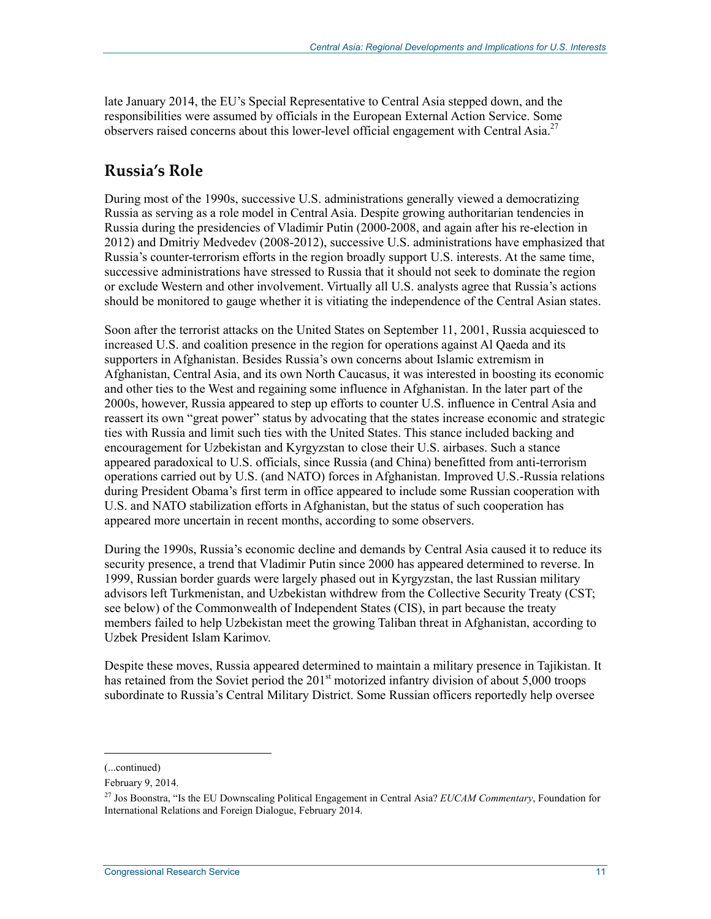late January 2014, the EU's Special Representative to Central Asia stepped down, and the responsibilities were assumed by officials in the European External Action Service. Some observers raised concerns about this lower-level official engagement with Central Asia.[27]

## Russia's Role

During most of the 1990s, successive U.S. administrations generally viewed a democratizing Russia as serving as a role model in Central Asia. Despite growing authoritarian tendencies in Russia during the presidencies of Vladimir Putin (2000-2008, and again after his re-election in 2012) and Dmitriy Medvedev (2008-2012), successive U.S. administrations have emphasized that Russia's counter-terrorism efforts in the region broadly support U.S. interests. At the same time, successive administrations have stressed to Russia that it should not seek to dominate the region or exclude Western and other involvement. Virtually all U.S. analysts agree that Russia's actions should be monitored to gauge whether it is vitiating the independence of the Central Asian states.

Soon after the terrorist attacks on the United States on September 11, 2001, Russia acquiesced to increased U.S. and coalition presence in the region for operations against Al Qaeda and its supporters in Afghanistan. Besides Russia's own concerns about Islamic extremism in Afghanistan, Central Asia, and its own North Caucasus, it was interested in boosting its economic and other ties to the West and regaining some influence in Afghanistan. In the later part of the 2000s, however, Russia appeared to step up efforts to counter U.S. influence in Central Asia and reassert its own "great power" status by advocating that the states increase economic and strategic ties with Russia and limit such ties with the United States. This stance included backing and encouragement for Uzbekistan and Kyrgyzstan to close their U.S. airbases. Such a stance appeared paradoxical to U.S. officials, since Russia (and China) benefitted from anti-terrorism operations carried out by U.S. (and NATO) forces in Afghanistan. Improved U.S.-Russia relations during President Obama's first term in office appeared to include some Russian cooperation with U.S. and NATO stabilization efforts in Afghanistan, but the status of such cooperation has appeared more uncertain in recent months, according to some observers.

During the 1990s, Russia's economic decline and demands by Central Asia caused it to reduce its security presence, a trend that Vladimir Putin since 2000 has appeared determined to reverse. In 1999, Russian border guards were largely phased out in Kyrgyzstan, the last Russian military advisors left Turkmenistan, and Uzbekistan withdrew from the Collective Security Treaty (CST; see below) of the Commonwealth of Independent States (CIS), in part because the treaty members failed to help Uzbekistan meet the growing Taliban threat in Afghanistan, according to Uzbek President Islam Karimov.

Despite these moves, Russia appeared determined to maintain a military presence in Tajikistan. It has retained from the Soviet period the 201st motorized infantry division of about 5,000 troops subordinate to Russia's Central Military District. Some Russian officers reportedly help oversee

---

(...continued)

February 9, 2014.

[27] Jos Boonstra, "Is the EU Downscaling Political Engagement in Central Asia? *EUCAM Commentary*, Foundation for International Relations and Foreign Dialogue, February 2014.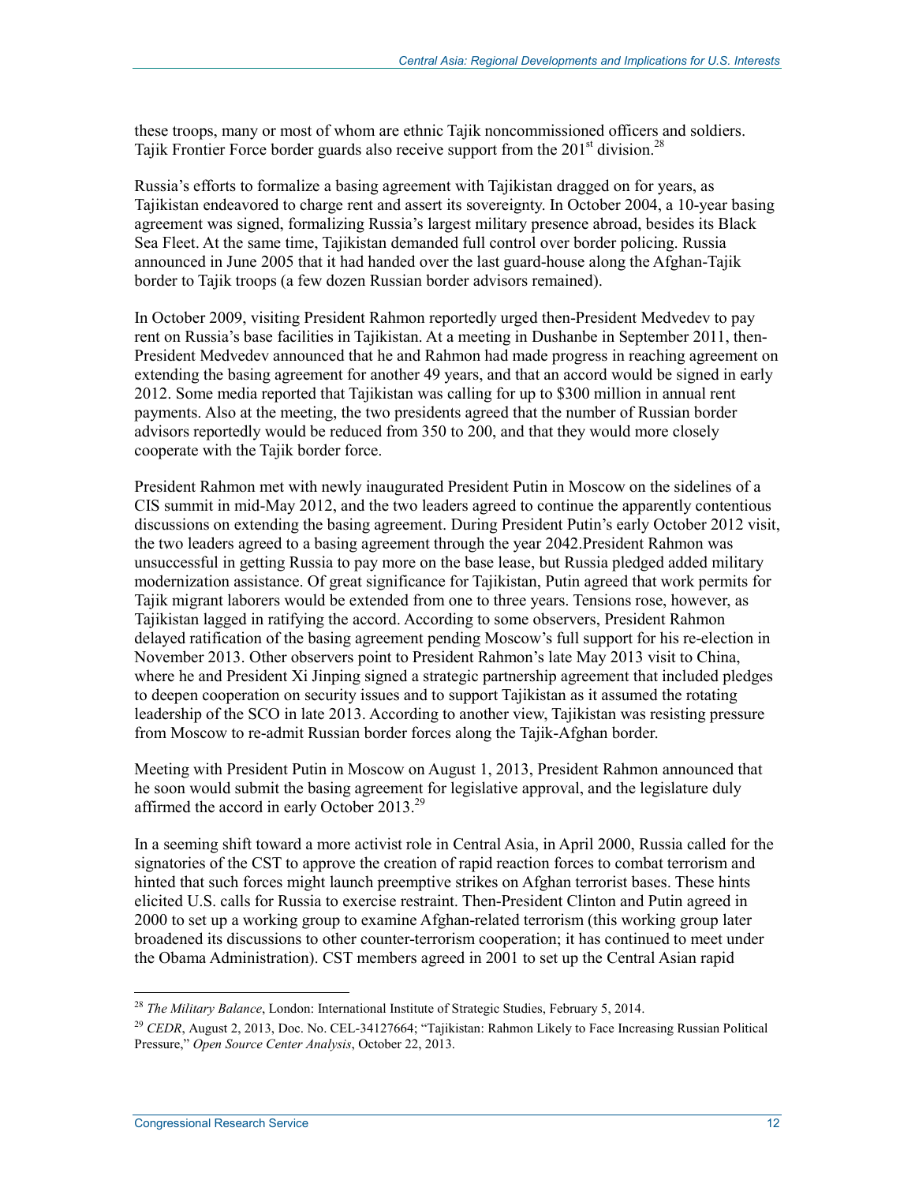these troops, many or most of whom are ethnic Tajik noncommissioned officers and soldiers. Tajik Frontier Force border guards also receive support from the 201st division.[28]

Russia's efforts to formalize a basing agreement with Tajikistan dragged on for years, as Tajikistan endeavored to charge rent and assert its sovereignty. In October 2004, a 10-year basing agreement was signed, formalizing Russia's largest military presence abroad, besides its Black Sea Fleet. At the same time, Tajikistan demanded full control over border policing. Russia announced in June 2005 that it had handed over the last guard-house along the Afghan-Tajik border to Tajik troops (a few dozen Russian border advisors remained).

In October 2009, visiting President Rahmon reportedly urged then-President Medvedev to pay rent on Russia's base facilities in Tajikistan. At a meeting in Dushanbe in September 2011, then-President Medvedev announced that he and Rahmon had made progress in reaching agreement on extending the basing agreement for another 49 years, and that an accord would be signed in early 2012. Some media reported that Tajikistan was calling for up to $300 million in annual rent payments. Also at the meeting, the two presidents agreed that the number of Russian border advisors reportedly would be reduced from 350 to 200, and that they would more closely cooperate with the Tajik border force.

President Rahmon met with newly inaugurated President Putin in Moscow on the sidelines of a CIS summit in mid-May 2012, and the two leaders agreed to continue the apparently contentious discussions on extending the basing agreement. During President Putin's early October 2012 visit, the two leaders agreed to a basing agreement through the year 2042.President Rahmon was unsuccessful in getting Russia to pay more on the base lease, but Russia pledged added military modernization assistance. Of great significance for Tajikistan, Putin agreed that work permits for Tajik migrant laborers would be extended from one to three years. Tensions rose, however, as Tajikistan lagged in ratifying the accord. According to some observers, President Rahmon delayed ratification of the basing agreement pending Moscow's full support for his re-election in November 2013. Other observers point to President Rahmon's late May 2013 visit to China, where he and President Xi Jinping signed a strategic partnership agreement that included pledges to deepen cooperation on security issues and to support Tajikistan as it assumed the rotating leadership of the SCO in late 2013. According to another view, Tajikistan was resisting pressure from Moscow to re-admit Russian border forces along the Tajik-Afghan border.

Meeting with President Putin in Moscow on August 1, 2013, President Rahmon announced that he soon would submit the basing agreement for legislative approval, and the legislature duly affirmed the accord in early October 2013.[29]

In a seeming shift toward a more activist role in Central Asia, in April 2000, Russia called for the signatories of the CST to approve the creation of rapid reaction forces to combat terrorism and hinted that such forces might launch preemptive strikes on Afghan terrorist bases. These hints elicited U.S. calls for Russia to exercise restraint. Then-President Clinton and Putin agreed in 2000 to set up a working group to examine Afghan-related terrorism (this working group later broadened its discussions to other counter-terrorism cooperation; it has continued to meet under the Obama Administration). CST members agreed in 2001 to set up the Central Asian rapid

---

[28] *The Military Balance*, London: International Institute of Strategic Studies, February 5, 2014.

[29] *CEDR*, August 2, 2013, Doc. No. CEL-34127664; "Tajikistan: Rahmon Likely to Face Increasing Russian Political Pressure," *Open Source Center Analysis*, October 22, 2013.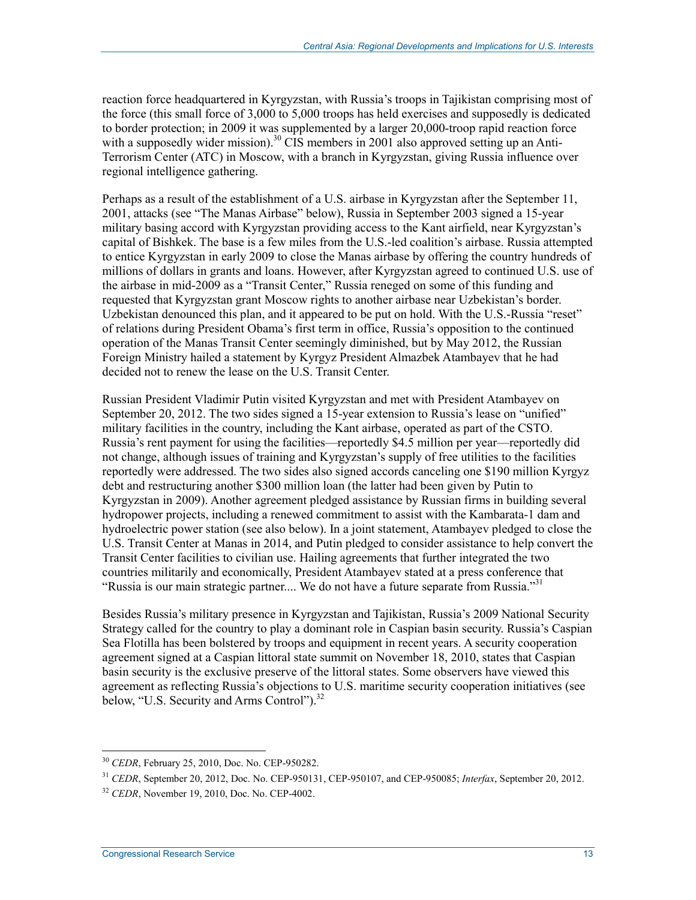reaction force headquartered in Kyrgyzstan, with Russia's troops in Tajikistan comprising most of the force (this small force of 3,000 to 5,000 troops has held exercises and supposedly is dedicated to border protection; in 2009 it was supplemented by a larger 20,000-troop rapid reaction force with a supposedly wider mission).[30] CIS members in 2001 also approved setting up an Anti-Terrorism Center (ATC) in Moscow, with a branch in Kyrgyzstan, giving Russia influence over regional intelligence gathering.

Perhaps as a result of the establishment of a U.S. airbase in Kyrgyzstan after the September 11, 2001, attacks (see "The Manas Airbase" below), Russia in September 2003 signed a 15-year military basing accord with Kyrgyzstan providing access to the Kant airfield, near Kyrgyzstan's capital of Bishkek. The base is a few miles from the U.S.-led coalition's airbase. Russia attempted to entice Kyrgyzstan in early 2009 to close the Manas airbase by offering the country hundreds of millions of dollars in grants and loans. However, after Kyrgyzstan agreed to continued U.S. use of the airbase in mid-2009 as a "Transit Center," Russia reneged on some of this funding and requested that Kyrgyzstan grant Moscow rights to another airbase near Uzbekistan's border. Uzbekistan denounced this plan, and it appeared to be put on hold. With the U.S.-Russia "reset" of relations during President Obama's first term in office, Russia's opposition to the continued operation of the Manas Transit Center seemingly diminished, but by May 2012, the Russian Foreign Ministry hailed a statement by Kyrgyz President Almazbek Atambayev that he had decided not to renew the lease on the U.S. Transit Center.

Russian President Vladimir Putin visited Kyrgyzstan and met with President Atambayev on September 20, 2012. The two sides signed a 15-year extension to Russia's lease on "unified" military facilities in the country, including the Kant airbase, operated as part of the CSTO. Russia's rent payment for using the facilities—reportedly $4.5 million per year—reportedly did not change, although issues of training and Kyrgyzstan's supply of free utilities to the facilities reportedly were addressed. The two sides also signed accords canceling one $190 million Kyrgyz debt and restructuring another $300 million loan (the latter had been given by Putin to Kyrgyzstan in 2009). Another agreement pledged assistance by Russian firms in building several hydropower projects, including a renewed commitment to assist with the Kambarata-1 dam and hydroelectric power station (see also below). In a joint statement, Atambayev pledged to close the U.S. Transit Center at Manas in 2014, and Putin pledged to consider assistance to help convert the Transit Center facilities to civilian use. Hailing agreements that further integrated the two countries militarily and economically, President Atambayev stated at a press conference that "Russia is our main strategic partner.... We do not have a future separate from Russia."[31]

Besides Russia's military presence in Kyrgyzstan and Tajikistan, Russia's 2009 National Security Strategy called for the country to play a dominant role in Caspian basin security. Russia's Caspian Sea Flotilla has been bolstered by troops and equipment in recent years. A security cooperation agreement signed at a Caspian littoral state summit on November 18, 2010, states that Caspian basin security is the exclusive preserve of the littoral states. Some observers have viewed this agreement as reflecting Russia's objections to U.S. maritime security cooperation initiatives (see below, "U.S. Security and Arms Control").[32]

---

[30] *CEDR*, February 25, 2010, Doc. No. CEP-950282.

[31] *CEDR*, September 20, 2012, Doc. No. CEP-950131, CEP-950107, and CEP-950085; *Interfax*, September 20, 2012.

[32] *CEDR*, November 19, 2010, Doc. No. CEP-4002.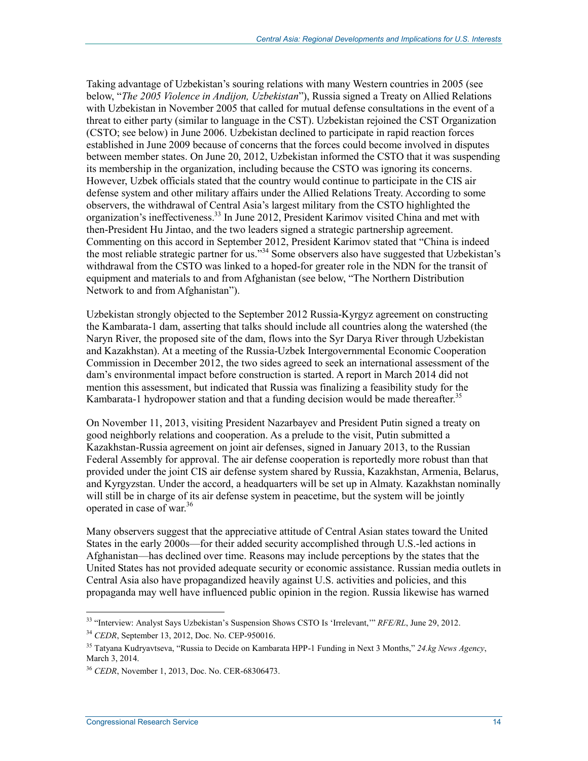Taking advantage of Uzbekistan's souring relations with many Western countries in 2005 (see below, "*The 2005 Violence in Andijon, Uzbekistan*"), Russia signed a Treaty on Allied Relations with Uzbekistan in November 2005 that called for mutual defense consultations in the event of a threat to either party (similar to language in the CST). Uzbekistan rejoined the CST Organization (CSTO; see below) in June 2006. Uzbekistan declined to participate in rapid reaction forces established in June 2009 because of concerns that the forces could become involved in disputes between member states. On June 20, 2012, Uzbekistan informed the CSTO that it was suspending its membership in the organization, including because the CSTO was ignoring its concerns. However, Uzbek officials stated that the country would continue to participate in the CIS air defense system and other military affairs under the Allied Relations Treaty. According to some observers, the withdrawal of Central Asia's largest military from the CSTO highlighted the organization's ineffectiveness.[33] In June 2012, President Karimov visited China and met with then-President Hu Jintao, and the two leaders signed a strategic partnership agreement. Commenting on this accord in September 2012, President Karimov stated that "China is indeed the most reliable strategic partner for us."[34] Some observers also have suggested that Uzbekistan's withdrawal from the CSTO was linked to a hoped-for greater role in the NDN for the transit of equipment and materials to and from Afghanistan (see below, "The Northern Distribution Network to and from Afghanistan").

Uzbekistan strongly objected to the September 2012 Russia-Kyrgyz agreement on constructing the Kambarata-1 dam, asserting that talks should include all countries along the watershed (the Naryn River, the proposed site of the dam, flows into the Syr Darya River through Uzbekistan and Kazakhstan). At a meeting of the Russia-Uzbek Intergovernmental Economic Cooperation Commission in December 2012, the two sides agreed to seek an international assessment of the dam's environmental impact before construction is started. A report in March 2014 did not mention this assessment, but indicated that Russia was finalizing a feasibility study for the Kambarata-1 hydropower station and that a funding decision would be made thereafter.[35]

On November 11, 2013, visiting President Nazarbayev and President Putin signed a treaty on good neighborly relations and cooperation. As a prelude to the visit, Putin submitted a Kazakhstan-Russia agreement on joint air defenses, signed in January 2013, to the Russian Federal Assembly for approval. The air defense cooperation is reportedly more robust than that provided under the joint CIS air defense system shared by Russia, Kazakhstan, Armenia, Belarus, and Kyrgyzstan. Under the accord, a headquarters will be set up in Almaty. Kazakhstan nominally will still be in charge of its air defense system in peacetime, but the system will be jointly operated in case of war.[36]

Many observers suggest that the appreciative attitude of Central Asian states toward the United States in the early 2000s—for their added security accomplished through U.S.-led actions in Afghanistan—has declined over time. Reasons may include perceptions by the states that the United States has not provided adequate security or economic assistance. Russian media outlets in Central Asia also have propagandized heavily against U.S. activities and policies, and this propaganda may well have influenced public opinion in the region. Russia likewise has warned

---

[33] "Interview: Analyst Says Uzbekistan's Suspension Shows CSTO Is 'Irrelevant,'" *RFE/RL*, June 29, 2012.

[34] *CEDR*, September 13, 2012, Doc. No. CEP-950016.

[35] Tatyana Kudryavtseva, "Russia to Decide on Kambarata HPP-1 Funding in Next 3 Months," *24.kg News Agency*, March 3, 2014.

[36] *CEDR*, November 1, 2013, Doc. No. CER-68306473.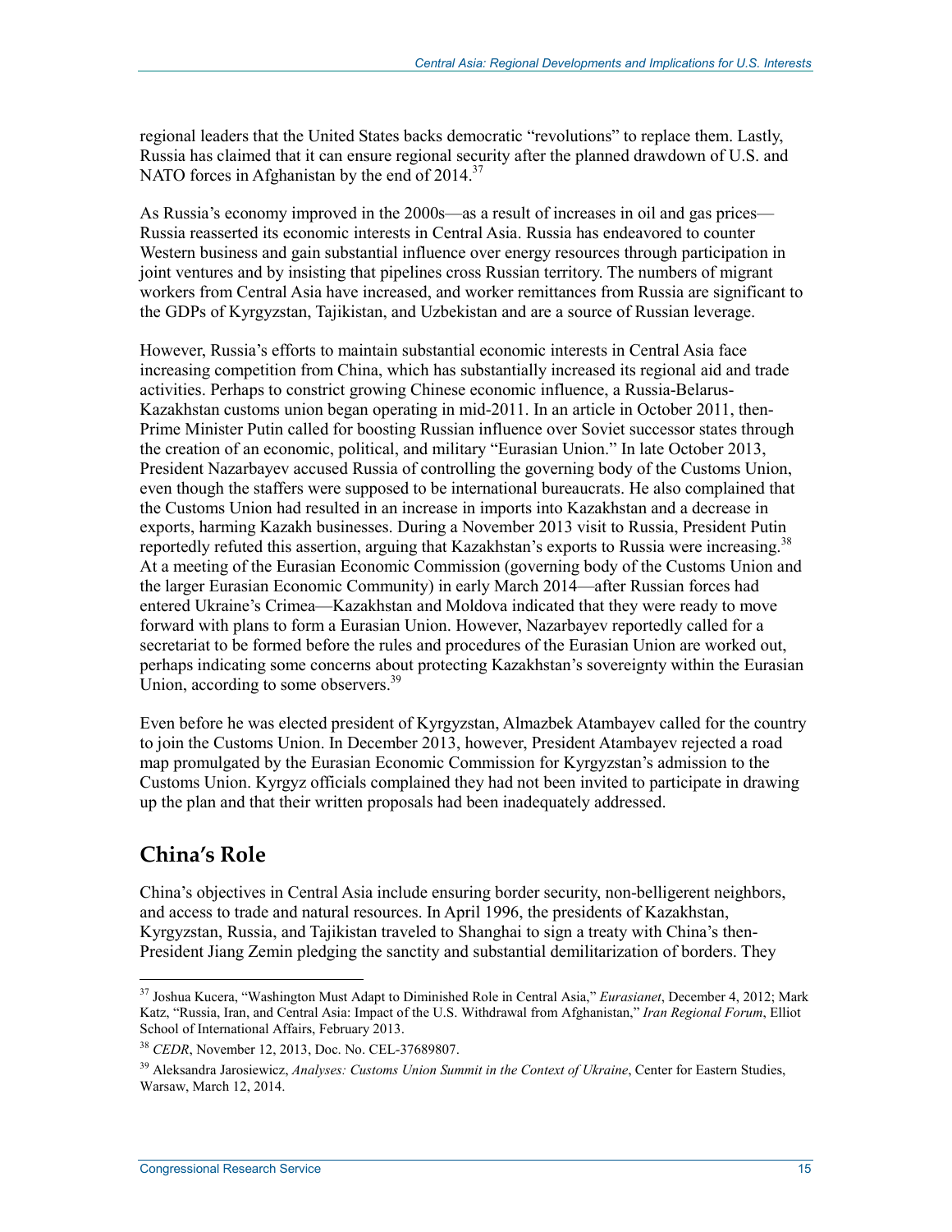regional leaders that the United States backs democratic "revolutions" to replace them. Lastly, Russia has claimed that it can ensure regional security after the planned drawdown of U.S. and NATO forces in Afghanistan by the end of 2014.[37]

As Russia's economy improved in the 2000s—as a result of increases in oil and gas prices—Russia reasserted its economic interests in Central Asia. Russia has endeavored to counter Western business and gain substantial influence over energy resources through participation in joint ventures and by insisting that pipelines cross Russian territory. The numbers of migrant workers from Central Asia have increased, and worker remittances from Russia are significant to the GDPs of Kyrgyzstan, Tajikistan, and Uzbekistan and are a source of Russian leverage.

However, Russia's efforts to maintain substantial economic interests in Central Asia face increasing competition from China, which has substantially increased its regional aid and trade activities. Perhaps to constrict growing Chinese economic influence, a Russia-Belarus-Kazakhstan customs union began operating in mid-2011. In an article in October 2011, then-Prime Minister Putin called for boosting Russian influence over Soviet successor states through the creation of an economic, political, and military "Eurasian Union." In late October 2013, President Nazarbayev accused Russia of controlling the governing body of the Customs Union, even though the staffers were supposed to be international bureaucrats. He also complained that the Customs Union had resulted in an increase in imports into Kazakhstan and a decrease in exports, harming Kazakh businesses. During a November 2013 visit to Russia, President Putin reportedly refuted this assertion, arguing that Kazakhstan's exports to Russia were increasing.[38] At a meeting of the Eurasian Economic Commission (governing body of the Customs Union and the larger Eurasian Economic Community) in early March 2014—after Russian forces had entered Ukraine's Crimea—Kazakhstan and Moldova indicated that they were ready to move forward with plans to form a Eurasian Union. However, Nazarbayev reportedly called for a secretariat to be formed before the rules and procedures of the Eurasian Union are worked out, perhaps indicating some concerns about protecting Kazakhstan's sovereignty within the Eurasian Union, according to some observers.[39]

Even before he was elected president of Kyrgyzstan, Almazbek Atambayev called for the country to join the Customs Union. In December 2013, however, President Atambayev rejected a road map promulgated by the Eurasian Economic Commission for Kyrgyzstan's admission to the Customs Union. Kyrgyz officials complained they had not been invited to participate in drawing up the plan and that their written proposals had been inadequately addressed.

## China's Role

China's objectives in Central Asia include ensuring border security, non-belligerent neighbors, and access to trade and natural resources. In April 1996, the presidents of Kazakhstan, Kyrgyzstan, Russia, and Tajikistan traveled to Shanghai to sign a treaty with China's then-President Jiang Zemin pledging the sanctity and substantial demilitarization of borders. They

---

[37] Joshua Kucera, "Washington Must Adapt to Diminished Role in Central Asia," *Eurasianet*, December 4, 2012; Mark Katz, "Russia, Iran, and Central Asia: Impact of the U.S. Withdrawal from Afghanistan," *Iran Regional Forum*, Elliot School of International Affairs, February 2013.

[38] *CEDR*, November 12, 2013, Doc. No. CEL-37689807.

[39] Aleksandra Jarosiewicz, *Analyses: Customs Union Summit in the Context of Ukraine*, Center for Eastern Studies, Warsaw, March 12, 2014.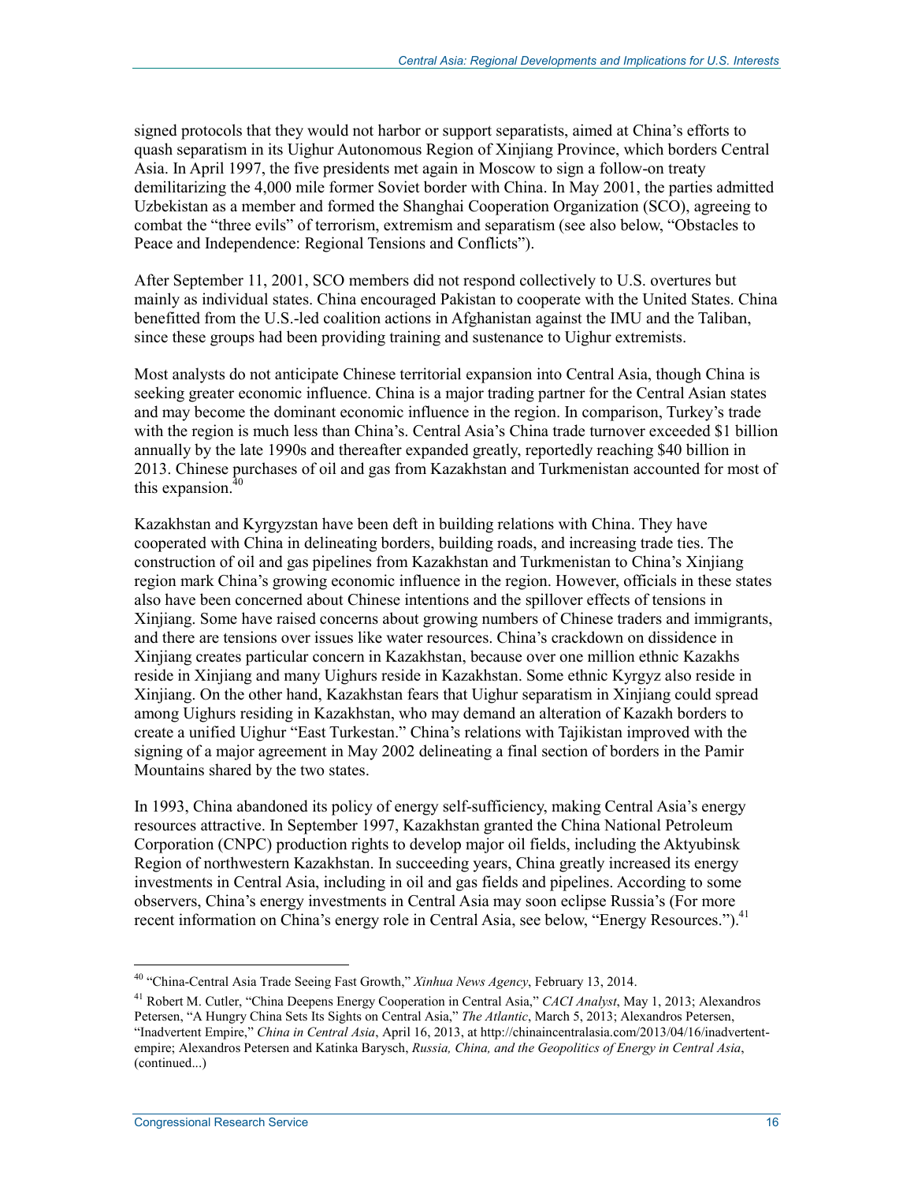signed protocols that they would not harbor or support separatists, aimed at China's efforts to quash separatism in its Uighur Autonomous Region of Xinjiang Province, which borders Central Asia. In April 1997, the five presidents met again in Moscow to sign a follow-on treaty demilitarizing the 4,000 mile former Soviet border with China. In May 2001, the parties admitted Uzbekistan as a member and formed the Shanghai Cooperation Organization (SCO), agreeing to combat the "three evils" of terrorism, extremism and separatism (see also below, "Obstacles to Peace and Independence: Regional Tensions and Conflicts").

After September 11, 2001, SCO members did not respond collectively to U.S. overtures but mainly as individual states. China encouraged Pakistan to cooperate with the United States. China benefitted from the U.S.-led coalition actions in Afghanistan against the IMU and the Taliban, since these groups had been providing training and sustenance to Uighur extremists.

Most analysts do not anticipate Chinese territorial expansion into Central Asia, though China is seeking greater economic influence. China is a major trading partner for the Central Asian states and may become the dominant economic influence in the region. In comparison, Turkey's trade with the region is much less than China's. Central Asia's China trade turnover exceeded $1 billion annually by the late 1990s and thereafter expanded greatly, reportedly reaching $40 billion in 2013. Chinese purchases of oil and gas from Kazakhstan and Turkmenistan accounted for most of this expansion.[40]

Kazakhstan and Kyrgyzstan have been deft in building relations with China. They have cooperated with China in delineating borders, building roads, and increasing trade ties. The construction of oil and gas pipelines from Kazakhstan and Turkmenistan to China's Xinjiang region mark China's growing economic influence in the region. However, officials in these states also have been concerned about Chinese intentions and the spillover effects of tensions in Xinjiang. Some have raised concerns about growing numbers of Chinese traders and immigrants, and there are tensions over issues like water resources. China's crackdown on dissidence in Xinjiang creates particular concern in Kazakhstan, because over one million ethnic Kazakhs reside in Xinjiang and many Uighurs reside in Kazakhstan. Some ethnic Kyrgyz also reside in Xinjiang. On the other hand, Kazakhstan fears that Uighur separatism in Xinjiang could spread among Uighurs residing in Kazakhstan, who may demand an alteration of Kazakh borders to create a unified Uighur "East Turkestan." China's relations with Tajikistan improved with the signing of a major agreement in May 2002 delineating a final section of borders in the Pamir Mountains shared by the two states.

In 1993, China abandoned its policy of energy self-sufficiency, making Central Asia's energy resources attractive. In September 1997, Kazakhstan granted the China National Petroleum Corporation (CNPC) production rights to develop major oil fields, including the Aktyubinsk Region of northwestern Kazakhstan. In succeeding years, China greatly increased its energy investments in Central Asia, including in oil and gas fields and pipelines. According to some observers, China's energy investments in Central Asia may soon eclipse Russia's (For more recent information on China's energy role in Central Asia, see below, "Energy Resources.").[41]

---

[40] "China-Central Asia Trade Seeing Fast Growth," *Xinhua News Agency*, February 13, 2014.

[41] Robert M. Cutler, "China Deepens Energy Cooperation in Central Asia," *CACI Analyst*, May 1, 2013; Alexandros Petersen, "A Hungry China Sets Its Sights on Central Asia," *The Atlantic*, March 5, 2013; Alexandros Petersen, "Inadvertent Empire," *China in Central Asia*, April 16, 2013, at http://chinaincentralasia.com/2013/04/16/inadvertent-empire; Alexandros Petersen and Katinka Barysch, *Russia, China, and the Geopolitics of Energy in Central Asia*, (continued...)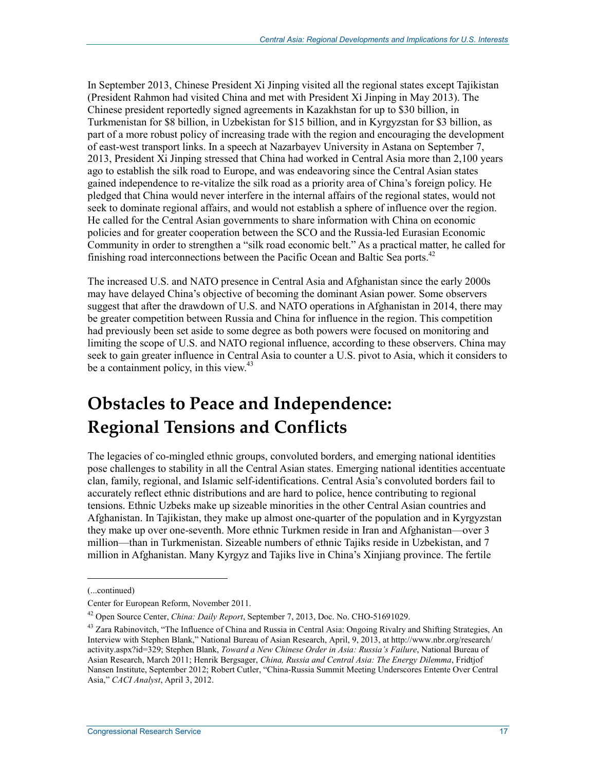In September 2013, Chinese President Xi Jinping visited all the regional states except Tajikistan (President Rahmon had visited China and met with President Xi Jinping in May 2013). The Chinese president reportedly signed agreements in Kazakhstan for up to $30 billion, in Turkmenistan for $8 billion, in Uzbekistan for $15 billion, and in Kyrgyzstan for $3 billion, as part of a more robust policy of increasing trade with the region and encouraging the development of east-west transport links. In a speech at Nazarbayev University in Astana on September 7, 2013, President Xi Jinping stressed that China had worked in Central Asia more than 2,100 years ago to establish the silk road to Europe, and was endeavoring since the Central Asian states gained independence to re-vitalize the silk road as a priority area of China's foreign policy. He pledged that China would never interfere in the internal affairs of the regional states, would not seek to dominate regional affairs, and would not establish a sphere of influence over the region. He called for the Central Asian governments to share information with China on economic policies and for greater cooperation between the SCO and the Russia-led Eurasian Economic Community in order to strengthen a "silk road economic belt." As a practical matter, he called for finishing road interconnections between the Pacific Ocean and Baltic Sea ports.[42]

The increased U.S. and NATO presence in Central Asia and Afghanistan since the early 2000s may have delayed China's objective of becoming the dominant Asian power. Some observers suggest that after the drawdown of U.S. and NATO operations in Afghanistan in 2014, there may be greater competition between Russia and China for influence in the region. This competition had previously been set aside to some degree as both powers were focused on monitoring and limiting the scope of U.S. and NATO regional influence, according to these observers. China may seek to gain greater influence in Central Asia to counter a U.S. pivot to Asia, which it considers to be a containment policy, in this view.[43]

# Obstacles to Peace and Independence: Regional Tensions and Conflicts

The legacies of co-mingled ethnic groups, convoluted borders, and emerging national identities pose challenges to stability in all the Central Asian states. Emerging national identities accentuate clan, family, regional, and Islamic self-identifications. Central Asia's convoluted borders fail to accurately reflect ethnic distributions and are hard to police, hence contributing to regional tensions. Ethnic Uzbeks make up sizeable minorities in the other Central Asian countries and Afghanistan. In Tajikistan, they make up almost one-quarter of the population and in Kyrgyzstan they make up over one-seventh. More ethnic Turkmen reside in Iran and Afghanistan—over 3 million—than in Turkmenistan. Sizeable numbers of ethnic Tajiks reside in Uzbekistan, and 7 million in Afghanistan. Many Kyrgyz and Tajiks live in China's Xinjiang province. The fertile

(...continued)

Center for European Reform, November 2011.

[42] Open Source Center, *China: Daily Report*, September 7, 2013, Doc. No. CHO-51691029.

[43] Zara Rabinovitch, "The Influence of China and Russia in Central Asia: Ongoing Rivalry and Shifting Strategies, An Interview with Stephen Blank," National Bureau of Asian Research, April, 9, 2013, at http://www.nbr.org/research/activity.aspx?id=329; Stephen Blank, *Toward a New Chinese Order in Asia: Russia's Failure*, National Bureau of Asian Research, March 2011; Henrik Bergsager, *China, Russia and Central Asia: The Energy Dilemma*, Fridtjof Nansen Institute, September 2012; Robert Cutler, "China-Russia Summit Meeting Underscores Entente Over Central Asia," *CACI Analyst*, April 3, 2012.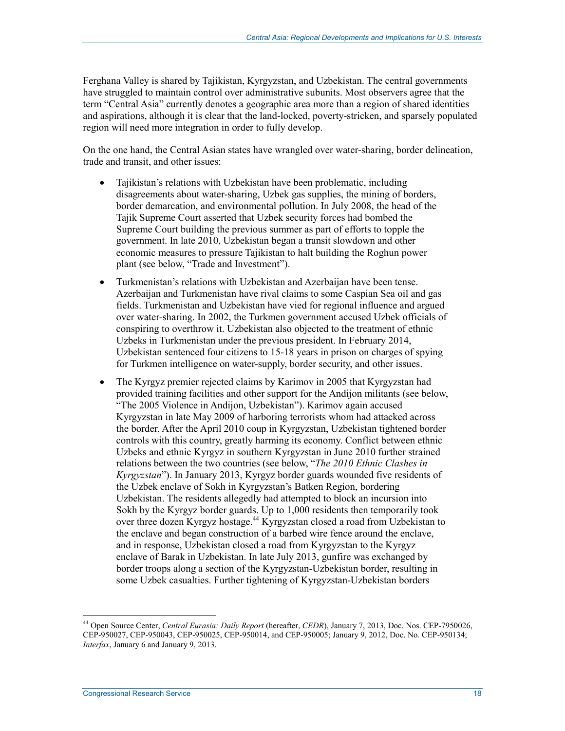Ferghana Valley is shared by Tajikistan, Kyrgyzstan, and Uzbekistan. The central governments have struggled to maintain control over administrative subunits. Most observers agree that the term "Central Asia" currently denotes a geographic area more than a region of shared identities and aspirations, although it is clear that the land-locked, poverty-stricken, and sparsely populated region will need more integration in order to fully develop.

On the one hand, the Central Asian states have wrangled over water-sharing, border delineation, trade and transit, and other issues:

- Tajikistan's relations with Uzbekistan have been problematic, including disagreements about water-sharing, Uzbek gas supplies, the mining of borders, border demarcation, and environmental pollution. In July 2008, the head of the Tajik Supreme Court asserted that Uzbek security forces had bombed the Supreme Court building the previous summer as part of efforts to topple the government. In late 2010, Uzbekistan began a transit slowdown and other economic measures to pressure Tajikistan to halt building the Roghun power plant (see below, "Trade and Investment").
- Turkmenistan's relations with Uzbekistan and Azerbaijan have been tense. Azerbaijan and Turkmenistan have rival claims to some Caspian Sea oil and gas fields. Turkmenistan and Uzbekistan have vied for regional influence and argued over water-sharing. In 2002, the Turkmen government accused Uzbek officials of conspiring to overthrow it. Uzbekistan also objected to the treatment of ethnic Uzbeks in Turkmenistan under the previous president. In February 2014, Uzbekistan sentenced four citizens to 15-18 years in prison on charges of spying for Turkmen intelligence on water-supply, border security, and other issues.
- The Kyrgyz premier rejected claims by Karimov in 2005 that Kyrgyzstan had provided training facilities and other support for the Andijon militants (see below, "The 2005 Violence in Andijon, Uzbekistan"). Karimov again accused Kyrgyzstan in late May 2009 of harboring terrorists whom had attacked across the border. After the April 2010 coup in Kyrgyzstan, Uzbekistan tightened border controls with this country, greatly harming its economy. Conflict between ethnic Uzbeks and ethnic Kyrgyz in southern Kyrgyzstan in June 2010 further strained relations between the two countries (see below, "*The 2010 Ethnic Clashes in Kyrgyzstan*"). In January 2013, Kyrgyz border guards wounded five residents of the Uzbek enclave of Sokh in Kyrgyzstan's Batken Region, bordering Uzbekistan. The residents allegedly had attempted to block an incursion into Sokh by the Kyrgyz border guards. Up to 1,000 residents then temporarily took over three dozen Kyrgyz hostage.[44] Kyrgyzstan closed a road from Uzbekistan to the enclave and began construction of a barbed wire fence around the enclave, and in response, Uzbekistan closed a road from Kyrgyzstan to the Kyrgyz enclave of Barak in Uzbekistan. In late July 2013, gunfire was exchanged by border troops along a section of the Kyrgyzstan-Uzbekistan border, resulting in some Uzbek casualties. Further tightening of Kyrgyzstan-Uzbekistan borders

---

[44] Open Source Center, *Central Eurasia: Daily Report* (hereafter, *CEDR*), January 7, 2013, Doc. Nos. CEP-7950026, CEP-950027, CEP-950043, CEP-950025, CEP-950014, and CEP-950005; January 9, 2012, Doc. No. CEP-950134; *Interfax*, January 6 and January 9, 2013.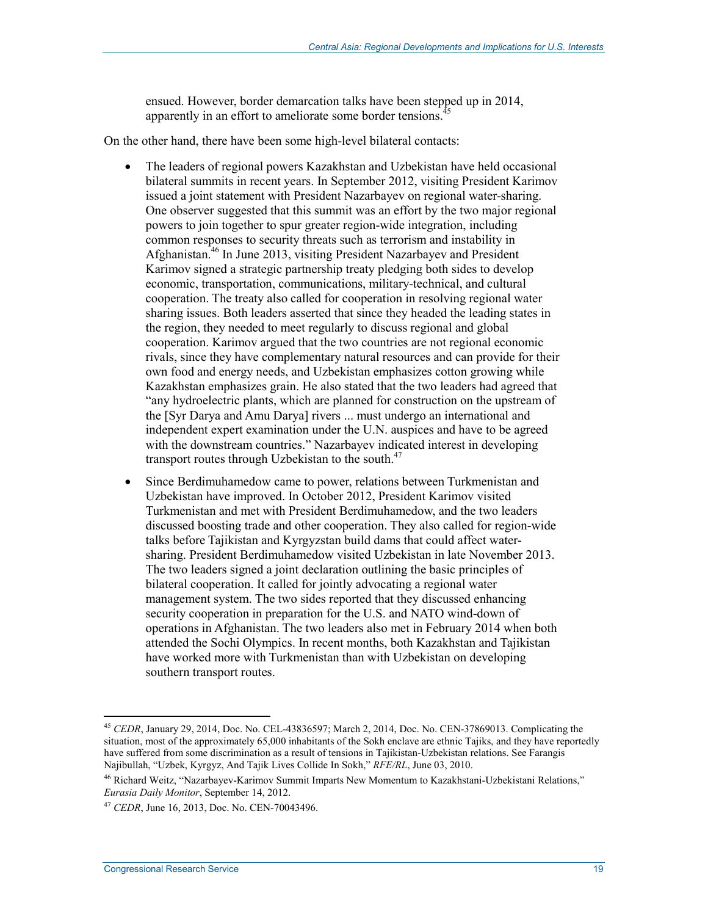ensued. However, border demarcation talks have been stepped up in 2014, apparently in an effort to ameliorate some border tensions.[45]

On the other hand, there have been some high-level bilateral contacts:

- The leaders of regional powers Kazakhstan and Uzbekistan have held occasional bilateral summits in recent years. In September 2012, visiting President Karimov issued a joint statement with President Nazarbayev on regional water-sharing. One observer suggested that this summit was an effort by the two major regional powers to join together to spur greater region-wide integration, including common responses to security threats such as terrorism and instability in Afghanistan.[46] In June 2013, visiting President Nazarbayev and President Karimov signed a strategic partnership treaty pledging both sides to develop economic, transportation, communications, military-technical, and cultural cooperation. The treaty also called for cooperation in resolving regional water sharing issues. Both leaders asserted that since they headed the leading states in the region, they needed to meet regularly to discuss regional and global cooperation. Karimov argued that the two countries are not regional economic rivals, since they have complementary natural resources and can provide for their own food and energy needs, and Uzbekistan emphasizes cotton growing while Kazakhstan emphasizes grain. He also stated that the two leaders had agreed that "any hydroelectric plants, which are planned for construction on the upstream of the [Syr Darya and Amu Darya] rivers ... must undergo an international and independent expert examination under the U.N. auspices and have to be agreed with the downstream countries." Nazarbayev indicated interest in developing transport routes through Uzbekistan to the south.[47]
- Since Berdimuhamedow came to power, relations between Turkmenistan and Uzbekistan have improved. In October 2012, President Karimov visited Turkmenistan and met with President Berdimuhamedow, and the two leaders discussed boosting trade and other cooperation. They also called for region-wide talks before Tajikistan and Kyrgyzstan build dams that could affect water-sharing. President Berdimuhamedow visited Uzbekistan in late November 2013. The two leaders signed a joint declaration outlining the basic principles of bilateral cooperation. It called for jointly advocating a regional water management system. The two sides reported that they discussed enhancing security cooperation in preparation for the U.S. and NATO wind-down of operations in Afghanistan. The two leaders also met in February 2014 when both attended the Sochi Olympics. In recent months, both Kazakhstan and Tajikistan have worked more with Turkmenistan than with Uzbekistan on developing southern transport routes.

---

[45] *CEDR*, January 29, 2014, Doc. No. CEL-43836597; March 2, 2014, Doc. No. CEN-37869013. Complicating the situation, most of the approximately 65,000 inhabitants of the Sokh enclave are ethnic Tajiks, and they have reportedly have suffered from some discrimination as a result of tensions in Tajikistan-Uzbekistan relations. See Farangis Najibullah, "Uzbek, Kyrgyz, And Tajik Lives Collide In Sokh," *RFE/RL*, June 03, 2010.

[46] Richard Weitz, "Nazarbayev-Karimov Summit Imparts New Momentum to Kazakhstani-Uzbekistani Relations," *Eurasia Daily Monitor*, September 14, 2012.

[47] *CEDR*, June 16, 2013, Doc. No. CEN-70043496.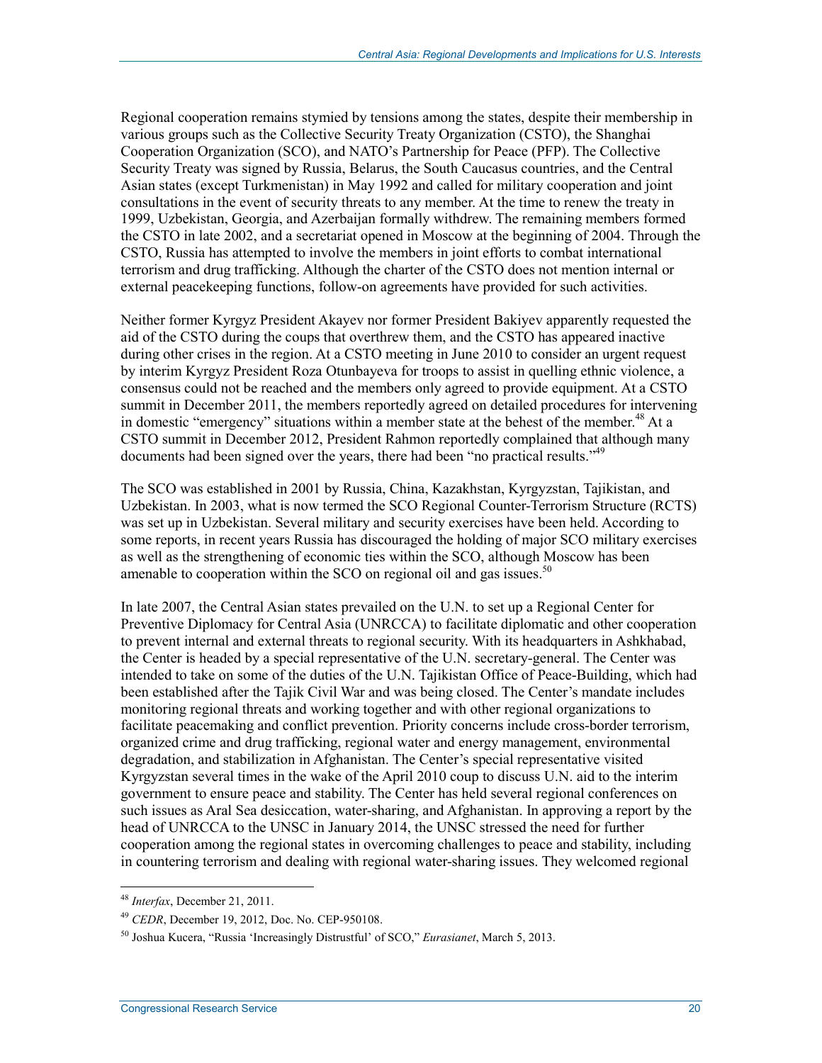Regional cooperation remains stymied by tensions among the states, despite their membership in various groups such as the Collective Security Treaty Organization (CSTO), the Shanghai Cooperation Organization (SCO), and NATO's Partnership for Peace (PFP). The Collective Security Treaty was signed by Russia, Belarus, the South Caucasus countries, and the Central Asian states (except Turkmenistan) in May 1992 and called for military cooperation and joint consultations in the event of security threats to any member. At the time to renew the treaty in 1999, Uzbekistan, Georgia, and Azerbaijan formally withdrew. The remaining members formed the CSTO in late 2002, and a secretariat opened in Moscow at the beginning of 2004. Through the CSTO, Russia has attempted to involve the members in joint efforts to combat international terrorism and drug trafficking. Although the charter of the CSTO does not mention internal or external peacekeeping functions, follow-on agreements have provided for such activities.

Neither former Kyrgyz President Akayev nor former President Bakiyev apparently requested the aid of the CSTO during the coups that overthrew them, and the CSTO has appeared inactive during other crises in the region. At a CSTO meeting in June 2010 to consider an urgent request by interim Kyrgyz President Roza Otunbayeva for troops to assist in quelling ethnic violence, a consensus could not be reached and the members only agreed to provide equipment. At a CSTO summit in December 2011, the members reportedly agreed on detailed procedures for intervening in domestic "emergency" situations within a member state at the behest of the member.[48] At a CSTO summit in December 2012, President Rahmon reportedly complained that although many documents had been signed over the years, there had been "no practical results."[49]

The SCO was established in 2001 by Russia, China, Kazakhstan, Kyrgyzstan, Tajikistan, and Uzbekistan. In 2003, what is now termed the SCO Regional Counter-Terrorism Structure (RCTS) was set up in Uzbekistan. Several military and security exercises have been held. According to some reports, in recent years Russia has discouraged the holding of major SCO military exercises as well as the strengthening of economic ties within the SCO, although Moscow has been amenable to cooperation within the SCO on regional oil and gas issues.[50]

In late 2007, the Central Asian states prevailed on the U.N. to set up a Regional Center for Preventive Diplomacy for Central Asia (UNRCCA) to facilitate diplomatic and other cooperation to prevent internal and external threats to regional security. With its headquarters in Ashkhabad, the Center is headed by a special representative of the U.N. secretary-general. The Center was intended to take on some of the duties of the U.N. Tajikistan Office of Peace-Building, which had been established after the Tajik Civil War and was being closed. The Center's mandate includes monitoring regional threats and working together and with other regional organizations to facilitate peacemaking and conflict prevention. Priority concerns include cross-border terrorism, organized crime and drug trafficking, regional water and energy management, environmental degradation, and stabilization in Afghanistan. The Center's special representative visited Kyrgyzstan several times in the wake of the April 2010 coup to discuss U.N. aid to the interim government to ensure peace and stability. The Center has held several regional conferences on such issues as Aral Sea desiccation, water-sharing, and Afghanistan. In approving a report by the head of UNRCCA to the UNSC in January 2014, the UNSC stressed the need for further cooperation among the regional states in overcoming challenges to peace and stability, including in countering terrorism and dealing with regional water-sharing issues. They welcomed regional

---

[48] *Interfax*, December 21, 2011.

[49] *CEDR*, December 19, 2012, Doc. No. CEP-950108.

[50] Joshua Kucera, "Russia 'Increasingly Distrustful' of SCO," *Eurasianet*, March 5, 2013.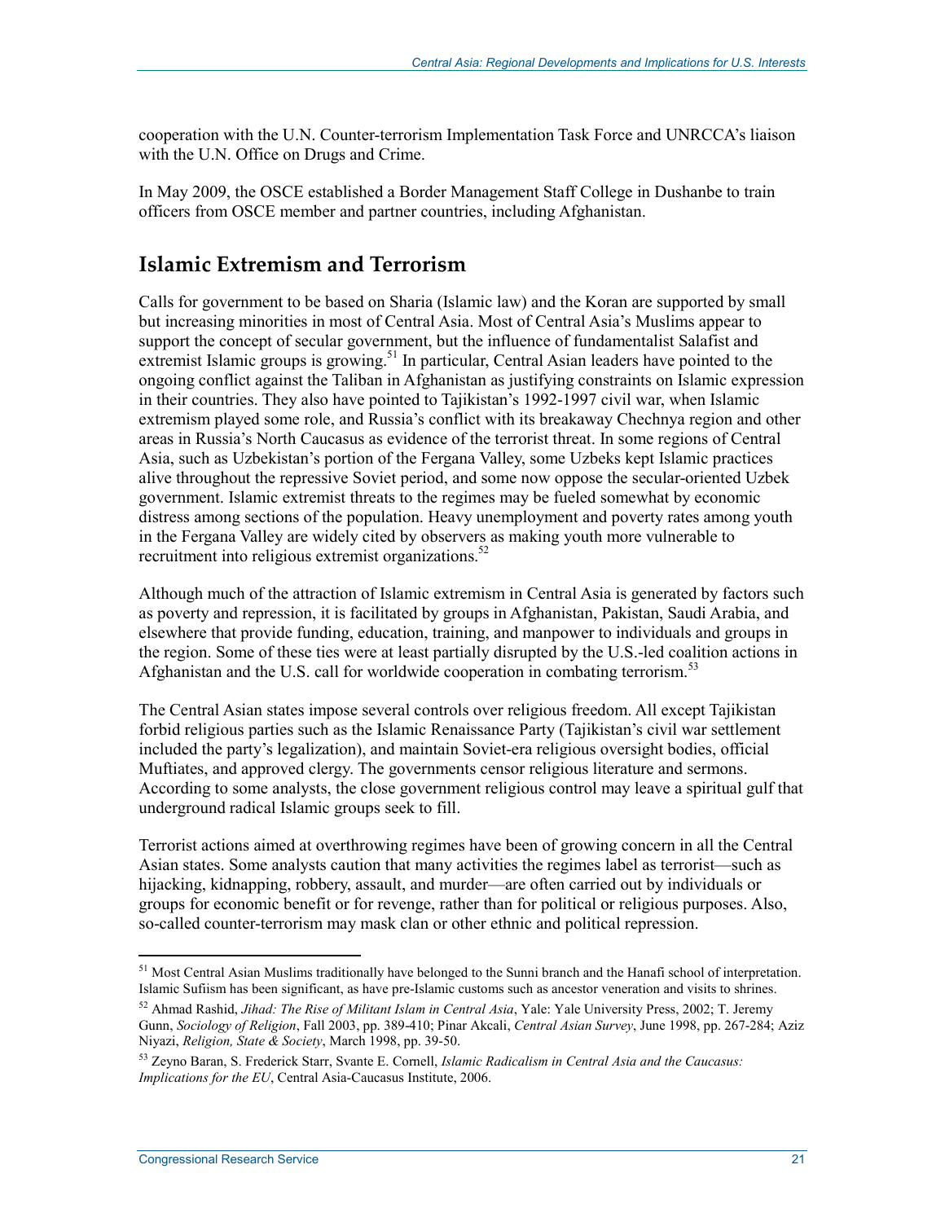cooperation with the U.N. Counter-terrorism Implementation Task Force and UNRCCA's liaison with the U.N. Office on Drugs and Crime.

In May 2009, the OSCE established a Border Management Staff College in Dushanbe to train officers from OSCE member and partner countries, including Afghanistan.

## Islamic Extremism and Terrorism

Calls for government to be based on Sharia (Islamic law) and the Koran are supported by small but increasing minorities in most of Central Asia. Most of Central Asia's Muslims appear to support the concept of secular government, but the influence of fundamentalist Salafist and extremist Islamic groups is growing.[51] In particular, Central Asian leaders have pointed to the ongoing conflict against the Taliban in Afghanistan as justifying constraints on Islamic expression in their countries. They also have pointed to Tajikistan's 1992-1997 civil war, when Islamic extremism played some role, and Russia's conflict with its breakaway Chechnya region and other areas in Russia's North Caucasus as evidence of the terrorist threat. In some regions of Central Asia, such as Uzbekistan's portion of the Fergana Valley, some Uzbeks kept Islamic practices alive throughout the repressive Soviet period, and some now oppose the secular-oriented Uzbek government. Islamic extremist threats to the regimes may be fueled somewhat by economic distress among sections of the population. Heavy unemployment and poverty rates among youth in the Fergana Valley are widely cited by observers as making youth more vulnerable to recruitment into religious extremist organizations.[52]

Although much of the attraction of Islamic extremism in Central Asia is generated by factors such as poverty and repression, it is facilitated by groups in Afghanistan, Pakistan, Saudi Arabia, and elsewhere that provide funding, education, training, and manpower to individuals and groups in the region. Some of these ties were at least partially disrupted by the U.S.-led coalition actions in Afghanistan and the U.S. call for worldwide cooperation in combating terrorism.[53]

The Central Asian states impose several controls over religious freedom. All except Tajikistan forbid religious parties such as the Islamic Renaissance Party (Tajikistan's civil war settlement included the party's legalization), and maintain Soviet-era religious oversight bodies, official Muftiates, and approved clergy. The governments censor religious literature and sermons. According to some analysts, the close government religious control may leave a spiritual gulf that underground radical Islamic groups seek to fill.

Terrorist actions aimed at overthrowing regimes have been of growing concern in all the Central Asian states. Some analysts caution that many activities the regimes label as terrorist—such as hijacking, kidnapping, robbery, assault, and murder—are often carried out by individuals or groups for economic benefit or for revenge, rather than for political or religious purposes. Also, so-called counter-terrorism may mask clan or other ethnic and political repression.

---

[51] Most Central Asian Muslims traditionally have belonged to the Sunni branch and the Hanafi school of interpretation. Islamic Sufiism has been significant, as have pre-Islamic customs such as ancestor veneration and visits to shrines.

[52] Ahmad Rashid, *Jihad: The Rise of Militant Islam in Central Asia*, Yale: Yale University Press, 2002; T. Jeremy Gunn, *Sociology of Religion*, Fall 2003, pp. 389-410; Pinar Akcali, *Central Asian Survey*, June 1998, pp. 267-284; Aziz Niyazi, *Religion, State & Society*, March 1998, pp. 39-50.

[53] Zeyno Baran, S. Frederick Starr, Svante E. Cornell, *Islamic Radicalism in Central Asia and the Caucasus: Implications for the EU*, Central Asia-Caucasus Institute, 2006.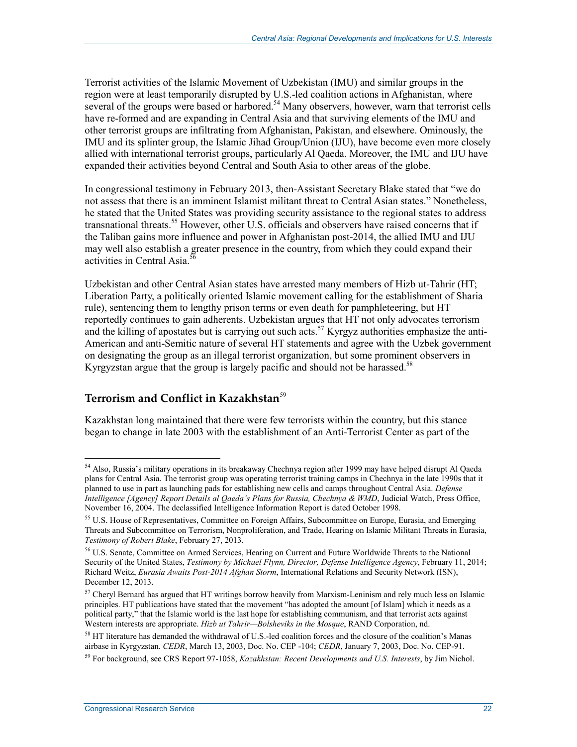Terrorist activities of the Islamic Movement of Uzbekistan (IMU) and similar groups in the region were at least temporarily disrupted by U.S.-led coalition actions in Afghanistan, where several of the groups were based or harbored.[54] Many observers, however, warn that terrorist cells have re-formed and are expanding in Central Asia and that surviving elements of the IMU and other terrorist groups are infiltrating from Afghanistan, Pakistan, and elsewhere. Ominously, the IMU and its splinter group, the Islamic Jihad Group/Union (IJU), have become even more closely allied with international terrorist groups, particularly Al Qaeda. Moreover, the IMU and IJU have expanded their activities beyond Central and South Asia to other areas of the globe.

In congressional testimony in February 2013, then-Assistant Secretary Blake stated that "we do not assess that there is an imminent Islamist militant threat to Central Asian states." Nonetheless, he stated that the United States was providing security assistance to the regional states to address transnational threats.[55] However, other U.S. officials and observers have raised concerns that if the Taliban gains more influence and power in Afghanistan post-2014, the allied IMU and IJU may well also establish a greater presence in the country, from which they could expand their activities in Central Asia.[56]

Uzbekistan and other Central Asian states have arrested many members of Hizb ut-Tahrir (HT; Liberation Party, a politically oriented Islamic movement calling for the establishment of Sharia rule), sentencing them to lengthy prison terms or even death for pamphleteering, but HT reportedly continues to gain adherents. Uzbekistan argues that HT not only advocates terrorism and the killing of apostates but is carrying out such acts.[57] Kyrgyz authorities emphasize the anti-American and anti-Semitic nature of several HT statements and agree with the Uzbek government on designating the group as an illegal terrorist organization, but some prominent observers in Kyrgyzstan argue that the group is largely pacific and should not be harassed.[58]

## Terrorism and Conflict in Kazakhstan[59]

Kazakhstan long maintained that there were few terrorists within the country, but this stance began to change in late 2003 with the establishment of an Anti-Terrorist Center as part of the

---

[54] Also, Russia's military operations in its breakaway Chechnya region after 1999 may have helped disrupt Al Qaeda plans for Central Asia. The terrorist group was operating terrorist training camps in Chechnya in the late 1990s that it planned to use in part as launching pads for establishing new cells and camps throughout Central Asia. *Defense Intelligence [Agency] Report Details al Qaeda's Plans for Russia, Chechnya & WMD*, Judicial Watch, Press Office, November 16, 2004. The declassified Intelligence Information Report is dated October 1998.

[55] U.S. House of Representatives, Committee on Foreign Affairs, Subcommittee on Europe, Eurasia, and Emerging Threats and Subcommittee on Terrorism, Nonproliferation, and Trade, Hearing on Islamic Militant Threats in Eurasia, *Testimony of Robert Blake*, February 27, 2013.

[56] U.S. Senate, Committee on Armed Services, Hearing on Current and Future Worldwide Threats to the National Security of the United States, *Testimony by Michael Flynn, Director, Defense Intelligence Agency*, February 11, 2014; Richard Weitz, *Eurasia Awaits Post-2014 Afghan Storm*, International Relations and Security Network (ISN), December 12, 2013.

[57] Cheryl Bernard has argued that HT writings borrow heavily from Marxism-Leninism and rely much less on Islamic principles. HT publications have stated that the movement "has adopted the amount [of Islam] which it needs as a political party," that the Islamic world is the last hope for establishing communism, and that terrorist acts against Western interests are appropriate. *Hizb ut Tahrir—Bolsheviks in the Mosque*, RAND Corporation, nd.

[58] HT literature has demanded the withdrawal of U.S.-led coalition forces and the closure of the coalition's Manas airbase in Kyrgyzstan. *CEDR*, March 13, 2003, Doc. No. CEP -104; *CEDR*, January 7, 2003, Doc. No. CEP-91.

[59] For background, see CRS Report 97-1058, *Kazakhstan: Recent Developments and U.S. Interests*, by Jim Nichol.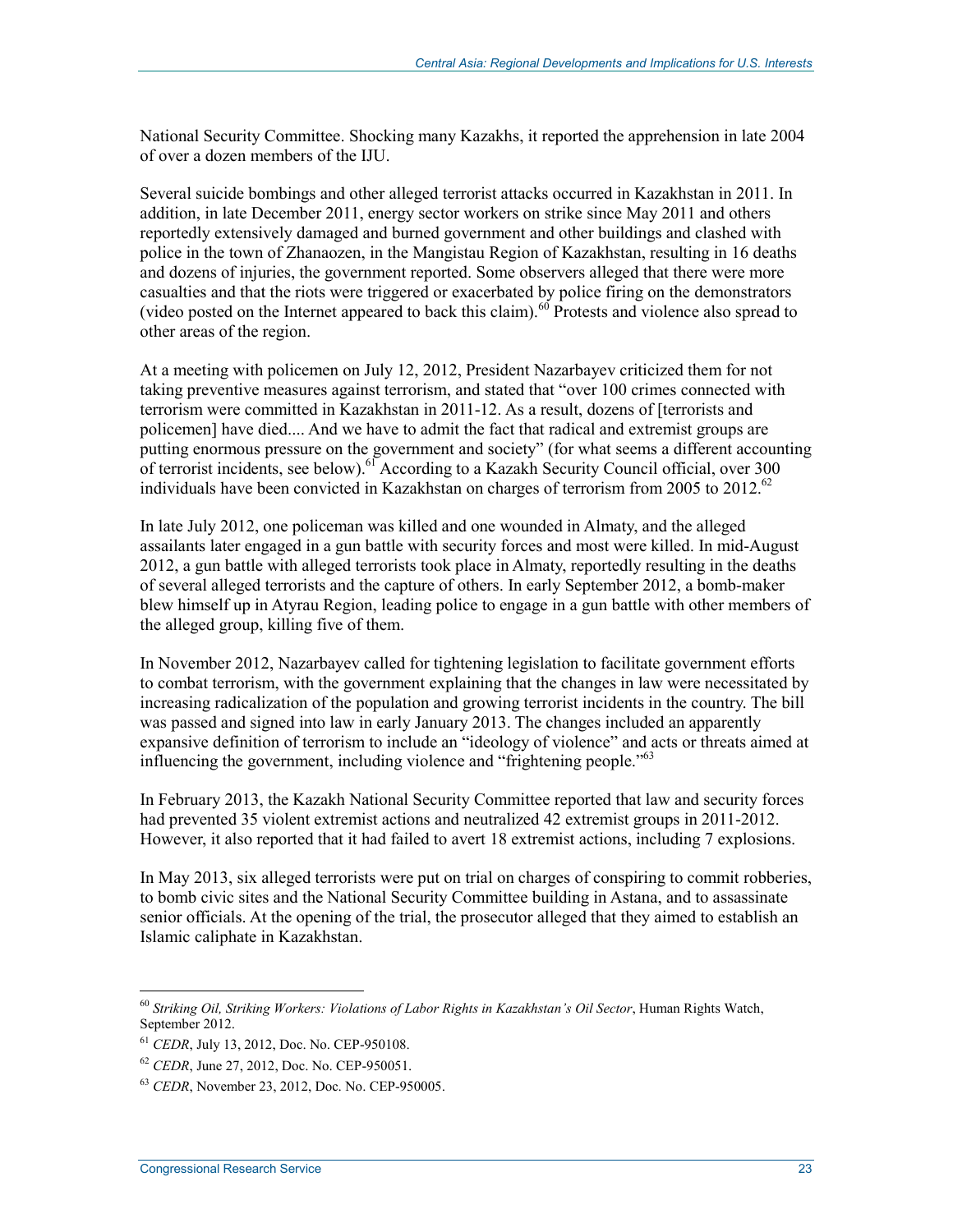National Security Committee. Shocking many Kazakhs, it reported the apprehension in late 2004 of over a dozen members of the IJU.

Several suicide bombings and other alleged terrorist attacks occurred in Kazakhstan in 2011. In addition, in late December 2011, energy sector workers on strike since May 2011 and others reportedly extensively damaged and burned government and other buildings and clashed with police in the town of Zhanaozen, in the Mangistau Region of Kazakhstan, resulting in 16 deaths and dozens of injuries, the government reported. Some observers alleged that there were more casualties and that the riots were triggered or exacerbated by police firing on the demonstrators (video posted on the Internet appeared to back this claim).[60] Protests and violence also spread to other areas of the region.

At a meeting with policemen on July 12, 2012, President Nazarbayev criticized them for not taking preventive measures against terrorism, and stated that "over 100 crimes connected with terrorism were committed in Kazakhstan in 2011-12. As a result, dozens of [terrorists and policemen] have died.... And we have to admit the fact that radical and extremist groups are putting enormous pressure on the government and society" (for what seems a different accounting of terrorist incidents, see below).[61] According to a Kazakh Security Council official, over 300 individuals have been convicted in Kazakhstan on charges of terrorism from 2005 to 2012.[62]

In late July 2012, one policeman was killed and one wounded in Almaty, and the alleged assailants later engaged in a gun battle with security forces and most were killed. In mid-August 2012, a gun battle with alleged terrorists took place in Almaty, reportedly resulting in the deaths of several alleged terrorists and the capture of others. In early September 2012, a bomb-maker blew himself up in Atyrau Region, leading police to engage in a gun battle with other members of the alleged group, killing five of them.

In November 2012, Nazarbayev called for tightening legislation to facilitate government efforts to combat terrorism, with the government explaining that the changes in law were necessitated by increasing radicalization of the population and growing terrorist incidents in the country. The bill was passed and signed into law in early January 2013. The changes included an apparently expansive definition of terrorism to include an "ideology of violence" and acts or threats aimed at influencing the government, including violence and "frightening people."[63]

In February 2013, the Kazakh National Security Committee reported that law and security forces had prevented 35 violent extremist actions and neutralized 42 extremist groups in 2011-2012. However, it also reported that it had failed to avert 18 extremist actions, including 7 explosions.

In May 2013, six alleged terrorists were put on trial on charges of conspiring to commit robberies, to bomb civic sites and the National Security Committee building in Astana, and to assassinate senior officials. At the opening of the trial, the prosecutor alleged that they aimed to establish an Islamic caliphate in Kazakhstan.

---

[60] *Striking Oil, Striking Workers: Violations of Labor Rights in Kazakhstan's Oil Sector*, Human Rights Watch, September 2012.

[61] *CEDR*, July 13, 2012, Doc. No. CEP-950108.

[62] *CEDR*, June 27, 2012, Doc. No. CEP-950051.

[63] *CEDR*, November 23, 2012, Doc. No. CEP-950005.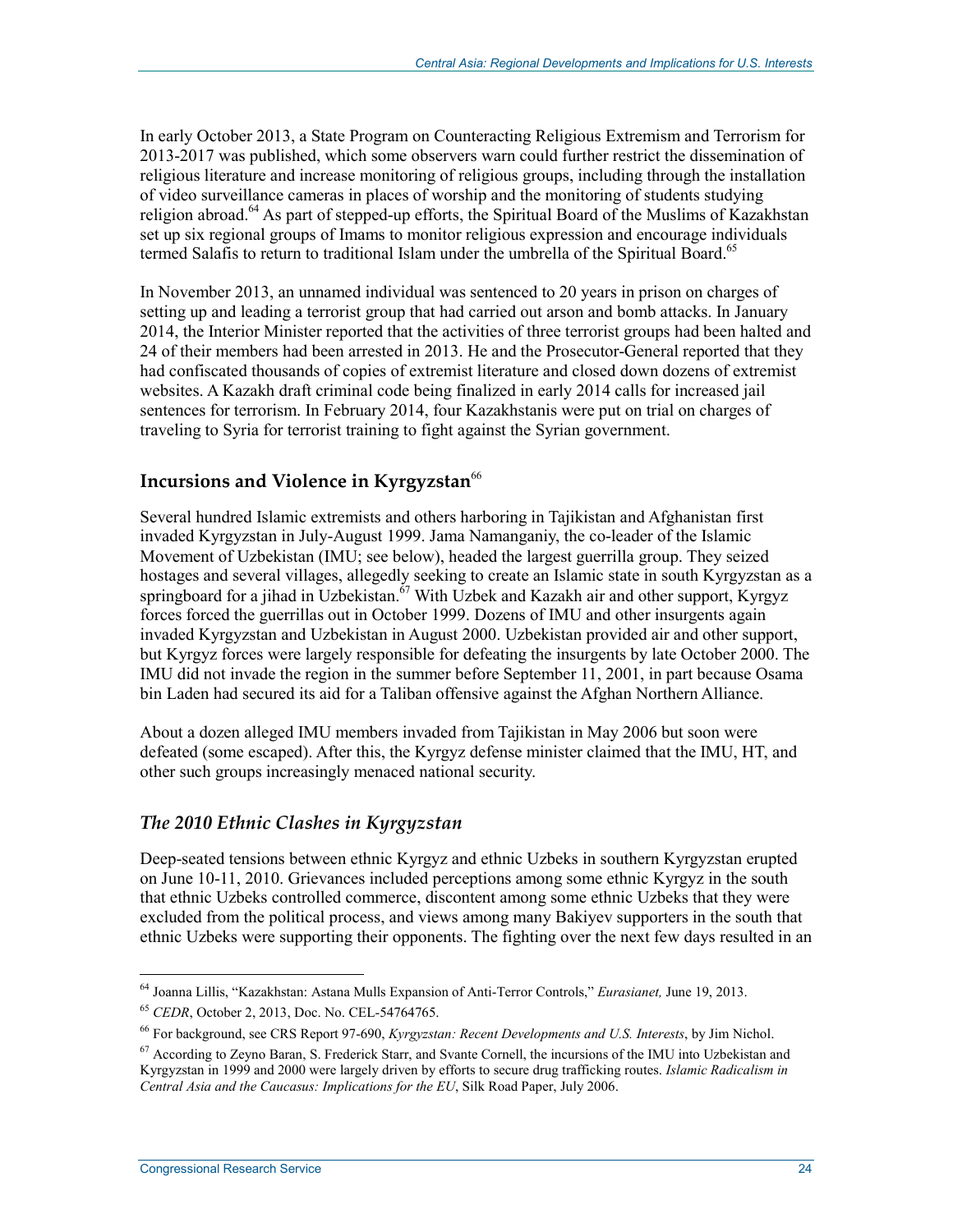In early October 2013, a State Program on Counteracting Religious Extremism and Terrorism for 2013-2017 was published, which some observers warn could further restrict the dissemination of religious literature and increase monitoring of religious groups, including through the installation of video surveillance cameras in places of worship and the monitoring of students studying religion abroad.[64] As part of stepped-up efforts, the Spiritual Board of the Muslims of Kazakhstan set up six regional groups of Imams to monitor religious expression and encourage individuals termed Salafis to return to traditional Islam under the umbrella of the Spiritual Board.[65]

In November 2013, an unnamed individual was sentenced to 20 years in prison on charges of setting up and leading a terrorist group that had carried out arson and bomb attacks. In January 2014, the Interior Minister reported that the activities of three terrorist groups had been halted and 24 of their members had been arrested in 2013. He and the Prosecutor-General reported that they had confiscated thousands of copies of extremist literature and closed down dozens of extremist websites. A Kazakh draft criminal code being finalized in early 2014 calls for increased jail sentences for terrorism. In February 2014, four Kazakhstanis were put on trial on charges of traveling to Syria for terrorist training to fight against the Syrian government.

## Incursions and Violence in Kyrgyzstan[66]

Several hundred Islamic extremists and others harboring in Tajikistan and Afghanistan first invaded Kyrgyzstan in July-August 1999. Jama Namanganiy, the co-leader of the Islamic Movement of Uzbekistan (IMU; see below), headed the largest guerrilla group. They seized hostages and several villages, allegedly seeking to create an Islamic state in south Kyrgyzstan as a springboard for a jihad in Uzbekistan.[67] With Uzbek and Kazakh air and other support, Kyrgyz forces forced the guerrillas out in October 1999. Dozens of IMU and other insurgents again invaded Kyrgyzstan and Uzbekistan in August 2000. Uzbekistan provided air and other support, but Kyrgyz forces were largely responsible for defeating the insurgents by late October 2000. The IMU did not invade the region in the summer before September 11, 2001, in part because Osama bin Laden had secured its aid for a Taliban offensive against the Afghan Northern Alliance.

About a dozen alleged IMU members invaded from Tajikistan in May 2006 but soon were defeated (some escaped). After this, the Kyrgyz defense minister claimed that the IMU, HT, and other such groups increasingly menaced national security.

### *The 2010 Ethnic Clashes in Kyrgyzstan*

Deep-seated tensions between ethnic Kyrgyz and ethnic Uzbeks in southern Kyrgyzstan erupted on June 10-11, 2010. Grievances included perceptions among some ethnic Kyrgyz in the south that ethnic Uzbeks controlled commerce, discontent among some ethnic Uzbeks that they were excluded from the political process, and views among many Bakiyev supporters in the south that ethnic Uzbeks were supporting their opponents. The fighting over the next few days resulted in an

---

[64] Joanna Lillis, "Kazakhstan: Astana Mulls Expansion of Anti-Terror Controls," *Eurasianet,* June 19, 2013.

[65] *CEDR*, October 2, 2013, Doc. No. CEL-54764765.

[66] For background, see CRS Report 97-690, *Kyrgyzstan: Recent Developments and U.S. Interests*, by Jim Nichol.

[67] According to Zeyno Baran, S. Frederick Starr, and Svante Cornell, the incursions of the IMU into Uzbekistan and Kyrgyzstan in 1999 and 2000 were largely driven by efforts to secure drug trafficking routes. *Islamic Radicalism in Central Asia and the Caucasus: Implications for the EU*, Silk Road Paper, July 2006.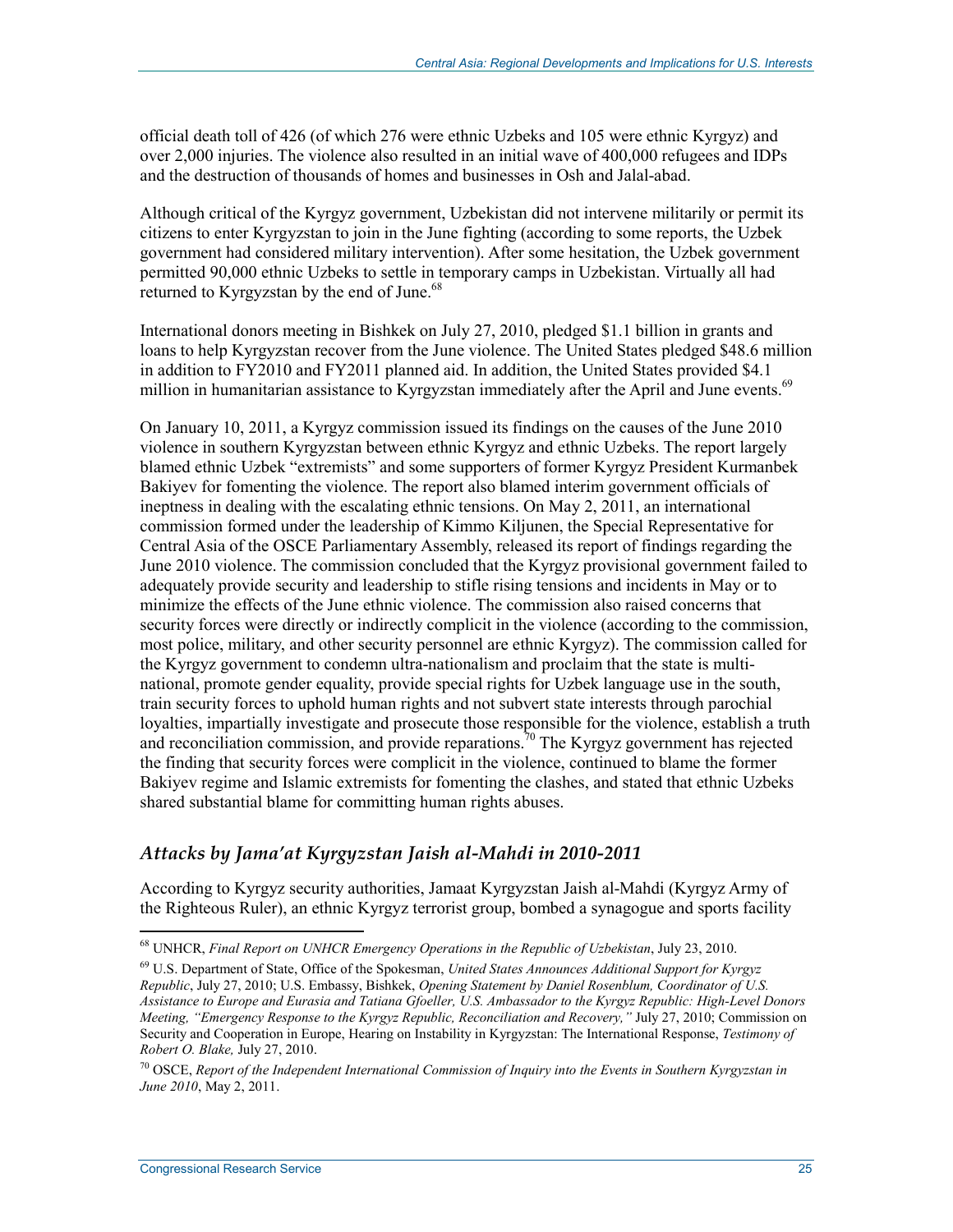official death toll of 426 (of which 276 were ethnic Uzbeks and 105 were ethnic Kyrgyz) and over 2,000 injuries. The violence also resulted in an initial wave of 400,000 refugees and IDPs and the destruction of thousands of homes and businesses in Osh and Jalal-abad.

Although critical of the Kyrgyz government, Uzbekistan did not intervene militarily or permit its citizens to enter Kyrgyzstan to join in the June fighting (according to some reports, the Uzbek government had considered military intervention). After some hesitation, the Uzbek government permitted 90,000 ethnic Uzbeks to settle in temporary camps in Uzbekistan. Virtually all had returned to Kyrgyzstan by the end of June.[68]

International donors meeting in Bishkek on July 27, 2010, pledged $1.1 billion in grants and loans to help Kyrgyzstan recover from the June violence. The United States pledged $48.6 million in addition to FY2010 and FY2011 planned aid. In addition, the United States provided $4.1 million in humanitarian assistance to Kyrgyzstan immediately after the April and June events.[69]

On January 10, 2011, a Kyrgyz commission issued its findings on the causes of the June 2010 violence in southern Kyrgyzstan between ethnic Kyrgyz and ethnic Uzbeks. The report largely blamed ethnic Uzbek "extremists" and some supporters of former Kyrgyz President Kurmanbek Bakiyev for fomenting the violence. The report also blamed interim government officials of ineptness in dealing with the escalating ethnic tensions. On May 2, 2011, an international commission formed under the leadership of Kimmo Kiljunen, the Special Representative for Central Asia of the OSCE Parliamentary Assembly, released its report of findings regarding the June 2010 violence. The commission concluded that the Kyrgyz provisional government failed to adequately provide security and leadership to stifle rising tensions and incidents in May or to minimize the effects of the June ethnic violence. The commission also raised concerns that security forces were directly or indirectly complicit in the violence (according to the commission, most police, military, and other security personnel are ethnic Kyrgyz). The commission called for the Kyrgyz government to condemn ultra-nationalism and proclaim that the state is multi-national, promote gender equality, provide special rights for Uzbek language use in the south, train security forces to uphold human rights and not subvert state interests through parochial loyalties, impartially investigate and prosecute those responsible for the violence, establish a truth and reconciliation commission, and provide reparations.[70] The Kyrgyz government has rejected the finding that security forces were complicit in the violence, continued to blame the former Bakiyev regime and Islamic extremists for fomenting the clashes, and stated that ethnic Uzbeks shared substantial blame for committing human rights abuses.

### *Attacks by Jama'at Kyrgyzstan Jaish al-Mahdi in 2010-2011*

According to Kyrgyz security authorities, Jamaat Kyrgyzstan Jaish al-Mahdi (Kyrgyz Army of the Righteous Ruler), an ethnic Kyrgyz terrorist group, bombed a synagogue and sports facility

---

[68] UNHCR, *Final Report on UNHCR Emergency Operations in the Republic of Uzbekistan*, July 23, 2010.

[69] U.S. Department of State, Office of the Spokesman, *United States Announces Additional Support for Kyrgyz Republic*, July 27, 2010; U.S. Embassy, Bishkek, *Opening Statement by Daniel Rosenblum, Coordinator of U.S. Assistance to Europe and Eurasia and Tatiana Gfoeller, U.S. Ambassador to the Kyrgyz Republic: High-Level Donors Meeting, "Emergency Response to the Kyrgyz Republic, Reconciliation and Recovery,"* July 27, 2010; Commission on Security and Cooperation in Europe, Hearing on Instability in Kyrgyzstan: The International Response, *Testimony of Robert O. Blake,* July 27, 2010.

[70] OSCE, *Report of the Independent International Commission of Inquiry into the Events in Southern Kyrgyzstan in June 2010*, May 2, 2011.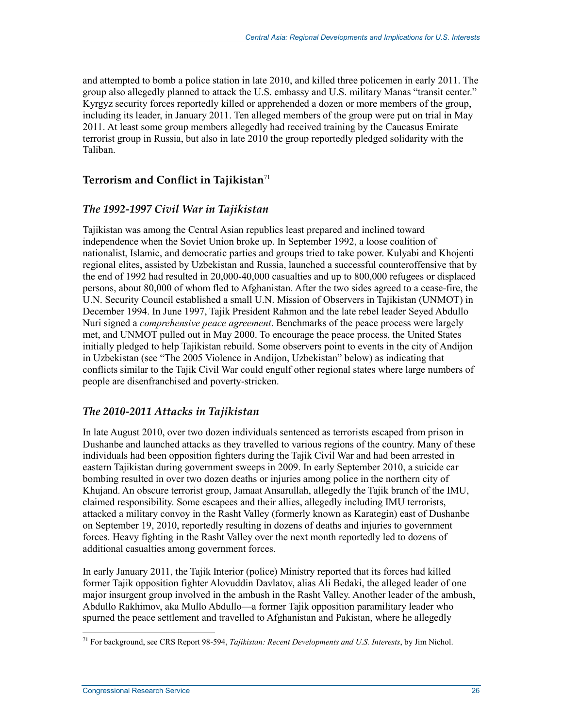and attempted to bomb a police station in late 2010, and killed three policemen in early 2011. The group also allegedly planned to attack the U.S. embassy and U.S. military Manas "transit center." Kyrgyz security forces reportedly killed or apprehended a dozen or more members of the group, including its leader, in January 2011. Ten alleged members of the group were put on trial in May 2011. At least some group members allegedly had received training by the Caucasus Emirate terrorist group in Russia, but also in late 2010 the group reportedly pledged solidarity with the Taliban.

## Terrorism and Conflict in Tajikistan[71]

### *The 1992-1997 Civil War in Tajikistan*

Tajikistan was among the Central Asian republics least prepared and inclined toward independence when the Soviet Union broke up. In September 1992, a loose coalition of nationalist, Islamic, and democratic parties and groups tried to take power. Kulyabi and Khojenti regional elites, assisted by Uzbekistan and Russia, launched a successful counteroffensive that by the end of 1992 had resulted in 20,000-40,000 casualties and up to 800,000 refugees or displaced persons, about 80,000 of whom fled to Afghanistan. After the two sides agreed to a cease-fire, the U.N. Security Council established a small U.N. Mission of Observers in Tajikistan (UNMOT) in December 1994. In June 1997, Tajik President Rahmon and the late rebel leader Seyed Abdullo Nuri signed a *comprehensive peace agreement*. Benchmarks of the peace process were largely met, and UNMOT pulled out in May 2000. To encourage the peace process, the United States initially pledged to help Tajikistan rebuild. Some observers point to events in the city of Andijon in Uzbekistan (see "The 2005 Violence in Andijon, Uzbekistan" below) as indicating that conflicts similar to the Tajik Civil War could engulf other regional states where large numbers of people are disenfranchised and poverty-stricken.

### *The 2010-2011 Attacks in Tajikistan*

In late August 2010, over two dozen individuals sentenced as terrorists escaped from prison in Dushanbe and launched attacks as they travelled to various regions of the country. Many of these individuals had been opposition fighters during the Tajik Civil War and had been arrested in eastern Tajikistan during government sweeps in 2009. In early September 2010, a suicide car bombing resulted in over two dozen deaths or injuries among police in the northern city of Khujand. An obscure terrorist group, Jamaat Ansarullah, allegedly the Tajik branch of the IMU, claimed responsibility. Some escapees and their allies, allegedly including IMU terrorists, attacked a military convoy in the Rasht Valley (formerly known as Karategin) east of Dushanbe on September 19, 2010, reportedly resulting in dozens of deaths and injuries to government forces. Heavy fighting in the Rasht Valley over the next month reportedly led to dozens of additional casualties among government forces.

In early January 2011, the Tajik Interior (police) Ministry reported that its forces had killed former Tajik opposition fighter Alovuddin Davlatov, alias Ali Bedaki, the alleged leader of one major insurgent group involved in the ambush in the Rasht Valley. Another leader of the ambush, Abdullo Rakhimov, aka Mullo Abdullo—a former Tajik opposition paramilitary leader who spurned the peace settlement and travelled to Afghanistan and Pakistan, where he allegedly

---

[71] For background, see CRS Report 98-594, *Tajikistan: Recent Developments and U.S. Interests*, by Jim Nichol.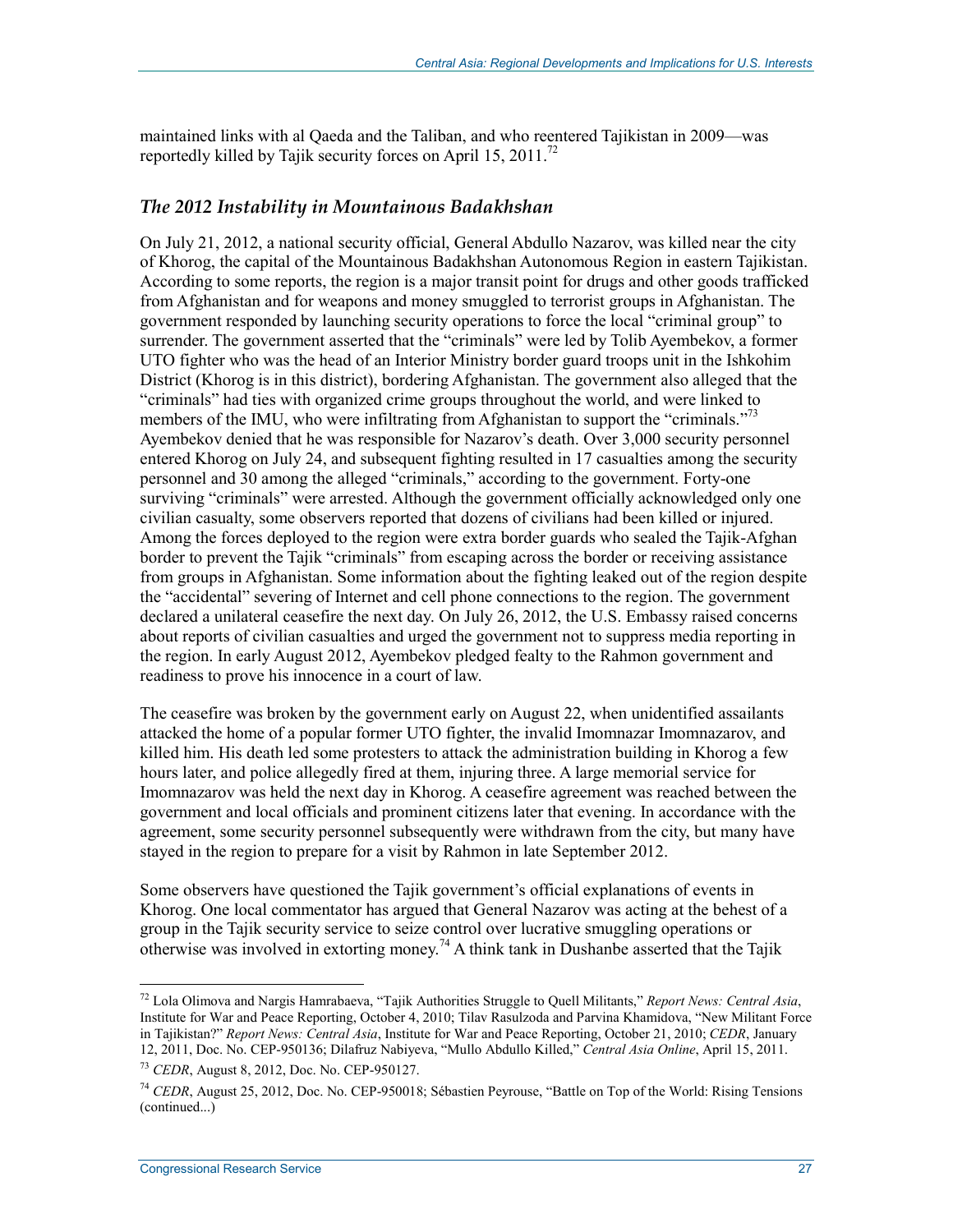maintained links with al Qaeda and the Taliban, and who reentered Tajikistan in 2009—was reportedly killed by Tajik security forces on April 15, 2011.[72]

### *The 2012 Instability in Mountainous Badakhshan*

On July 21, 2012, a national security official, General Abdullo Nazarov, was killed near the city of Khorog, the capital of the Mountainous Badakhshan Autonomous Region in eastern Tajikistan. According to some reports, the region is a major transit point for drugs and other goods trafficked from Afghanistan and for weapons and money smuggled to terrorist groups in Afghanistan. The government responded by launching security operations to force the local "criminal group" to surrender. The government asserted that the "criminals" were led by Tolib Ayembekov, a former UTO fighter who was the head of an Interior Ministry border guard troops unit in the Ishkohim District (Khorog is in this district), bordering Afghanistan. The government also alleged that the "criminals" had ties with organized crime groups throughout the world, and were linked to members of the IMU, who were infiltrating from Afghanistan to support the "criminals."[73] Ayembekov denied that he was responsible for Nazarov's death. Over 3,000 security personnel entered Khorog on July 24, and subsequent fighting resulted in 17 casualties among the security personnel and 30 among the alleged "criminals," according to the government. Forty-one surviving "criminals" were arrested. Although the government officially acknowledged only one civilian casualty, some observers reported that dozens of civilians had been killed or injured. Among the forces deployed to the region were extra border guards who sealed the Tajik-Afghan border to prevent the Tajik "criminals" from escaping across the border or receiving assistance from groups in Afghanistan. Some information about the fighting leaked out of the region despite the "accidental" severing of Internet and cell phone connections to the region. The government declared a unilateral ceasefire the next day. On July 26, 2012, the U.S. Embassy raised concerns about reports of civilian casualties and urged the government not to suppress media reporting in the region. In early August 2012, Ayembekov pledged fealty to the Rahmon government and readiness to prove his innocence in a court of law.

The ceasefire was broken by the government early on August 22, when unidentified assailants attacked the home of a popular former UTO fighter, the invalid Imomnazar Imomnazarov, and killed him. His death led some protesters to attack the administration building in Khorog a few hours later, and police allegedly fired at them, injuring three. A large memorial service for Imomnazarov was held the next day in Khorog. A ceasefire agreement was reached between the government and local officials and prominent citizens later that evening. In accordance with the agreement, some security personnel subsequently were withdrawn from the city, but many have stayed in the region to prepare for a visit by Rahmon in late September 2012.

Some observers have questioned the Tajik government's official explanations of events in Khorog. One local commentator has argued that General Nazarov was acting at the behest of a group in the Tajik security service to seize control over lucrative smuggling operations or otherwise was involved in extorting money.[74] A think tank in Dushanbe asserted that the Tajik

---

[72] Lola Olimova and Nargis Hamrabaeva, "Tajik Authorities Struggle to Quell Militants," *Report News: Central Asia*, Institute for War and Peace Reporting, October 4, 2010; Tilav Rasulzoda and Parvina Khamidova, "New Militant Force in Tajikistan?" *Report News: Central Asia*, Institute for War and Peace Reporting, October 21, 2010; *CEDR*, January 12, 2011, Doc. No. CEP-950136; Dilafruz Nabiyeva, "Mullo Abdullo Killed," *Central Asia Online*, April 15, 2011.

[73] *CEDR*, August 8, 2012, Doc. No. CEP-950127.

[74] *CEDR*, August 25, 2012, Doc. No. CEP-950018; Sébastien Peyrouse, "Battle on Top of the World: Rising Tensions (continued...)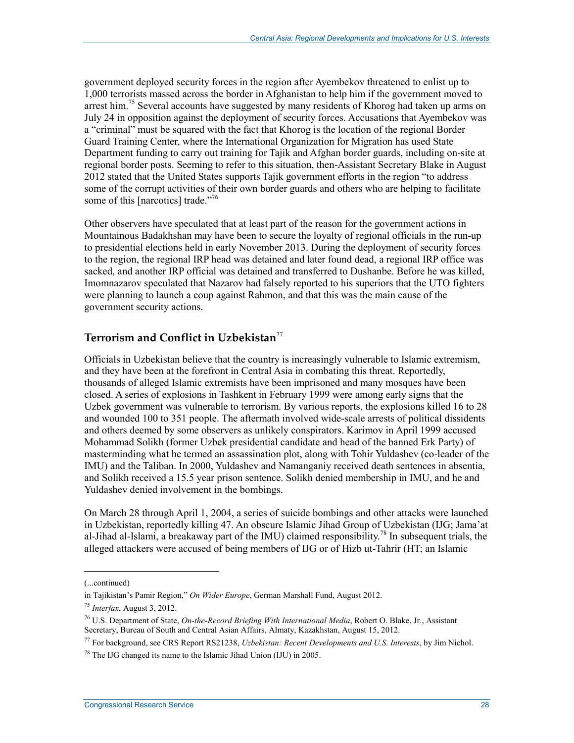government deployed security forces in the region after Ayembekov threatened to enlist up to 1,000 terrorists massed across the border in Afghanistan to help him if the government moved to arrest him.[75] Several accounts have suggested by many residents of Khorog had taken up arms on July 24 in opposition against the deployment of security forces. Accusations that Ayembekov was a "criminal" must be squared with the fact that Khorog is the location of the regional Border Guard Training Center, where the International Organization for Migration has used State Department funding to carry out training for Tajik and Afghan border guards, including on-site at regional border posts. Seeming to refer to this situation, then-Assistant Secretary Blake in August 2012 stated that the United States supports Tajik government efforts in the region "to address some of the corrupt activities of their own border guards and others who are helping to facilitate some of this [narcotics] trade."[76]

Other observers have speculated that at least part of the reason for the government actions in Mountainous Badakhshan may have been to secure the loyalty of regional officials in the run-up to presidential elections held in early November 2013. During the deployment of security forces to the region, the regional IRP head was detained and later found dead, a regional IRP office was sacked, and another IRP official was detained and transferred to Dushanbe. Before he was killed, Imomnazarov speculated that Nazarov had falsely reported to his superiors that the UTO fighters were planning to launch a coup against Rahmon, and that this was the main cause of the government security actions.

## Terrorism and Conflict in Uzbekistan[77]

Officials in Uzbekistan believe that the country is increasingly vulnerable to Islamic extremism, and they have been at the forefront in Central Asia in combating this threat. Reportedly, thousands of alleged Islamic extremists have been imprisoned and many mosques have been closed. A series of explosions in Tashkent in February 1999 were among early signs that the Uzbek government was vulnerable to terrorism. By various reports, the explosions killed 16 to 28 and wounded 100 to 351 people. The aftermath involved wide-scale arrests of political dissidents and others deemed by some observers as unlikely conspirators. Karimov in April 1999 accused Mohammad Solikh (former Uzbek presidential candidate and head of the banned Erk Party) of masterminding what he termed an assassination plot, along with Tohir Yuldashev (co-leader of the IMU) and the Taliban. In 2000, Yuldashev and Namanganiy received death sentences in absentia, and Solikh received a 15.5 year prison sentence. Solikh denied membership in IMU, and he and Yuldashev denied involvement in the bombings.

On March 28 through April 1, 2004, a series of suicide bombings and other attacks were launched in Uzbekistan, reportedly killing 47. An obscure Islamic Jihad Group of Uzbekistan (IJG; Jama'at al-Jihad al-Islami, a breakaway part of the IMU) claimed responsibility.[78] In subsequent trials, the alleged attackers were accused of being members of IJG or of Hizb ut-Tahrir (HT; an Islamic

---

(...continued)

in Tajikistan's Pamir Region," *On Wider Europe*, German Marshall Fund, August 2012.

[75] *Interfax*, August 3, 2012.

[76] U.S. Department of State, *On-the-Record Briefing With International Media*, Robert O. Blake, Jr., Assistant Secretary, Bureau of South and Central Asian Affairs, Almaty, Kazakhstan, August 15, 2012.

[77] For background, see CRS Report RS21238, *Uzbekistan: Recent Developments and U.S. Interests*, by Jim Nichol.

[78] The IJG changed its name to the Islamic Jihad Union (IJU) in 2005.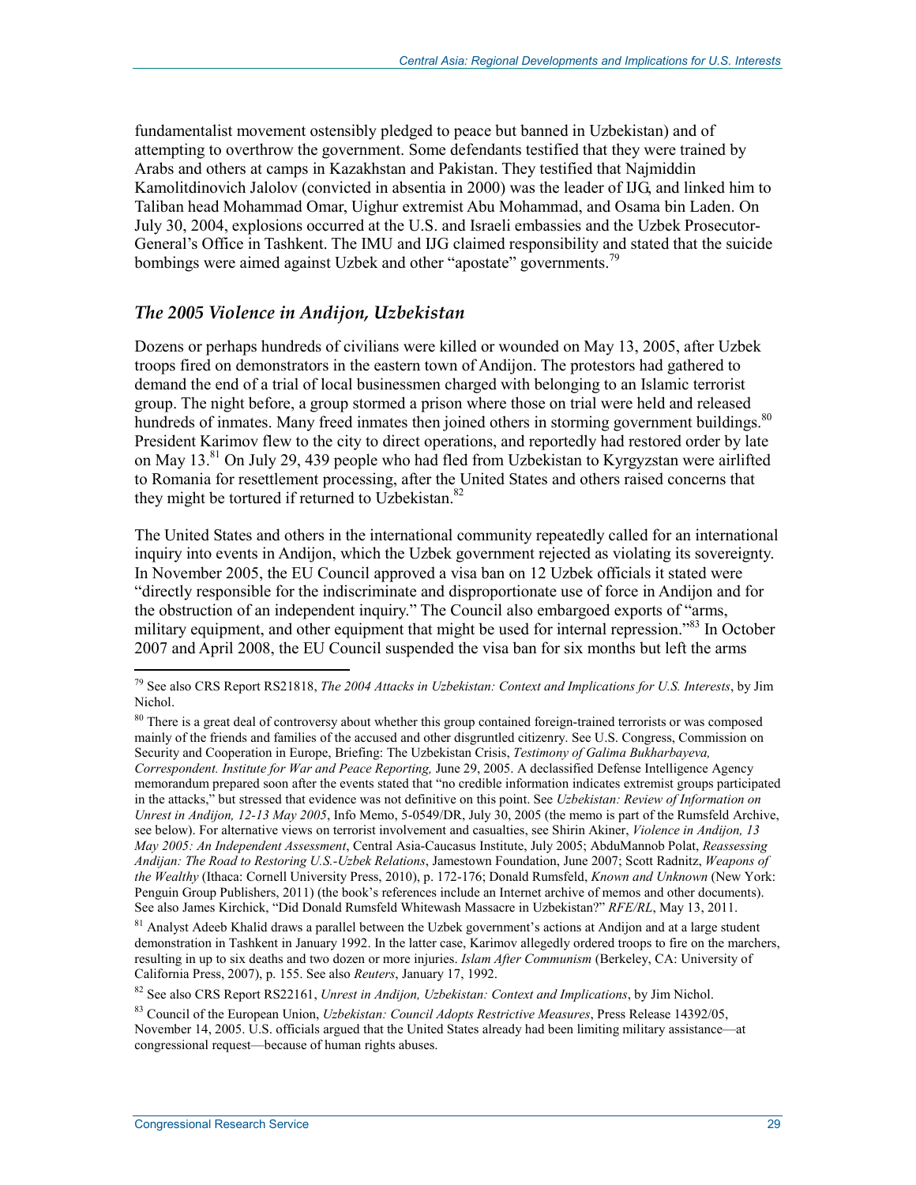fundamentalist movement ostensibly pledged to peace but banned in Uzbekistan) and of attempting to overthrow the government. Some defendants testified that they were trained by Arabs and others at camps in Kazakhstan and Pakistan. They testified that Najmiddin Kamolitdinovich Jalolov (convicted in absentia in 2000) was the leader of IJG, and linked him to Taliban head Mohammad Omar, Uighur extremist Abu Mohammad, and Osama bin Laden. On July 30, 2004, explosions occurred at the U.S. and Israeli embassies and the Uzbek Prosecutor-General's Office in Tashkent. The IMU and IJG claimed responsibility and stated that the suicide bombings were aimed against Uzbek and other "apostate" governments.[79]

### *The 2005 Violence in Andijon, Uzbekistan*

Dozens or perhaps hundreds of civilians were killed or wounded on May 13, 2005, after Uzbek troops fired on demonstrators in the eastern town of Andijon. The protestors had gathered to demand the end of a trial of local businessmen charged with belonging to an Islamic terrorist group. The night before, a group stormed a prison where those on trial were held and released hundreds of inmates. Many freed inmates then joined others in storming government buildings.[80] President Karimov flew to the city to direct operations, and reportedly had restored order by late on May 13.[81] On July 29, 439 people who had fled from Uzbekistan to Kyrgyzstan were airlifted to Romania for resettlement processing, after the United States and others raised concerns that they might be tortured if returned to Uzbekistan.[82]

The United States and others in the international community repeatedly called for an international inquiry into events in Andijon, which the Uzbek government rejected as violating its sovereignty. In November 2005, the EU Council approved a visa ban on 12 Uzbek officials it stated were "directly responsible for the indiscriminate and disproportionate use of force in Andijon and for the obstruction of an independent inquiry." The Council also embargoed exports of "arms, military equipment, and other equipment that might be used for internal repression."[83] In October 2007 and April 2008, the EU Council suspended the visa ban for six months but left the arms

---

[79] See also CRS Report RS21818, *The 2004 Attacks in Uzbekistan: Context and Implications for U.S. Interests*, by Jim Nichol.

[80] There is a great deal of controversy about whether this group contained foreign-trained terrorists or was composed mainly of the friends and families of the accused and other disgruntled citizenry. See U.S. Congress, Commission on Security and Cooperation in Europe, Briefing: The Uzbekistan Crisis, *Testimony of Galima Bukharbayeva, Correspondent. Institute for War and Peace Reporting,* June 29, 2005. A declassified Defense Intelligence Agency memorandum prepared soon after the events stated that "no credible information indicates extremist groups participated in the attacks," but stressed that evidence was not definitive on this point. See *Uzbekistan: Review of Information on Unrest in Andijon, 12-13 May 2005*, Info Memo, 5-0549/DR, July 30, 2005 (the memo is part of the Rumsfeld Archive, see below). For alternative views on terrorist involvement and casualties, see Shirin Akiner, *Violence in Andijon, 13 May 2005: An Independent Assessment*, Central Asia-Caucasus Institute, July 2005; AbduMannob Polat, *Reassessing Andijan: The Road to Restoring U.S.-Uzbek Relations*, Jamestown Foundation, June 2007; Scott Radnitz, *Weapons of the Wealthy* (Ithaca: Cornell University Press, 2010), p. 172-176; Donald Rumsfeld, *Known and Unknown* (New York: Penguin Group Publishers, 2011) (the book's references include an Internet archive of memos and other documents). See also James Kirchick, "Did Donald Rumsfeld Whitewash Massacre in Uzbekistan?" *RFE/RL*, May 13, 2011.

[81] Analyst Adeeb Khalid draws a parallel between the Uzbek government's actions at Andijon and at a large student demonstration in Tashkent in January 1992. In the latter case, Karimov allegedly ordered troops to fire on the marchers, resulting in up to six deaths and two dozen or more injuries. *Islam After Communism* (Berkeley, CA: University of California Press, 2007), p. 155. See also *Reuters*, January 17, 1992.

[82] See also CRS Report RS22161, *Unrest in Andijon, Uzbekistan: Context and Implications*, by Jim Nichol.

[83] Council of the European Union, *Uzbekistan: Council Adopts Restrictive Measures*, Press Release 14392/05, November 14, 2005. U.S. officials argued that the United States already had been limiting military assistance—at congressional request—because of human rights abuses.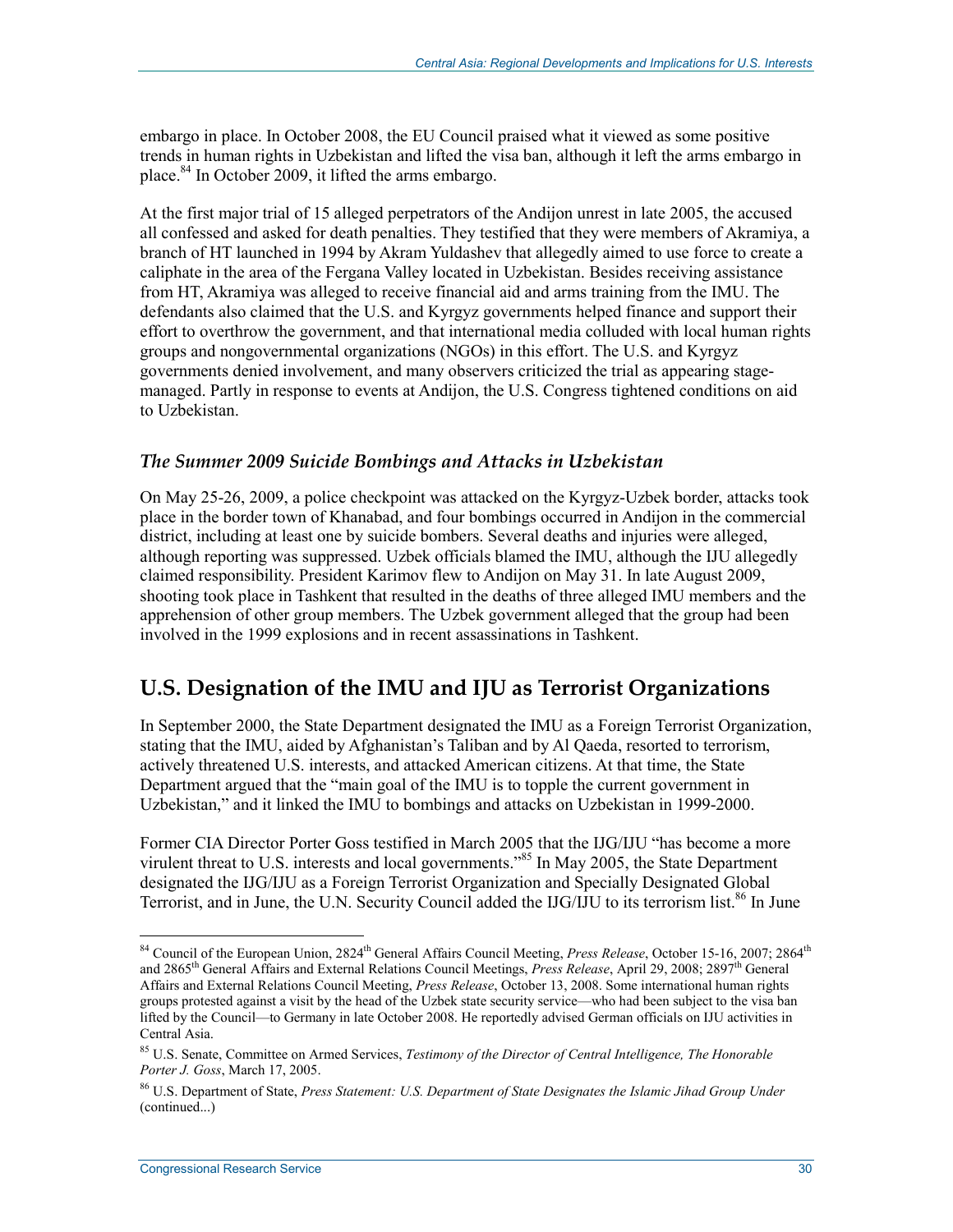embargo in place. In October 2008, the EU Council praised what it viewed as some positive trends in human rights in Uzbekistan and lifted the visa ban, although it left the arms embargo in place.[84] In October 2009, it lifted the arms embargo.

At the first major trial of 15 alleged perpetrators of the Andijon unrest in late 2005, the accused all confessed and asked for death penalties. They testified that they were members of Akramiya, a branch of HT launched in 1994 by Akram Yuldashev that allegedly aimed to use force to create a caliphate in the area of the Fergana Valley located in Uzbekistan. Besides receiving assistance from HT, Akramiya was alleged to receive financial aid and arms training from the IMU. The defendants also claimed that the U.S. and Kyrgyz governments helped finance and support their effort to overthrow the government, and that international media colluded with local human rights groups and nongovernmental organizations (NGOs) in this effort. The U.S. and Kyrgyz governments denied involvement, and many observers criticized the trial as appearing stage-managed. Partly in response to events at Andijon, the U.S. Congress tightened conditions on aid to Uzbekistan.

### *The Summer 2009 Suicide Bombings and Attacks in Uzbekistan*

On May 25-26, 2009, a police checkpoint was attacked on the Kyrgyz-Uzbek border, attacks took place in the border town of Khanabad, and four bombings occurred in Andijon in the commercial district, including at least one by suicide bombers. Several deaths and injuries were alleged, although reporting was suppressed. Uzbek officials blamed the IMU, although the IJU allegedly claimed responsibility. President Karimov flew to Andijon on May 31. In late August 2009, shooting took place in Tashkent that resulted in the deaths of three alleged IMU members and the apprehension of other group members. The Uzbek government alleged that the group had been involved in the 1999 explosions and in recent assassinations in Tashkent.

## U.S. Designation of the IMU and IJU as Terrorist Organizations

In September 2000, the State Department designated the IMU as a Foreign Terrorist Organization, stating that the IMU, aided by Afghanistan's Taliban and by Al Qaeda, resorted to terrorism, actively threatened U.S. interests, and attacked American citizens. At that time, the State Department argued that the "main goal of the IMU is to topple the current government in Uzbekistan," and it linked the IMU to bombings and attacks on Uzbekistan in 1999-2000.

Former CIA Director Porter Goss testified in March 2005 that the IJG/IJU "has become a more virulent threat to U.S. interests and local governments."[85] In May 2005, the State Department designated the IJG/IJU as a Foreign Terrorist Organization and Specially Designated Global Terrorist, and in June, the U.N. Security Council added the IJG/IJU to its terrorism list.[86] In June

---

[84] Council of the European Union, 2824th General Affairs Council Meeting, *Press Release*, October 15-16, 2007; 2864th and 2865th General Affairs and External Relations Council Meetings, *Press Release*, April 29, 2008; 2897th General Affairs and External Relations Council Meeting, *Press Release*, October 13, 2008. Some international human rights groups protested against a visit by the head of the Uzbek state security service—who had been subject to the visa ban lifted by the Council—to Germany in late October 2008. He reportedly advised German officials on IJU activities in Central Asia.

[85] U.S. Senate, Committee on Armed Services, *Testimony of the Director of Central Intelligence, The Honorable Porter J. Goss*, March 17, 2005.

[86] U.S. Department of State, *Press Statement: U.S. Department of State Designates the Islamic Jihad Group Under* (continued...)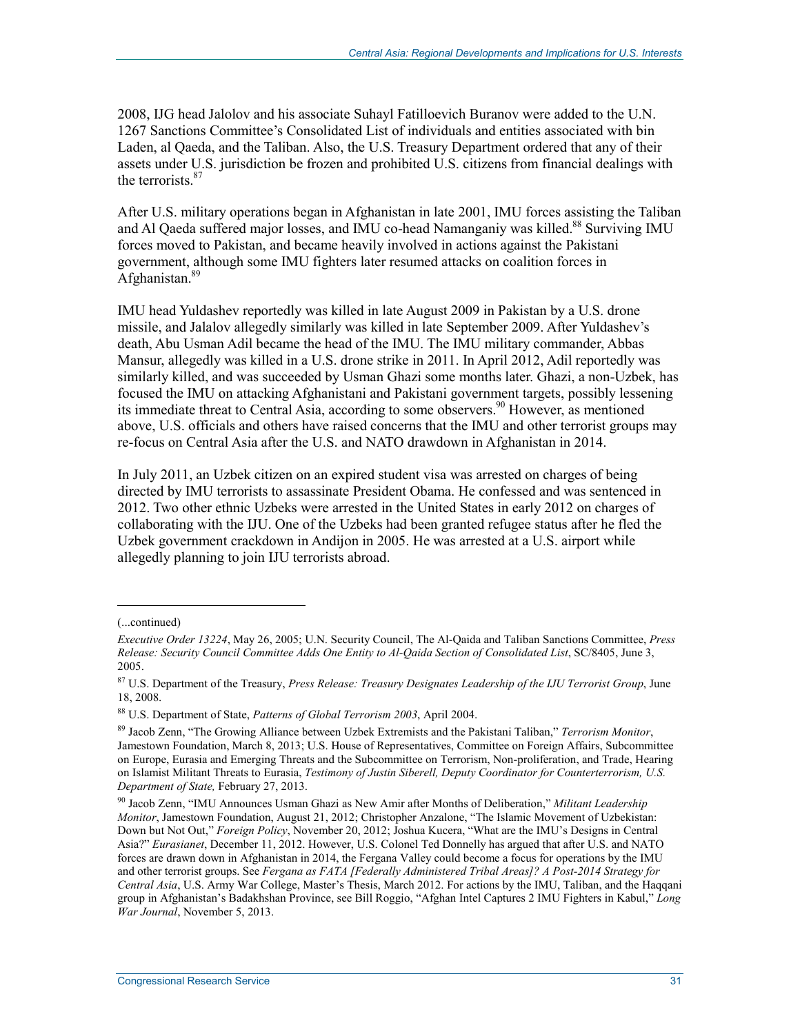2008, IJG head Jalolov and his associate Suhayl Fatilloevich Buranov were added to the U.N. 1267 Sanctions Committee's Consolidated List of individuals and entities associated with bin Laden, al Qaeda, and the Taliban. Also, the U.S. Treasury Department ordered that any of their assets under U.S. jurisdiction be frozen and prohibited U.S. citizens from financial dealings with the terrorists.[87]

After U.S. military operations began in Afghanistan in late 2001, IMU forces assisting the Taliban and Al Qaeda suffered major losses, and IMU co-head Namanganiy was killed.[88] Surviving IMU forces moved to Pakistan, and became heavily involved in actions against the Pakistani government, although some IMU fighters later resumed attacks on coalition forces in Afghanistan.[89]

IMU head Yuldashev reportedly was killed in late August 2009 in Pakistan by a U.S. drone missile, and Jalalov allegedly similarly was killed in late September 2009. After Yuldashev's death, Abu Usman Adil became the head of the IMU. The IMU military commander, Abbas Mansur, allegedly was killed in a U.S. drone strike in 2011. In April 2012, Adil reportedly was similarly killed, and was succeeded by Usman Ghazi some months later. Ghazi, a non-Uzbek, has focused the IMU on attacking Afghanistani and Pakistani government targets, possibly lessening its immediate threat to Central Asia, according to some observers.[90] However, as mentioned above, U.S. officials and others have raised concerns that the IMU and other terrorist groups may re-focus on Central Asia after the U.S. and NATO drawdown in Afghanistan in 2014.

In July 2011, an Uzbek citizen on an expired student visa was arrested on charges of being directed by IMU terrorists to assassinate President Obama. He confessed and was sentenced in 2012. Two other ethnic Uzbeks were arrested in the United States in early 2012 on charges of collaborating with the IJU. One of the Uzbeks had been granted refugee status after he fled the Uzbek government crackdown in Andijon in 2005. He was arrested at a U.S. airport while allegedly planning to join IJU terrorists abroad.

---

(...continued)

*Executive Order 13224*, May 26, 2005; U.N. Security Council, The Al-Qaida and Taliban Sanctions Committee, *Press Release: Security Council Committee Adds One Entity to Al-Qaida Section of Consolidated List*, SC/8405, June 3, 2005.

[87] U.S. Department of the Treasury, *Press Release: Treasury Designates Leadership of the IJU Terrorist Group*, June 18, 2008.

[88] U.S. Department of State, *Patterns of Global Terrorism 2003*, April 2004.

[89] Jacob Zenn, "The Growing Alliance between Uzbek Extremists and the Pakistani Taliban," *Terrorism Monitor*, Jamestown Foundation, March 8, 2013; U.S. House of Representatives, Committee on Foreign Affairs, Subcommittee on Europe, Eurasia and Emerging Threats and the Subcommittee on Terrorism, Non-proliferation, and Trade, Hearing on Islamist Militant Threats to Eurasia, *Testimony of Justin Siberell, Deputy Coordinator for Counterterrorism, U.S. Department of State,* February 27, 2013.

[90] Jacob Zenn, "IMU Announces Usman Ghazi as New Amir after Months of Deliberation," *Militant Leadership Monitor*, Jamestown Foundation, August 21, 2012; Christopher Anzalone, "The Islamic Movement of Uzbekistan: Down but Not Out," *Foreign Policy*, November 20, 2012; Joshua Kucera, "What are the IMU's Designs in Central Asia?" *Eurasianet*, December 11, 2012. However, U.S. Colonel Ted Donnelly has argued that after U.S. and NATO forces are drawn down in Afghanistan in 2014, the Fergana Valley could become a focus for operations by the IMU and other terrorist groups. See *Fergana as FATA [Federally Administered Tribal Areas]? A Post-2014 Strategy for Central Asia*, U.S. Army War College, Master's Thesis, March 2012. For actions by the IMU, Taliban, and the Haqqani group in Afghanistan's Badakhshan Province, see Bill Roggio, "Afghan Intel Captures 2 IMU Fighters in Kabul," *Long War Journal*, November 5, 2013.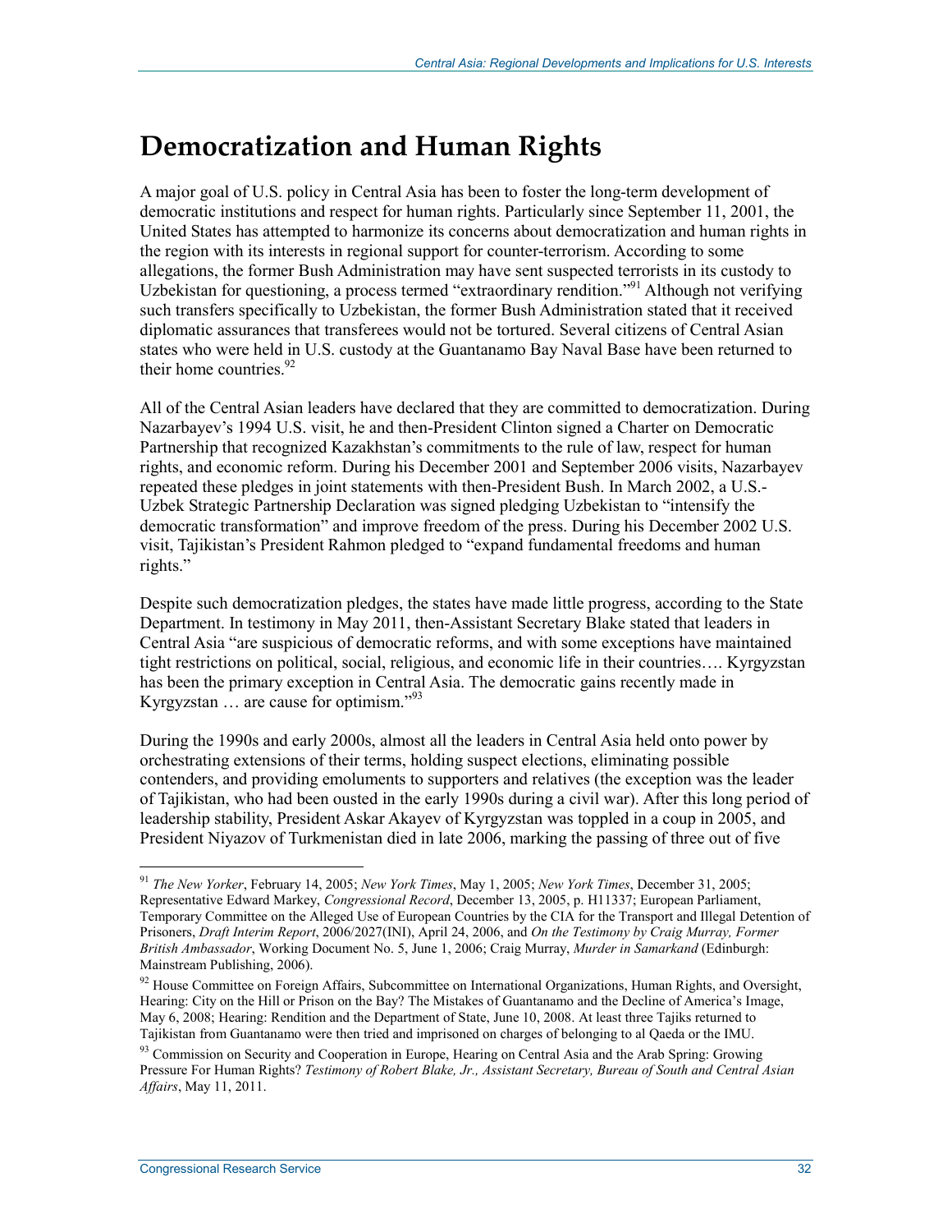# Democratization and Human Rights

A major goal of U.S. policy in Central Asia has been to foster the long-term development of democratic institutions and respect for human rights. Particularly since September 11, 2001, the United States has attempted to harmonize its concerns about democratization and human rights in the region with its interests in regional support for counter-terrorism. According to some allegations, the former Bush Administration may have sent suspected terrorists in its custody to Uzbekistan for questioning, a process termed "extraordinary rendition."[91] Although not verifying such transfers specifically to Uzbekistan, the former Bush Administration stated that it received diplomatic assurances that transferees would not be tortured. Several citizens of Central Asian states who were held in U.S. custody at the Guantanamo Bay Naval Base have been returned to their home countries.[92]

All of the Central Asian leaders have declared that they are committed to democratization. During Nazarbayev's 1994 U.S. visit, he and then-President Clinton signed a Charter on Democratic Partnership that recognized Kazakhstan's commitments to the rule of law, respect for human rights, and economic reform. During his December 2001 and September 2006 visits, Nazarbayev repeated these pledges in joint statements with then-President Bush. In March 2002, a U.S.-Uzbek Strategic Partnership Declaration was signed pledging Uzbekistan to "intensify the democratic transformation" and improve freedom of the press. During his December 2002 U.S. visit, Tajikistan's President Rahmon pledged to "expand fundamental freedoms and human rights."

Despite such democratization pledges, the states have made little progress, according to the State Department. In testimony in May 2011, then-Assistant Secretary Blake stated that leaders in Central Asia "are suspicious of democratic reforms, and with some exceptions have maintained tight restrictions on political, social, religious, and economic life in their countries…. Kyrgyzstan has been the primary exception in Central Asia. The democratic gains recently made in Kyrgyzstan … are cause for optimism."[93]

During the 1990s and early 2000s, almost all the leaders in Central Asia held onto power by orchestrating extensions of their terms, holding suspect elections, eliminating possible contenders, and providing emoluments to supporters and relatives (the exception was the leader of Tajikistan, who had been ousted in the early 1990s during a civil war). After this long period of leadership stability, President Askar Akayev of Kyrgyzstan was toppled in a coup in 2005, and President Niyazov of Turkmenistan died in late 2006, marking the passing of three out of five

---

[91] *The New Yorker*, February 14, 2005; *New York Times*, May 1, 2005; *New York Times*, December 31, 2005; Representative Edward Markey, *Congressional Record*, December 13, 2005, p. H11337; European Parliament, Temporary Committee on the Alleged Use of European Countries by the CIA for the Transport and Illegal Detention of Prisoners, *Draft Interim Report*, 2006/2027(INI), April 24, 2006, and *On the Testimony by Craig Murray, Former British Ambassador*, Working Document No. 5, June 1, 2006; Craig Murray, *Murder in Samarkand* (Edinburgh: Mainstream Publishing, 2006).

[92] House Committee on Foreign Affairs, Subcommittee on International Organizations, Human Rights, and Oversight, Hearing: City on the Hill or Prison on the Bay? The Mistakes of Guantanamo and the Decline of America's Image, May 6, 2008; Hearing: Rendition and the Department of State, June 10, 2008. At least three Tajiks returned to Tajikistan from Guantanamo were then tried and imprisoned on charges of belonging to al Qaeda or the IMU.

[93] Commission on Security and Cooperation in Europe, Hearing on Central Asia and the Arab Spring: Growing Pressure For Human Rights? *Testimony of Robert Blake, Jr., Assistant Secretary, Bureau of South and Central Asian Affairs*, May 11, 2011.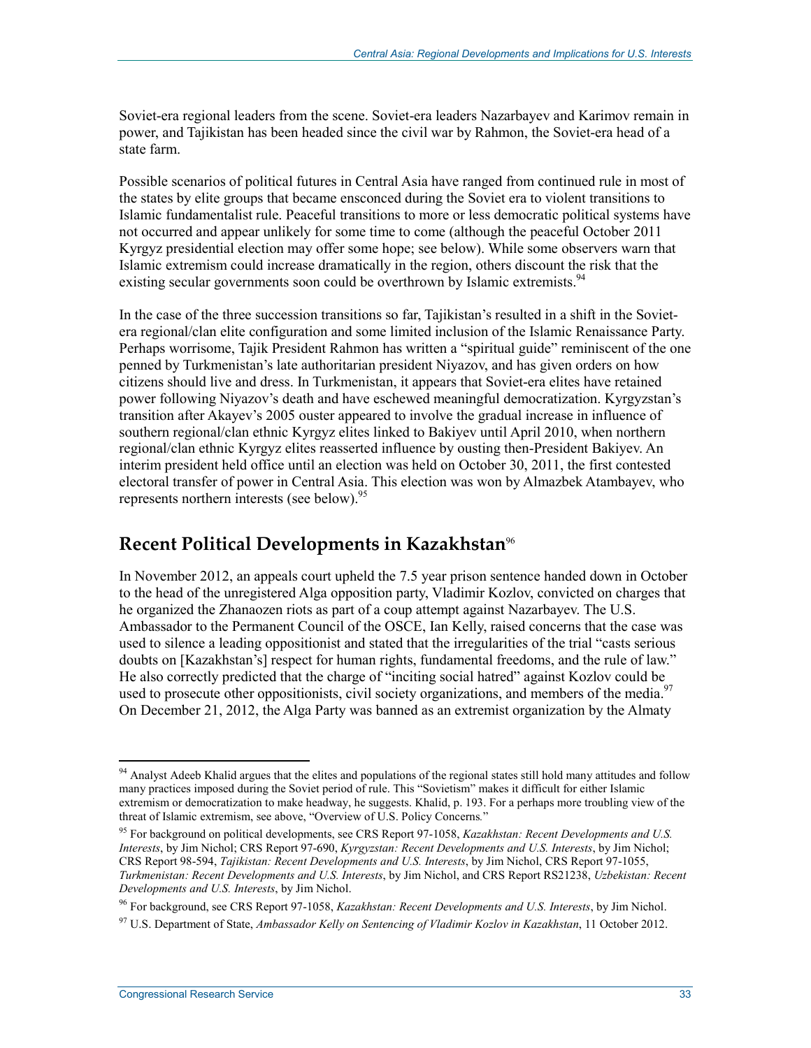Soviet-era regional leaders from the scene. Soviet-era leaders Nazarbayev and Karimov remain in power, and Tajikistan has been headed since the civil war by Rahmon, the Soviet-era head of a state farm.

Possible scenarios of political futures in Central Asia have ranged from continued rule in most of the states by elite groups that became ensconced during the Soviet era to violent transitions to Islamic fundamentalist rule. Peaceful transitions to more or less democratic political systems have not occurred and appear unlikely for some time to come (although the peaceful October 2011 Kyrgyz presidential election may offer some hope; see below). While some observers warn that Islamic extremism could increase dramatically in the region, others discount the risk that the existing secular governments soon could be overthrown by Islamic extremists.[94]

In the case of the three succession transitions so far, Tajikistan's resulted in a shift in the Soviet-era regional/clan elite configuration and some limited inclusion of the Islamic Renaissance Party. Perhaps worrisome, Tajik President Rahmon has written a "spiritual guide" reminiscent of the one penned by Turkmenistan's late authoritarian president Niyazov, and has given orders on how citizens should live and dress. In Turkmenistan, it appears that Soviet-era elites have retained power following Niyazov's death and have eschewed meaningful democratization. Kyrgyzstan's transition after Akayev's 2005 ouster appeared to involve the gradual increase in influence of southern regional/clan ethnic Kyrgyz elites linked to Bakiyev until April 2010, when northern regional/clan ethnic Kyrgyz elites reasserted influence by ousting then-President Bakiyev. An interim president held office until an election was held on October 30, 2011, the first contested electoral transfer of power in Central Asia. This election was won by Almazbek Atambayev, who represents northern interests (see below).[95]

## Recent Political Developments in Kazakhstan[96]

In November 2012, an appeals court upheld the 7.5 year prison sentence handed down in October to the head of the unregistered Alga opposition party, Vladimir Kozlov, convicted on charges that he organized the Zhanaozen riots as part of a coup attempt against Nazarbayev. The U.S. Ambassador to the Permanent Council of the OSCE, Ian Kelly, raised concerns that the case was used to silence a leading oppositionist and stated that the irregularities of the trial "casts serious doubts on [Kazakhstan's] respect for human rights, fundamental freedoms, and the rule of law." He also correctly predicted that the charge of "inciting social hatred" against Kozlov could be used to prosecute other oppositionists, civil society organizations, and members of the media.[97] On December 21, 2012, the Alga Party was banned as an extremist organization by the Almaty

---

[94] Analyst Adeeb Khalid argues that the elites and populations of the regional states still hold many attitudes and follow many practices imposed during the Soviet period of rule. This "Sovietism" makes it difficult for either Islamic extremism or democratization to make headway, he suggests. Khalid, p. 193. For a perhaps more troubling view of the threat of Islamic extremism, see above, "Overview of U.S. Policy Concerns."

[95] For background on political developments, see CRS Report 97-1058, *Kazakhstan: Recent Developments and U.S. Interests*, by Jim Nichol; CRS Report 97-690, *Kyrgyzstan: Recent Developments and U.S. Interests*, by Jim Nichol; CRS Report 98-594, *Tajikistan: Recent Developments and U.S. Interests*, by Jim Nichol, CRS Report 97-1055, *Turkmenistan: Recent Developments and U.S. Interests*, by Jim Nichol, and CRS Report RS21238, *Uzbekistan: Recent Developments and U.S. Interests*, by Jim Nichol.

[96] For background, see CRS Report 97-1058, *Kazakhstan: Recent Developments and U.S. Interests*, by Jim Nichol.

[97] U.S. Department of State, *Ambassador Kelly on Sentencing of Vladimir Kozlov in Kazakhstan*, 11 October 2012.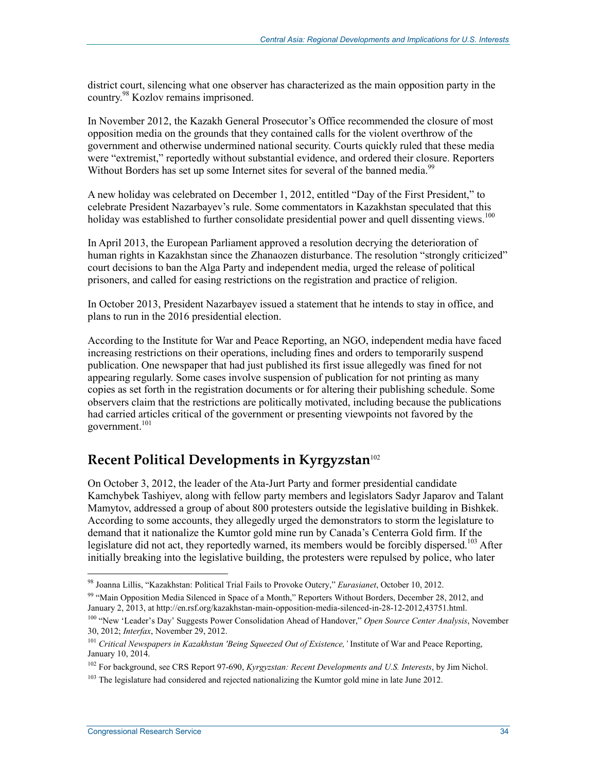district court, silencing what one observer has characterized as the main opposition party in the country.[98] Kozlov remains imprisoned.

In November 2012, the Kazakh General Prosecutor's Office recommended the closure of most opposition media on the grounds that they contained calls for the violent overthrow of the government and otherwise undermined national security. Courts quickly ruled that these media were "extremist," reportedly without substantial evidence, and ordered their closure. Reporters Without Borders has set up some Internet sites for several of the banned media.[99]

A new holiday was celebrated on December 1, 2012, entitled "Day of the First President," to celebrate President Nazarbayev's rule. Some commentators in Kazakhstan speculated that this holiday was established to further consolidate presidential power and quell dissenting views.[100]

In April 2013, the European Parliament approved a resolution decrying the deterioration of human rights in Kazakhstan since the Zhanaozen disturbance. The resolution "strongly criticized" court decisions to ban the Alga Party and independent media, urged the release of political prisoners, and called for easing restrictions on the registration and practice of religion.

In October 2013, President Nazarbayev issued a statement that he intends to stay in office, and plans to run in the 2016 presidential election.

According to the Institute for War and Peace Reporting, an NGO, independent media have faced increasing restrictions on their operations, including fines and orders to temporarily suspend publication. One newspaper that had just published its first issue allegedly was fined for not appearing regularly. Some cases involve suspension of publication for not printing as many copies as set forth in the registration documents or for altering their publishing schedule. Some observers claim that the restrictions are politically motivated, including because the publications had carried articles critical of the government or presenting viewpoints not favored by the government.[101]

## Recent Political Developments in Kyrgyzstan[102]

On October 3, 2012, the leader of the Ata-Jurt Party and former presidential candidate Kamchybek Tashiyev, along with fellow party members and legislators Sadyr Japarov and Talant Mamytov, addressed a group of about 800 protesters outside the legislative building in Bishkek. According to some accounts, they allegedly urged the demonstrators to storm the legislature to demand that it nationalize the Kumtor gold mine run by Canada's Centerra Gold firm. If the legislature did not act, they reportedly warned, its members would be forcibly dispersed.[103] After initially breaking into the legislative building, the protesters were repulsed by police, who later

---

[98] Joanna Lillis, "Kazakhstan: Political Trial Fails to Provoke Outcry," *Eurasianet*, October 10, 2012.

[99] "Main Opposition Media Silenced in Space of a Month," Reporters Without Borders, December 28, 2012, and January 2, 2013, at http://en.rsf.org/kazakhstan-main-opposition-media-silenced-in-28-12-2012,43751.html.

[100] "New 'Leader's Day' Suggests Power Consolidation Ahead of Handover," *Open Source Center Analysis*, November 30, 2012; *Interfax*, November 29, 2012.

[101] *Critical Newspapers in Kazakhstan 'Being Squeezed Out of Existence,'* Institute of War and Peace Reporting, January 10, 2014.

[102] For background, see CRS Report 97-690, *Kyrgyzstan: Recent Developments and U.S. Interests*, by Jim Nichol.

[103] The legislature had considered and rejected nationalizing the Kumtor gold mine in late June 2012.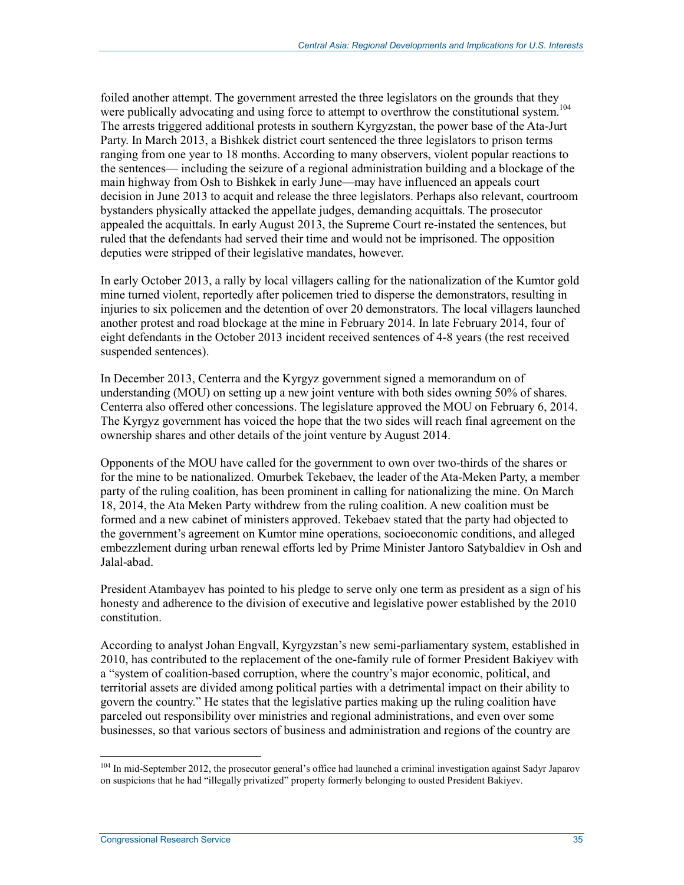foiled another attempt. The government arrested the three legislators on the grounds that they were publically advocating and using force to attempt to overthrow the constitutional system.[104] The arrests triggered additional protests in southern Kyrgyzstan, the power base of the Ata-Jurt Party. In March 2013, a Bishkek district court sentenced the three legislators to prison terms ranging from one year to 18 months. According to many observers, violent popular reactions to the sentences— including the seizure of a regional administration building and a blockage of the main highway from Osh to Bishkek in early June—may have influenced an appeals court decision in June 2013 to acquit and release the three legislators. Perhaps also relevant, courtroom bystanders physically attacked the appellate judges, demanding acquittals. The prosecutor appealed the acquittals. In early August 2013, the Supreme Court re-instated the sentences, but ruled that the defendants had served their time and would not be imprisoned. The opposition deputies were stripped of their legislative mandates, however.

In early October 2013, a rally by local villagers calling for the nationalization of the Kumtor gold mine turned violent, reportedly after policemen tried to disperse the demonstrators, resulting in injuries to six policemen and the detention of over 20 demonstrators. The local villagers launched another protest and road blockage at the mine in February 2014. In late February 2014, four of eight defendants in the October 2013 incident received sentences of 4-8 years (the rest received suspended sentences).

In December 2013, Centerra and the Kyrgyz government signed a memorandum on of understanding (MOU) on setting up a new joint venture with both sides owning 50% of shares. Centerra also offered other concessions. The legislature approved the MOU on February 6, 2014. The Kyrgyz government has voiced the hope that the two sides will reach final agreement on the ownership shares and other details of the joint venture by August 2014.

Opponents of the MOU have called for the government to own over two-thirds of the shares or for the mine to be nationalized. Omurbek Tekebaev, the leader of the Ata-Meken Party, a member party of the ruling coalition, has been prominent in calling for nationalizing the mine. On March 18, 2014, the Ata Meken Party withdrew from the ruling coalition. A new coalition must be formed and a new cabinet of ministers approved. Tekebaev stated that the party had objected to the government's agreement on Kumtor mine operations, socioeconomic conditions, and alleged embezzlement during urban renewal efforts led by Prime Minister Jantoro Satybaldiev in Osh and Jalal-abad.

President Atambayev has pointed to his pledge to serve only one term as president as a sign of his honesty and adherence to the division of executive and legislative power established by the 2010 constitution.

According to analyst Johan Engvall, Kyrgyzstan's new semi-parliamentary system, established in 2010, has contributed to the replacement of the one-family rule of former President Bakiyev with a "system of coalition-based corruption, where the country's major economic, political, and territorial assets are divided among political parties with a detrimental impact on their ability to govern the country." He states that the legislative parties making up the ruling coalition have parceled out responsibility over ministries and regional administrations, and even over some businesses, so that various sectors of business and administration and regions of the country are

---

[104] In mid-September 2012, the prosecutor general's office had launched a criminal investigation against Sadyr Japarov on suspicions that he had "illegally privatized" property formerly belonging to ousted President Bakiyev.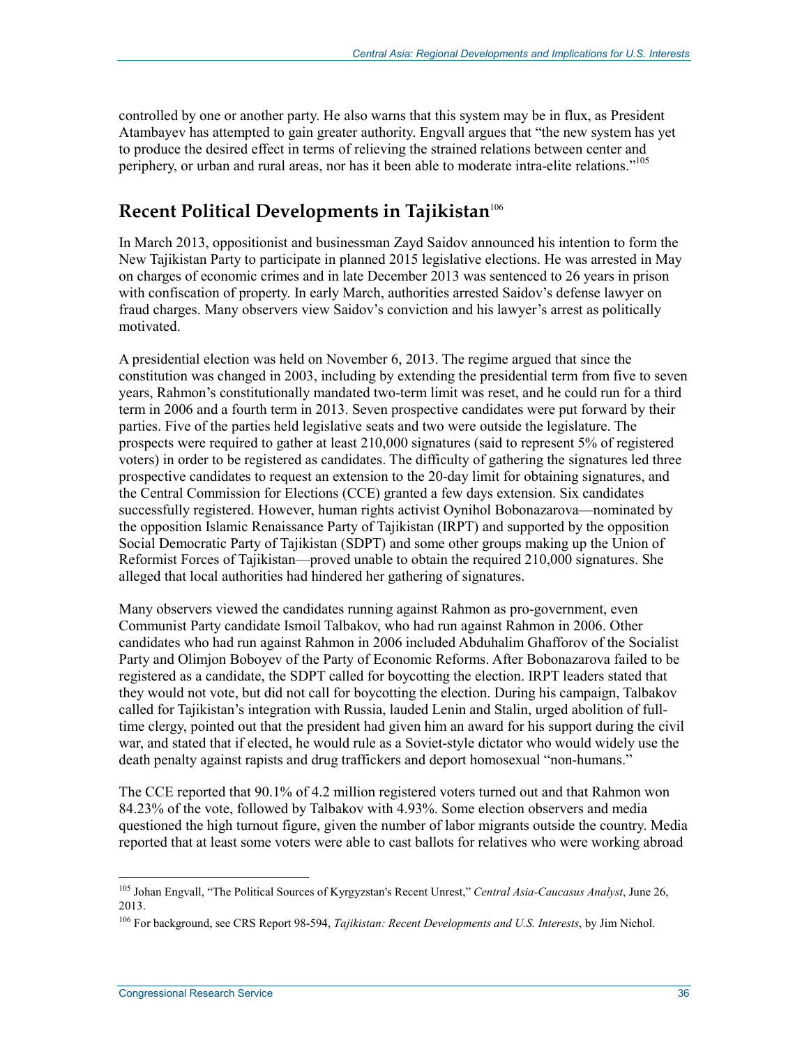controlled by one or another party. He also warns that this system may be in flux, as President Atambayev has attempted to gain greater authority. Engvall argues that "the new system has yet to produce the desired effect in terms of relieving the strained relations between center and periphery, or urban and rural areas, nor has it been able to moderate intra-elite relations."[105]

## Recent Political Developments in Tajikistan[106]

In March 2013, oppositionist and businessman Zayd Saidov announced his intention to form the New Tajikistan Party to participate in planned 2015 legislative elections. He was arrested in May on charges of economic crimes and in late December 2013 was sentenced to 26 years in prison with confiscation of property. In early March, authorities arrested Saidov's defense lawyer on fraud charges. Many observers view Saidov's conviction and his lawyer's arrest as politically motivated.

A presidential election was held on November 6, 2013. The regime argued that since the constitution was changed in 2003, including by extending the presidential term from five to seven years, Rahmon's constitutionally mandated two-term limit was reset, and he could run for a third term in 2006 and a fourth term in 2013. Seven prospective candidates were put forward by their parties. Five of the parties held legislative seats and two were outside the legislature. The prospects were required to gather at least 210,000 signatures (said to represent 5% of registered voters) in order to be registered as candidates. The difficulty of gathering the signatures led three prospective candidates to request an extension to the 20-day limit for obtaining signatures, and the Central Commission for Elections (CCE) granted a few days extension. Six candidates successfully registered. However, human rights activist Oynihol Bobonazarova—nominated by the opposition Islamic Renaissance Party of Tajikistan (IRPT) and supported by the opposition Social Democratic Party of Tajikistan (SDPT) and some other groups making up the Union of Reformist Forces of Tajikistan—proved unable to obtain the required 210,000 signatures. She alleged that local authorities had hindered her gathering of signatures.

Many observers viewed the candidates running against Rahmon as pro-government, even Communist Party candidate Ismoil Talbakov, who had run against Rahmon in 2006. Other candidates who had run against Rahmon in 2006 included Abduhalim Ghafforov of the Socialist Party and Olimjon Boboyev of the Party of Economic Reforms. After Bobonazarova failed to be registered as a candidate, the SDPT called for boycotting the election. IRPT leaders stated that they would not vote, but did not call for boycotting the election. During his campaign, Talbakov called for Tajikistan's integration with Russia, lauded Lenin and Stalin, urged abolition of full-time clergy, pointed out that the president had given him an award for his support during the civil war, and stated that if elected, he would rule as a Soviet-style dictator who would widely use the death penalty against rapists and drug traffickers and deport homosexual "non-humans."

The CCE reported that 90.1% of 4.2 million registered voters turned out and that Rahmon won 84.23% of the vote, followed by Talbakov with 4.93%. Some election observers and media questioned the high turnout figure, given the number of labor migrants outside the country. Media reported that at least some voters were able to cast ballots for relatives who were working abroad

---

[105] Johan Engvall, "The Political Sources of Kyrgyzstan's Recent Unrest," *Central Asia-Caucasus Analyst*, June 26, 2013.

[106] For background, see CRS Report 98-594, *Tajikistan: Recent Developments and U.S. Interests*, by Jim Nichol.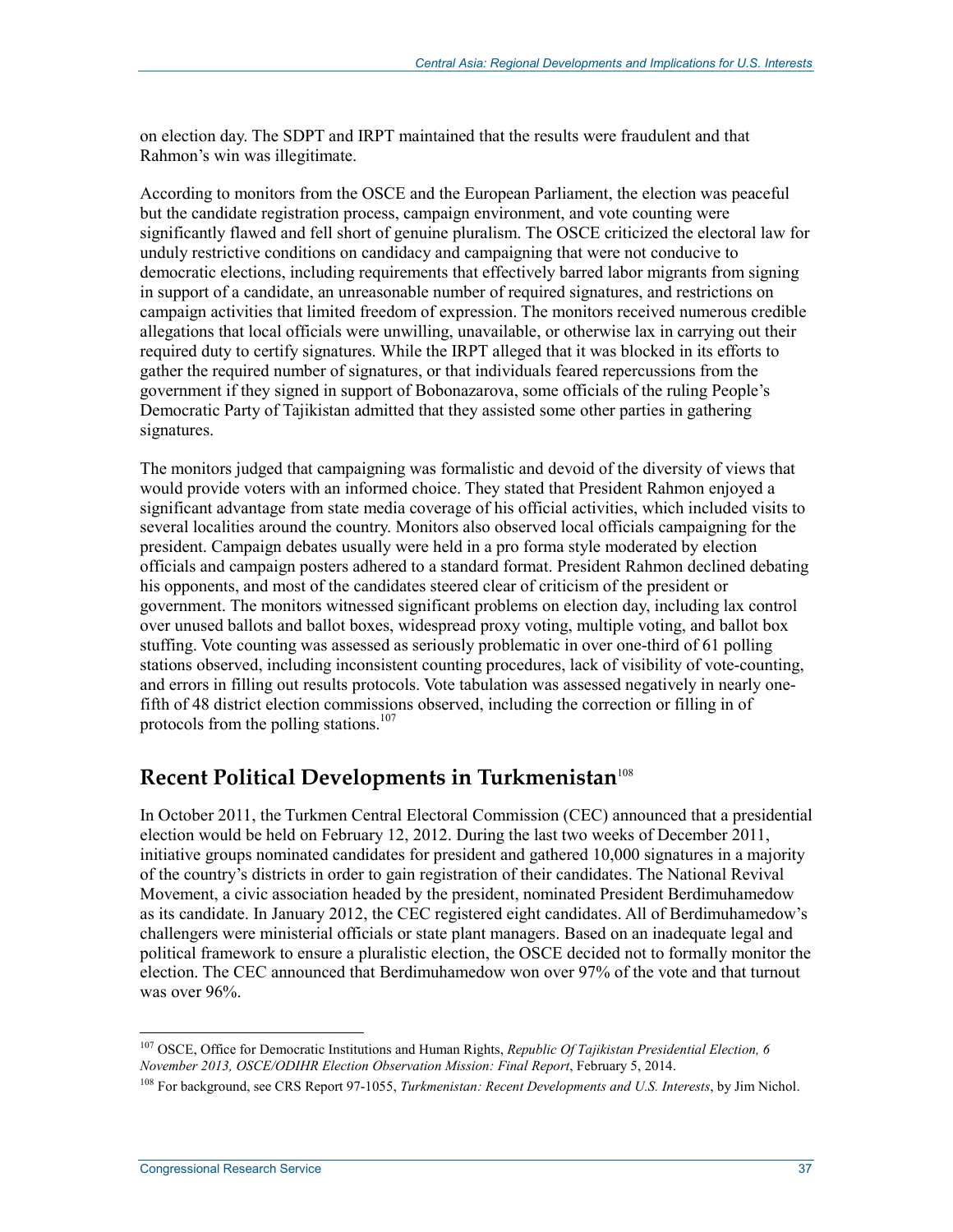on election day. The SDPT and IRPT maintained that the results were fraudulent and that Rahmon's win was illegitimate.

According to monitors from the OSCE and the European Parliament, the election was peaceful but the candidate registration process, campaign environment, and vote counting were significantly flawed and fell short of genuine pluralism. The OSCE criticized the electoral law for unduly restrictive conditions on candidacy and campaigning that were not conducive to democratic elections, including requirements that effectively barred labor migrants from signing in support of a candidate, an unreasonable number of required signatures, and restrictions on campaign activities that limited freedom of expression. The monitors received numerous credible allegations that local officials were unwilling, unavailable, or otherwise lax in carrying out their required duty to certify signatures. While the IRPT alleged that it was blocked in its efforts to gather the required number of signatures, or that individuals feared repercussions from the government if they signed in support of Bobonazarova, some officials of the ruling People's Democratic Party of Tajikistan admitted that they assisted some other parties in gathering signatures.

The monitors judged that campaigning was formalistic and devoid of the diversity of views that would provide voters with an informed choice. They stated that President Rahmon enjoyed a significant advantage from state media coverage of his official activities, which included visits to several localities around the country. Monitors also observed local officials campaigning for the president. Campaign debates usually were held in a pro forma style moderated by election officials and campaign posters adhered to a standard format. President Rahmon declined debating his opponents, and most of the candidates steered clear of criticism of the president or government. The monitors witnessed significant problems on election day, including lax control over unused ballots and ballot boxes, widespread proxy voting, multiple voting, and ballot box stuffing. Vote counting was assessed as seriously problematic in over one-third of 61 polling stations observed, including inconsistent counting procedures, lack of visibility of vote-counting, and errors in filling out results protocols. Vote tabulation was assessed negatively in nearly one-fifth of 48 district election commissions observed, including the correction or filling in of protocols from the polling stations.[107]

## Recent Political Developments in Turkmenistan[108]

In October 2011, the Turkmen Central Electoral Commission (CEC) announced that a presidential election would be held on February 12, 2012. During the last two weeks of December 2011, initiative groups nominated candidates for president and gathered 10,000 signatures in a majority of the country's districts in order to gain registration of their candidates. The National Revival Movement, a civic association headed by the president, nominated President Berdimuhamedow as its candidate. In January 2012, the CEC registered eight candidates. All of Berdimuhamedow's challengers were ministerial officials or state plant managers. Based on an inadequate legal and political framework to ensure a pluralistic election, the OSCE decided not to formally monitor the election. The CEC announced that Berdimuhamedow won over 97% of the vote and that turnout was over 96%.

---

[107] OSCE, Office for Democratic Institutions and Human Rights, *Republic Of Tajikistan Presidential Election, 6 November 2013, OSCE/ODIHR Election Observation Mission: Final Report*, February 5, 2014.

[108] For background, see CRS Report 97-1055, *Turkmenistan: Recent Developments and U.S. Interests*, by Jim Nichol.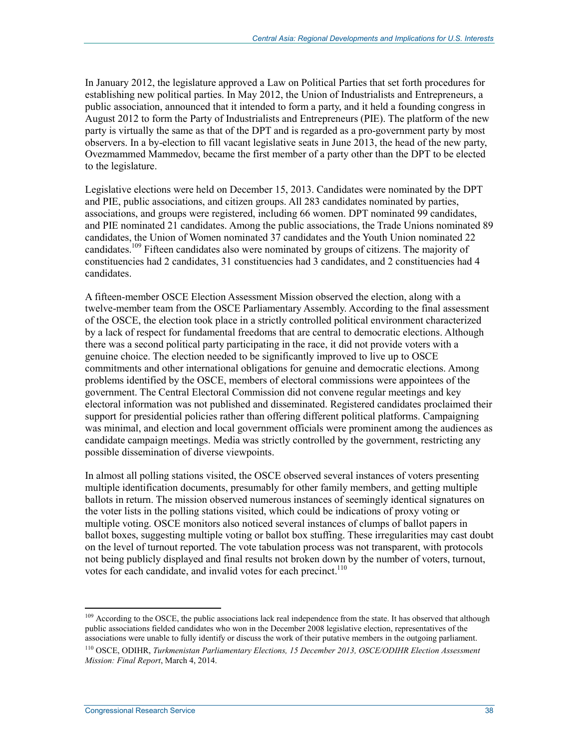In January 2012, the legislature approved a Law on Political Parties that set forth procedures for establishing new political parties. In May 2012, the Union of Industrialists and Entrepreneurs, a public association, announced that it intended to form a party, and it held a founding congress in August 2012 to form the Party of Industrialists and Entrepreneurs (PIE). The platform of the new party is virtually the same as that of the DPT and is regarded as a pro-government party by most observers. In a by-election to fill vacant legislative seats in June 2013, the head of the new party, Ovezmammed Mammedov, became the first member of a party other than the DPT to be elected to the legislature.

Legislative elections were held on December 15, 2013. Candidates were nominated by the DPT and PIE, public associations, and citizen groups. All 283 candidates nominated by parties, associations, and groups were registered, including 66 women. DPT nominated 99 candidates, and PIE nominated 21 candidates. Among the public associations, the Trade Unions nominated 89 candidates, the Union of Women nominated 37 candidates and the Youth Union nominated 22 candidates.[109] Fifteen candidates also were nominated by groups of citizens. The majority of constituencies had 2 candidates, 31 constituencies had 3 candidates, and 2 constituencies had 4 candidates.

A fifteen-member OSCE Election Assessment Mission observed the election, along with a twelve-member team from the OSCE Parliamentary Assembly. According to the final assessment of the OSCE, the election took place in a strictly controlled political environment characterized by a lack of respect for fundamental freedoms that are central to democratic elections. Although there was a second political party participating in the race, it did not provide voters with a genuine choice. The election needed to be significantly improved to live up to OSCE commitments and other international obligations for genuine and democratic elections. Among problems identified by the OSCE, members of electoral commissions were appointees of the government. The Central Electoral Commission did not convene regular meetings and key electoral information was not published and disseminated. Registered candidates proclaimed their support for presidential policies rather than offering different political platforms. Campaigning was minimal, and election and local government officials were prominent among the audiences as candidate campaign meetings. Media was strictly controlled by the government, restricting any possible dissemination of diverse viewpoints.

In almost all polling stations visited, the OSCE observed several instances of voters presenting multiple identification documents, presumably for other family members, and getting multiple ballots in return. The mission observed numerous instances of seemingly identical signatures on the voter lists in the polling stations visited, which could be indications of proxy voting or multiple voting. OSCE monitors also noticed several instances of clumps of ballot papers in ballot boxes, suggesting multiple voting or ballot box stuffing. These irregularities may cast doubt on the level of turnout reported. The vote tabulation process was not transparent, with protocols not being publicly displayed and final results not broken down by the number of voters, turnout, votes for each candidate, and invalid votes for each precinct.[110]

---

[109] According to the OSCE, the public associations lack real independence from the state. It has observed that although public associations fielded candidates who won in the December 2008 legislative election, representatives of the associations were unable to fully identify or discuss the work of their putative members in the outgoing parliament.

[110] OSCE, ODIHR, *Turkmenistan Parliamentary Elections, 15 December 2013, OSCE/ODIHR Election Assessment Mission: Final Report*, March 4, 2014.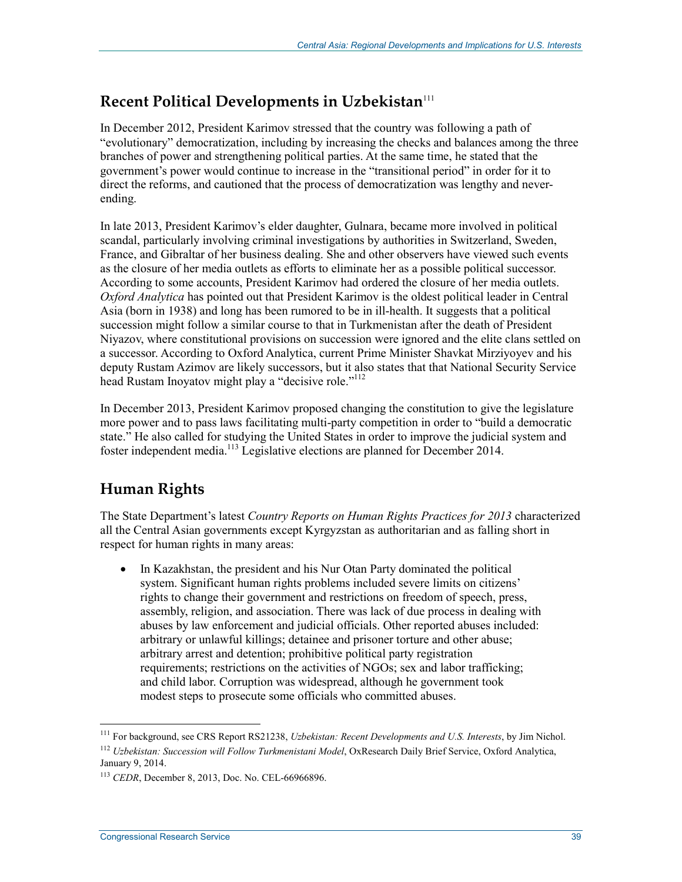## Recent Political Developments in Uzbekistan[111]

In December 2012, President Karimov stressed that the country was following a path of "evolutionary" democratization, including by increasing the checks and balances among the three branches of power and strengthening political parties. At the same time, he stated that the government's power would continue to increase in the "transitional period" in order for it to direct the reforms, and cautioned that the process of democratization was lengthy and never-ending.

In late 2013, President Karimov's elder daughter, Gulnara, became more involved in political scandal, particularly involving criminal investigations by authorities in Switzerland, Sweden, France, and Gibraltar of her business dealing. She and other observers have viewed such events as the closure of her media outlets as efforts to eliminate her as a possible political successor. According to some accounts, President Karimov had ordered the closure of her media outlets. *Oxford Analytica* has pointed out that President Karimov is the oldest political leader in Central Asia (born in 1938) and long has been rumored to be in ill-health. It suggests that a political succession might follow a similar course to that in Turkmenistan after the death of President Niyazov, where constitutional provisions on succession were ignored and the elite clans settled on a successor. According to Oxford Analytica, current Prime Minister Shavkat Mirziyoyev and his deputy Rustam Azimov are likely successors, but it also states that that National Security Service head Rustam Inoyatov might play a "decisive role."[112]

In December 2013, President Karimov proposed changing the constitution to give the legislature more power and to pass laws facilitating multi-party competition in order to "build a democratic state." He also called for studying the United States in order to improve the judicial system and foster independent media.[113] Legislative elections are planned for December 2014.

## Human Rights

The State Department's latest *Country Reports on Human Rights Practices for 2013* characterized all the Central Asian governments except Kyrgyzstan as authoritarian and as falling short in respect for human rights in many areas:

- In Kazakhstan, the president and his Nur Otan Party dominated the political system. Significant human rights problems included severe limits on citizens' rights to change their government and restrictions on freedom of speech, press, assembly, religion, and association. There was lack of due process in dealing with abuses by law enforcement and judicial officials. Other reported abuses included: arbitrary or unlawful killings; detainee and prisoner torture and other abuse; arbitrary arrest and detention; prohibitive political party registration requirements; restrictions on the activities of NGOs; sex and labor trafficking; and child labor. Corruption was widespread, although he government took modest steps to prosecute some officials who committed abuses.

---

[111] For background, see CRS Report RS21238, *Uzbekistan: Recent Developments and U.S. Interests*, by Jim Nichol.

[112] *Uzbekistan: Succession will Follow Turkmenistani Model*, OxResearch Daily Brief Service, Oxford Analytica, January 9, 2014.

[113] *CEDR*, December 8, 2013, Doc. No. CEL-66966896.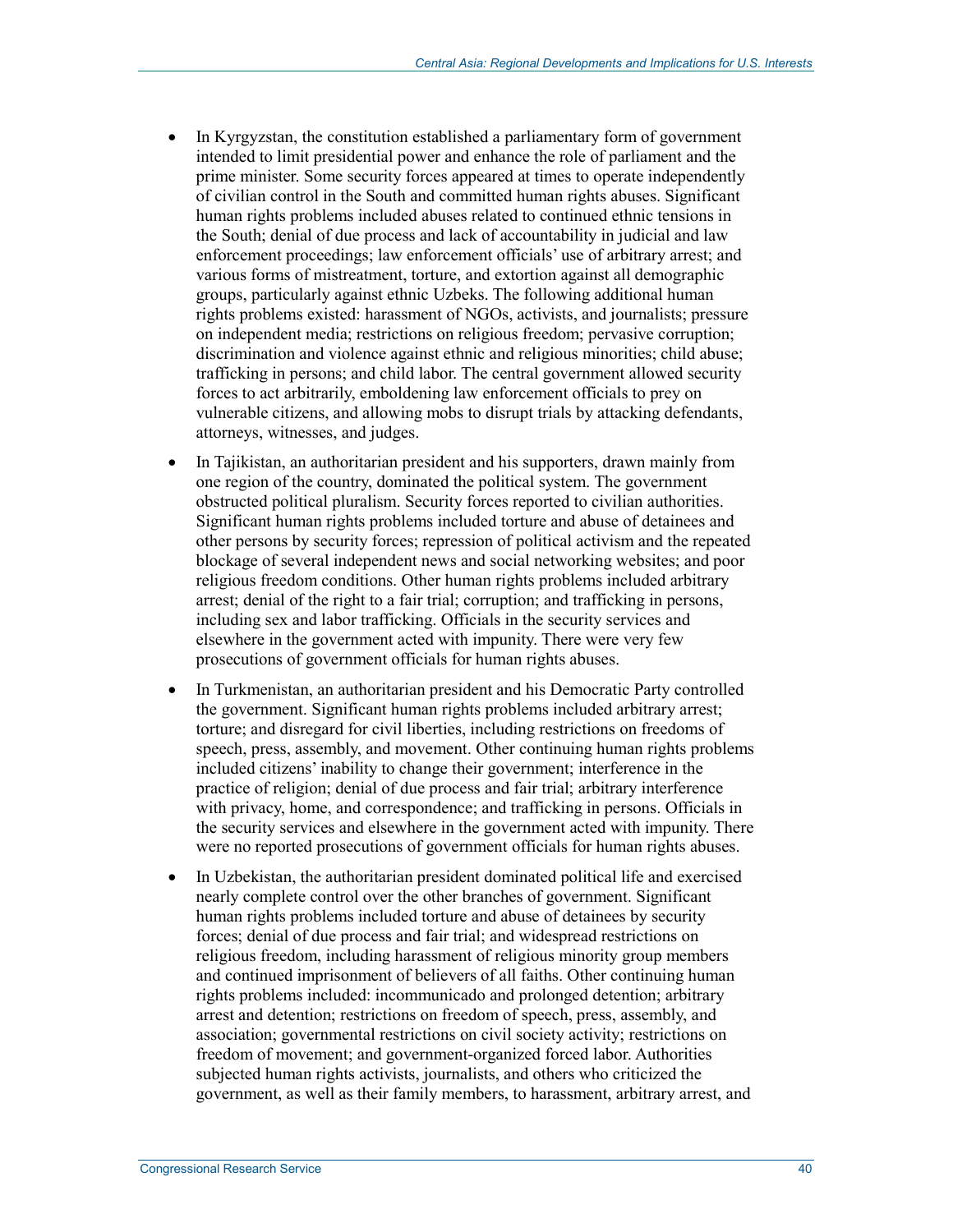- In Kyrgyzstan, the constitution established a parliamentary form of government intended to limit presidential power and enhance the role of parliament and the prime minister. Some security forces appeared at times to operate independently of civilian control in the South and committed human rights abuses. Significant human rights problems included abuses related to continued ethnic tensions in the South; denial of due process and lack of accountability in judicial and law enforcement proceedings; law enforcement officials' use of arbitrary arrest; and various forms of mistreatment, torture, and extortion against all demographic groups, particularly against ethnic Uzbeks. The following additional human rights problems existed: harassment of NGOs, activists, and journalists; pressure on independent media; restrictions on religious freedom; pervasive corruption; discrimination and violence against ethnic and religious minorities; child abuse; trafficking in persons; and child labor. The central government allowed security forces to act arbitrarily, emboldening law enforcement officials to prey on vulnerable citizens, and allowing mobs to disrupt trials by attacking defendants, attorneys, witnesses, and judges.
- In Tajikistan, an authoritarian president and his supporters, drawn mainly from one region of the country, dominated the political system. The government obstructed political pluralism. Security forces reported to civilian authorities. Significant human rights problems included torture and abuse of detainees and other persons by security forces; repression of political activism and the repeated blockage of several independent news and social networking websites; and poor religious freedom conditions. Other human rights problems included arbitrary arrest; denial of the right to a fair trial; corruption; and trafficking in persons, including sex and labor trafficking. Officials in the security services and elsewhere in the government acted with impunity. There were very few prosecutions of government officials for human rights abuses.
- In Turkmenistan, an authoritarian president and his Democratic Party controlled the government. Significant human rights problems included arbitrary arrest; torture; and disregard for civil liberties, including restrictions on freedoms of speech, press, assembly, and movement. Other continuing human rights problems included citizens' inability to change their government; interference in the practice of religion; denial of due process and fair trial; arbitrary interference with privacy, home, and correspondence; and trafficking in persons. Officials in the security services and elsewhere in the government acted with impunity. There were no reported prosecutions of government officials for human rights abuses.
- In Uzbekistan, the authoritarian president dominated political life and exercised nearly complete control over the other branches of government. Significant human rights problems included torture and abuse of detainees by security forces; denial of due process and fair trial; and widespread restrictions on religious freedom, including harassment of religious minority group members and continued imprisonment of believers of all faiths. Other continuing human rights problems included: incommunicado and prolonged detention; arbitrary arrest and detention; restrictions on freedom of speech, press, assembly, and association; governmental restrictions on civil society activity; restrictions on freedom of movement; and government-organized forced labor. Authorities subjected human rights activists, journalists, and others who criticized the government, as well as their family members, to harassment, arbitrary arrest, and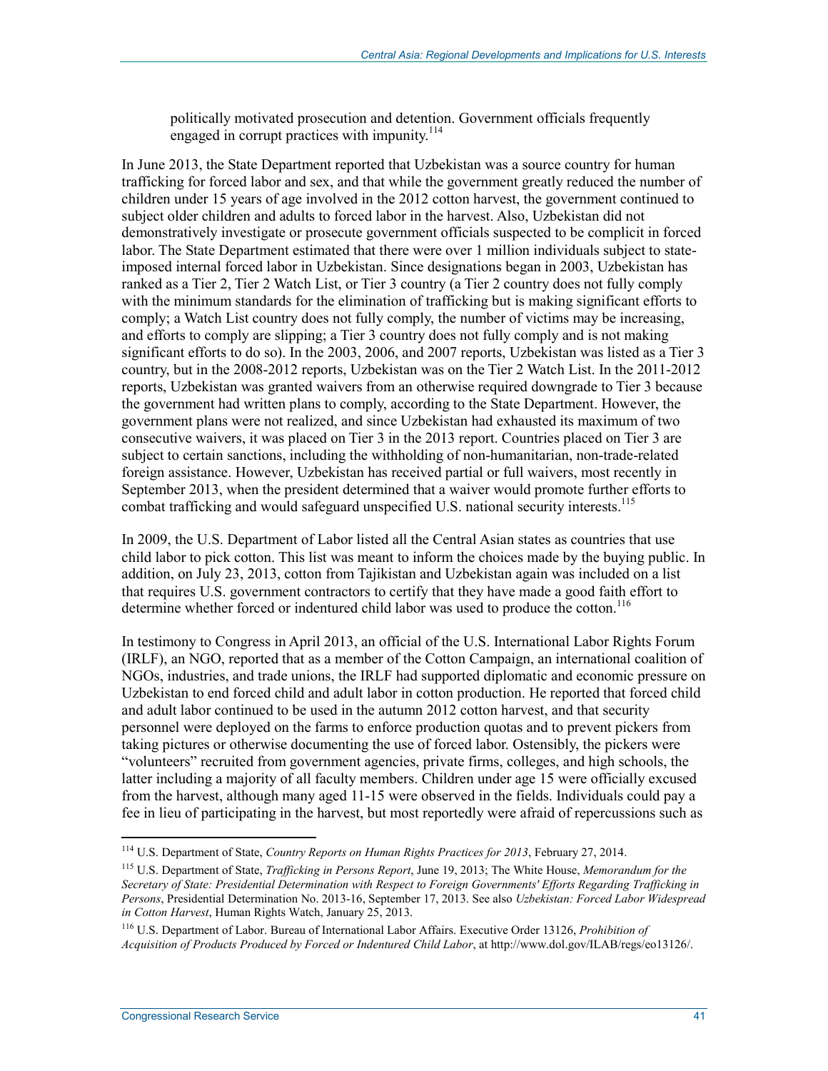politically motivated prosecution and detention. Government officials frequently engaged in corrupt practices with impunity.[114]

In June 2013, the State Department reported that Uzbekistan was a source country for human trafficking for forced labor and sex, and that while the government greatly reduced the number of children under 15 years of age involved in the 2012 cotton harvest, the government continued to subject older children and adults to forced labor in the harvest. Also, Uzbekistan did not demonstratively investigate or prosecute government officials suspected to be complicit in forced labor. The State Department estimated that there were over 1 million individuals subject to state-imposed internal forced labor in Uzbekistan. Since designations began in 2003, Uzbekistan has ranked as a Tier 2, Tier 2 Watch List, or Tier 3 country (a Tier 2 country does not fully comply with the minimum standards for the elimination of trafficking but is making significant efforts to comply; a Watch List country does not fully comply, the number of victims may be increasing, and efforts to comply are slipping; a Tier 3 country does not fully comply and is not making significant efforts to do so). In the 2003, 2006, and 2007 reports, Uzbekistan was listed as a Tier 3 country, but in the 2008-2012 reports, Uzbekistan was on the Tier 2 Watch List. In the 2011-2012 reports, Uzbekistan was granted waivers from an otherwise required downgrade to Tier 3 because the government had written plans to comply, according to the State Department. However, the government plans were not realized, and since Uzbekistan had exhausted its maximum of two consecutive waivers, it was placed on Tier 3 in the 2013 report. Countries placed on Tier 3 are subject to certain sanctions, including the withholding of non-humanitarian, non-trade-related foreign assistance. However, Uzbekistan has received partial or full waivers, most recently in September 2013, when the president determined that a waiver would promote further efforts to combat trafficking and would safeguard unspecified U.S. national security interests.[115]

In 2009, the U.S. Department of Labor listed all the Central Asian states as countries that use child labor to pick cotton. This list was meant to inform the choices made by the buying public. In addition, on July 23, 2013, cotton from Tajikistan and Uzbekistan again was included on a list that requires U.S. government contractors to certify that they have made a good faith effort to determine whether forced or indentured child labor was used to produce the cotton.[116]

In testimony to Congress in April 2013, an official of the U.S. International Labor Rights Forum (IRLF), an NGO, reported that as a member of the Cotton Campaign, an international coalition of NGOs, industries, and trade unions, the IRLF had supported diplomatic and economic pressure on Uzbekistan to end forced child and adult labor in cotton production. He reported that forced child and adult labor continued to be used in the autumn 2012 cotton harvest, and that security personnel were deployed on the farms to enforce production quotas and to prevent pickers from taking pictures or otherwise documenting the use of forced labor. Ostensibly, the pickers were "volunteers" recruited from government agencies, private firms, colleges, and high schools, the latter including a majority of all faculty members. Children under age 15 were officially excused from the harvest, although many aged 11-15 were observed in the fields. Individuals could pay a fee in lieu of participating in the harvest, but most reportedly were afraid of repercussions such as

---

[114] U.S. Department of State, *Country Reports on Human Rights Practices for 2013*, February 27, 2014.

[115] U.S. Department of State, *Trafficking in Persons Report*, June 19, 2013; The White House, *Memorandum for the Secretary of State: Presidential Determination with Respect to Foreign Governments' Efforts Regarding Trafficking in Persons*, Presidential Determination No. 2013-16, September 17, 2013. See also *Uzbekistan: Forced Labor Widespread in Cotton Harvest*, Human Rights Watch, January 25, 2013.

[116] U.S. Department of Labor. Bureau of International Labor Affairs. Executive Order 13126, *Prohibition of Acquisition of Products Produced by Forced or Indentured Child Labor*, at http://www.dol.gov/ILAB/regs/eo13126/.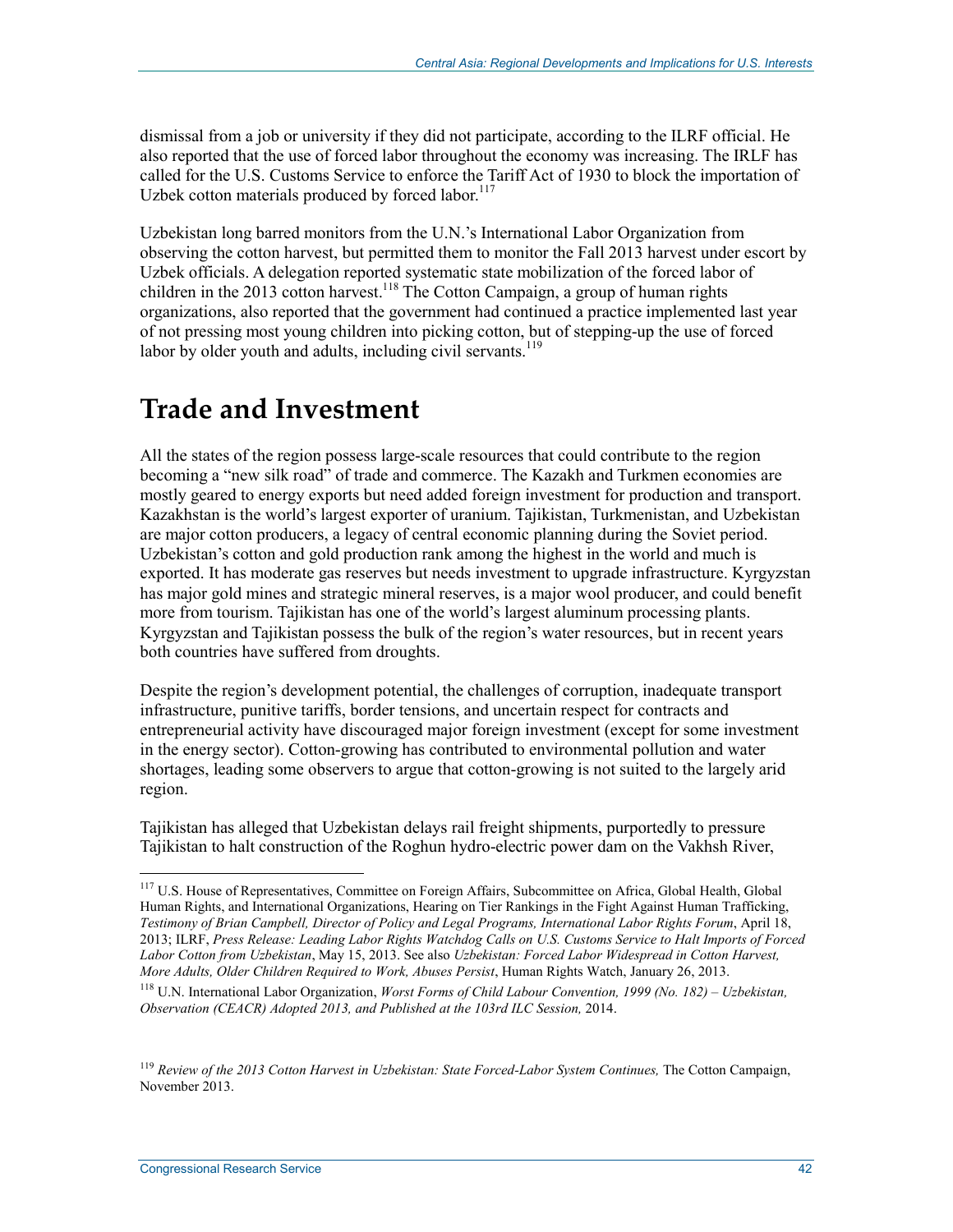dismissal from a job or university if they did not participate, according to the ILRF official. He also reported that the use of forced labor throughout the economy was increasing. The IRLF has called for the U.S. Customs Service to enforce the Tariff Act of 1930 to block the importation of Uzbek cotton materials produced by forced labor.[117]

Uzbekistan long barred monitors from the U.N.'s International Labor Organization from observing the cotton harvest, but permitted them to monitor the Fall 2013 harvest under escort by Uzbek officials. A delegation reported systematic state mobilization of the forced labor of children in the 2013 cotton harvest.[118] The Cotton Campaign, a group of human rights organizations, also reported that the government had continued a practice implemented last year of not pressing most young children into picking cotton, but of stepping-up the use of forced labor by older youth and adults, including civil servants.[119]

# Trade and Investment

All the states of the region possess large-scale resources that could contribute to the region becoming a "new silk road" of trade and commerce. The Kazakh and Turkmen economies are mostly geared to energy exports but need added foreign investment for production and transport. Kazakhstan is the world's largest exporter of uranium. Tajikistan, Turkmenistan, and Uzbekistan are major cotton producers, a legacy of central economic planning during the Soviet period. Uzbekistan's cotton and gold production rank among the highest in the world and much is exported. It has moderate gas reserves but needs investment to upgrade infrastructure. Kyrgyzstan has major gold mines and strategic mineral reserves, is a major wool producer, and could benefit more from tourism. Tajikistan has one of the world's largest aluminum processing plants. Kyrgyzstan and Tajikistan possess the bulk of the region's water resources, but in recent years both countries have suffered from droughts.

Despite the region's development potential, the challenges of corruption, inadequate transport infrastructure, punitive tariffs, border tensions, and uncertain respect for contracts and entrepreneurial activity have discouraged major foreign investment (except for some investment in the energy sector). Cotton-growing has contributed to environmental pollution and water shortages, leading some observers to argue that cotton-growing is not suited to the largely arid region.

Tajikistan has alleged that Uzbekistan delays rail freight shipments, purportedly to pressure Tajikistan to halt construction of the Roghun hydro-electric power dam on the Vakhsh River,

---

[117] U.S. House of Representatives, Committee on Foreign Affairs, Subcommittee on Africa, Global Health, Global Human Rights, and International Organizations, Hearing on Tier Rankings in the Fight Against Human Trafficking, *Testimony of Brian Campbell, Director of Policy and Legal Programs, International Labor Rights Forum*, April 18, 2013; ILRF, *Press Release: Leading Labor Rights Watchdog Calls on U.S. Customs Service to Halt Imports of Forced Labor Cotton from Uzbekistan*, May 15, 2013. See also *Uzbekistan: Forced Labor Widespread in Cotton Harvest, More Adults, Older Children Required to Work, Abuses Persist*, Human Rights Watch, January 26, 2013.

[118] U.N. International Labor Organization, *Worst Forms of Child Labour Convention, 1999 (No. 182) – Uzbekistan, Observation (CEACR) Adopted 2013, and Published at the 103rd ILC Session,* 2014.

[119] *Review of the 2013 Cotton Harvest in Uzbekistan: State Forced-Labor System Continues,* The Cotton Campaign, November 2013.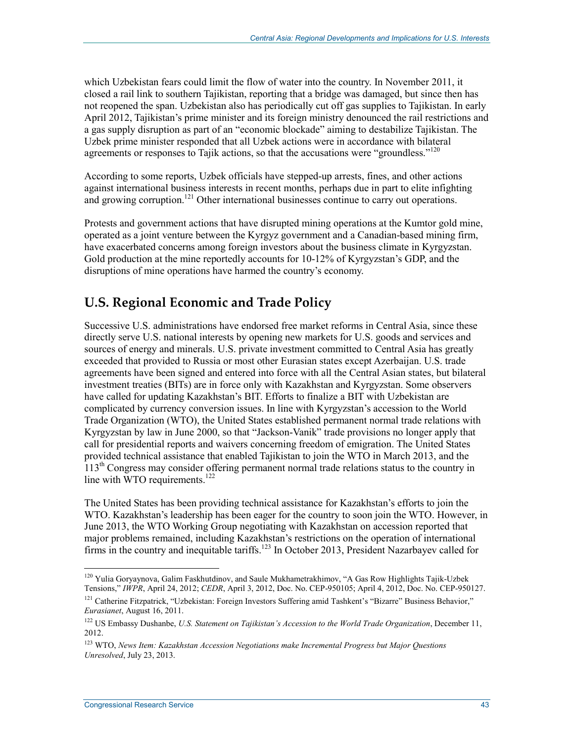which Uzbekistan fears could limit the flow of water into the country. In November 2011, it closed a rail link to southern Tajikistan, reporting that a bridge was damaged, but since then has not reopened the span. Uzbekistan also has periodically cut off gas supplies to Tajikistan. In early April 2012, Tajikistan's prime minister and its foreign ministry denounced the rail restrictions and a gas supply disruption as part of an "economic blockade" aiming to destabilize Tajikistan. The Uzbek prime minister responded that all Uzbek actions were in accordance with bilateral agreements or responses to Tajik actions, so that the accusations were "groundless."[120]

According to some reports, Uzbek officials have stepped-up arrests, fines, and other actions against international business interests in recent months, perhaps due in part to elite infighting and growing corruption.[121] Other international businesses continue to carry out operations.

Protests and government actions that have disrupted mining operations at the Kumtor gold mine, operated as a joint venture between the Kyrgyz government and a Canadian-based mining firm, have exacerbated concerns among foreign investors about the business climate in Kyrgyzstan. Gold production at the mine reportedly accounts for 10-12% of Kyrgyzstan's GDP, and the disruptions of mine operations have harmed the country's economy.

## U.S. Regional Economic and Trade Policy

Successive U.S. administrations have endorsed free market reforms in Central Asia, since these directly serve U.S. national interests by opening new markets for U.S. goods and services and sources of energy and minerals. U.S. private investment committed to Central Asia has greatly exceeded that provided to Russia or most other Eurasian states except Azerbaijan. U.S. trade agreements have been signed and entered into force with all the Central Asian states, but bilateral investment treaties (BITs) are in force only with Kazakhstan and Kyrgyzstan. Some observers have called for updating Kazakhstan's BIT. Efforts to finalize a BIT with Uzbekistan are complicated by currency conversion issues. In line with Kyrgyzstan's accession to the World Trade Organization (WTO), the United States established permanent normal trade relations with Kyrgyzstan by law in June 2000, so that "Jackson-Vanik" trade provisions no longer apply that call for presidential reports and waivers concerning freedom of emigration. The United States provided technical assistance that enabled Tajikistan to join the WTO in March 2013, and the 113th Congress may consider offering permanent normal trade relations status to the country in line with WTO requirements.[122]

The United States has been providing technical assistance for Kazakhstan's efforts to join the WTO. Kazakhstan's leadership has been eager for the country to soon join the WTO. However, in June 2013, the WTO Working Group negotiating with Kazakhstan on accession reported that major problems remained, including Kazakhstan's restrictions on the operation of international firms in the country and inequitable tariffs.[123] In October 2013, President Nazarbayev called for

---

[120] Yulia Goryaynova, Galim Faskhutdinov, and Saule Mukhametrakhimov, "A Gas Row Highlights Tajik-Uzbek Tensions," *IWPR*, April 24, 2012; *CEDR*, April 3, 2012, Doc. No. CEP-950105; April 4, 2012, Doc. No. CEP-950127.

[121] Catherine Fitzpatrick, "Uzbekistan: Foreign Investors Suffering amid Tashkent's "Bizarre" Business Behavior," *Eurasianet*, August 16, 2011.

[122] US Embassy Dushanbe, *U.S. Statement on Tajikistan's Accession to the World Trade Organization*, December 11, 2012.

[123] WTO, *News Item: Kazakhstan Accession Negotiations make Incremental Progress but Major Questions Unresolved*, July 23, 2013.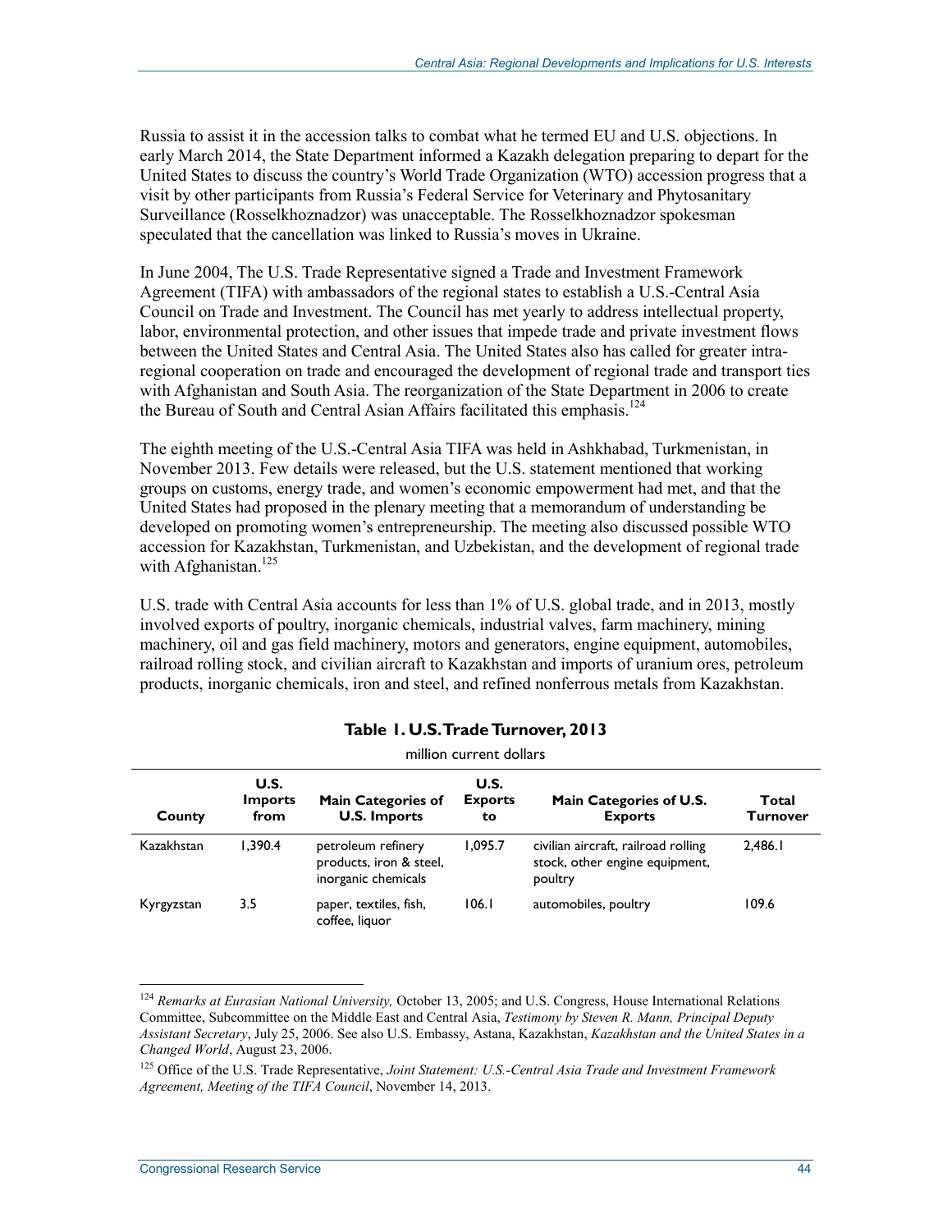Russia to assist it in the accession talks to combat what he termed EU and U.S. objections. In early March 2014, the State Department informed a Kazakh delegation preparing to depart for the United States to discuss the country's World Trade Organization (WTO) accession progress that a visit by other participants from Russia's Federal Service for Veterinary and Phytosanitary Surveillance (Rosselkhoznadzor) was unacceptable. The Rosselkhoznadzor spokesman speculated that the cancellation was linked to Russia's moves in Ukraine.

In June 2004, The U.S. Trade Representative signed a Trade and Investment Framework Agreement (TIFA) with ambassadors of the regional states to establish a U.S.-Central Asia Council on Trade and Investment. The Council has met yearly to address intellectual property, labor, environmental protection, and other issues that impede trade and private investment flows between the United States and Central Asia. The United States also has called for greater intra-regional cooperation on trade and encouraged the development of regional trade and transport ties with Afghanistan and South Asia. The reorganization of the State Department in 2006 to create the Bureau of South and Central Asian Affairs facilitated this emphasis.[124]

The eighth meeting of the U.S.-Central Asia TIFA was held in Ashkhabad, Turkmenistan, in November 2013. Few details were released, but the U.S. statement mentioned that working groups on customs, energy trade, and women's economic empowerment had met, and that the United States had proposed in the plenary meeting that a memorandum of understanding be developed on promoting women's entrepreneurship. The meeting also discussed possible WTO accession for Kazakhstan, Turkmenistan, and Uzbekistan, and the development of regional trade with Afghanistan.[125]

U.S. trade with Central Asia accounts for less than 1% of U.S. global trade, and in 2013, mostly involved exports of poultry, inorganic chemicals, industrial valves, farm machinery, mining machinery, oil and gas field machinery, motors and generators, engine equipment, automobiles, railroad rolling stock, and civilian aircraft to Kazakhstan and imports of uranium ores, petroleum products, inorganic chemicals, iron and steel, and refined nonferrous metals from Kazakhstan.

**Table 1. U.S. Trade Turnover, 2013**

million current dollars

| County | U.S. Imports from | Main Categories of U.S. Imports | U.S. Exports to | Main Categories of U.S. Exports | Total Turnover |
|---|---|---|---|---|---|
| Kazakhstan | 1,390.4 | petroleum refinery products, iron & steel, inorganic chemicals | 1,095.7 | civilian aircraft, railroad rolling stock, other engine equipment, poultry | 2,486.1 |
| Kyrgyzstan | 3.5 | paper, textiles, fish, coffee, liquor | 106.1 | automobiles, poultry | 109.6 |

[124] *Remarks at Eurasian National University,* October 13, 2005; and U.S. Congress, House International Relations Committee, Subcommittee on the Middle East and Central Asia, *Testimony by Steven R. Mann, Principal Deputy Assistant Secretary*, July 25, 2006. See also U.S. Embassy, Astana, Kazakhstan, *Kazakhstan and the United States in a Changed World*, August 23, 2006.

[125] Office of the U.S. Trade Representative, *Joint Statement: U.S.-Central Asia Trade and Investment Framework Agreement, Meeting of the TIFA Council*, November 14, 2013.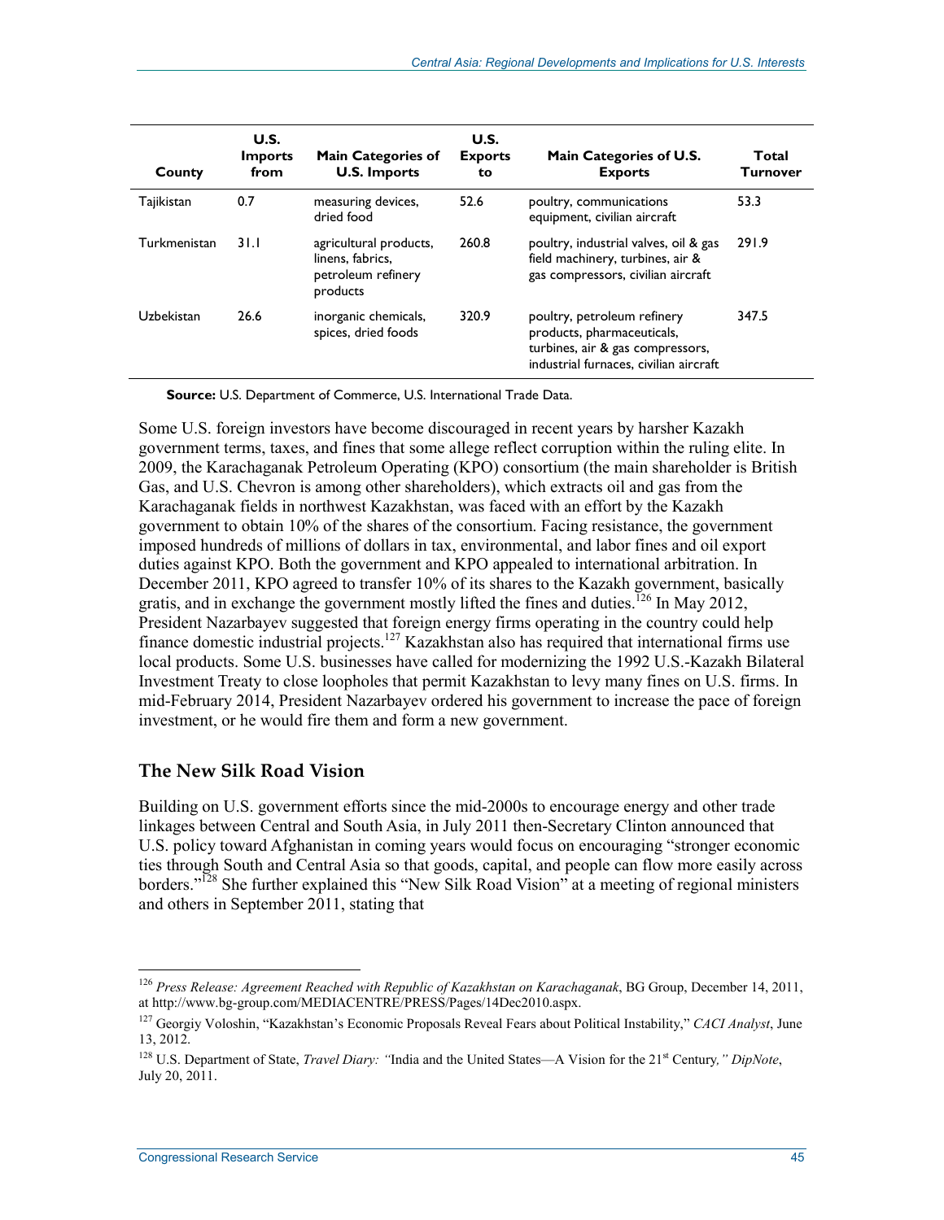| County | U.S. Imports from | Main Categories of U.S. Imports | U.S. Exports to | Main Categories of U.S. Exports | Total Turnover |
|---|---|---|---|---|---|
| Tajikistan | 0.7 | measuring devices, dried food | 52.6 | poultry, communications equipment, civilian aircraft | 53.3 |
| Turkmenistan | 31.1 | agricultural products, linens, fabrics, petroleum refinery products | 260.8 | poultry, industrial valves, oil & gas field machinery, turbines, air & gas compressors, civilian aircraft | 291.9 |
| Uzbekistan | 26.6 | inorganic chemicals, spices, dried foods | 320.9 | poultry, petroleum refinery products, pharmaceuticals, turbines, air & gas compressors, industrial furnaces, civilian aircraft | 347.5 |

**Source:** U.S. Department of Commerce, U.S. International Trade Data.

Some U.S. foreign investors have become discouraged in recent years by harsher Kazakh government terms, taxes, and fines that some allege reflect corruption within the ruling elite. In 2009, the Karachaganak Petroleum Operating (KPO) consortium (the main shareholder is British Gas, and U.S. Chevron is among other shareholders), which extracts oil and gas from the Karachaganak fields in northwest Kazakhstan, was faced with an effort by the Kazakh government to obtain 10% of the shares of the consortium. Facing resistance, the government imposed hundreds of millions of dollars in tax, environmental, and labor fines and oil export duties against KPO. Both the government and KPO appealed to international arbitration. In December 2011, KPO agreed to transfer 10% of its shares to the Kazakh government, basically gratis, and in exchange the government mostly lifted the fines and duties.[126] In May 2012, President Nazarbayev suggested that foreign energy firms operating in the country could help finance domestic industrial projects.[127] Kazakhstan also has required that international firms use local products. Some U.S. businesses have called for modernizing the 1992 U.S.-Kazakh Bilateral Investment Treaty to close loopholes that permit Kazakhstan to levy many fines on U.S. firms. In mid-February 2014, President Nazarbayev ordered his government to increase the pace of foreign investment, or he would fire them and form a new government.

## The New Silk Road Vision

Building on U.S. government efforts since the mid-2000s to encourage energy and other trade linkages between Central and South Asia, in July 2011 then-Secretary Clinton announced that U.S. policy toward Afghanistan in coming years would focus on encouraging "stronger economic ties through South and Central Asia so that goods, capital, and people can flow more easily across borders."[128] She further explained this "New Silk Road Vision" at a meeting of regional ministers and others in September 2011, stating that

---

[126] *Press Release: Agreement Reached with Republic of Kazakhstan on Karachaganak*, BG Group, December 14, 2011, at http://www.bg-group.com/MEDIACENTRE/PRESS/Pages/14Dec2010.aspx.

[127] Georgiy Voloshin, "Kazakhstan's Economic Proposals Reveal Fears about Political Instability," *CACI Analyst*, June 13, 2012.

[128] U.S. Department of State, *Travel Diary: "*India and the United States—A Vision for the 21st Century*," DipNote*, July 20, 2011.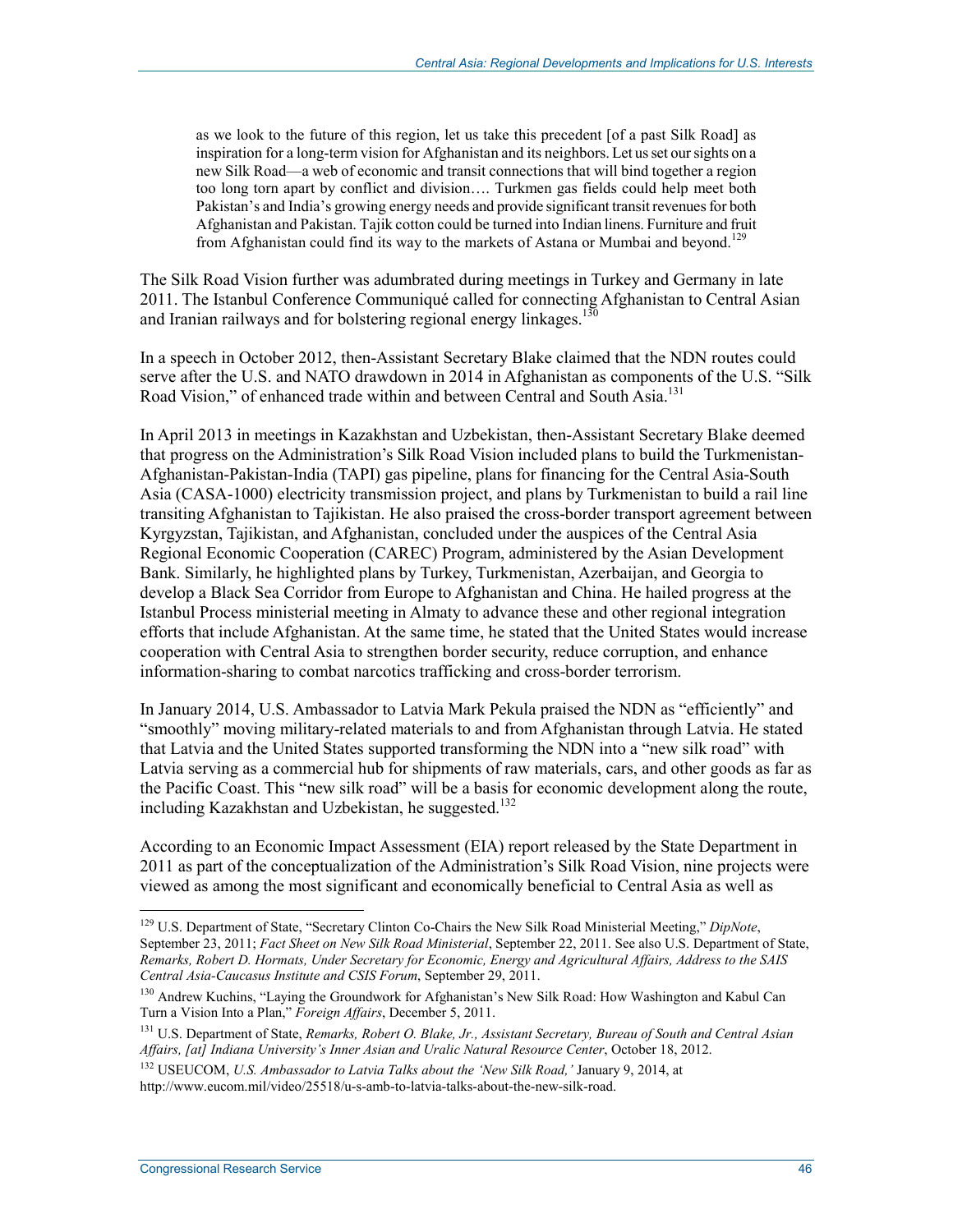> as we look to the future of this region, let us take this precedent [of a past Silk Road] as inspiration for a long-term vision for Afghanistan and its neighbors. Let us set our sights on a new Silk Road—a web of economic and transit connections that will bind together a region too long torn apart by conflict and division…. Turkmen gas fields could help meet both Pakistan's and India's growing energy needs and provide significant transit revenues for both Afghanistan and Pakistan. Tajik cotton could be turned into Indian linens. Furniture and fruit from Afghanistan could find its way to the markets of Astana or Mumbai and beyond.[129]

The Silk Road Vision further was adumbrated during meetings in Turkey and Germany in late 2011. The Istanbul Conference Communiqué called for connecting Afghanistan to Central Asian and Iranian railways and for bolstering regional energy linkages.[130]

In a speech in October 2012, then-Assistant Secretary Blake claimed that the NDN routes could serve after the U.S. and NATO drawdown in 2014 in Afghanistan as components of the U.S. "Silk Road Vision," of enhanced trade within and between Central and South Asia.[131]

In April 2013 in meetings in Kazakhstan and Uzbekistan, then-Assistant Secretary Blake deemed that progress on the Administration's Silk Road Vision included plans to build the Turkmenistan-Afghanistan-Pakistan-India (TAPI) gas pipeline, plans for financing for the Central Asia-South Asia (CASA-1000) electricity transmission project, and plans by Turkmenistan to build a rail line transiting Afghanistan to Tajikistan. He also praised the cross-border transport agreement between Kyrgyzstan, Tajikistan, and Afghanistan, concluded under the auspices of the Central Asia Regional Economic Cooperation (CAREC) Program, administered by the Asian Development Bank. Similarly, he highlighted plans by Turkey, Turkmenistan, Azerbaijan, and Georgia to develop a Black Sea Corridor from Europe to Afghanistan and China. He hailed progress at the Istanbul Process ministerial meeting in Almaty to advance these and other regional integration efforts that include Afghanistan. At the same time, he stated that the United States would increase cooperation with Central Asia to strengthen border security, reduce corruption, and enhance information-sharing to combat narcotics trafficking and cross-border terrorism.

In January 2014, U.S. Ambassador to Latvia Mark Pekula praised the NDN as "efficiently" and "smoothly" moving military-related materials to and from Afghanistan through Latvia. He stated that Latvia and the United States supported transforming the NDN into a "new silk road" with Latvia serving as a commercial hub for shipments of raw materials, cars, and other goods as far as the Pacific Coast. This "new silk road" will be a basis for economic development along the route, including Kazakhstan and Uzbekistan, he suggested.[132]

According to an Economic Impact Assessment (EIA) report released by the State Department in 2011 as part of the conceptualization of the Administration's Silk Road Vision, nine projects were viewed as among the most significant and economically beneficial to Central Asia as well as

---

[129] U.S. Department of State, "Secretary Clinton Co-Chairs the New Silk Road Ministerial Meeting," *DipNote*, September 23, 2011; *Fact Sheet on New Silk Road Ministerial*, September 22, 2011. See also U.S. Department of State, *Remarks, Robert D. Hormats, Under Secretary for Economic, Energy and Agricultural Affairs, Address to the SAIS Central Asia-Caucasus Institute and CSIS Forum*, September 29, 2011.

[130] Andrew Kuchins, "Laying the Groundwork for Afghanistan's New Silk Road: How Washington and Kabul Can Turn a Vision Into a Plan," *Foreign Affairs*, December 5, 2011.

[131] U.S. Department of State, *Remarks, Robert O. Blake, Jr., Assistant Secretary, Bureau of South and Central Asian Affairs, [at] Indiana University's Inner Asian and Uralic Natural Resource Center*, October 18, 2012.

[132] USEUCOM, *U.S. Ambassador to Latvia Talks about the 'New Silk Road,'* January 9, 2014, at http://www.eucom.mil/video/25518/u-s-amb-to-latvia-talks-about-the-new-silk-road.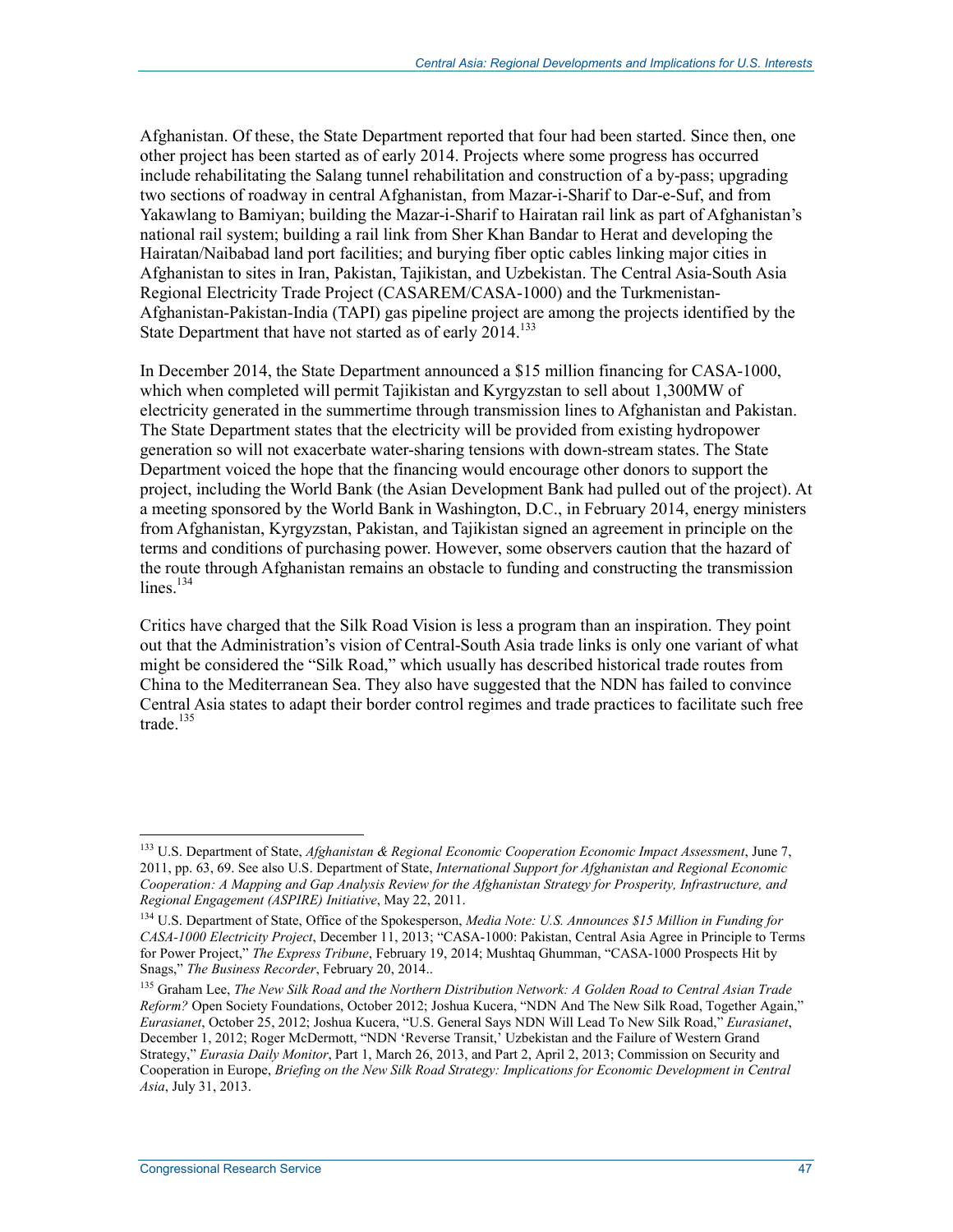Afghanistan. Of these, the State Department reported that four had been started. Since then, one other project has been started as of early 2014. Projects where some progress has occurred include rehabilitating the Salang tunnel rehabilitation and construction of a by-pass; upgrading two sections of roadway in central Afghanistan, from Mazar-i-Sharif to Dar-e-Suf, and from Yakawlang to Bamiyan; building the Mazar-i-Sharif to Hairatan rail link as part of Afghanistan's national rail system; building a rail link from Sher Khan Bandar to Herat and developing the Hairatan/Naibabad land port facilities; and burying fiber optic cables linking major cities in Afghanistan to sites in Iran, Pakistan, Tajikistan, and Uzbekistan. The Central Asia-South Asia Regional Electricity Trade Project (CASAREM/CASA-1000) and the Turkmenistan-Afghanistan-Pakistan-India (TAPI) gas pipeline project are among the projects identified by the State Department that have not started as of early 2014.[133]

In December 2014, the State Department announced a $15 million financing for CASA-1000, which when completed will permit Tajikistan and Kyrgyzstan to sell about 1,300MW of electricity generated in the summertime through transmission lines to Afghanistan and Pakistan. The State Department states that the electricity will be provided from existing hydropower generation so will not exacerbate water-sharing tensions with down-stream states. The State Department voiced the hope that the financing would encourage other donors to support the project, including the World Bank (the Asian Development Bank had pulled out of the project). At a meeting sponsored by the World Bank in Washington, D.C., in February 2014, energy ministers from Afghanistan, Kyrgyzstan, Pakistan, and Tajikistan signed an agreement in principle on the terms and conditions of purchasing power. However, some observers caution that the hazard of the route through Afghanistan remains an obstacle to funding and constructing the transmission lines.[134]

Critics have charged that the Silk Road Vision is less a program than an inspiration. They point out that the Administration's vision of Central-South Asia trade links is only one variant of what might be considered the "Silk Road," which usually has described historical trade routes from China to the Mediterranean Sea. They also have suggested that the NDN has failed to convince Central Asia states to adapt their border control regimes and trade practices to facilitate such free trade.[135]

---

[133] U.S. Department of State, *Afghanistan & Regional Economic Cooperation Economic Impact Assessment*, June 7, 2011, pp. 63, 69. See also U.S. Department of State, *International Support for Afghanistan and Regional Economic Cooperation: A Mapping and Gap Analysis Review for the Afghanistan Strategy for Prosperity, Infrastructure, and Regional Engagement (ASPIRE) Initiative*, May 22, 2011.

[134] U.S. Department of State, Office of the Spokesperson, *Media Note: U.S. Announces $15 Million in Funding for CASA-1000 Electricity Project*, December 11, 2013; "CASA-1000: Pakistan, Central Asia Agree in Principle to Terms for Power Project," *The Express Tribune*, February 19, 2014; Mushtaq Ghumman, "CASA-1000 Prospects Hit by Snags," *The Business Recorder*, February 20, 2014..

[135] Graham Lee, *The New Silk Road and the Northern Distribution Network: A Golden Road to Central Asian Trade Reform?* Open Society Foundations, October 2012; Joshua Kucera, "NDN And The New Silk Road, Together Again," *Eurasianet*, October 25, 2012; Joshua Kucera, "U.S. General Says NDN Will Lead To New Silk Road," *Eurasianet*, December 1, 2012; Roger McDermott, "NDN 'Reverse Transit,' Uzbekistan and the Failure of Western Grand Strategy," *Eurasia Daily Monitor*, Part 1, March 26, 2013, and Part 2, April 2, 2013; Commission on Security and Cooperation in Europe, *Briefing on the New Silk Road Strategy: Implications for Economic Development in Central Asia*, July 31, 2013.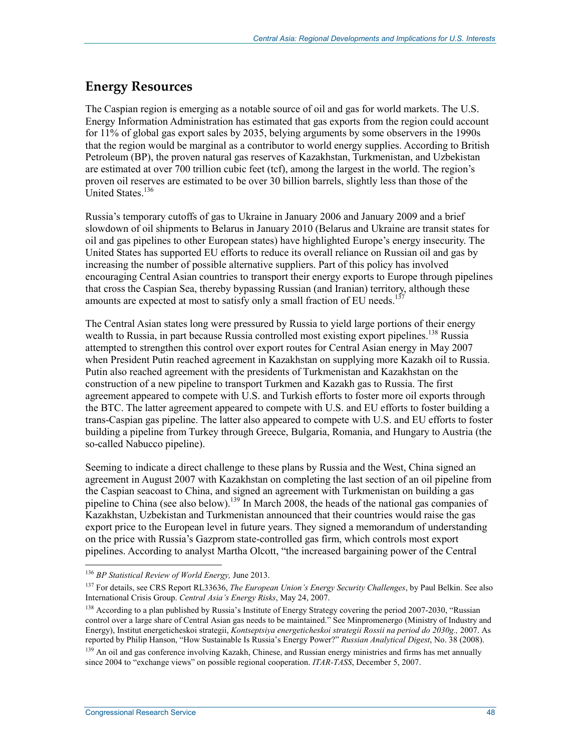## Energy Resources

The Caspian region is emerging as a notable source of oil and gas for world markets. The U.S. Energy Information Administration has estimated that gas exports from the region could account for 11% of global gas export sales by 2035, belying arguments by some observers in the 1990s that the region would be marginal as a contributor to world energy supplies. According to British Petroleum (BP), the proven natural gas reserves of Kazakhstan, Turkmenistan, and Uzbekistan are estimated at over 700 trillion cubic feet (tcf), among the largest in the world. The region's proven oil reserves are estimated to be over 30 billion barrels, slightly less than those of the United States.[136]

Russia's temporary cutoffs of gas to Ukraine in January 2006 and January 2009 and a brief slowdown of oil shipments to Belarus in January 2010 (Belarus and Ukraine are transit states for oil and gas pipelines to other European states) have highlighted Europe's energy insecurity. The United States has supported EU efforts to reduce its overall reliance on Russian oil and gas by increasing the number of possible alternative suppliers. Part of this policy has involved encouraging Central Asian countries to transport their energy exports to Europe through pipelines that cross the Caspian Sea, thereby bypassing Russian (and Iranian) territory, although these amounts are expected at most to satisfy only a small fraction of EU needs.[137]

The Central Asian states long were pressured by Russia to yield large portions of their energy wealth to Russia, in part because Russia controlled most existing export pipelines.[138] Russia attempted to strengthen this control over export routes for Central Asian energy in May 2007 when President Putin reached agreement in Kazakhstan on supplying more Kazakh oil to Russia. Putin also reached agreement with the presidents of Turkmenistan and Kazakhstan on the construction of a new pipeline to transport Turkmen and Kazakh gas to Russia. The first agreement appeared to compete with U.S. and Turkish efforts to foster more oil exports through the BTC. The latter agreement appeared to compete with U.S. and EU efforts to foster building a trans-Caspian gas pipeline. The latter also appeared to compete with U.S. and EU efforts to foster building a pipeline from Turkey through Greece, Bulgaria, Romania, and Hungary to Austria (the so-called Nabucco pipeline).

Seeming to indicate a direct challenge to these plans by Russia and the West, China signed an agreement in August 2007 with Kazakhstan on completing the last section of an oil pipeline from the Caspian seacoast to China, and signed an agreement with Turkmenistan on building a gas pipeline to China (see also below).[139] In March 2008, the heads of the national gas companies of Kazakhstan, Uzbekistan and Turkmenistan announced that their countries would raise the gas export price to the European level in future years. They signed a memorandum of understanding on the price with Russia's Gazprom state-controlled gas firm, which controls most export pipelines. According to analyst Martha Olcott, "the increased bargaining power of the Central

---

[136] *BP Statistical Review of World Energy,* June 2013.

[137] For details, see CRS Report RL33636, *The European Union's Energy Security Challenges*, by Paul Belkin. See also International Crisis Group. *Central Asia's Energy Risks*, May 24, 2007.

[138] According to a plan published by Russia's Institute of Energy Strategy covering the period 2007-2030, "Russian control over a large share of Central Asian gas needs to be maintained." See Minpromenergo (Ministry of Industry and Energy), Institut energeticheskoi strategii, *Kontseptsiya energeticheskoi strategii Rossii na period do 2030g.,* 2007. As reported by Philip Hanson, "How Sustainable Is Russia's Energy Power?" *Russian Analytical Digest*, No. 38 (2008).

[139] An oil and gas conference involving Kazakh, Chinese, and Russian energy ministries and firms has met annually since 2004 to "exchange views" on possible regional cooperation. *ITAR-TASS*, December 5, 2007.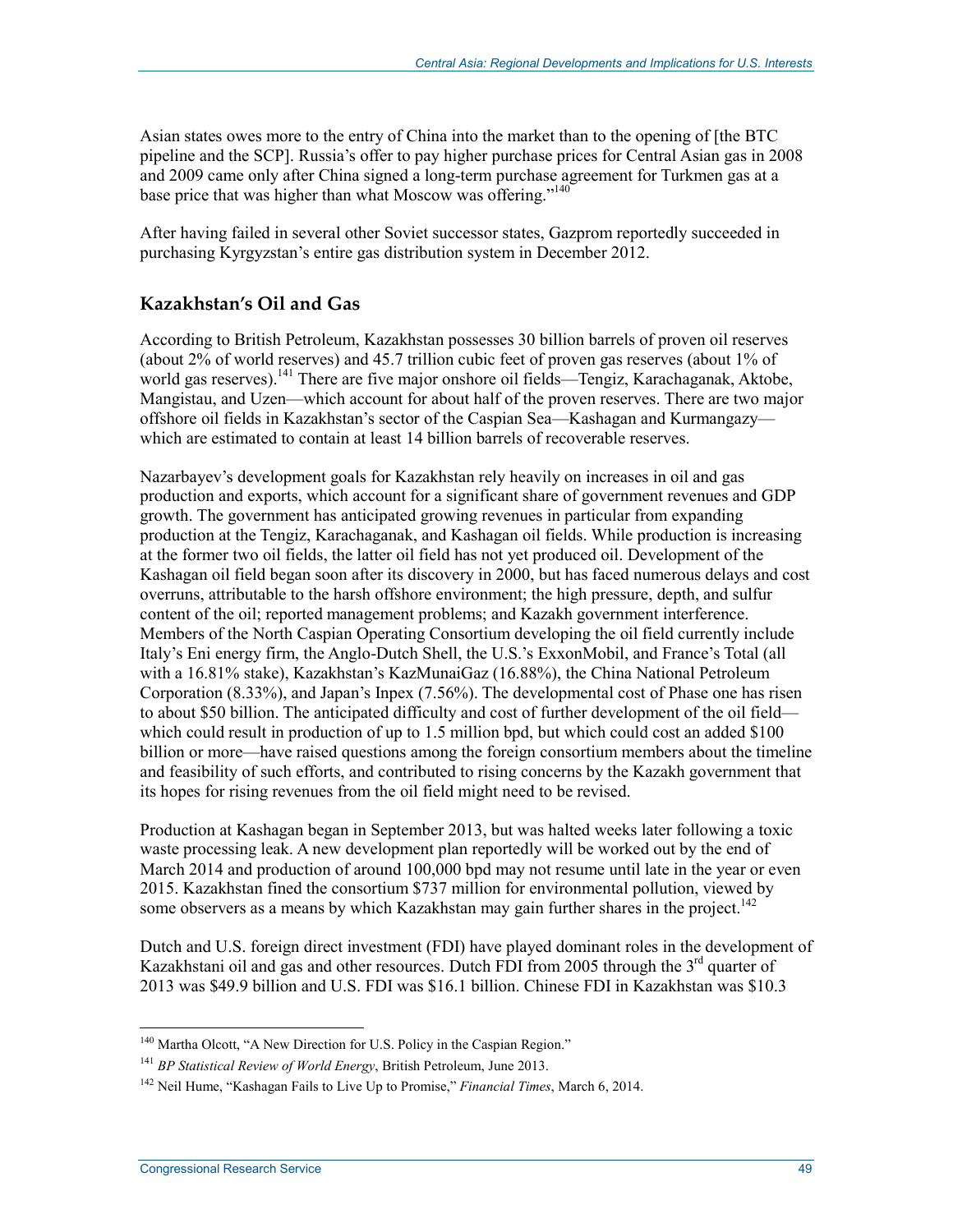Asian states owes more to the entry of China into the market than to the opening of [the BTC pipeline and the SCP]. Russia's offer to pay higher purchase prices for Central Asian gas in 2008 and 2009 came only after China signed a long-term purchase agreement for Turkmen gas at a base price that was higher than what Moscow was offering."[140]

After having failed in several other Soviet successor states, Gazprom reportedly succeeded in purchasing Kyrgyzstan's entire gas distribution system in December 2012.

### Kazakhstan's Oil and Gas

According to British Petroleum, Kazakhstan possesses 30 billion barrels of proven oil reserves (about 2% of world reserves) and 45.7 trillion cubic feet of proven gas reserves (about 1% of world gas reserves).[141] There are five major onshore oil fields—Tengiz, Karachaganak, Aktobe, Mangistau, and Uzen—which account for about half of the proven reserves. There are two major offshore oil fields in Kazakhstan's sector of the Caspian Sea—Kashagan and Kurmangazy—which are estimated to contain at least 14 billion barrels of recoverable reserves.

Nazarbayev's development goals for Kazakhstan rely heavily on increases in oil and gas production and exports, which account for a significant share of government revenues and GDP growth. The government has anticipated growing revenues in particular from expanding production at the Tengiz, Karachaganak, and Kashagan oil fields. While production is increasing at the former two oil fields, the latter oil field has not yet produced oil. Development of the Kashagan oil field began soon after its discovery in 2000, but has faced numerous delays and cost overruns, attributable to the harsh offshore environment; the high pressure, depth, and sulfur content of the oil; reported management problems; and Kazakh government interference. Members of the North Caspian Operating Consortium developing the oil field currently include Italy's Eni energy firm, the Anglo-Dutch Shell, the U.S.'s ExxonMobil, and France's Total (all with a 16.81% stake), Kazakhstan's KazMunaiGaz (16.88%), the China National Petroleum Corporation (8.33%), and Japan's Inpex (7.56%). The developmental cost of Phase one has risen to about $50 billion. The anticipated difficulty and cost of further development of the oil field—which could result in production of up to 1.5 million bpd, but which could cost an added $100 billion or more—have raised questions among the foreign consortium members about the timeline and feasibility of such efforts, and contributed to rising concerns by the Kazakh government that its hopes for rising revenues from the oil field might need to be revised.

Production at Kashagan began in September 2013, but was halted weeks later following a toxic waste processing leak. A new development plan reportedly will be worked out by the end of March 2014 and production of around 100,000 bpd may not resume until late in the year or even 2015. Kazakhstan fined the consortium $737 million for environmental pollution, viewed by some observers as a means by which Kazakhstan may gain further shares in the project.[142]

Dutch and U.S. foreign direct investment (FDI) have played dominant roles in the development of Kazakhstani oil and gas and other resources. Dutch FDI from 2005 through the 3rd quarter of 2013 was $49.9 billion and U.S. FDI was $16.1 billion. Chinese FDI in Kazakhstan was $10.3

---

[140] Martha Olcott, "A New Direction for U.S. Policy in the Caspian Region."

[141] *BP Statistical Review of World Energy*, British Petroleum, June 2013.

[142] Neil Hume, "Kashagan Fails to Live Up to Promise," *Financial Times*, March 6, 2014.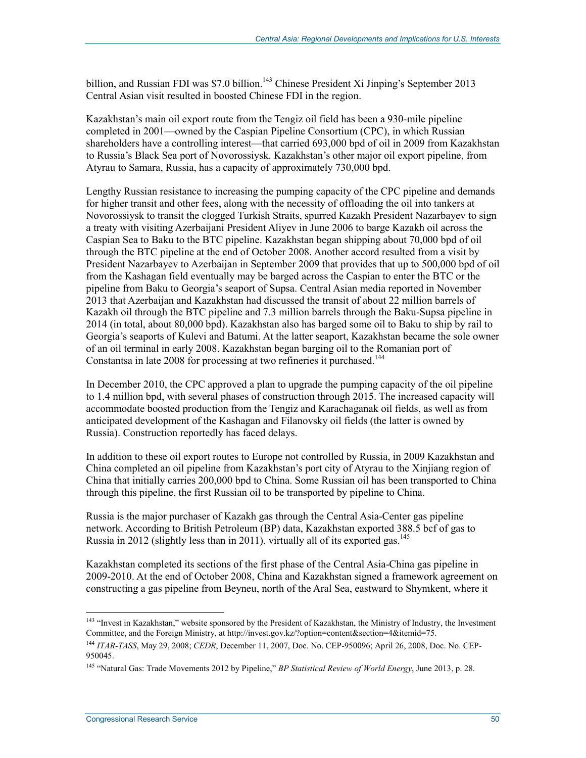billion, and Russian FDI was $7.0 billion.[143] Chinese President Xi Jinping's September 2013 Central Asian visit resulted in boosted Chinese FDI in the region.

Kazakhstan's main oil export route from the Tengiz oil field has been a 930-mile pipeline completed in 2001—owned by the Caspian Pipeline Consortium (CPC), in which Russian shareholders have a controlling interest—that carried 693,000 bpd of oil in 2009 from Kazakhstan to Russia's Black Sea port of Novorossiysk. Kazakhstan's other major oil export pipeline, from Atyrau to Samara, Russia, has a capacity of approximately 730,000 bpd.

Lengthy Russian resistance to increasing the pumping capacity of the CPC pipeline and demands for higher transit and other fees, along with the necessity of offloading the oil into tankers at Novorossiysk to transit the clogged Turkish Straits, spurred Kazakh President Nazarbayev to sign a treaty with visiting Azerbaijani President Aliyev in June 2006 to barge Kazakh oil across the Caspian Sea to Baku to the BTC pipeline. Kazakhstan began shipping about 70,000 bpd of oil through the BTC pipeline at the end of October 2008. Another accord resulted from a visit by President Nazarbayev to Azerbaijan in September 2009 that provides that up to 500,000 bpd of oil from the Kashagan field eventually may be barged across the Caspian to enter the BTC or the pipeline from Baku to Georgia's seaport of Supsa. Central Asian media reported in November 2013 that Azerbaijan and Kazakhstan had discussed the transit of about 22 million barrels of Kazakh oil through the BTC pipeline and 7.3 million barrels through the Baku-Supsa pipeline in 2014 (in total, about 80,000 bpd). Kazakhstan also has barged some oil to Baku to ship by rail to Georgia's seaports of Kulevi and Batumi. At the latter seaport, Kazakhstan became the sole owner of an oil terminal in early 2008. Kazakhstan began barging oil to the Romanian port of Constantsa in late 2008 for processing at two refineries it purchased.[144]

In December 2010, the CPC approved a plan to upgrade the pumping capacity of the oil pipeline to 1.4 million bpd, with several phases of construction through 2015. The increased capacity will accommodate boosted production from the Tengiz and Karachaganak oil fields, as well as from anticipated development of the Kashagan and Filanovsky oil fields (the latter is owned by Russia). Construction reportedly has faced delays.

In addition to these oil export routes to Europe not controlled by Russia, in 2009 Kazakhstan and China completed an oil pipeline from Kazakhstan's port city of Atyrau to the Xinjiang region of China that initially carries 200,000 bpd to China. Some Russian oil has been transported to China through this pipeline, the first Russian oil to be transported by pipeline to China.

Russia is the major purchaser of Kazakh gas through the Central Asia-Center gas pipeline network. According to British Petroleum (BP) data, Kazakhstan exported 388.5 bcf of gas to Russia in 2012 (slightly less than in 2011), virtually all of its exported gas.[145]

Kazakhstan completed its sections of the first phase of the Central Asia-China gas pipeline in 2009-2010. At the end of October 2008, China and Kazakhstan signed a framework agreement on constructing a gas pipeline from Beyneu, north of the Aral Sea, eastward to Shymkent, where it

---

[143] "Invest in Kazakhstan," website sponsored by the President of Kazakhstan, the Ministry of Industry, the Investment Committee, and the Foreign Ministry, at http://invest.gov.kz/?option=content&section=4&itemid=75.

[144] *ITAR-TASS*, May 29, 2008; *CEDR*, December 11, 2007, Doc. No. CEP-950096; April 26, 2008, Doc. No. CEP-950045.

[145] "Natural Gas: Trade Movements 2012 by Pipeline," *BP Statistical Review of World Energy*, June 2013, p. 28.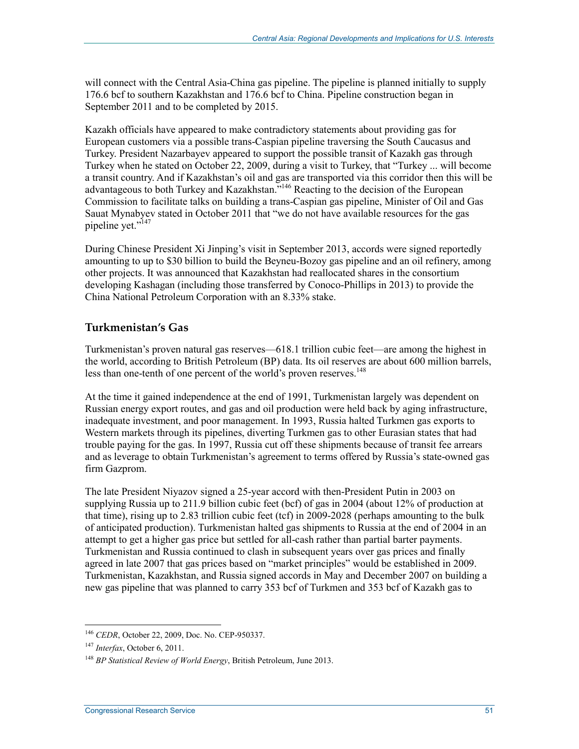will connect with the Central Asia-China gas pipeline. The pipeline is planned initially to supply 176.6 bcf to southern Kazakhstan and 176.6 bcf to China. Pipeline construction began in September 2011 and to be completed by 2015.

Kazakh officials have appeared to make contradictory statements about providing gas for European customers via a possible trans-Caspian pipeline traversing the South Caucasus and Turkey. President Nazarbayev appeared to support the possible transit of Kazakh gas through Turkey when he stated on October 22, 2009, during a visit to Turkey, that "Turkey ... will become a transit country. And if Kazakhstan's oil and gas are transported via this corridor then this will be advantageous to both Turkey and Kazakhstan."[146] Reacting to the decision of the European Commission to facilitate talks on building a trans-Caspian gas pipeline, Minister of Oil and Gas Sauat Mynabyev stated in October 2011 that "we do not have available resources for the gas pipeline yet."[147]

During Chinese President Xi Jinping's visit in September 2013, accords were signed reportedly amounting to up to $30 billion to build the Beyneu-Bozoy gas pipeline and an oil refinery, among other projects. It was announced that Kazakhstan had reallocated shares in the consortium developing Kashagan (including those transferred by Conoco-Phillips in 2013) to provide the China National Petroleum Corporation with an 8.33% stake.

## Turkmenistan's Gas

Turkmenistan's proven natural gas reserves—618.1 trillion cubic feet—are among the highest in the world, according to British Petroleum (BP) data. Its oil reserves are about 600 million barrels, less than one-tenth of one percent of the world's proven reserves.[148]

At the time it gained independence at the end of 1991, Turkmenistan largely was dependent on Russian energy export routes, and gas and oil production were held back by aging infrastructure, inadequate investment, and poor management. In 1993, Russia halted Turkmen gas exports to Western markets through its pipelines, diverting Turkmen gas to other Eurasian states that had trouble paying for the gas. In 1997, Russia cut off these shipments because of transit fee arrears and as leverage to obtain Turkmenistan's agreement to terms offered by Russia's state-owned gas firm Gazprom.

The late President Niyazov signed a 25-year accord with then-President Putin in 2003 on supplying Russia up to 211.9 billion cubic feet (bcf) of gas in 2004 (about 12% of production at that time), rising up to 2.83 trillion cubic feet (tcf) in 2009-2028 (perhaps amounting to the bulk of anticipated production). Turkmenistan halted gas shipments to Russia at the end of 2004 in an attempt to get a higher gas price but settled for all-cash rather than partial barter payments. Turkmenistan and Russia continued to clash in subsequent years over gas prices and finally agreed in late 2007 that gas prices based on "market principles" would be established in 2009. Turkmenistan, Kazakhstan, and Russia signed accords in May and December 2007 on building a new gas pipeline that was planned to carry 353 bcf of Turkmen and 353 bcf of Kazakh gas to

---

[146] *CEDR*, October 22, 2009, Doc. No. CEP-950337.

[147] *Interfax*, October 6, 2011.

[148] *BP Statistical Review of World Energy*, British Petroleum, June 2013.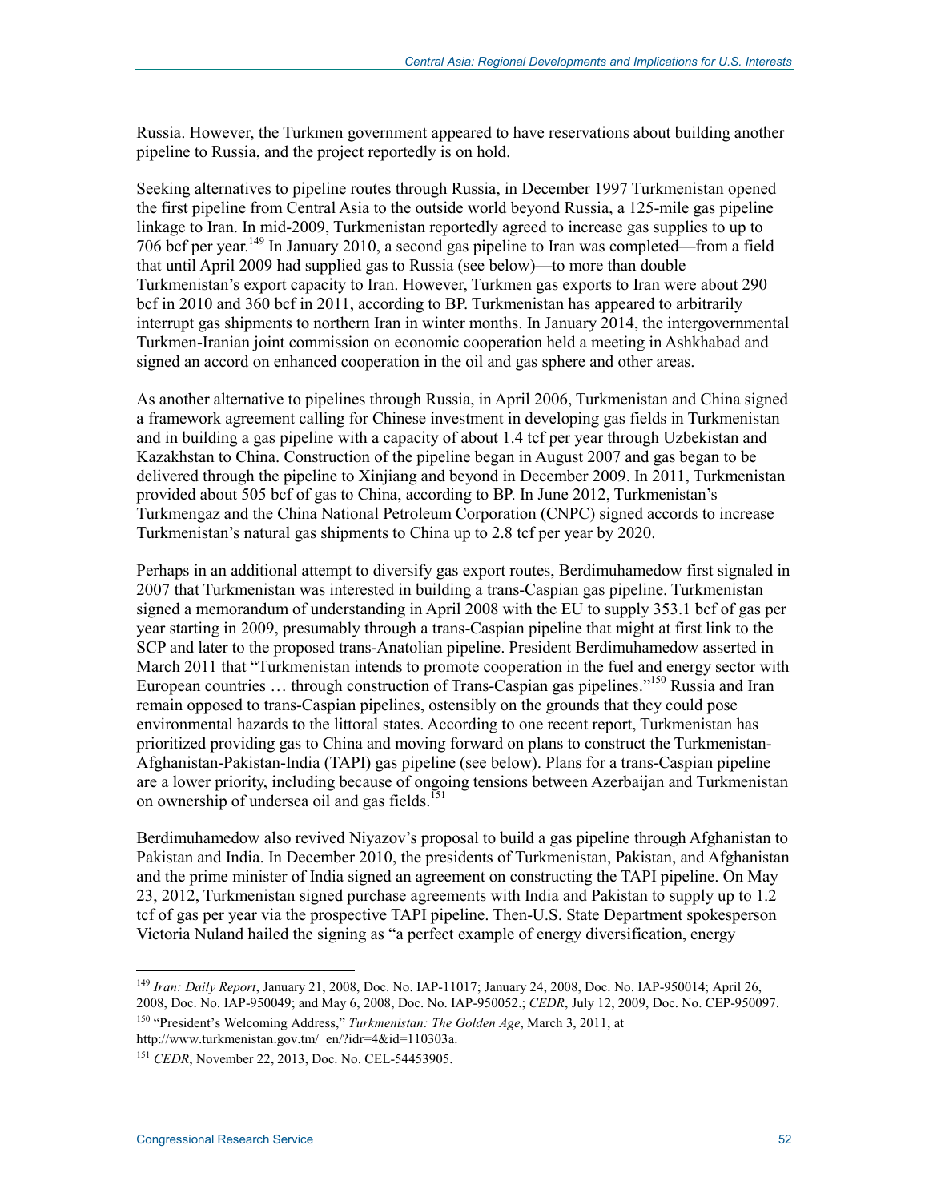Russia. However, the Turkmen government appeared to have reservations about building another pipeline to Russia, and the project reportedly is on hold.

Seeking alternatives to pipeline routes through Russia, in December 1997 Turkmenistan opened the first pipeline from Central Asia to the outside world beyond Russia, a 125-mile gas pipeline linkage to Iran. In mid-2009, Turkmenistan reportedly agreed to increase gas supplies to up to 706 bcf per year.[149] In January 2010, a second gas pipeline to Iran was completed—from a field that until April 2009 had supplied gas to Russia (see below)—to more than double Turkmenistan's export capacity to Iran. However, Turkmen gas exports to Iran were about 290 bcf in 2010 and 360 bcf in 2011, according to BP. Turkmenistan has appeared to arbitrarily interrupt gas shipments to northern Iran in winter months. In January 2014, the intergovernmental Turkmen-Iranian joint commission on economic cooperation held a meeting in Ashkhabad and signed an accord on enhanced cooperation in the oil and gas sphere and other areas.

As another alternative to pipelines through Russia, in April 2006, Turkmenistan and China signed a framework agreement calling for Chinese investment in developing gas fields in Turkmenistan and in building a gas pipeline with a capacity of about 1.4 tcf per year through Uzbekistan and Kazakhstan to China. Construction of the pipeline began in August 2007 and gas began to be delivered through the pipeline to Xinjiang and beyond in December 2009. In 2011, Turkmenistan provided about 505 bcf of gas to China, according to BP. In June 2012, Turkmenistan's Turkmengaz and the China National Petroleum Corporation (CNPC) signed accords to increase Turkmenistan's natural gas shipments to China up to 2.8 tcf per year by 2020.

Perhaps in an additional attempt to diversify gas export routes, Berdimuhamedow first signaled in 2007 that Turkmenistan was interested in building a trans-Caspian gas pipeline. Turkmenistan signed a memorandum of understanding in April 2008 with the EU to supply 353.1 bcf of gas per year starting in 2009, presumably through a trans-Caspian pipeline that might at first link to the SCP and later to the proposed trans-Anatolian pipeline. President Berdimuhamedow asserted in March 2011 that "Turkmenistan intends to promote cooperation in the fuel and energy sector with European countries … through construction of Trans-Caspian gas pipelines."[150] Russia and Iran remain opposed to trans-Caspian pipelines, ostensibly on the grounds that they could pose environmental hazards to the littoral states. According to one recent report, Turkmenistan has prioritized providing gas to China and moving forward on plans to construct the Turkmenistan-Afghanistan-Pakistan-India (TAPI) gas pipeline (see below). Plans for a trans-Caspian pipeline are a lower priority, including because of ongoing tensions between Azerbaijan and Turkmenistan on ownership of undersea oil and gas fields.[151]

Berdimuhamedow also revived Niyazov's proposal to build a gas pipeline through Afghanistan to Pakistan and India. In December 2010, the presidents of Turkmenistan, Pakistan, and Afghanistan and the prime minister of India signed an agreement on constructing the TAPI pipeline. On May 23, 2012, Turkmenistan signed purchase agreements with India and Pakistan to supply up to 1.2 tcf of gas per year via the prospective TAPI pipeline. Then-U.S. State Department spokesperson Victoria Nuland hailed the signing as "a perfect example of energy diversification, energy

---

[149] *Iran: Daily Report*, January 21, 2008, Doc. No. IAP-11017; January 24, 2008, Doc. No. IAP-950014; April 26, 2008, Doc. No. IAP-950049; and May 6, 2008, Doc. No. IAP-950052.; *CEDR*, July 12, 2009, Doc. No. CEP-950097.

[150] "President's Welcoming Address," *Turkmenistan: The Golden Age*, March 3, 2011, at http://www.turkmenistan.gov.tm/_en/?idr=4&id=110303a.

[151] *CEDR*, November 22, 2013, Doc. No. CEL-54453905.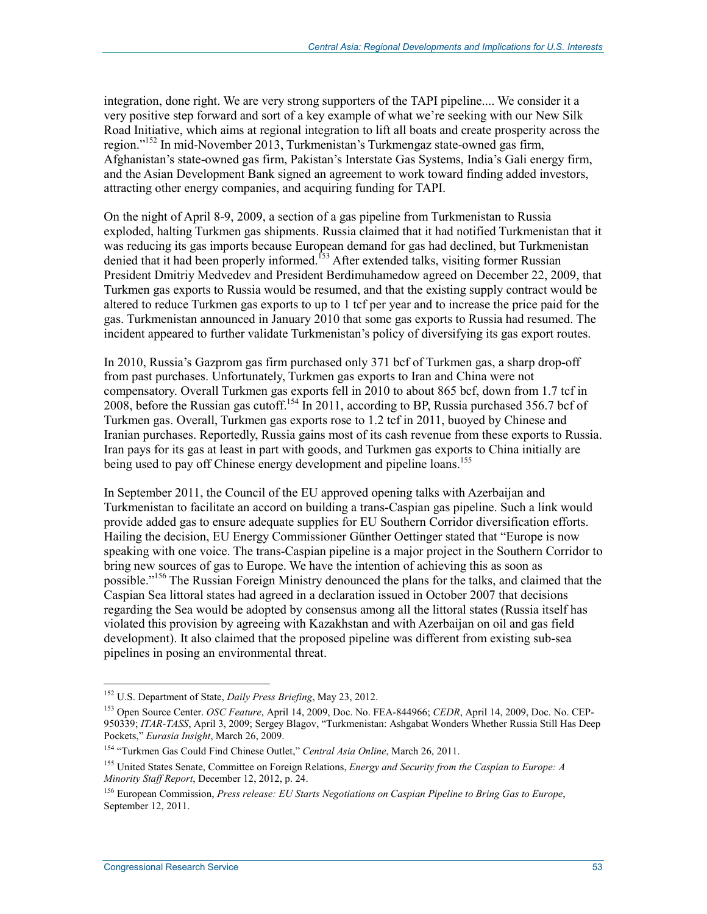integration, done right. We are very strong supporters of the TAPI pipeline.... We consider it a very positive step forward and sort of a key example of what we're seeking with our New Silk Road Initiative, which aims at regional integration to lift all boats and create prosperity across the region."[152] In mid-November 2013, Turkmenistan's Turkmengaz state-owned gas firm, Afghanistan's state-owned gas firm, Pakistan's Interstate Gas Systems, India's Gali energy firm, and the Asian Development Bank signed an agreement to work toward finding added investors, attracting other energy companies, and acquiring funding for TAPI.

On the night of April 8-9, 2009, a section of a gas pipeline from Turkmenistan to Russia exploded, halting Turkmen gas shipments. Russia claimed that it had notified Turkmenistan that it was reducing its gas imports because European demand for gas had declined, but Turkmenistan denied that it had been properly informed.[153] After extended talks, visiting former Russian President Dmitriy Medvedev and President Berdimuhamedow agreed on December 22, 2009, that Turkmen gas exports to Russia would be resumed, and that the existing supply contract would be altered to reduce Turkmen gas exports to up to 1 tcf per year and to increase the price paid for the gas. Turkmenistan announced in January 2010 that some gas exports to Russia had resumed. The incident appeared to further validate Turkmenistan's policy of diversifying its gas export routes.

In 2010, Russia's Gazprom gas firm purchased only 371 bcf of Turkmen gas, a sharp drop-off from past purchases. Unfortunately, Turkmen gas exports to Iran and China were not compensatory. Overall Turkmen gas exports fell in 2010 to about 865 bcf, down from 1.7 tcf in 2008, before the Russian gas cutoff.[154] In 2011, according to BP, Russia purchased 356.7 bcf of Turkmen gas. Overall, Turkmen gas exports rose to 1.2 tcf in 2011, buoyed by Chinese and Iranian purchases. Reportedly, Russia gains most of its cash revenue from these exports to Russia. Iran pays for its gas at least in part with goods, and Turkmen gas exports to China initially are being used to pay off Chinese energy development and pipeline loans.[155]

In September 2011, the Council of the EU approved opening talks with Azerbaijan and Turkmenistan to facilitate an accord on building a trans-Caspian gas pipeline. Such a link would provide added gas to ensure adequate supplies for EU Southern Corridor diversification efforts. Hailing the decision, EU Energy Commissioner Günther Oettinger stated that "Europe is now speaking with one voice. The trans-Caspian pipeline is a major project in the Southern Corridor to bring new sources of gas to Europe. We have the intention of achieving this as soon as possible."[156] The Russian Foreign Ministry denounced the plans for the talks, and claimed that the Caspian Sea littoral states had agreed in a declaration issued in October 2007 that decisions regarding the Sea would be adopted by consensus among all the littoral states (Russia itself has violated this provision by agreeing with Kazakhstan and with Azerbaijan on oil and gas field development). It also claimed that the proposed pipeline was different from existing sub-sea pipelines in posing an environmental threat.

---

[152] U.S. Department of State, *Daily Press Briefing*, May 23, 2012.

[153] Open Source Center. *OSC Feature*, April 14, 2009, Doc. No. FEA-844966; *CEDR*, April 14, 2009, Doc. No. CEP-950339; *ITAR-TASS*, April 3, 2009; Sergey Blagov, "Turkmenistan: Ashgabat Wonders Whether Russia Still Has Deep Pockets," *Eurasia Insight*, March 26, 2009.

[154] "Turkmen Gas Could Find Chinese Outlet," *Central Asia Online*, March 26, 2011.

[155] United States Senate, Committee on Foreign Relations, *Energy and Security from the Caspian to Europe: A Minority Staff Report*, December 12, 2012, p. 24.

[156] European Commission, *Press release: EU Starts Negotiations on Caspian Pipeline to Bring Gas to Europe*, September 12, 2011.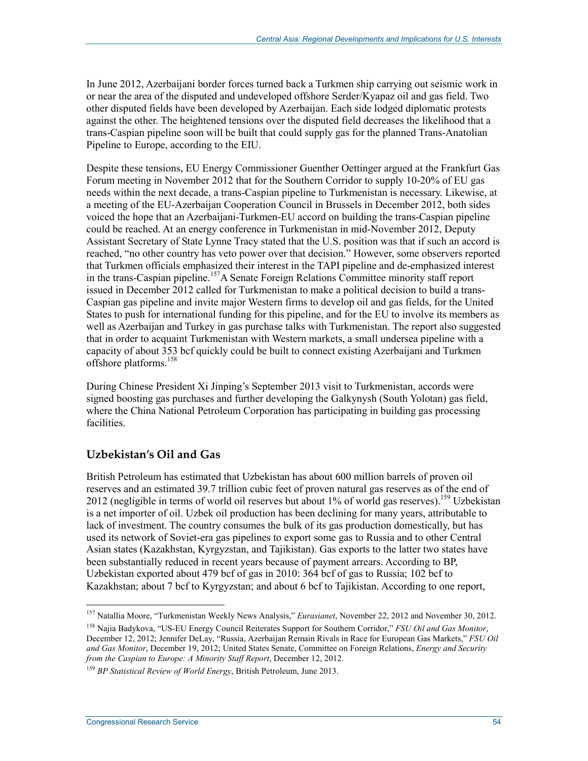In June 2012, Azerbaijani border forces turned back a Turkmen ship carrying out seismic work in or near the area of the disputed and undeveloped offshore Serder/Kyapaz oil and gas field. Two other disputed fields have been developed by Azerbaijan. Each side lodged diplomatic protests against the other. The heightened tensions over the disputed field decreases the likelihood that a trans-Caspian pipeline soon will be built that could supply gas for the planned Trans-Anatolian Pipeline to Europe, according to the EIU.

Despite these tensions, EU Energy Commissioner Guenther Oettinger argued at the Frankfurt Gas Forum meeting in November 2012 that for the Southern Corridor to supply 10-20% of EU gas needs within the next decade, a trans-Caspian pipeline to Turkmenistan is necessary. Likewise, at a meeting of the EU-Azerbaijan Cooperation Council in Brussels in December 2012, both sides voiced the hope that an Azerbaijani-Turkmen-EU accord on building the trans-Caspian pipeline could be reached. At an energy conference in Turkmenistan in mid-November 2012, Deputy Assistant Secretary of State Lynne Tracy stated that the U.S. position was that if such an accord is reached, "no other country has veto power over that decision." However, some observers reported that Turkmen officials emphasized their interest in the TAPI pipeline and de-emphasized interest in the trans-Caspian pipeline.[157] A Senate Foreign Relations Committee minority staff report issued in December 2012 called for Turkmenistan to make a political decision to build a trans-Caspian gas pipeline and invite major Western firms to develop oil and gas fields, for the United States to push for international funding for this pipeline, and for the EU to involve its members as well as Azerbaijan and Turkey in gas purchase talks with Turkmenistan. The report also suggested that in order to acquaint Turkmenistan with Western markets, a small undersea pipeline with a capacity of about 353 bcf quickly could be built to connect existing Azerbaijani and Turkmen offshore platforms.[158]

During Chinese President Xi Jinping's September 2013 visit to Turkmenistan, accords were signed boosting gas purchases and further developing the Galkynysh (South Yolotan) gas field, where the China National Petroleum Corporation has participating in building gas processing facilities.

## Uzbekistan's Oil and Gas

British Petroleum has estimated that Uzbekistan has about 600 million barrels of proven oil reserves and an estimated 39.7 trillion cubic feet of proven natural gas reserves as of the end of 2012 (negligible in terms of world oil reserves but about 1% of world gas reserves).[159] Uzbekistan is a net importer of oil. Uzbek oil production has been declining for many years, attributable to lack of investment. The country consumes the bulk of its gas production domestically, but has used its network of Soviet-era gas pipelines to export some gas to Russia and to other Central Asian states (Kazakhstan, Kyrgyzstan, and Tajikistan). Gas exports to the latter two states have been substantially reduced in recent years because of payment arrears. According to BP, Uzbekistan exported about 479 bcf of gas in 2010: 364 bcf of gas to Russia; 102 bcf to Kazakhstan; about 7 bcf to Kyrgyzstan; and about 6 bcf to Tajikistan. According to one report,

---

[157] Natallia Moore, "Turkmenistan Weekly News Analysis," *Eurasianet*, November 22, 2012 and November 30, 2012.

[158] Najia Badykova, "US-EU Energy Council Reiterates Support for Southern Corridor," *FSU Oil and Gas Monitor*, December 12, 2012; Jennifer DeLay, "Russia, Azerbaijan Remain Rivals in Race for European Gas Markets," *FSU Oil and Gas Monitor*, December 19, 2012; United States Senate, Committee on Foreign Relations, *Energy and Security from the Caspian to Europe: A Minority Staff Report*, December 12, 2012.

[159] *BP Statistical Review of World Energy*, British Petroleum, June 2013.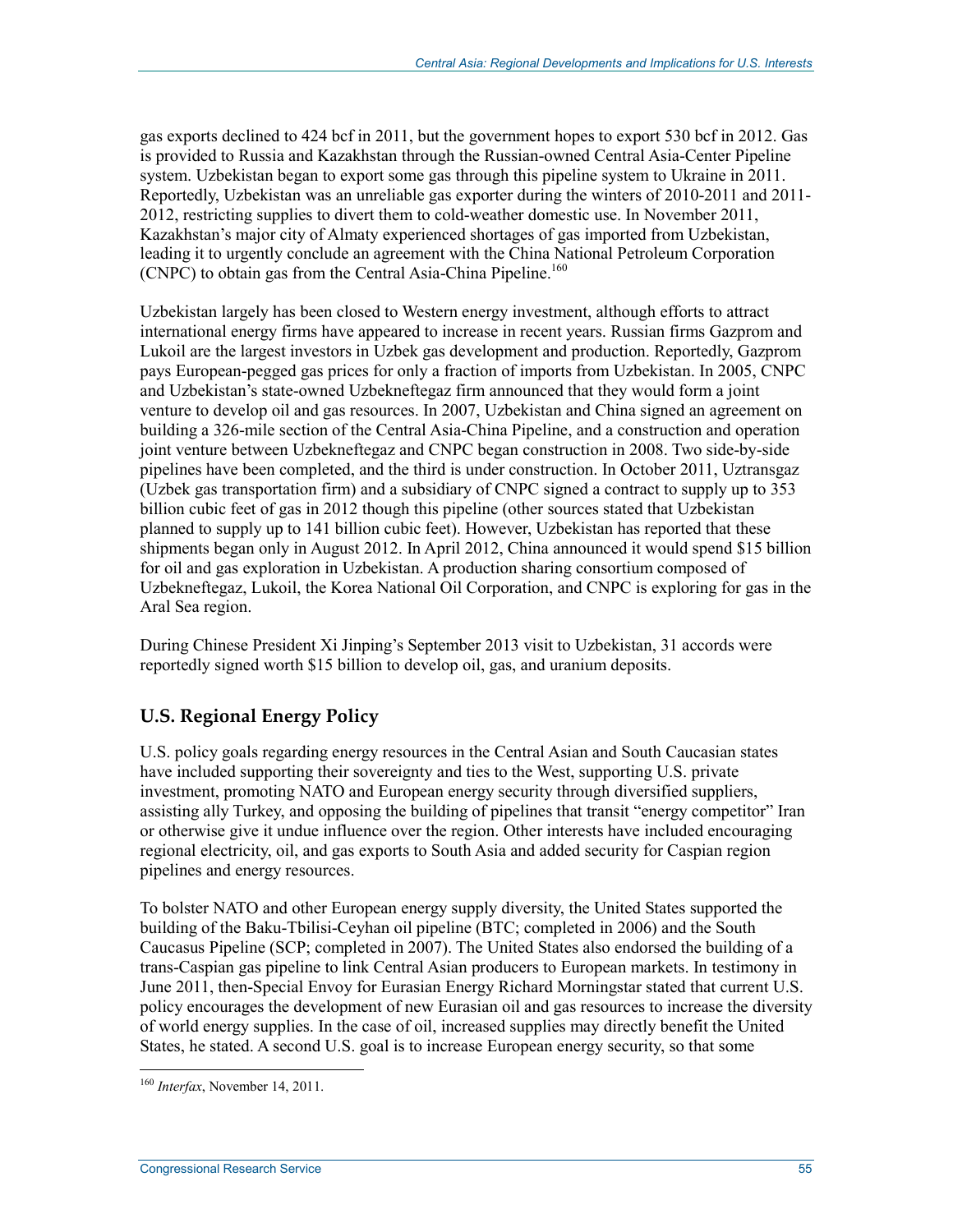gas exports declined to 424 bcf in 2011, but the government hopes to export 530 bcf in 2012. Gas is provided to Russia and Kazakhstan through the Russian-owned Central Asia-Center Pipeline system. Uzbekistan began to export some gas through this pipeline system to Ukraine in 2011. Reportedly, Uzbekistan was an unreliable gas exporter during the winters of 2010-2011 and 2011-2012, restricting supplies to divert them to cold-weather domestic use. In November 2011, Kazakhstan's major city of Almaty experienced shortages of gas imported from Uzbekistan, leading it to urgently conclude an agreement with the China National Petroleum Corporation (CNPC) to obtain gas from the Central Asia-China Pipeline.[160]

Uzbekistan largely has been closed to Western energy investment, although efforts to attract international energy firms have appeared to increase in recent years. Russian firms Gazprom and Lukoil are the largest investors in Uzbek gas development and production. Reportedly, Gazprom pays European-pegged gas prices for only a fraction of imports from Uzbekistan. In 2005, CNPC and Uzbekistan's state-owned Uzbekneftegaz firm announced that they would form a joint venture to develop oil and gas resources. In 2007, Uzbekistan and China signed an agreement on building a 326-mile section of the Central Asia-China Pipeline, and a construction and operation joint venture between Uzbekneftegaz and CNPC began construction in 2008. Two side-by-side pipelines have been completed, and the third is under construction. In October 2011, Uztransgaz (Uzbek gas transportation firm) and a subsidiary of CNPC signed a contract to supply up to 353 billion cubic feet of gas in 2012 though this pipeline (other sources stated that Uzbekistan planned to supply up to 141 billion cubic feet). However, Uzbekistan has reported that these shipments began only in August 2012. In April 2012, China announced it would spend $15 billion for oil and gas exploration in Uzbekistan. A production sharing consortium composed of Uzbekneftegaz, Lukoil, the Korea National Oil Corporation, and CNPC is exploring for gas in the Aral Sea region.

During Chinese President Xi Jinping's September 2013 visit to Uzbekistan, 31 accords were reportedly signed worth $15 billion to develop oil, gas, and uranium deposits.

## U.S. Regional Energy Policy

U.S. policy goals regarding energy resources in the Central Asian and South Caucasian states have included supporting their sovereignty and ties to the West, supporting U.S. private investment, promoting NATO and European energy security through diversified suppliers, assisting ally Turkey, and opposing the building of pipelines that transit "energy competitor" Iran or otherwise give it undue influence over the region. Other interests have included encouraging regional electricity, oil, and gas exports to South Asia and added security for Caspian region pipelines and energy resources.

To bolster NATO and other European energy supply diversity, the United States supported the building of the Baku-Tbilisi-Ceyhan oil pipeline (BTC; completed in 2006) and the South Caucasus Pipeline (SCP; completed in 2007). The United States also endorsed the building of a trans-Caspian gas pipeline to link Central Asian producers to European markets. In testimony in June 2011, then-Special Envoy for Eurasian Energy Richard Morningstar stated that current U.S. policy encourages the development of new Eurasian oil and gas resources to increase the diversity of world energy supplies. In the case of oil, increased supplies may directly benefit the United States, he stated. A second U.S. goal is to increase European energy security, so that some

[160] *Interfax*, November 14, 2011.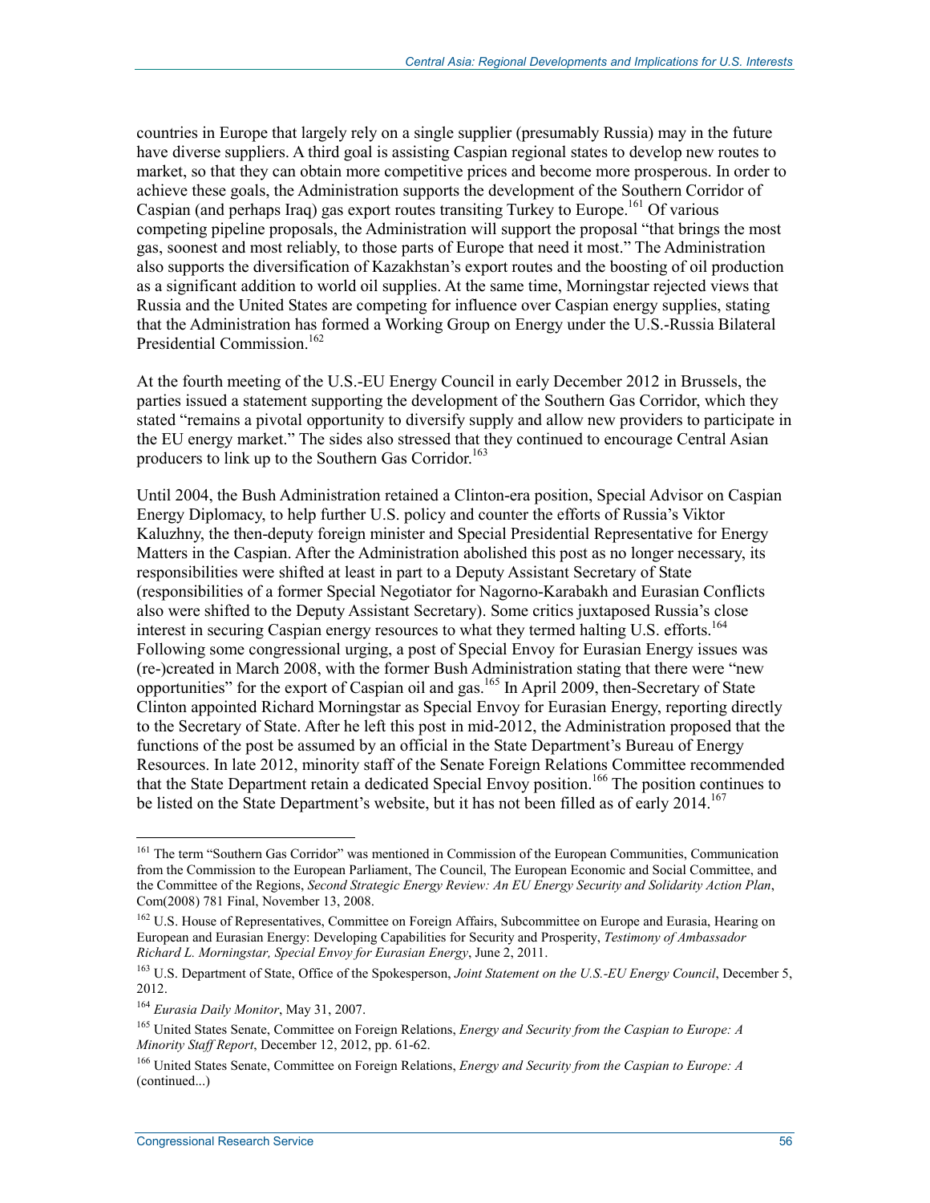countries in Europe that largely rely on a single supplier (presumably Russia) may in the future have diverse suppliers. A third goal is assisting Caspian regional states to develop new routes to market, so that they can obtain more competitive prices and become more prosperous. In order to achieve these goals, the Administration supports the development of the Southern Corridor of Caspian (and perhaps Iraq) gas export routes transiting Turkey to Europe.[161] Of various competing pipeline proposals, the Administration will support the proposal "that brings the most gas, soonest and most reliably, to those parts of Europe that need it most." The Administration also supports the diversification of Kazakhstan's export routes and the boosting of oil production as a significant addition to world oil supplies. At the same time, Morningstar rejected views that Russia and the United States are competing for influence over Caspian energy supplies, stating that the Administration has formed a Working Group on Energy under the U.S.-Russia Bilateral Presidential Commission.[162]

At the fourth meeting of the U.S.-EU Energy Council in early December 2012 in Brussels, the parties issued a statement supporting the development of the Southern Gas Corridor, which they stated "remains a pivotal opportunity to diversify supply and allow new providers to participate in the EU energy market." The sides also stressed that they continued to encourage Central Asian producers to link up to the Southern Gas Corridor.[163]

Until 2004, the Bush Administration retained a Clinton-era position, Special Advisor on Caspian Energy Diplomacy, to help further U.S. policy and counter the efforts of Russia's Viktor Kaluzhny, the then-deputy foreign minister and Special Presidential Representative for Energy Matters in the Caspian. After the Administration abolished this post as no longer necessary, its responsibilities were shifted at least in part to a Deputy Assistant Secretary of State (responsibilities of a former Special Negotiator for Nagorno-Karabakh and Eurasian Conflicts also were shifted to the Deputy Assistant Secretary). Some critics juxtaposed Russia's close interest in securing Caspian energy resources to what they termed halting U.S. efforts.[164] Following some congressional urging, a post of Special Envoy for Eurasian Energy issues was (re-)created in March 2008, with the former Bush Administration stating that there were "new opportunities" for the export of Caspian oil and gas.[165] In April 2009, then-Secretary of State Clinton appointed Richard Morningstar as Special Envoy for Eurasian Energy, reporting directly to the Secretary of State. After he left this post in mid-2012, the Administration proposed that the functions of the post be assumed by an official in the State Department's Bureau of Energy Resources. In late 2012, minority staff of the Senate Foreign Relations Committee recommended that the State Department retain a dedicated Special Envoy position.[166] The position continues to be listed on the State Department's website, but it has not been filled as of early 2014.[167]

---

[161] The term "Southern Gas Corridor" was mentioned in Commission of the European Communities, Communication from the Commission to the European Parliament, The Council, The European Economic and Social Committee, and the Committee of the Regions, *Second Strategic Energy Review: An EU Energy Security and Solidarity Action Plan*, Com(2008) 781 Final, November 13, 2008.

[162] U.S. House of Representatives, Committee on Foreign Affairs, Subcommittee on Europe and Eurasia, Hearing on European and Eurasian Energy: Developing Capabilities for Security and Prosperity, *Testimony of Ambassador Richard L. Morningstar, Special Envoy for Eurasian Energy*, June 2, 2011.

[163] U.S. Department of State, Office of the Spokesperson, *Joint Statement on the U.S.-EU Energy Council*, December 5, 2012.

[164] *Eurasia Daily Monitor*, May 31, 2007.

[165] United States Senate, Committee on Foreign Relations, *Energy and Security from the Caspian to Europe: A Minority Staff Report*, December 12, 2012, pp. 61-62.

[166] United States Senate, Committee on Foreign Relations, *Energy and Security from the Caspian to Europe: A* (continued...)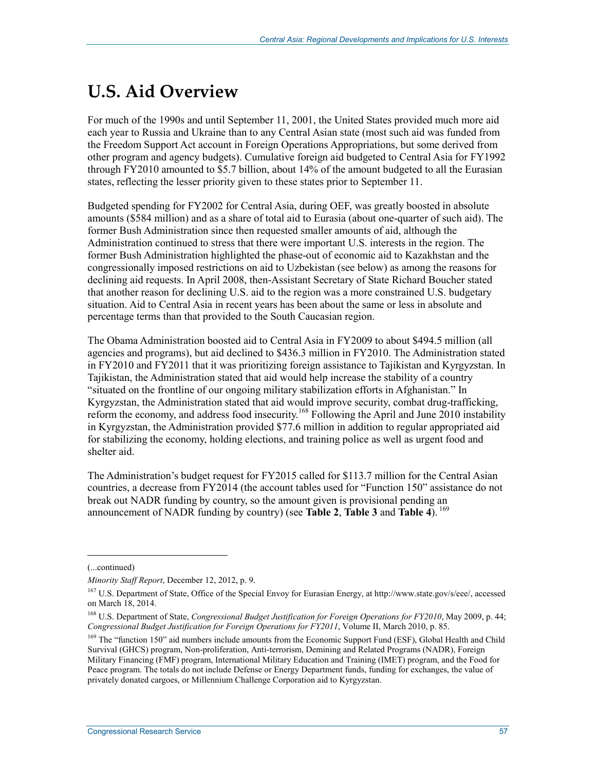# U.S. Aid Overview

For much of the 1990s and until September 11, 2001, the United States provided much more aid each year to Russia and Ukraine than to any Central Asian state (most such aid was funded from the Freedom Support Act account in Foreign Operations Appropriations, but some derived from other program and agency budgets). Cumulative foreign aid budgeted to Central Asia for FY1992 through FY2010 amounted to $5.7 billion, about 14% of the amount budgeted to all the Eurasian states, reflecting the lesser priority given to these states prior to September 11.

Budgeted spending for FY2002 for Central Asia, during OEF, was greatly boosted in absolute amounts ($584 million) and as a share of total aid to Eurasia (about one-quarter of such aid). The former Bush Administration since then requested smaller amounts of aid, although the Administration continued to stress that there were important U.S. interests in the region. The former Bush Administration highlighted the phase-out of economic aid to Kazakhstan and the congressionally imposed restrictions on aid to Uzbekistan (see below) as among the reasons for declining aid requests. In April 2008, then-Assistant Secretary of State Richard Boucher stated that another reason for declining U.S. aid to the region was a more constrained U.S. budgetary situation. Aid to Central Asia in recent years has been about the same or less in absolute and percentage terms than that provided to the South Caucasian region.

The Obama Administration boosted aid to Central Asia in FY2009 to about $494.5 million (all agencies and programs), but aid declined to $436.3 million in FY2010. The Administration stated in FY2010 and FY2011 that it was prioritizing foreign assistance to Tajikistan and Kyrgyzstan. In Tajikistan, the Administration stated that aid would help increase the stability of a country "situated on the frontline of our ongoing military stabilization efforts in Afghanistan." In Kyrgyzstan, the Administration stated that aid would improve security, combat drug-trafficking, reform the economy, and address food insecurity.[168] Following the April and June 2010 instability in Kyrgyzstan, the Administration provided $77.6 million in addition to regular appropriated aid for stabilizing the economy, holding elections, and training police as well as urgent food and shelter aid.

The Administration's budget request for FY2015 called for $113.7 million for the Central Asian countries, a decrease from FY2014 (the account tables used for "Function 150" assistance do not break out NADR funding by country, so the amount given is provisional pending an announcement of NADR funding by country) (see **Table 2**, **Table 3** and **Table 4**).[169]

---

(...continued)

*Minority Staff Report*, December 12, 2012, p. 9.

[167] U.S. Department of State, Office of the Special Envoy for Eurasian Energy, at http://www.state.gov/s/eee/, accessed on March 18, 2014.

[168] U.S. Department of State, *Congressional Budget Justification for Foreign Operations for FY2010*, May 2009, p. 44; *Congressional Budget Justification for Foreign Operations for FY2011*, Volume II, March 2010, p. 85.

[169] The "function 150" aid numbers include amounts from the Economic Support Fund (ESF), Global Health and Child Survival (GHCS) program, Non-proliferation, Anti-terrorism, Demining and Related Programs (NADR), Foreign Military Financing (FMF) program, International Military Education and Training (IMET) program, and the Food for Peace program. The totals do not include Defense or Energy Department funds, funding for exchanges, the value of privately donated cargoes, or Millennium Challenge Corporation aid to Kyrgyzstan.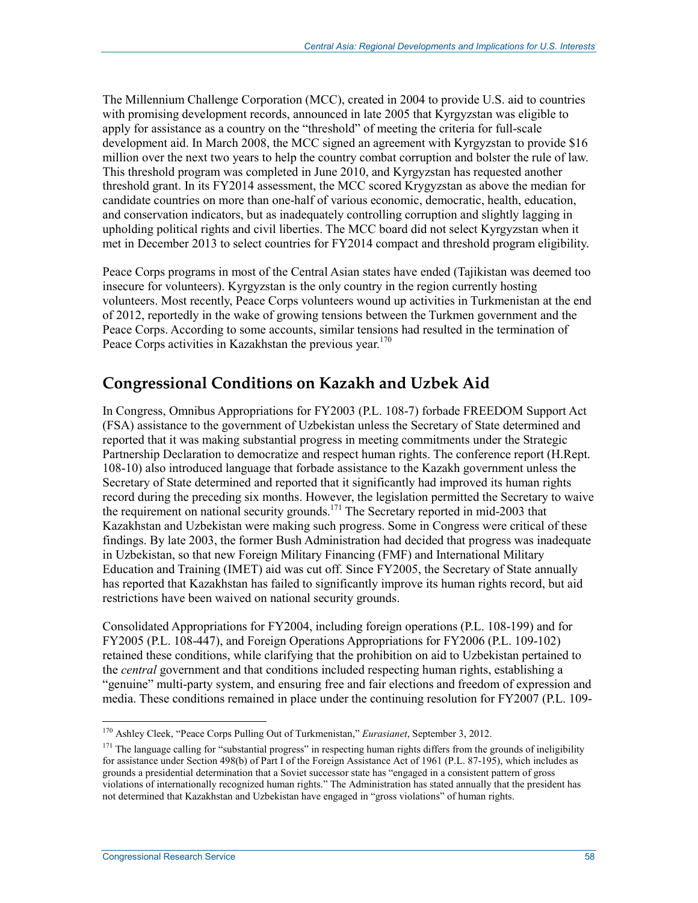The Millennium Challenge Corporation (MCC), created in 2004 to provide U.S. aid to countries with promising development records, announced in late 2005 that Kyrgyzstan was eligible to apply for assistance as a country on the "threshold" of meeting the criteria for full-scale development aid. In March 2008, the MCC signed an agreement with Kyrgyzstan to provide $16 million over the next two years to help the country combat corruption and bolster the rule of law. This threshold program was completed in June 2010, and Kyrgyzstan has requested another threshold grant. In its FY2014 assessment, the MCC scored Krygyzstan as above the median for candidate countries on more than one-half of various economic, democratic, health, education, and conservation indicators, but as inadequately controlling corruption and slightly lagging in upholding political rights and civil liberties. The MCC board did not select Kyrgyzstan when it met in December 2013 to select countries for FY2014 compact and threshold program eligibility.

Peace Corps programs in most of the Central Asian states have ended (Tajikistan was deemed too insecure for volunteers). Kyrgyzstan is the only country in the region currently hosting volunteers. Most recently, Peace Corps volunteers wound up activities in Turkmenistan at the end of 2012, reportedly in the wake of growing tensions between the Turkmen government and the Peace Corps. According to some accounts, similar tensions had resulted in the termination of Peace Corps activities in Kazakhstan the previous year.[170]

## Congressional Conditions on Kazakh and Uzbek Aid

In Congress, Omnibus Appropriations for FY2003 (P.L. 108-7) forbade FREEDOM Support Act (FSA) assistance to the government of Uzbekistan unless the Secretary of State determined and reported that it was making substantial progress in meeting commitments under the Strategic Partnership Declaration to democratize and respect human rights. The conference report (H.Rept. 108-10) also introduced language that forbade assistance to the Kazakh government unless the Secretary of State determined and reported that it significantly had improved its human rights record during the preceding six months. However, the legislation permitted the Secretary to waive the requirement on national security grounds.[171] The Secretary reported in mid-2003 that Kazakhstan and Uzbekistan were making such progress. Some in Congress were critical of these findings. By late 2003, the former Bush Administration had decided that progress was inadequate in Uzbekistan, so that new Foreign Military Financing (FMF) and International Military Education and Training (IMET) aid was cut off. Since FY2005, the Secretary of State annually has reported that Kazakhstan has failed to significantly improve its human rights record, but aid restrictions have been waived on national security grounds.

Consolidated Appropriations for FY2004, including foreign operations (P.L. 108-199) and for FY2005 (P.L. 108-447), and Foreign Operations Appropriations for FY2006 (P.L. 109-102) retained these conditions, while clarifying that the prohibition on aid to Uzbekistan pertained to the *central* government and that conditions included respecting human rights, establishing a "genuine" multi-party system, and ensuring free and fair elections and freedom of expression and media. These conditions remained in place under the continuing resolution for FY2007 (P.L. 109-

---

[170] Ashley Cleek, "Peace Corps Pulling Out of Turkmenistan," *Eurasianet*, September 3, 2012.

[171] The language calling for "substantial progress" in respecting human rights differs from the grounds of ineligibility for assistance under Section 498(b) of Part I of the Foreign Assistance Act of 1961 (P.L. 87-195), which includes as grounds a presidential determination that a Soviet successor state has "engaged in a consistent pattern of gross violations of internationally recognized human rights." The Administration has stated annually that the president has not determined that Kazakhstan and Uzbekistan have engaged in "gross violations" of human rights.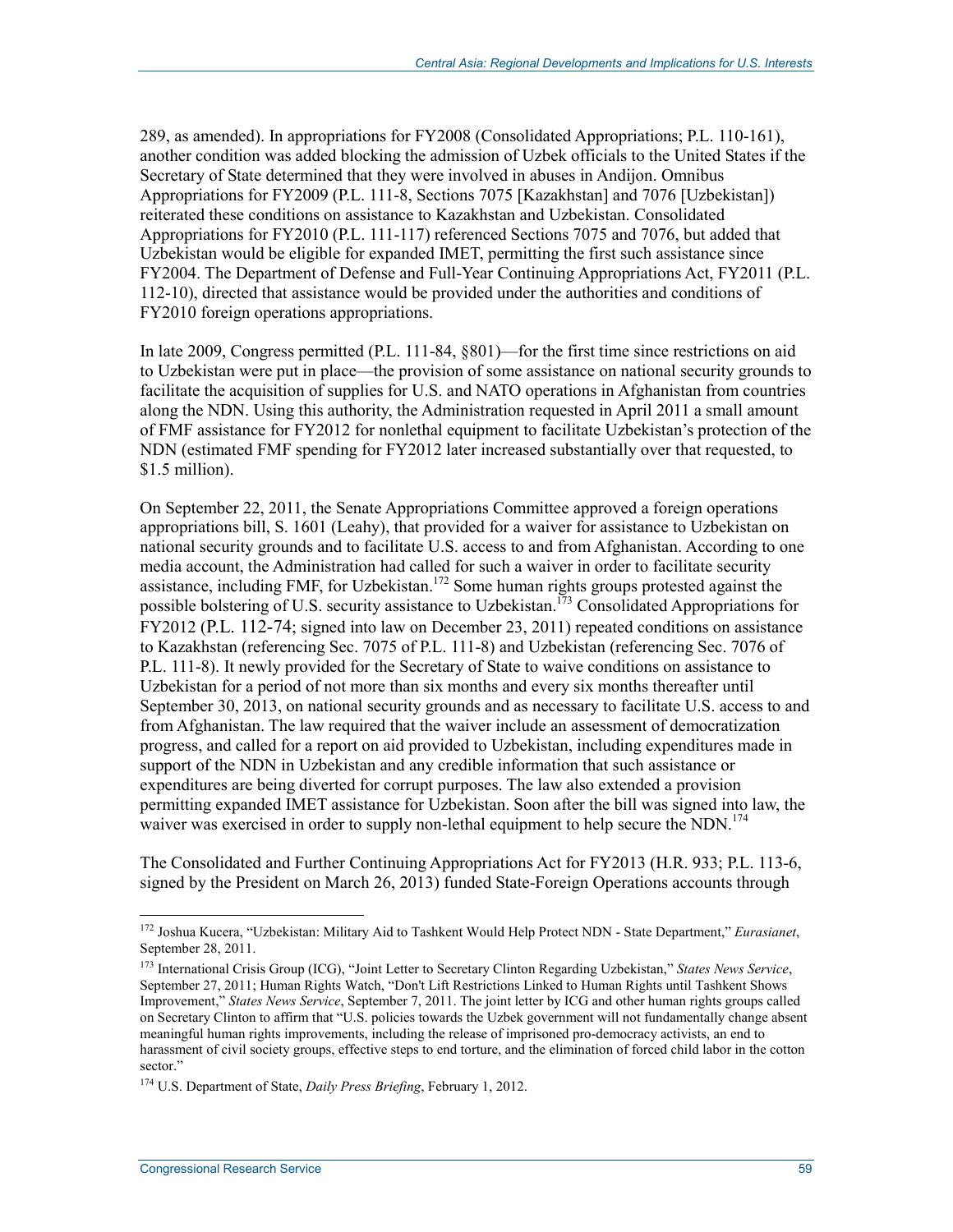289, as amended). In appropriations for FY2008 (Consolidated Appropriations; P.L. 110-161), another condition was added blocking the admission of Uzbek officials to the United States if the Secretary of State determined that they were involved in abuses in Andijon. Omnibus Appropriations for FY2009 (P.L. 111-8, Sections 7075 [Kazakhstan] and 7076 [Uzbekistan]) reiterated these conditions on assistance to Kazakhstan and Uzbekistan. Consolidated Appropriations for FY2010 (P.L. 111-117) referenced Sections 7075 and 7076, but added that Uzbekistan would be eligible for expanded IMET, permitting the first such assistance since FY2004. The Department of Defense and Full-Year Continuing Appropriations Act, FY2011 (P.L. 112-10), directed that assistance would be provided under the authorities and conditions of FY2010 foreign operations appropriations.

In late 2009, Congress permitted (P.L. 111-84, §801)—for the first time since restrictions on aid to Uzbekistan were put in place—the provision of some assistance on national security grounds to facilitate the acquisition of supplies for U.S. and NATO operations in Afghanistan from countries along the NDN. Using this authority, the Administration requested in April 2011 a small amount of FMF assistance for FY2012 for nonlethal equipment to facilitate Uzbekistan's protection of the NDN (estimated FMF spending for FY2012 later increased substantially over that requested, to $1.5 million).

On September 22, 2011, the Senate Appropriations Committee approved a foreign operations appropriations bill, S. 1601 (Leahy), that provided for a waiver for assistance to Uzbekistan on national security grounds and to facilitate U.S. access to and from Afghanistan. According to one media account, the Administration had called for such a waiver in order to facilitate security assistance, including FMF, for Uzbekistan.[172] Some human rights groups protested against the possible bolstering of U.S. security assistance to Uzbekistan.[173] Consolidated Appropriations for FY2012 (P.L. 112-74; signed into law on December 23, 2011) repeated conditions on assistance to Kazakhstan (referencing Sec. 7075 of P.L. 111-8) and Uzbekistan (referencing Sec. 7076 of P.L. 111-8). It newly provided for the Secretary of State to waive conditions on assistance to Uzbekistan for a period of not more than six months and every six months thereafter until September 30, 2013, on national security grounds and as necessary to facilitate U.S. access to and from Afghanistan. The law required that the waiver include an assessment of democratization progress, and called for a report on aid provided to Uzbekistan, including expenditures made in support of the NDN in Uzbekistan and any credible information that such assistance or expenditures are being diverted for corrupt purposes. The law also extended a provision permitting expanded IMET assistance for Uzbekistan. Soon after the bill was signed into law, the waiver was exercised in order to supply non-lethal equipment to help secure the NDN.[174]

The Consolidated and Further Continuing Appropriations Act for FY2013 (H.R. 933; P.L. 113-6, signed by the President on March 26, 2013) funded State-Foreign Operations accounts through

---

[172] Joshua Kucera, "Uzbekistan: Military Aid to Tashkent Would Help Protect NDN - State Department," *Eurasianet*, September 28, 2011.

[173] International Crisis Group (ICG), "Joint Letter to Secretary Clinton Regarding Uzbekistan," *States News Service*, September 27, 2011; Human Rights Watch, "Don't Lift Restrictions Linked to Human Rights until Tashkent Shows Improvement," *States News Service*, September 7, 2011. The joint letter by ICG and other human rights groups called on Secretary Clinton to affirm that "U.S. policies towards the Uzbek government will not fundamentally change absent meaningful human rights improvements, including the release of imprisoned pro-democracy activists, an end to harassment of civil society groups, effective steps to end torture, and the elimination of forced child labor in the cotton sector."

[174] U.S. Department of State, *Daily Press Briefing*, February 1, 2012.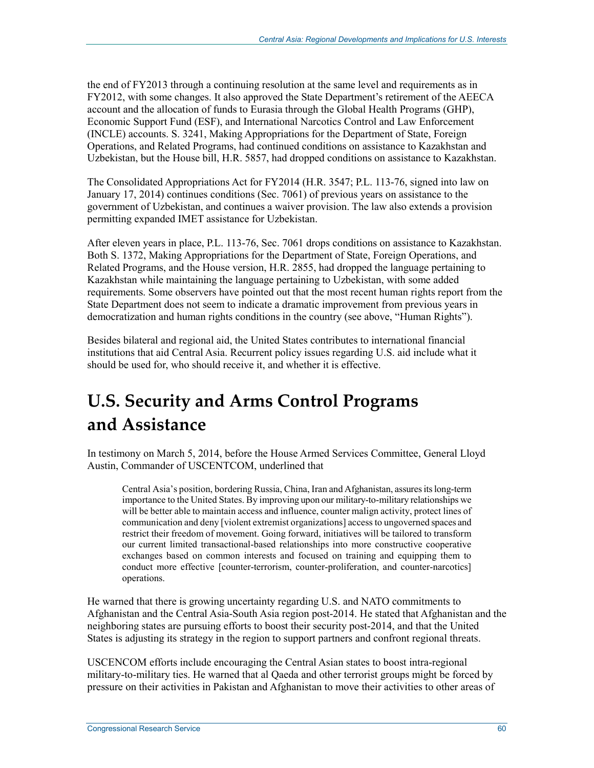the end of FY2013 through a continuing resolution at the same level and requirements as in FY2012, with some changes. It also approved the State Department's retirement of the AEECA account and the allocation of funds to Eurasia through the Global Health Programs (GHP), Economic Support Fund (ESF), and International Narcotics Control and Law Enforcement (INCLE) accounts. S. 3241, Making Appropriations for the Department of State, Foreign Operations, and Related Programs, had continued conditions on assistance to Kazakhstan and Uzbekistan, but the House bill, H.R. 5857, had dropped conditions on assistance to Kazakhstan.

The Consolidated Appropriations Act for FY2014 (H.R. 3547; P.L. 113-76, signed into law on January 17, 2014) continues conditions (Sec. 7061) of previous years on assistance to the government of Uzbekistan, and continues a waiver provision. The law also extends a provision permitting expanded IMET assistance for Uzbekistan.

After eleven years in place, P.L. 113-76, Sec. 7061 drops conditions on assistance to Kazakhstan. Both S. 1372, Making Appropriations for the Department of State, Foreign Operations, and Related Programs, and the House version, H.R. 2855, had dropped the language pertaining to Kazakhstan while maintaining the language pertaining to Uzbekistan, with some added requirements. Some observers have pointed out that the most recent human rights report from the State Department does not seem to indicate a dramatic improvement from previous years in democratization and human rights conditions in the country (see above, "Human Rights").

Besides bilateral and regional aid, the United States contributes to international financial institutions that aid Central Asia. Recurrent policy issues regarding U.S. aid include what it should be used for, who should receive it, and whether it is effective.

# U.S. Security and Arms Control Programs and Assistance

In testimony on March 5, 2014, before the House Armed Services Committee, General Lloyd Austin, Commander of USCENTCOM, underlined that

> Central Asia's position, bordering Russia, China, Iran and Afghanistan, assures its long-term importance to the United States. By improving upon our military-to-military relationships we will be better able to maintain access and influence, counter malign activity, protect lines of communication and deny [violent extremist organizations] access to ungoverned spaces and restrict their freedom of movement. Going forward, initiatives will be tailored to transform our current limited transactional-based relationships into more constructive cooperative exchanges based on common interests and focused on training and equipping them to conduct more effective [counter-terrorism, counter-proliferation, and counter-narcotics] operations.

He warned that there is growing uncertainty regarding U.S. and NATO commitments to Afghanistan and the Central Asia-South Asia region post-2014. He stated that Afghanistan and the neighboring states are pursuing efforts to boost their security post-2014, and that the United States is adjusting its strategy in the region to support partners and confront regional threats.

USCENCOM efforts include encouraging the Central Asian states to boost intra-regional military-to-military ties. He warned that al Qaeda and other terrorist groups might be forced by pressure on their activities in Pakistan and Afghanistan to move their activities to other areas of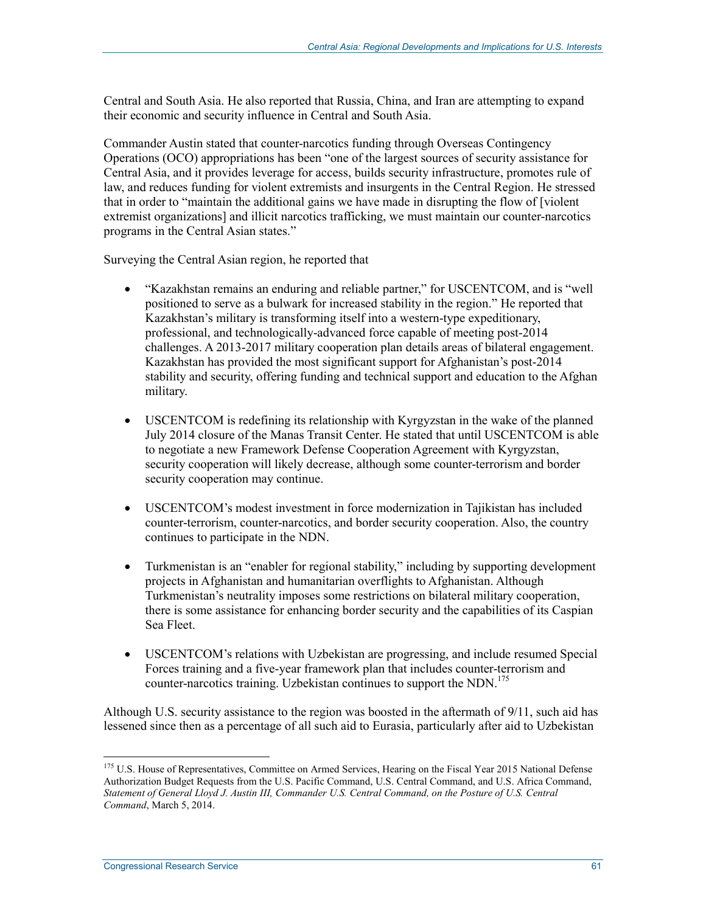Central and South Asia. He also reported that Russia, China, and Iran are attempting to expand their economic and security influence in Central and South Asia.

Commander Austin stated that counter-narcotics funding through Overseas Contingency Operations (OCO) appropriations has been "one of the largest sources of security assistance for Central Asia, and it provides leverage for access, builds security infrastructure, promotes rule of law, and reduces funding for violent extremists and insurgents in the Central Region. He stressed that in order to "maintain the additional gains we have made in disrupting the flow of [violent extremist organizations] and illicit narcotics trafficking, we must maintain our counter-narcotics programs in the Central Asian states."

Surveying the Central Asian region, he reported that

- "Kazakhstan remains an enduring and reliable partner," for USCENTCOM, and is "well positioned to serve as a bulwark for increased stability in the region." He reported that Kazakhstan's military is transforming itself into a western-type expeditionary, professional, and technologically-advanced force capable of meeting post-2014 challenges. A 2013-2017 military cooperation plan details areas of bilateral engagement. Kazakhstan has provided the most significant support for Afghanistan's post-2014 stability and security, offering funding and technical support and education to the Afghan military.

- USCENTCOM is redefining its relationship with Kyrgyzstan in the wake of the planned July 2014 closure of the Manas Transit Center. He stated that until USCENTCOM is able to negotiate a new Framework Defense Cooperation Agreement with Kyrgyzstan, security cooperation will likely decrease, although some counter-terrorism and border security cooperation may continue.

- USCENTCOM's modest investment in force modernization in Tajikistan has included counter-terrorism, counter-narcotics, and border security cooperation. Also, the country continues to participate in the NDN.

- Turkmenistan is an "enabler for regional stability," including by supporting development projects in Afghanistan and humanitarian overflights to Afghanistan. Although Turkmenistan's neutrality imposes some restrictions on bilateral military cooperation, there is some assistance for enhancing border security and the capabilities of its Caspian Sea Fleet.

- USCENTCOM's relations with Uzbekistan are progressing, and include resumed Special Forces training and a five-year framework plan that includes counter-terrorism and counter-narcotics training. Uzbekistan continues to support the NDN.[175]

Although U.S. security assistance to the region was boosted in the aftermath of 9/11, such aid has lessened since then as a percentage of all such aid to Eurasia, particularly after aid to Uzbekistan

---

[175] U.S. House of Representatives, Committee on Armed Services, Hearing on the Fiscal Year 2015 National Defense Authorization Budget Requests from the U.S. Pacific Command, U.S. Central Command, and U.S. Africa Command, *Statement of General Lloyd J. Austin III, Commander U.S. Central Command, on the Posture of U.S. Central Command*, March 5, 2014.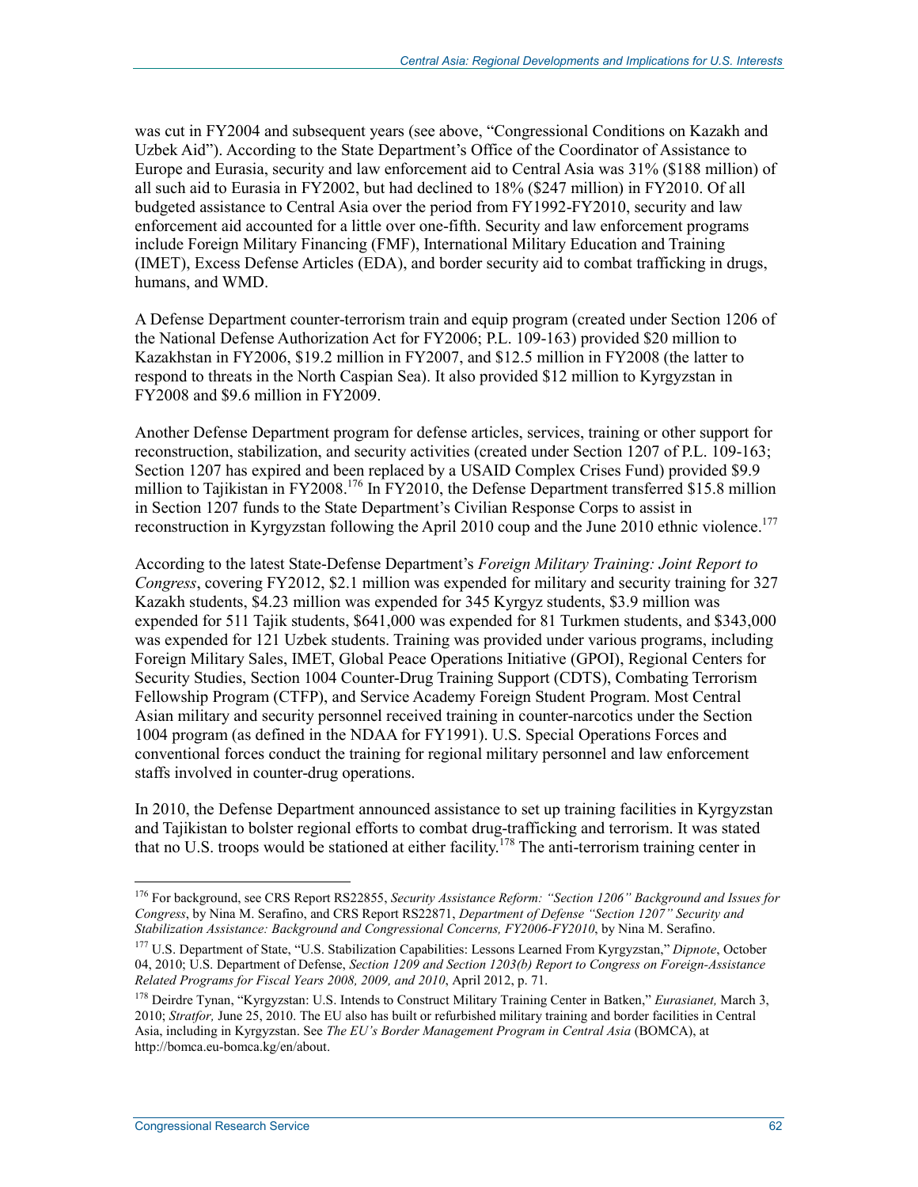was cut in FY2004 and subsequent years (see above, "Congressional Conditions on Kazakh and Uzbek Aid"). According to the State Department's Office of the Coordinator of Assistance to Europe and Eurasia, security and law enforcement aid to Central Asia was 31% ($188 million) of all such aid to Eurasia in FY2002, but had declined to 18% ($247 million) in FY2010. Of all budgeted assistance to Central Asia over the period from FY1992-FY2010, security and law enforcement aid accounted for a little over one-fifth. Security and law enforcement programs include Foreign Military Financing (FMF), International Military Education and Training (IMET), Excess Defense Articles (EDA), and border security aid to combat trafficking in drugs, humans, and WMD.

A Defense Department counter-terrorism train and equip program (created under Section 1206 of the National Defense Authorization Act for FY2006; P.L. 109-163) provided $20 million to Kazakhstan in FY2006, $19.2 million in FY2007, and $12.5 million in FY2008 (the latter to respond to threats in the North Caspian Sea). It also provided $12 million to Kyrgyzstan in FY2008 and $9.6 million in FY2009.

Another Defense Department program for defense articles, services, training or other support for reconstruction, stabilization, and security activities (created under Section 1207 of P.L. 109-163; Section 1207 has expired and been replaced by a USAID Complex Crises Fund) provided $9.9 million to Tajikistan in FY2008.[176] In FY2010, the Defense Department transferred $15.8 million in Section 1207 funds to the State Department's Civilian Response Corps to assist in reconstruction in Kyrgyzstan following the April 2010 coup and the June 2010 ethnic violence.[177]

According to the latest State-Defense Department's *Foreign Military Training: Joint Report to Congress*, covering FY2012, $2.1 million was expended for military and security training for 327 Kazakh students, $4.23 million was expended for 345 Kyrgyz students, $3.9 million was expended for 511 Tajik students, $641,000 was expended for 81 Turkmen students, and $343,000 was expended for 121 Uzbek students. Training was provided under various programs, including Foreign Military Sales, IMET, Global Peace Operations Initiative (GPOI), Regional Centers for Security Studies, Section 1004 Counter-Drug Training Support (CDTS), Combating Terrorism Fellowship Program (CTFP), and Service Academy Foreign Student Program. Most Central Asian military and security personnel received training in counter-narcotics under the Section 1004 program (as defined in the NDAA for FY1991). U.S. Special Operations Forces and conventional forces conduct the training for regional military personnel and law enforcement staffs involved in counter-drug operations.

In 2010, the Defense Department announced assistance to set up training facilities in Kyrgyzstan and Tajikistan to bolster regional efforts to combat drug-trafficking and terrorism. It was stated that no U.S. troops would be stationed at either facility.[178] The anti-terrorism training center in

---

[176] For background, see CRS Report RS22855, *Security Assistance Reform: "Section 1206" Background and Issues for Congress*, by Nina M. Serafino, and CRS Report RS22871, *Department of Defense "Section 1207" Security and Stabilization Assistance: Background and Congressional Concerns, FY2006-FY2010*, by Nina M. Serafino.

[177] U.S. Department of State, "U.S. Stabilization Capabilities: Lessons Learned From Kyrgyzstan," *Dipnote*, October 04, 2010; U.S. Department of Defense, *Section 1209 and Section 1203(b) Report to Congress on Foreign-Assistance Related Programs for Fiscal Years 2008, 2009, and 2010*, April 2012, p. 71.

[178] Deirdre Tynan, "Kyrgyzstan: U.S. Intends to Construct Military Training Center in Batken," *Eurasianet,* March 3, 2010; *Stratfor,* June 25, 2010. The EU also has built or refurbished military training and border facilities in Central Asia, including in Kyrgyzstan. See *The EU's Border Management Program in Central Asia* (BOMCA), at http://bomca.eu-bomca.kg/en/about.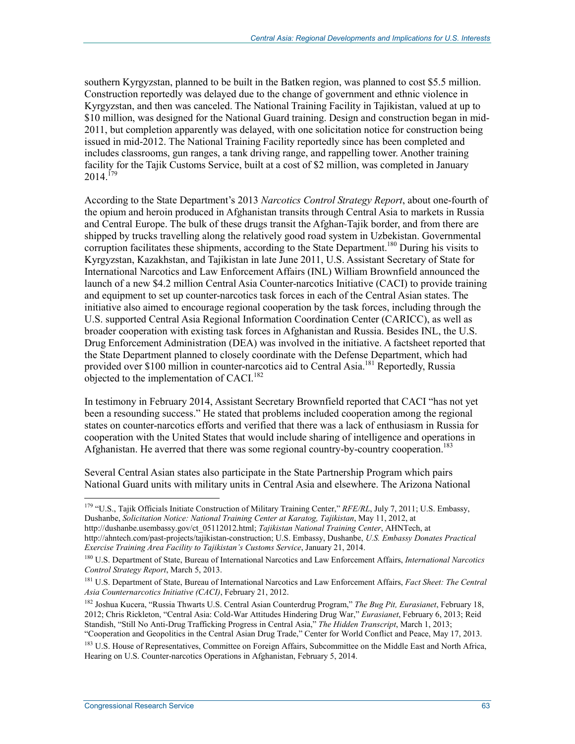southern Kyrgyzstan, planned to be built in the Batken region, was planned to cost $5.5 million. Construction reportedly was delayed due to the change of government and ethnic violence in Kyrgyzstan, and then was canceled. The National Training Facility in Tajikistan, valued at up to $10 million, was designed for the National Guard training. Design and construction began in mid-2011, but completion apparently was delayed, with one solicitation notice for construction being issued in mid-2012. The National Training Facility reportedly since has been completed and includes classrooms, gun ranges, a tank driving range, and rappelling tower. Another training facility for the Tajik Customs Service, built at a cost of $2 million, was completed in January 2014.[179]

According to the State Department's 2013 *Narcotics Control Strategy Report*, about one-fourth of the opium and heroin produced in Afghanistan transits through Central Asia to markets in Russia and Central Europe. The bulk of these drugs transit the Afghan-Tajik border, and from there are shipped by trucks travelling along the relatively good road system in Uzbekistan. Governmental corruption facilitates these shipments, according to the State Department.[180] During his visits to Kyrgyzstan, Kazakhstan, and Tajikistan in late June 2011, U.S. Assistant Secretary of State for International Narcotics and Law Enforcement Affairs (INL) William Brownfield announced the launch of a new $4.2 million Central Asia Counter-narcotics Initiative (CACI) to provide training and equipment to set up counter-narcotics task forces in each of the Central Asian states. The initiative also aimed to encourage regional cooperation by the task forces, including through the U.S. supported Central Asia Regional Information Coordination Center (CARICC), as well as broader cooperation with existing task forces in Afghanistan and Russia. Besides INL, the U.S. Drug Enforcement Administration (DEA) was involved in the initiative. A factsheet reported that the State Department planned to closely coordinate with the Defense Department, which had provided over $100 million in counter-narcotics aid to Central Asia.[181] Reportedly, Russia objected to the implementation of CACI.[182]

In testimony in February 2014, Assistant Secretary Brownfield reported that CACI "has not yet been a resounding success." He stated that problems included cooperation among the regional states on counter-narcotics efforts and verified that there was a lack of enthusiasm in Russia for cooperation with the United States that would include sharing of intelligence and operations in Afghanistan. He averred that there was some regional country-by-country cooperation.[183]

Several Central Asian states also participate in the State Partnership Program which pairs National Guard units with military units in Central Asia and elsewhere. The Arizona National

---

[179] "U.S., Tajik Officials Initiate Construction of Military Training Center," *RFE/RL*, July 7, 2011; U.S. Embassy, Dushanbe, *Solicitation Notice: National Training Center at Karatog, Tajikistan*, May 11, 2012, at http://dushanbe.usembassy.gov/ct_05112012.html; *Tajikistan National Training Center*, AHNTech, at http://ahntech.com/past-projects/tajikistan-construction; U.S. Embassy, Dushanbe, *U.S. Embassy Donates Practical Exercise Training Area Facility to Tajikistan's Customs Service*, January 21, 2014.

[180] U.S. Department of State, Bureau of International Narcotics and Law Enforcement Affairs, *International Narcotics Control Strategy Report*, March 5, 2013.

[181] U.S. Department of State, Bureau of International Narcotics and Law Enforcement Affairs, *Fact Sheet: The Central Asia Counternarcotics Initiative (CACI)*, February 21, 2012.

[182] Joshua Kucera, "Russia Thwarts U.S. Central Asian Counterdrug Program," *The Bug Pit, Eurasianet*, February 18, 2012; Chris Rickleton, "Central Asia: Cold-War Attitudes Hindering Drug War," *Eurasianet*, February 6, 2013; Reid Standish, "Still No Anti-Drug Trafficking Progress in Central Asia," *The Hidden Transcript*, March 1, 2013; "Cooperation and Geopolitics in the Central Asian Drug Trade," Center for World Conflict and Peace, May 17, 2013.

[183] U.S. House of Representatives, Committee on Foreign Affairs, Subcommittee on the Middle East and North Africa, Hearing on U.S. Counter-narcotics Operations in Afghanistan, February 5, 2014.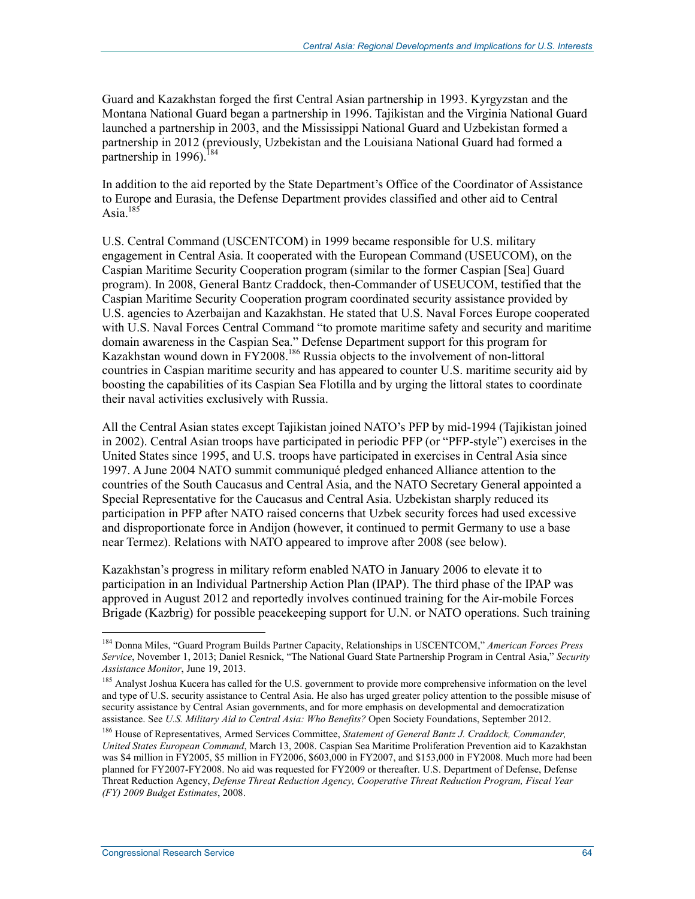Guard and Kazakhstan forged the first Central Asian partnership in 1993. Kyrgyzstan and the Montana National Guard began a partnership in 1996. Tajikistan and the Virginia National Guard launched a partnership in 2003, and the Mississippi National Guard and Uzbekistan formed a partnership in 2012 (previously, Uzbekistan and the Louisiana National Guard had formed a partnership in 1996).[184]

In addition to the aid reported by the State Department's Office of the Coordinator of Assistance to Europe and Eurasia, the Defense Department provides classified and other aid to Central Asia.[185]

U.S. Central Command (USCENTCOM) in 1999 became responsible for U.S. military engagement in Central Asia. It cooperated with the European Command (USEUCOM), on the Caspian Maritime Security Cooperation program (similar to the former Caspian [Sea] Guard program). In 2008, General Bantz Craddock, then-Commander of USEUCOM, testified that the Caspian Maritime Security Cooperation program coordinated security assistance provided by U.S. agencies to Azerbaijan and Kazakhstan. He stated that U.S. Naval Forces Europe cooperated with U.S. Naval Forces Central Command "to promote maritime safety and security and maritime domain awareness in the Caspian Sea." Defense Department support for this program for Kazakhstan wound down in FY2008.[186] Russia objects to the involvement of non-littoral countries in Caspian maritime security and has appeared to counter U.S. maritime security aid by boosting the capabilities of its Caspian Sea Flotilla and by urging the littoral states to coordinate their naval activities exclusively with Russia.

All the Central Asian states except Tajikistan joined NATO's PFP by mid-1994 (Tajikistan joined in 2002). Central Asian troops have participated in periodic PFP (or "PFP-style") exercises in the United States since 1995, and U.S. troops have participated in exercises in Central Asia since 1997. A June 2004 NATO summit communiqué pledged enhanced Alliance attention to the countries of the South Caucasus and Central Asia, and the NATO Secretary General appointed a Special Representative for the Caucasus and Central Asia. Uzbekistan sharply reduced its participation in PFP after NATO raised concerns that Uzbek security forces had used excessive and disproportionate force in Andijon (however, it continued to permit Germany to use a base near Termez). Relations with NATO appeared to improve after 2008 (see below).

Kazakhstan's progress in military reform enabled NATO in January 2006 to elevate it to participation in an Individual Partnership Action Plan (IPAP). The third phase of the IPAP was approved in August 2012 and reportedly involves continued training for the Air-mobile Forces Brigade (Kazbrig) for possible peacekeeping support for U.N. or NATO operations. Such training

---

[184] Donna Miles, "Guard Program Builds Partner Capacity, Relationships in USCENTCOM," *American Forces Press Service*, November 1, 2013; Daniel Resnick, "The National Guard State Partnership Program in Central Asia," *Security Assistance Monitor*, June 19, 2013.

[185] Analyst Joshua Kucera has called for the U.S. government to provide more comprehensive information on the level and type of U.S. security assistance to Central Asia. He also has urged greater policy attention to the possible misuse of security assistance by Central Asian governments, and for more emphasis on developmental and democratization assistance. See *U.S. Military Aid to Central Asia: Who Benefits?* Open Society Foundations, September 2012.

[186] House of Representatives, Armed Services Committee, *Statement of General Bantz J. Craddock, Commander, United States European Command*, March 13, 2008. Caspian Sea Maritime Proliferation Prevention aid to Kazakhstan was $4 million in FY2005, $5 million in FY2006, $603,000 in FY2007, and $153,000 in FY2008. Much more had been planned for FY2007-FY2008. No aid was requested for FY2009 or thereafter. U.S. Department of Defense, Defense Threat Reduction Agency, *Defense Threat Reduction Agency, Cooperative Threat Reduction Program, Fiscal Year (FY) 2009 Budget Estimates*, 2008.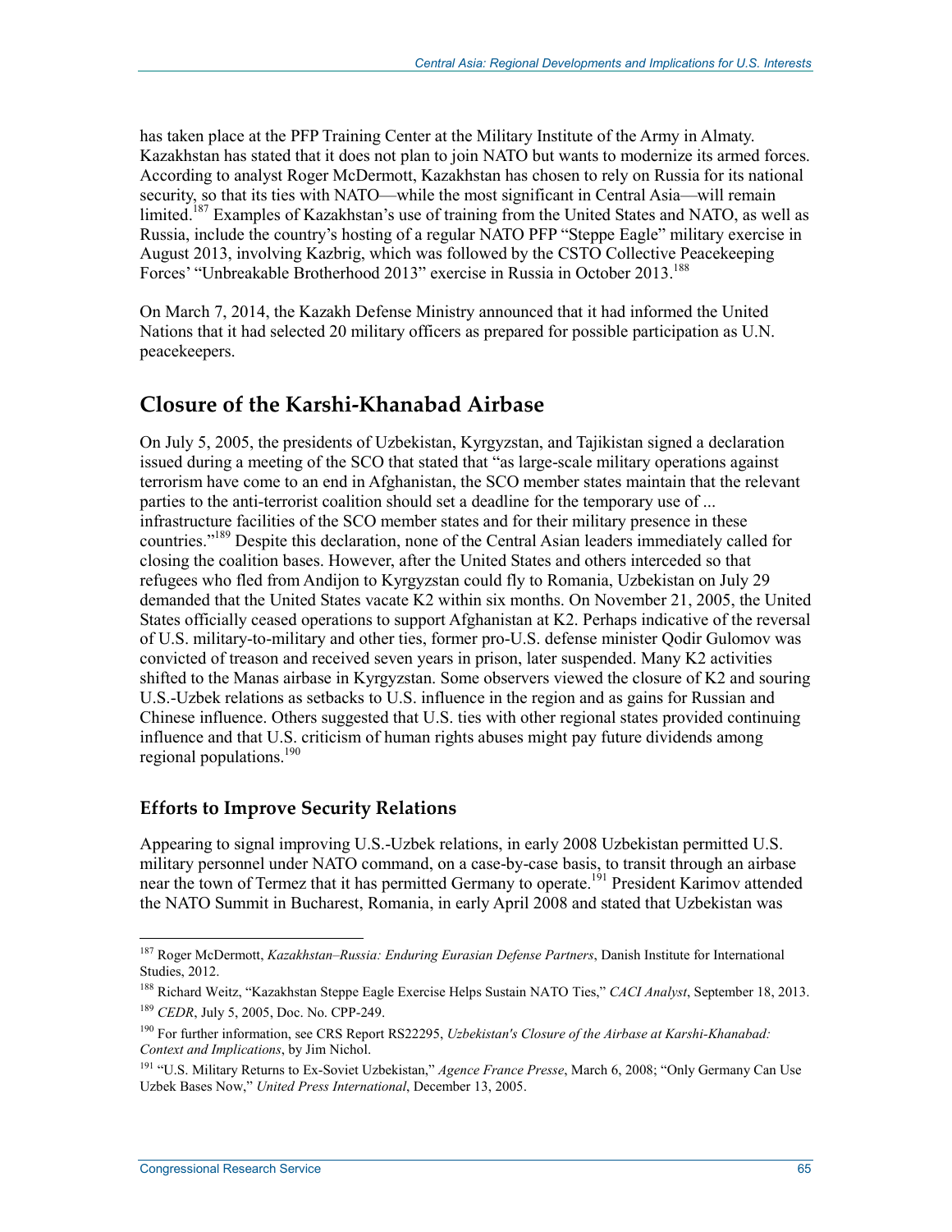has taken place at the PFP Training Center at the Military Institute of the Army in Almaty. Kazakhstan has stated that it does not plan to join NATO but wants to modernize its armed forces. According to analyst Roger McDermott, Kazakhstan has chosen to rely on Russia for its national security, so that its ties with NATO—while the most significant in Central Asia—will remain limited.[187] Examples of Kazakhstan's use of training from the United States and NATO, as well as Russia, include the country's hosting of a regular NATO PFP "Steppe Eagle" military exercise in August 2013, involving Kazbrig, which was followed by the CSTO Collective Peacekeeping Forces' "Unbreakable Brotherhood 2013" exercise in Russia in October 2013.[188]

On March 7, 2014, the Kazakh Defense Ministry announced that it had informed the United Nations that it had selected 20 military officers as prepared for possible participation as U.N. peacekeepers.

## Closure of the Karshi-Khanabad Airbase

On July 5, 2005, the presidents of Uzbekistan, Kyrgyzstan, and Tajikistan signed a declaration issued during a meeting of the SCO that stated that "as large-scale military operations against terrorism have come to an end in Afghanistan, the SCO member states maintain that the relevant parties to the anti-terrorist coalition should set a deadline for the temporary use of ... infrastructure facilities of the SCO member states and for their military presence in these countries."[189] Despite this declaration, none of the Central Asian leaders immediately called for closing the coalition bases. However, after the United States and others interceded so that refugees who fled from Andijon to Kyrgyzstan could fly to Romania, Uzbekistan on July 29 demanded that the United States vacate K2 within six months. On November 21, 2005, the United States officially ceased operations to support Afghanistan at K2. Perhaps indicative of the reversal of U.S. military-to-military and other ties, former pro-U.S. defense minister Qodir Gulomov was convicted of treason and received seven years in prison, later suspended. Many K2 activities shifted to the Manas airbase in Kyrgyzstan. Some observers viewed the closure of K2 and souring U.S.-Uzbek relations as setbacks to U.S. influence in the region and as gains for Russian and Chinese influence. Others suggested that U.S. ties with other regional states provided continuing influence and that U.S. criticism of human rights abuses might pay future dividends among regional populations.[190]

### Efforts to Improve Security Relations

Appearing to signal improving U.S.-Uzbek relations, in early 2008 Uzbekistan permitted U.S. military personnel under NATO command, on a case-by-case basis, to transit through an airbase near the town of Termez that it has permitted Germany to operate.[191] President Karimov attended the NATO Summit in Bucharest, Romania, in early April 2008 and stated that Uzbekistan was

---

[187] Roger McDermott, *Kazakhstan–Russia: Enduring Eurasian Defense Partners*, Danish Institute for International Studies, 2012.

[188] Richard Weitz, "Kazakhstan Steppe Eagle Exercise Helps Sustain NATO Ties," *CACI Analyst*, September 18, 2013.

[189] *CEDR*, July 5, 2005, Doc. No. CPP-249.

[190] For further information, see CRS Report RS22295, *Uzbekistan's Closure of the Airbase at Karshi-Khanabad: Context and Implications*, by Jim Nichol.

[191] "U.S. Military Returns to Ex-Soviet Uzbekistan," *Agence France Presse*, March 6, 2008; "Only Germany Can Use Uzbek Bases Now," *United Press International*, December 13, 2005.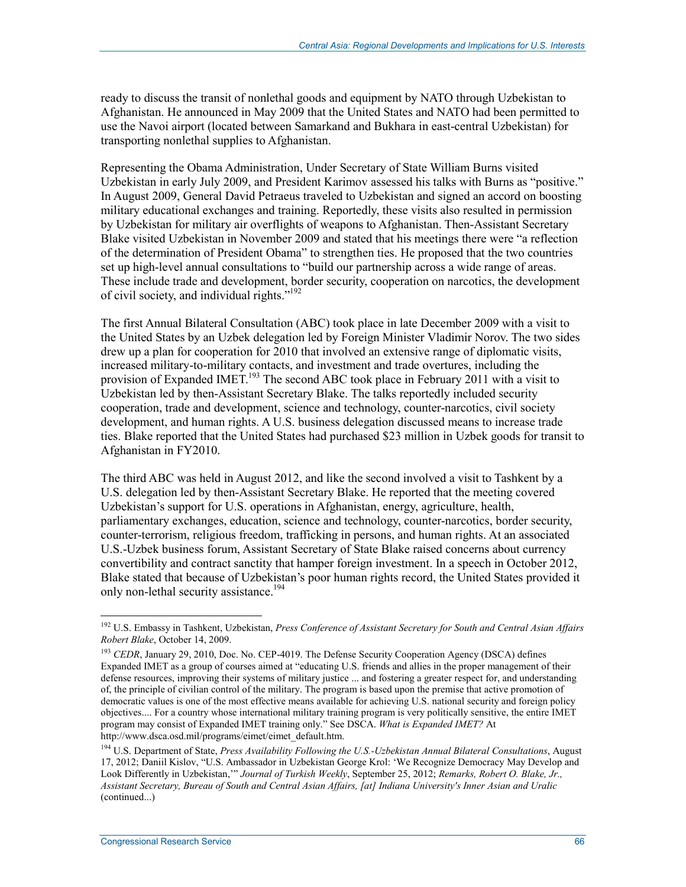ready to discuss the transit of nonlethal goods and equipment by NATO through Uzbekistan to Afghanistan. He announced in May 2009 that the United States and NATO had been permitted to use the Navoi airport (located between Samarkand and Bukhara in east-central Uzbekistan) for transporting nonlethal supplies to Afghanistan.

Representing the Obama Administration, Under Secretary of State William Burns visited Uzbekistan in early July 2009, and President Karimov assessed his talks with Burns as "positive." In August 2009, General David Petraeus traveled to Uzbekistan and signed an accord on boosting military educational exchanges and training. Reportedly, these visits also resulted in permission by Uzbekistan for military air overflights of weapons to Afghanistan. Then-Assistant Secretary Blake visited Uzbekistan in November 2009 and stated that his meetings there were "a reflection of the determination of President Obama" to strengthen ties. He proposed that the two countries set up high-level annual consultations to "build our partnership across a wide range of areas. These include trade and development, border security, cooperation on narcotics, the development of civil society, and individual rights."[192]

The first Annual Bilateral Consultation (ABC) took place in late December 2009 with a visit to the United States by an Uzbek delegation led by Foreign Minister Vladimir Norov. The two sides drew up a plan for cooperation for 2010 that involved an extensive range of diplomatic visits, increased military-to-military contacts, and investment and trade overtures, including the provision of Expanded IMET.[193] The second ABC took place in February 2011 with a visit to Uzbekistan led by then-Assistant Secretary Blake. The talks reportedly included security cooperation, trade and development, science and technology, counter-narcotics, civil society development, and human rights. A U.S. business delegation discussed means to increase trade ties. Blake reported that the United States had purchased $23 million in Uzbek goods for transit to Afghanistan in FY2010.

The third ABC was held in August 2012, and like the second involved a visit to Tashkent by a U.S. delegation led by then-Assistant Secretary Blake. He reported that the meeting covered Uzbekistan's support for U.S. operations in Afghanistan, energy, agriculture, health, parliamentary exchanges, education, science and technology, counter-narcotics, border security, counter-terrorism, religious freedom, trafficking in persons, and human rights. At an associated U.S.-Uzbek business forum, Assistant Secretary of State Blake raised concerns about currency convertibility and contract sanctity that hamper foreign investment. In a speech in October 2012, Blake stated that because of Uzbekistan's poor human rights record, the United States provided it only non-lethal security assistance.[194]

---

[192] U.S. Embassy in Tashkent, Uzbekistan, *Press Conference of Assistant Secretary for South and Central Asian Affairs Robert Blake*, October 14, 2009.

[193] *CEDR*, January 29, 2010, Doc. No. CEP-4019. The Defense Security Cooperation Agency (DSCA) defines Expanded IMET as a group of courses aimed at "educating U.S. friends and allies in the proper management of their defense resources, improving their systems of military justice ... and fostering a greater respect for, and understanding of, the principle of civilian control of the military. The program is based upon the premise that active promotion of democratic values is one of the most effective means available for achieving U.S. national security and foreign policy objectives.... For a country whose international military training program is very politically sensitive, the entire IMET program may consist of Expanded IMET training only." See DSCA. *What is Expanded IMET?* At http://www.dsca.osd.mil/programs/eimet/eimet_default.htm.

[194] U.S. Department of State, *Press Availability Following the U.S.-Uzbekistan Annual Bilateral Consultations*, August 17, 2012; Daniil Kislov, "U.S. Ambassador in Uzbekistan George Krol: 'We Recognize Democracy May Develop and Look Differently in Uzbekistan,'" *Journal of Turkish Weekly*, September 25, 2012; *Remarks, Robert O. Blake, Jr., Assistant Secretary, Bureau of South and Central Asian Affairs, [at] Indiana University's Inner Asian and Uralic* (continued...)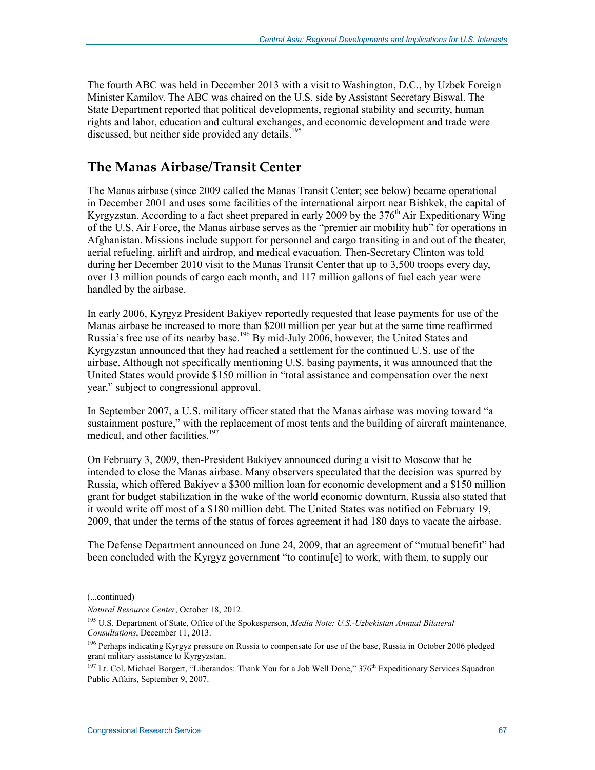The fourth ABC was held in December 2013 with a visit to Washington, D.C., by Uzbek Foreign Minister Kamilov. The ABC was chaired on the U.S. side by Assistant Secretary Biswal. The State Department reported that political developments, regional stability and security, human rights and labor, education and cultural exchanges, and economic development and trade were discussed, but neither side provided any details.[195]

## The Manas Airbase/Transit Center

The Manas airbase (since 2009 called the Manas Transit Center; see below) became operational in December 2001 and uses some facilities of the international airport near Bishkek, the capital of Kyrgyzstan. According to a fact sheet prepared in early 2009 by the 376th Air Expeditionary Wing of the U.S. Air Force, the Manas airbase serves as the "premier air mobility hub" for operations in Afghanistan. Missions include support for personnel and cargo transiting in and out of the theater, aerial refueling, airlift and airdrop, and medical evacuation. Then-Secretary Clinton was told during her December 2010 visit to the Manas Transit Center that up to 3,500 troops every day, over 13 million pounds of cargo each month, and 117 million gallons of fuel each year were handled by the airbase.

In early 2006, Kyrgyz President Bakiyev reportedly requested that lease payments for use of the Manas airbase be increased to more than $200 million per year but at the same time reaffirmed Russia's free use of its nearby base.[196] By mid-July 2006, however, the United States and Kyrgyzstan announced that they had reached a settlement for the continued U.S. use of the airbase. Although not specifically mentioning U.S. basing payments, it was announced that the United States would provide $150 million in "total assistance and compensation over the next year," subject to congressional approval.

In September 2007, a U.S. military officer stated that the Manas airbase was moving toward "a sustainment posture," with the replacement of most tents and the building of aircraft maintenance, medical, and other facilities.[197]

On February 3, 2009, then-President Bakiyev announced during a visit to Moscow that he intended to close the Manas airbase. Many observers speculated that the decision was spurred by Russia, which offered Bakiyev a $300 million loan for economic development and a $150 million grant for budget stabilization in the wake of the world economic downturn. Russia also stated that it would write off most of a $180 million debt. The United States was notified on February 19, 2009, that under the terms of the status of forces agreement it had 180 days to vacate the airbase.

The Defense Department announced on June 24, 2009, that an agreement of "mutual benefit" had been concluded with the Kyrgyz government "to continu[e] to work, with them, to supply our

---

(...continued)

*Natural Resource Center*, October 18, 2012.

[195] U.S. Department of State, Office of the Spokesperson, *Media Note: U.S.-Uzbekistan Annual Bilateral Consultations*, December 11, 2013.

[196] Perhaps indicating Kyrgyz pressure on Russia to compensate for use of the base, Russia in October 2006 pledged grant military assistance to Kyrgyzstan.

[197] Lt. Col. Michael Borgert, "Liberandos: Thank You for a Job Well Done," 376th Expeditionary Services Squadron Public Affairs, September 9, 2007.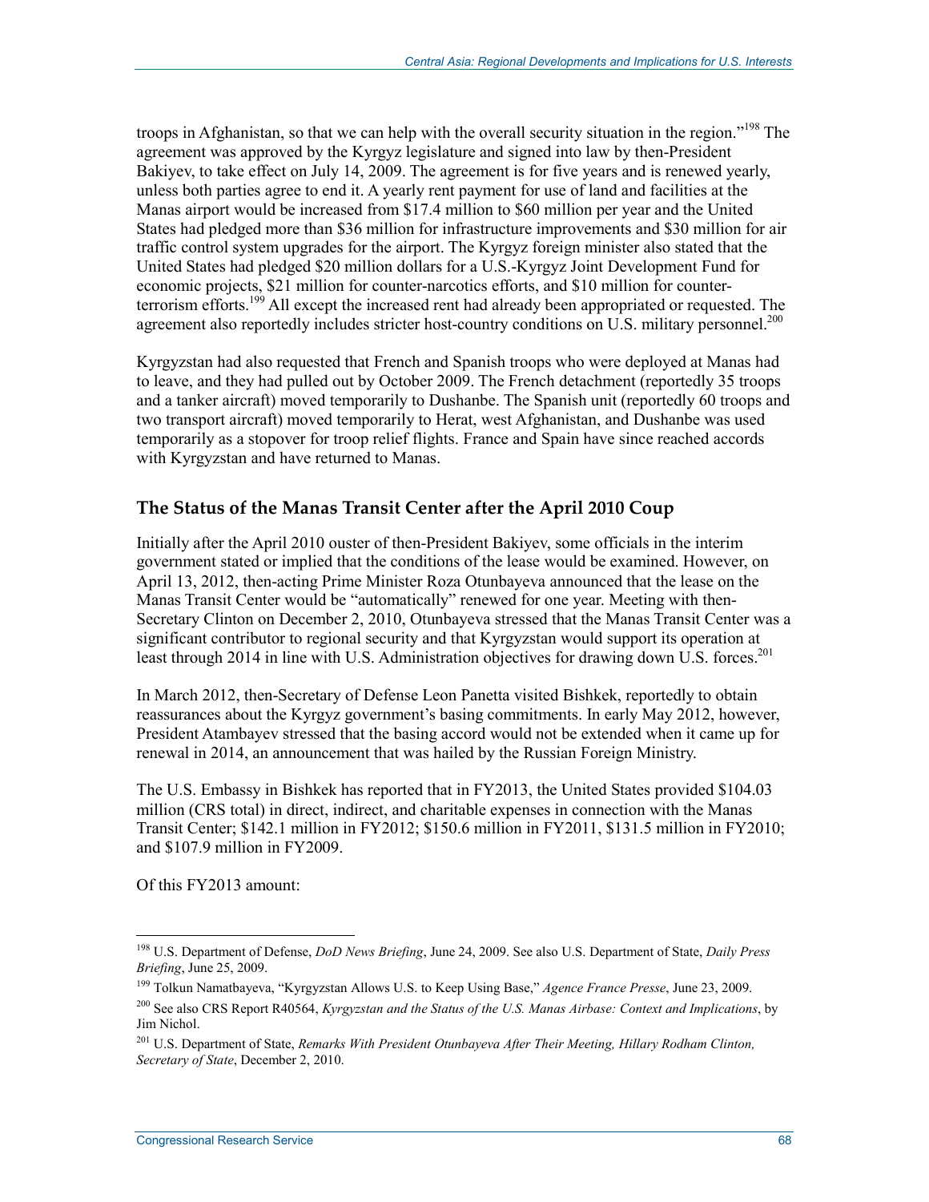troops in Afghanistan, so that we can help with the overall security situation in the region."[198] The agreement was approved by the Kyrgyz legislature and signed into law by then-President Bakiyev, to take effect on July 14, 2009. The agreement is for five years and is renewed yearly, unless both parties agree to end it. A yearly rent payment for use of land and facilities at the Manas airport would be increased from $17.4 million to $60 million per year and the United States had pledged more than $36 million for infrastructure improvements and $30 million for air traffic control system upgrades for the airport. The Kyrgyz foreign minister also stated that the United States had pledged $20 million dollars for a U.S.-Kyrgyz Joint Development Fund for economic projects, $21 million for counter-narcotics efforts, and $10 million for counter-terrorism efforts.[199] All except the increased rent had already been appropriated or requested. The agreement also reportedly includes stricter host-country conditions on U.S. military personnel.[200]

Kyrgyzstan had also requested that French and Spanish troops who were deployed at Manas had to leave, and they had pulled out by October 2009. The French detachment (reportedly 35 troops and a tanker aircraft) moved temporarily to Dushanbe. The Spanish unit (reportedly 60 troops and two transport aircraft) moved temporarily to Herat, west Afghanistan, and Dushanbe was used temporarily as a stopover for troop relief flights. France and Spain have since reached accords with Kyrgyzstan and have returned to Manas.

## The Status of the Manas Transit Center after the April 2010 Coup

Initially after the April 2010 ouster of then-President Bakiyev, some officials in the interim government stated or implied that the conditions of the lease would be examined. However, on April 13, 2012, then-acting Prime Minister Roza Otunbayeva announced that the lease on the Manas Transit Center would be "automatically" renewed for one year. Meeting with then-Secretary Clinton on December 2, 2010, Otunbayeva stressed that the Manas Transit Center was a significant contributor to regional security and that Kyrgyzstan would support its operation at least through 2014 in line with U.S. Administration objectives for drawing down U.S. forces.[201]

In March 2012, then-Secretary of Defense Leon Panetta visited Bishkek, reportedly to obtain reassurances about the Kyrgyz government's basing commitments. In early May 2012, however, President Atambayev stressed that the basing accord would not be extended when it came up for renewal in 2014, an announcement that was hailed by the Russian Foreign Ministry.

The U.S. Embassy in Bishkek has reported that in FY2013, the United States provided $104.03 million (CRS total) in direct, indirect, and charitable expenses in connection with the Manas Transit Center; $142.1 million in FY2012; $150.6 million in FY2011, $131.5 million in FY2010; and $107.9 million in FY2009.

Of this FY2013 amount:

---

[198] U.S. Department of Defense, *DoD News Briefing*, June 24, 2009. See also U.S. Department of State, *Daily Press Briefing*, June 25, 2009.

[199] Tolkun Namatbayeva, "Kyrgyzstan Allows U.S. to Keep Using Base," *Agence France Presse*, June 23, 2009.

[200] See also CRS Report R40564, *Kyrgyzstan and the Status of the U.S. Manas Airbase: Context and Implications*, by Jim Nichol.

[201] U.S. Department of State, *Remarks With President Otunbayeva After Their Meeting, Hillary Rodham Clinton, Secretary of State*, December 2, 2010.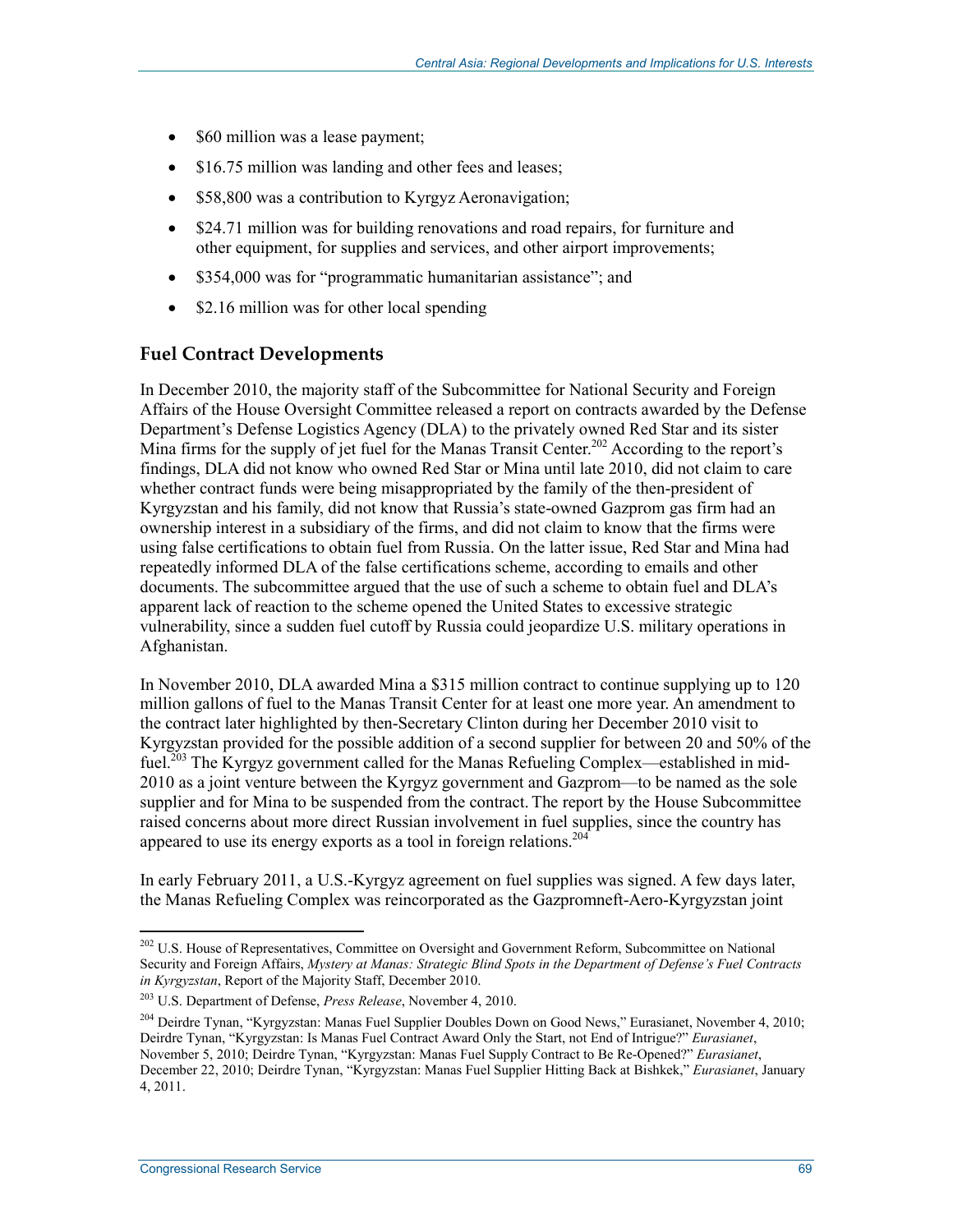- $60 million was a lease payment;
- $16.75 million was landing and other fees and leases;
- $58,800 was a contribution to Kyrgyz Aeronavigation;
- $24.71 million was for building renovations and road repairs, for furniture and other equipment, for supplies and services, and other airport improvements;
- $354,000 was for "programmatic humanitarian assistance"; and
- $2.16 million was for other local spending

## Fuel Contract Developments

In December 2010, the majority staff of the Subcommittee for National Security and Foreign Affairs of the House Oversight Committee released a report on contracts awarded by the Defense Department's Defense Logistics Agency (DLA) to the privately owned Red Star and its sister Mina firms for the supply of jet fuel for the Manas Transit Center.[202] According to the report's findings, DLA did not know who owned Red Star or Mina until late 2010, did not claim to care whether contract funds were being misappropriated by the family of the then-president of Kyrgyzstan and his family, did not know that Russia's state-owned Gazprom gas firm had an ownership interest in a subsidiary of the firms, and did not claim to know that the firms were using false certifications to obtain fuel from Russia. On the latter issue, Red Star and Mina had repeatedly informed DLA of the false certifications scheme, according to emails and other documents. The subcommittee argued that the use of such a scheme to obtain fuel and DLA's apparent lack of reaction to the scheme opened the United States to excessive strategic vulnerability, since a sudden fuel cutoff by Russia could jeopardize U.S. military operations in Afghanistan.

In November 2010, DLA awarded Mina a $315 million contract to continue supplying up to 120 million gallons of fuel to the Manas Transit Center for at least one more year. An amendment to the contract later highlighted by then-Secretary Clinton during her December 2010 visit to Kyrgyzstan provided for the possible addition of a second supplier for between 20 and 50% of the fuel.[203] The Kyrgyz government called for the Manas Refueling Complex—established in mid-2010 as a joint venture between the Kyrgyz government and Gazprom—to be named as the sole supplier and for Mina to be suspended from the contract. The report by the House Subcommittee raised concerns about more direct Russian involvement in fuel supplies, since the country has appeared to use its energy exports as a tool in foreign relations.[204]

In early February 2011, a U.S.-Kyrgyz agreement on fuel supplies was signed. A few days later, the Manas Refueling Complex was reincorporated as the Gazpromneft-Aero-Kyrgyzstan joint

---

[202] U.S. House of Representatives, Committee on Oversight and Government Reform, Subcommittee on National Security and Foreign Affairs, *Mystery at Manas: Strategic Blind Spots in the Department of Defense's Fuel Contracts in Kyrgyzstan*, Report of the Majority Staff, December 2010.

[203] U.S. Department of Defense, *Press Release*, November 4, 2010.

[204] Deirdre Tynan, "Kyrgyzstan: Manas Fuel Supplier Doubles Down on Good News," Eurasianet, November 4, 2010; Deirdre Tynan, "Kyrgyzstan: Is Manas Fuel Contract Award Only the Start, not End of Intrigue?" *Eurasianet*, November 5, 2010; Deirdre Tynan, "Kyrgyzstan: Manas Fuel Supply Contract to Be Re-Opened?" *Eurasianet*, December 22, 2010; Deirdre Tynan, "Kyrgyzstan: Manas Fuel Supplier Hitting Back at Bishkek," *Eurasianet*, January 4, 2011.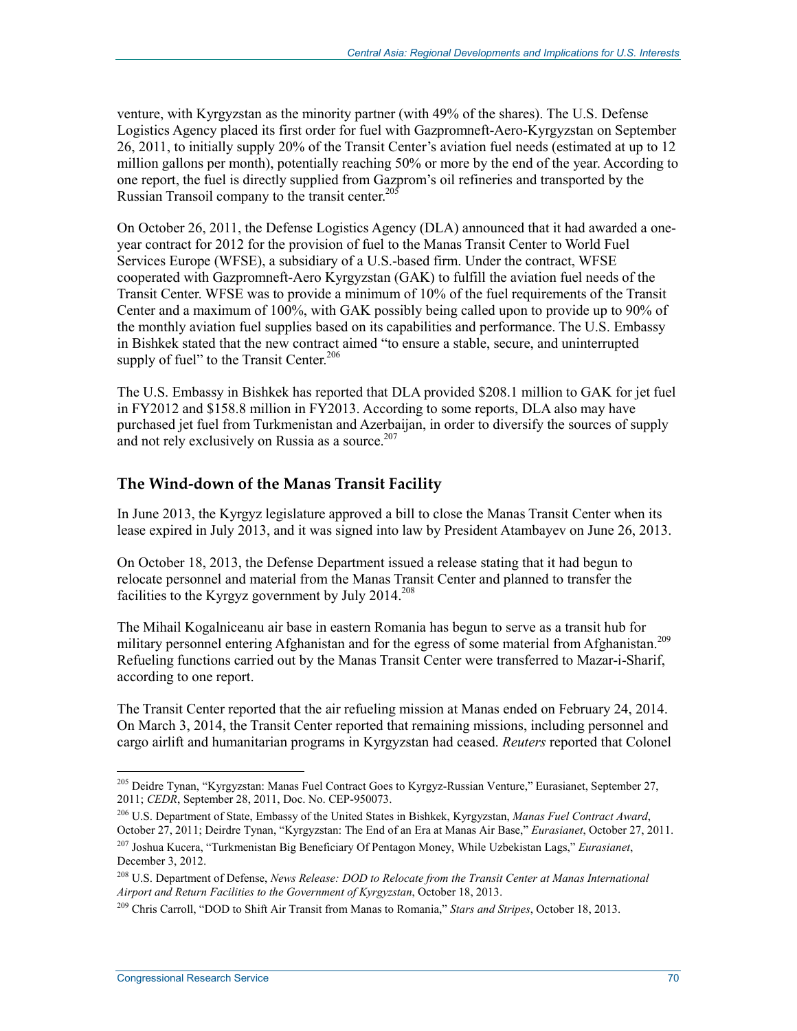venture, with Kyrgyzstan as the minority partner (with 49% of the shares). The U.S. Defense Logistics Agency placed its first order for fuel with Gazpromneft-Aero-Kyrgyzstan on September 26, 2011, to initially supply 20% of the Transit Center's aviation fuel needs (estimated at up to 12 million gallons per month), potentially reaching 50% or more by the end of the year. According to one report, the fuel is directly supplied from Gazprom's oil refineries and transported by the Russian Transoil company to the transit center.[205]

On October 26, 2011, the Defense Logistics Agency (DLA) announced that it had awarded a one-year contract for 2012 for the provision of fuel to the Manas Transit Center to World Fuel Services Europe (WFSE), a subsidiary of a U.S.-based firm. Under the contract, WFSE cooperated with Gazpromneft-Aero Kyrgyzstan (GAK) to fulfill the aviation fuel needs of the Transit Center. WFSE was to provide a minimum of 10% of the fuel requirements of the Transit Center and a maximum of 100%, with GAK possibly being called upon to provide up to 90% of the monthly aviation fuel supplies based on its capabilities and performance. The U.S. Embassy in Bishkek stated that the new contract aimed "to ensure a stable, secure, and uninterrupted supply of fuel" to the Transit Center.[206]

The U.S. Embassy in Bishkek has reported that DLA provided $208.1 million to GAK for jet fuel in FY2012 and $158.8 million in FY2013. According to some reports, DLA also may have purchased jet fuel from Turkmenistan and Azerbaijan, in order to diversify the sources of supply and not rely exclusively on Russia as a source.[207]

### The Wind-down of the Manas Transit Facility

In June 2013, the Kyrgyz legislature approved a bill to close the Manas Transit Center when its lease expired in July 2013, and it was signed into law by President Atambayev on June 26, 2013.

On October 18, 2013, the Defense Department issued a release stating that it had begun to relocate personnel and material from the Manas Transit Center and planned to transfer the facilities to the Kyrgyz government by July 2014.[208]

The Mihail Kogalniceanu air base in eastern Romania has begun to serve as a transit hub for military personnel entering Afghanistan and for the egress of some material from Afghanistan.[209] Refueling functions carried out by the Manas Transit Center were transferred to Mazar-i-Sharif, according to one report.

The Transit Center reported that the air refueling mission at Manas ended on February 24, 2014. On March 3, 2014, the Transit Center reported that remaining missions, including personnel and cargo airlift and humanitarian programs in Kyrgyzstan had ceased. *Reuters* reported that Colonel

---

[205] Deidre Tynan, "Kyrgyzstan: Manas Fuel Contract Goes to Kyrgyz-Russian Venture," Eurasianet, September 27, 2011; *CEDR*, September 28, 2011, Doc. No. CEP-950073.

[206] U.S. Department of State, Embassy of the United States in Bishkek, Kyrgyzstan, *Manas Fuel Contract Award*, October 27, 2011; Deirdre Tynan, "Kyrgyzstan: The End of an Era at Manas Air Base," *Eurasianet*, October 27, 2011.

[207] Joshua Kucera, "Turkmenistan Big Beneficiary Of Pentagon Money, While Uzbekistan Lags," *Eurasianet*, December 3, 2012.

[208] U.S. Department of Defense, *News Release: DOD to Relocate from the Transit Center at Manas International Airport and Return Facilities to the Government of Kyrgyzstan*, October 18, 2013.

[209] Chris Carroll, "DOD to Shift Air Transit from Manas to Romania," *Stars and Stripes*, October 18, 2013.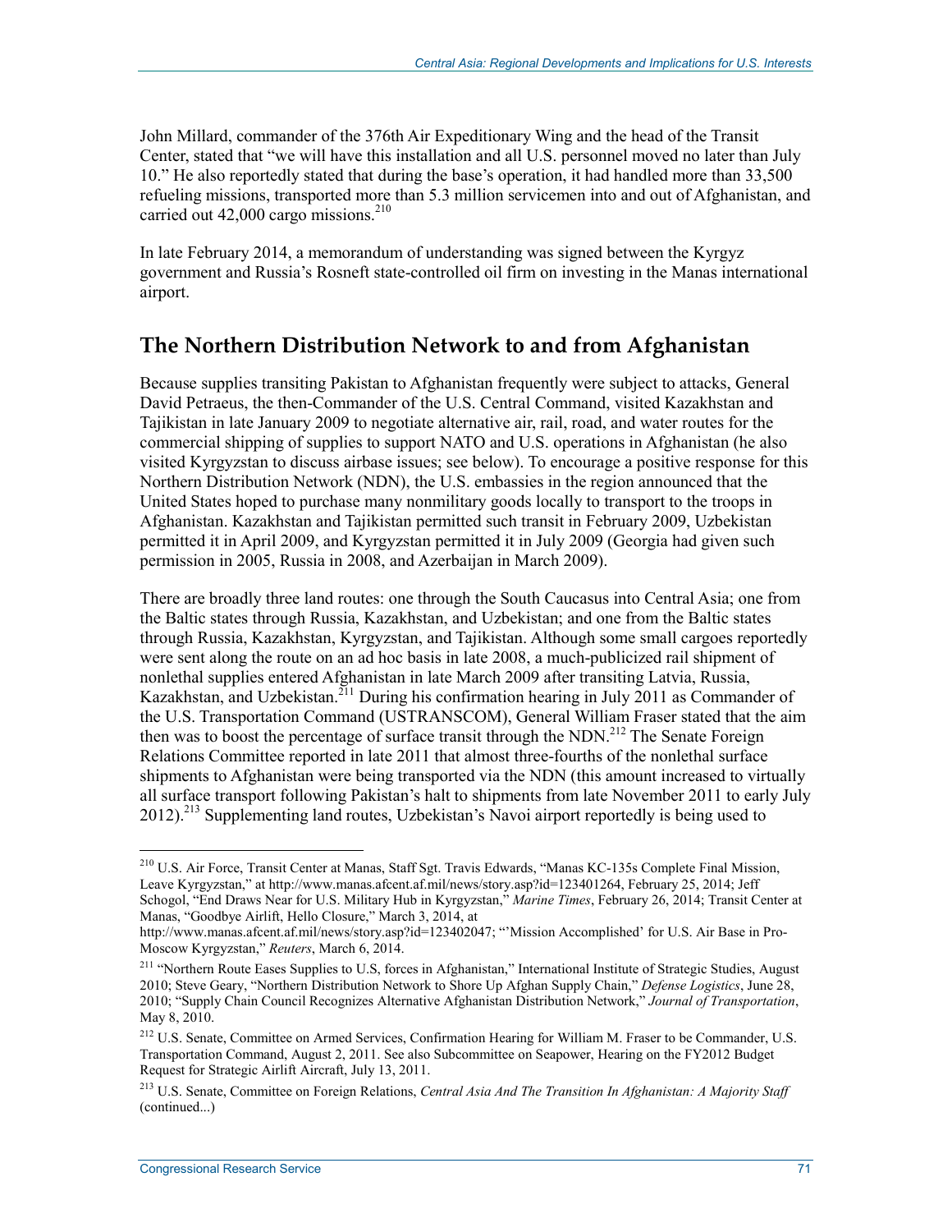John Millard, commander of the 376th Air Expeditionary Wing and the head of the Transit Center, stated that "we will have this installation and all U.S. personnel moved no later than July 10." He also reportedly stated that during the base's operation, it had handled more than 33,500 refueling missions, transported more than 5.3 million servicemen into and out of Afghanistan, and carried out 42,000 cargo missions.[210]

In late February 2014, a memorandum of understanding was signed between the Kyrgyz government and Russia's Rosneft state-controlled oil firm on investing in the Manas international airport.

## The Northern Distribution Network to and from Afghanistan

Because supplies transiting Pakistan to Afghanistan frequently were subject to attacks, General David Petraeus, the then-Commander of the U.S. Central Command, visited Kazakhstan and Tajikistan in late January 2009 to negotiate alternative air, rail, road, and water routes for the commercial shipping of supplies to support NATO and U.S. operations in Afghanistan (he also visited Kyrgyzstan to discuss airbase issues; see below). To encourage a positive response for this Northern Distribution Network (NDN), the U.S. embassies in the region announced that the United States hoped to purchase many nonmilitary goods locally to transport to the troops in Afghanistan. Kazakhstan and Tajikistan permitted such transit in February 2009, Uzbekistan permitted it in April 2009, and Kyrgyzstan permitted it in July 2009 (Georgia had given such permission in 2005, Russia in 2008, and Azerbaijan in March 2009).

There are broadly three land routes: one through the South Caucasus into Central Asia; one from the Baltic states through Russia, Kazakhstan, and Uzbekistan; and one from the Baltic states through Russia, Kazakhstan, Kyrgyzstan, and Tajikistan. Although some small cargoes reportedly were sent along the route on an ad hoc basis in late 2008, a much-publicized rail shipment of nonlethal supplies entered Afghanistan in late March 2009 after transiting Latvia, Russia, Kazakhstan, and Uzbekistan.[211] During his confirmation hearing in July 2011 as Commander of the U.S. Transportation Command (USTRANSCOM), General William Fraser stated that the aim then was to boost the percentage of surface transit through the NDN.[212] The Senate Foreign Relations Committee reported in late 2011 that almost three-fourths of the nonlethal surface shipments to Afghanistan were being transported via the NDN (this amount increased to virtually all surface transport following Pakistan's halt to shipments from late November 2011 to early July 2012).[213] Supplementing land routes, Uzbekistan's Navoi airport reportedly is being used to

---

[210] U.S. Air Force, Transit Center at Manas, Staff Sgt. Travis Edwards, "Manas KC-135s Complete Final Mission, Leave Kyrgyzstan," at http://www.manas.afcent.af.mil/news/story.asp?id=123401264, February 25, 2014; Jeff Schogol, "End Draws Near for U.S. Military Hub in Kyrgyzstan," *Marine Times*, February 26, 2014; Transit Center at Manas, "Goodbye Airlift, Hello Closure," March 3, 2014, at http://www.manas.afcent.af.mil/news/story.asp?id=123402047; "'Mission Accomplished' for U.S. Air Base in Pro-Moscow Kyrgyzstan," *Reuters*, March 6, 2014.

[211] "Northern Route Eases Supplies to U.S, forces in Afghanistan," International Institute of Strategic Studies, August 2010; Steve Geary, "Northern Distribution Network to Shore Up Afghan Supply Chain," *Defense Logistics*, June 28, 2010; "Supply Chain Council Recognizes Alternative Afghanistan Distribution Network," *Journal of Transportation*, May 8, 2010.

[212] U.S. Senate, Committee on Armed Services, Confirmation Hearing for William M. Fraser to be Commander, U.S. Transportation Command, August 2, 2011. See also Subcommittee on Seapower, Hearing on the FY2012 Budget Request for Strategic Airlift Aircraft, July 13, 2011.

[213] U.S. Senate, Committee on Foreign Relations, *Central Asia And The Transition In Afghanistan: A Majority Staff* (continued...)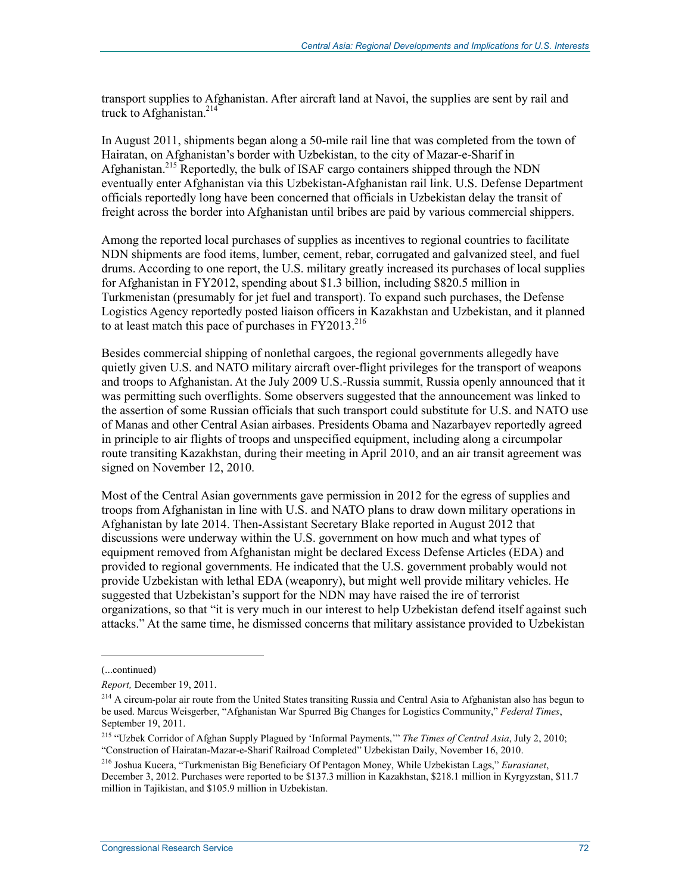transport supplies to Afghanistan. After aircraft land at Navoi, the supplies are sent by rail and truck to Afghanistan.[214]

In August 2011, shipments began along a 50-mile rail line that was completed from the town of Hairatan, on Afghanistan's border with Uzbekistan, to the city of Mazar-e-Sharif in Afghanistan.[215] Reportedly, the bulk of ISAF cargo containers shipped through the NDN eventually enter Afghanistan via this Uzbekistan-Afghanistan rail link. U.S. Defense Department officials reportedly long have been concerned that officials in Uzbekistan delay the transit of freight across the border into Afghanistan until bribes are paid by various commercial shippers.

Among the reported local purchases of supplies as incentives to regional countries to facilitate NDN shipments are food items, lumber, cement, rebar, corrugated and galvanized steel, and fuel drums. According to one report, the U.S. military greatly increased its purchases of local supplies for Afghanistan in FY2012, spending about $1.3 billion, including $820.5 million in Turkmenistan (presumably for jet fuel and transport). To expand such purchases, the Defense Logistics Agency reportedly posted liaison officers in Kazakhstan and Uzbekistan, and it planned to at least match this pace of purchases in FY2013.[216]

Besides commercial shipping of nonlethal cargoes, the regional governments allegedly have quietly given U.S. and NATO military aircraft over-flight privileges for the transport of weapons and troops to Afghanistan. At the July 2009 U.S.-Russia summit, Russia openly announced that it was permitting such overflights. Some observers suggested that the announcement was linked to the assertion of some Russian officials that such transport could substitute for U.S. and NATO use of Manas and other Central Asian airbases. Presidents Obama and Nazarbayev reportedly agreed in principle to air flights of troops and unspecified equipment, including along a circumpolar route transiting Kazakhstan, during their meeting in April 2010, and an air transit agreement was signed on November 12, 2010.

Most of the Central Asian governments gave permission in 2012 for the egress of supplies and troops from Afghanistan in line with U.S. and NATO plans to draw down military operations in Afghanistan by late 2014. Then-Assistant Secretary Blake reported in August 2012 that discussions were underway within the U.S. government on how much and what types of equipment removed from Afghanistan might be declared Excess Defense Articles (EDA) and provided to regional governments. He indicated that the U.S. government probably would not provide Uzbekistan with lethal EDA (weaponry), but might well provide military vehicles. He suggested that Uzbekistan's support for the NDN may have raised the ire of terrorist organizations, so that "it is very much in our interest to help Uzbekistan defend itself against such attacks." At the same time, he dismissed concerns that military assistance provided to Uzbekistan

---

(...continued)

*Report,* December 19, 2011.

[214] A circum-polar air route from the United States transiting Russia and Central Asia to Afghanistan also has begun to be used. Marcus Weisgerber, "Afghanistan War Spurred Big Changes for Logistics Community," *Federal Times*, September 19, 2011.

[215] "Uzbek Corridor of Afghan Supply Plagued by 'Informal Payments,'" *The Times of Central Asia*, July 2, 2010; "Construction of Hairatan-Mazar-e-Sharif Railroad Completed" Uzbekistan Daily, November 16, 2010.

[216] Joshua Kucera, "Turkmenistan Big Beneficiary Of Pentagon Money, While Uzbekistan Lags," *Eurasianet*, December 3, 2012. Purchases were reported to be $137.3 million in Kazakhstan, $218.1 million in Kyrgyzstan, $11.7 million in Tajikistan, and $105.9 million in Uzbekistan.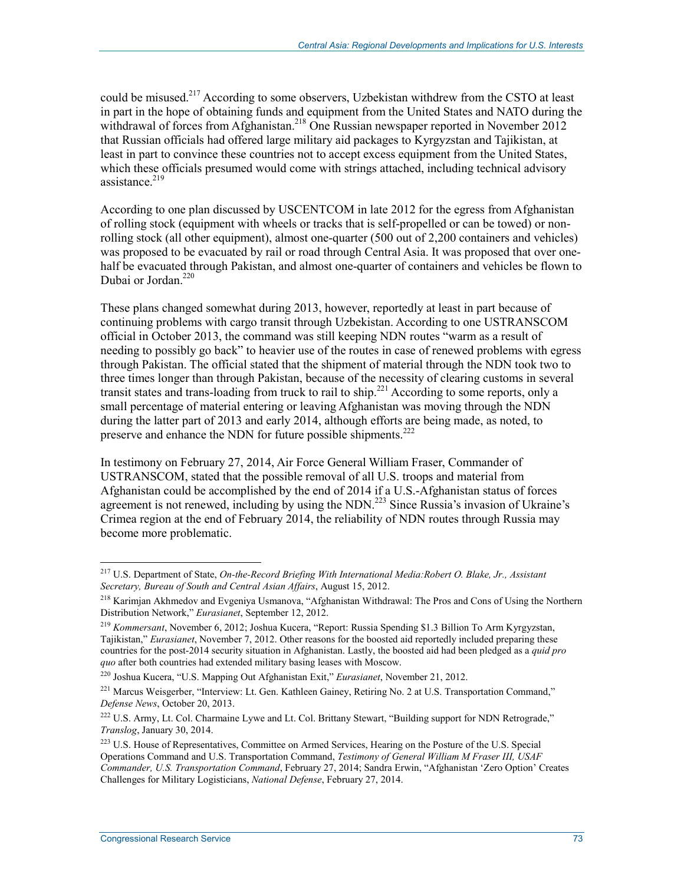could be misused.[217] According to some observers, Uzbekistan withdrew from the CSTO at least in part in the hope of obtaining funds and equipment from the United States and NATO during the withdrawal of forces from Afghanistan.[218] One Russian newspaper reported in November 2012 that Russian officials had offered large military aid packages to Kyrgyzstan and Tajikistan, at least in part to convince these countries not to accept excess equipment from the United States, which these officials presumed would come with strings attached, including technical advisory assistance.[219]

According to one plan discussed by USCENTCOM in late 2012 for the egress from Afghanistan of rolling stock (equipment with wheels or tracks that is self-propelled or can be towed) or non-rolling stock (all other equipment), almost one-quarter (500 out of 2,200 containers and vehicles) was proposed to be evacuated by rail or road through Central Asia. It was proposed that over one-half be evacuated through Pakistan, and almost one-quarter of containers and vehicles be flown to Dubai or Jordan.[220]

These plans changed somewhat during 2013, however, reportedly at least in part because of continuing problems with cargo transit through Uzbekistan. According to one USTRANSCOM official in October 2013, the command was still keeping NDN routes "warm as a result of needing to possibly go back" to heavier use of the routes in case of renewed problems with egress through Pakistan. The official stated that the shipment of material through the NDN took two to three times longer than through Pakistan, because of the necessity of clearing customs in several transit states and trans-loading from truck to rail to ship.[221] According to some reports, only a small percentage of material entering or leaving Afghanistan was moving through the NDN during the latter part of 2013 and early 2014, although efforts are being made, as noted, to preserve and enhance the NDN for future possible shipments.[222]

In testimony on February 27, 2014, Air Force General William Fraser, Commander of USTRANSCOM, stated that the possible removal of all U.S. troops and material from Afghanistan could be accomplished by the end of 2014 if a U.S.-Afghanistan status of forces agreement is not renewed, including by using the NDN.[223] Since Russia's invasion of Ukraine's Crimea region at the end of February 2014, the reliability of NDN routes through Russia may become more problematic.

---

[217] U.S. Department of State, *On-the-Record Briefing With International Media:Robert O. Blake, Jr., Assistant Secretary, Bureau of South and Central Asian Affairs*, August 15, 2012.

[218] Karimjan Akhmedov and Evgeniya Usmanova, "Afghanistan Withdrawal: The Pros and Cons of Using the Northern Distribution Network," *Eurasianet*, September 12, 2012.

[219] *Kommersant*, November 6, 2012; Joshua Kucera, "Report: Russia Spending $1.3 Billion To Arm Kyrgyzstan, Tajikistan," *Eurasianet*, November 7, 2012. Other reasons for the boosted aid reportedly included preparing these countries for the post-2014 security situation in Afghanistan. Lastly, the boosted aid had been pledged as a *quid pro quo* after both countries had extended military basing leases with Moscow.

[220] Joshua Kucera, "U.S. Mapping Out Afghanistan Exit," *Eurasianet*, November 21, 2012.

[221] Marcus Weisgerber, "Interview: Lt. Gen. Kathleen Gainey, Retiring No. 2 at U.S. Transportation Command," *Defense News*, October 20, 2013.

[222] U.S. Army, Lt. Col. Charmaine Lywe and Lt. Col. Brittany Stewart, "Building support for NDN Retrograde," *Translog*, January 30, 2014.

[223] U.S. House of Representatives, Committee on Armed Services, Hearing on the Posture of the U.S. Special Operations Command and U.S. Transportation Command, *Testimony of General William M Fraser III, USAF Commander, U.S. Transportation Command*, February 27, 2014; Sandra Erwin, "Afghanistan 'Zero Option' Creates Challenges for Military Logisticians, *National Defense*, February 27, 2014.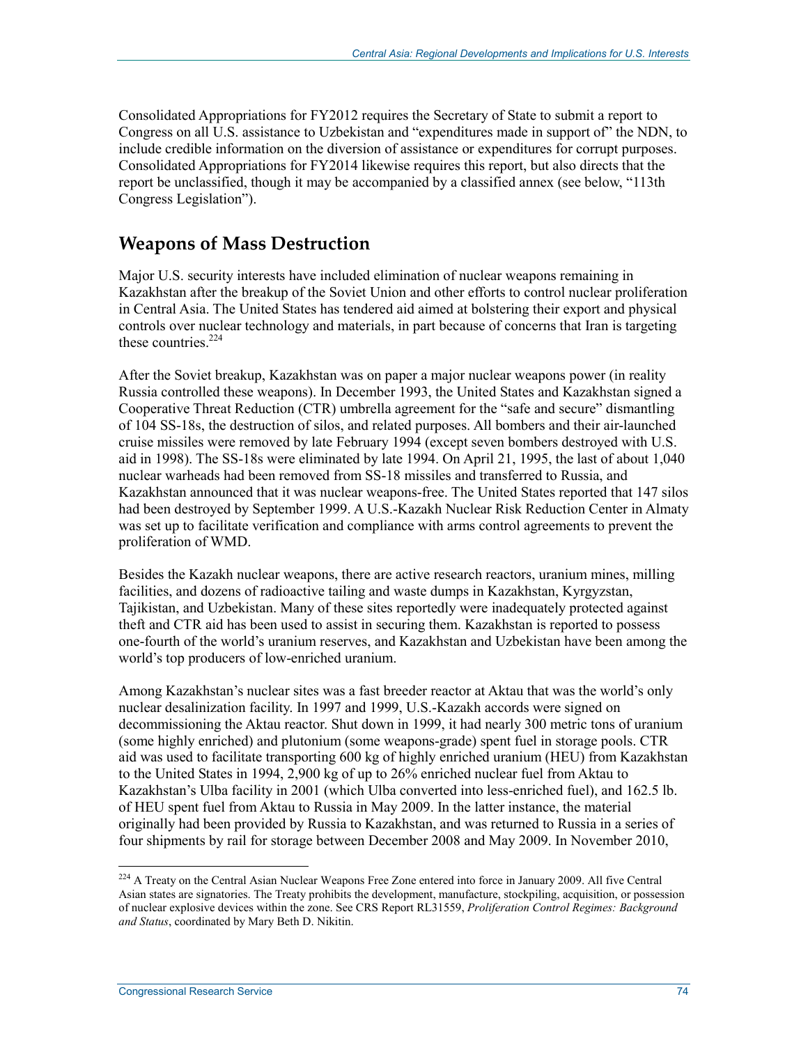Consolidated Appropriations for FY2012 requires the Secretary of State to submit a report to Congress on all U.S. assistance to Uzbekistan and "expenditures made in support of" the NDN, to include credible information on the diversion of assistance or expenditures for corrupt purposes. Consolidated Appropriations for FY2014 likewise requires this report, but also directs that the report be unclassified, though it may be accompanied by a classified annex (see below, "113th Congress Legislation").

## Weapons of Mass Destruction

Major U.S. security interests have included elimination of nuclear weapons remaining in Kazakhstan after the breakup of the Soviet Union and other efforts to control nuclear proliferation in Central Asia. The United States has tendered aid aimed at bolstering their export and physical controls over nuclear technology and materials, in part because of concerns that Iran is targeting these countries.[224]

After the Soviet breakup, Kazakhstan was on paper a major nuclear weapons power (in reality Russia controlled these weapons). In December 1993, the United States and Kazakhstan signed a Cooperative Threat Reduction (CTR) umbrella agreement for the "safe and secure" dismantling of 104 SS-18s, the destruction of silos, and related purposes. All bombers and their air-launched cruise missiles were removed by late February 1994 (except seven bombers destroyed with U.S. aid in 1998). The SS-18s were eliminated by late 1994. On April 21, 1995, the last of about 1,040 nuclear warheads had been removed from SS-18 missiles and transferred to Russia, and Kazakhstan announced that it was nuclear weapons-free. The United States reported that 147 silos had been destroyed by September 1999. A U.S.-Kazakh Nuclear Risk Reduction Center in Almaty was set up to facilitate verification and compliance with arms control agreements to prevent the proliferation of WMD.

Besides the Kazakh nuclear weapons, there are active research reactors, uranium mines, milling facilities, and dozens of radioactive tailing and waste dumps in Kazakhstan, Kyrgyzstan, Tajikistan, and Uzbekistan. Many of these sites reportedly were inadequately protected against theft and CTR aid has been used to assist in securing them. Kazakhstan is reported to possess one-fourth of the world's uranium reserves, and Kazakhstan and Uzbekistan have been among the world's top producers of low-enriched uranium.

Among Kazakhstan's nuclear sites was a fast breeder reactor at Aktau that was the world's only nuclear desalinization facility. In 1997 and 1999, U.S.-Kazakh accords were signed on decommissioning the Aktau reactor. Shut down in 1999, it had nearly 300 metric tons of uranium (some highly enriched) and plutonium (some weapons-grade) spent fuel in storage pools. CTR aid was used to facilitate transporting 600 kg of highly enriched uranium (HEU) from Kazakhstan to the United States in 1994, 2,900 kg of up to 26% enriched nuclear fuel from Aktau to Kazakhstan's Ulba facility in 2001 (which Ulba converted into less-enriched fuel), and 162.5 lb. of HEU spent fuel from Aktau to Russia in May 2009. In the latter instance, the material originally had been provided by Russia to Kazakhstan, and was returned to Russia in a series of four shipments by rail for storage between December 2008 and May 2009. In November 2010,

---

[224] A Treaty on the Central Asian Nuclear Weapons Free Zone entered into force in January 2009. All five Central Asian states are signatories. The Treaty prohibits the development, manufacture, stockpiling, acquisition, or possession of nuclear explosive devices within the zone. See CRS Report RL31559, *Proliferation Control Regimes: Background and Status*, coordinated by Mary Beth D. Nikitin.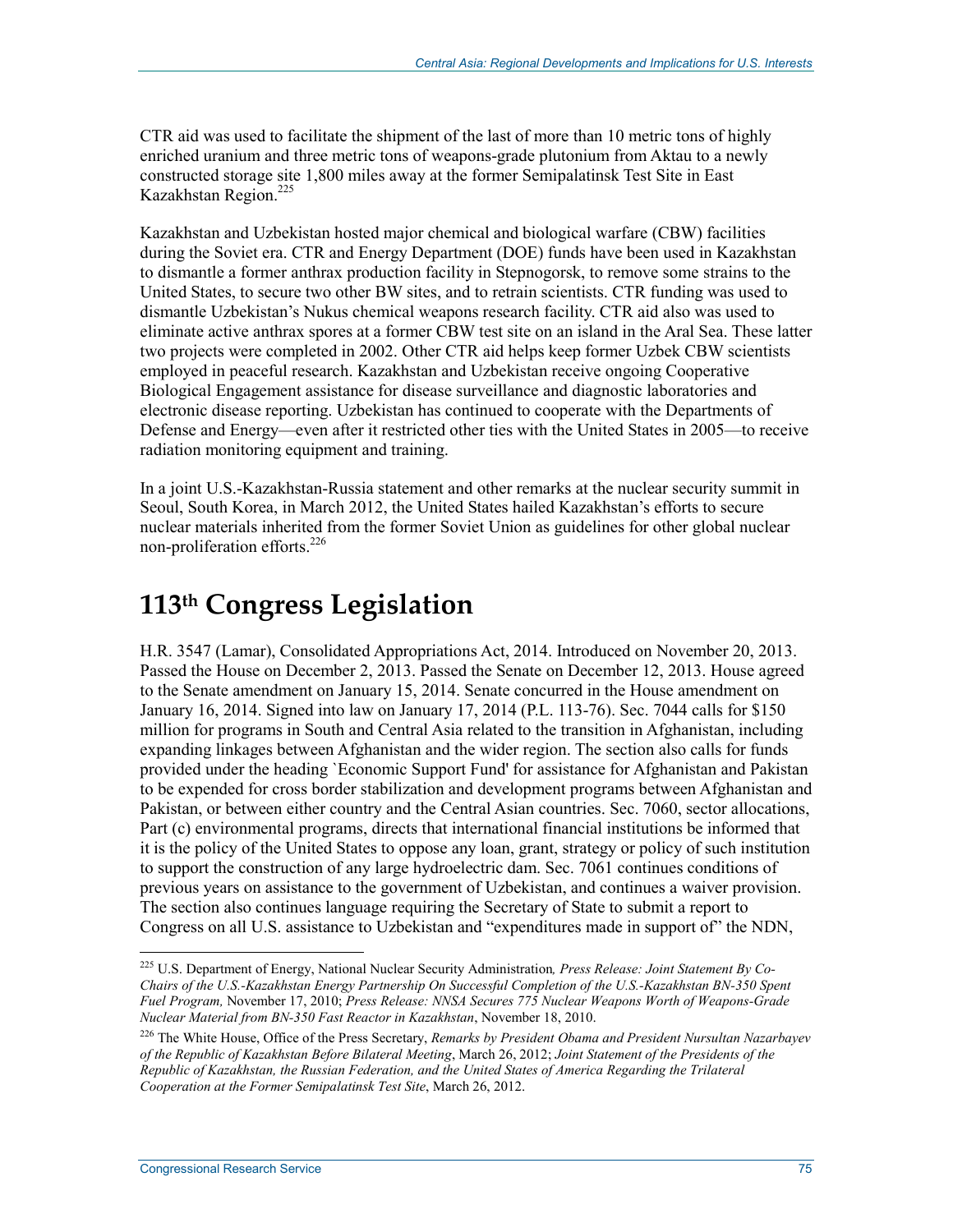CTR aid was used to facilitate the shipment of the last of more than 10 metric tons of highly enriched uranium and three metric tons of weapons-grade plutonium from Aktau to a newly constructed storage site 1,800 miles away at the former Semipalatinsk Test Site in East Kazakhstan Region.[225]

Kazakhstan and Uzbekistan hosted major chemical and biological warfare (CBW) facilities during the Soviet era. CTR and Energy Department (DOE) funds have been used in Kazakhstan to dismantle a former anthrax production facility in Stepnogorsk, to remove some strains to the United States, to secure two other BW sites, and to retrain scientists. CTR funding was used to dismantle Uzbekistan's Nukus chemical weapons research facility. CTR aid also was used to eliminate active anthrax spores at a former CBW test site on an island in the Aral Sea. These latter two projects were completed in 2002. Other CTR aid helps keep former Uzbek CBW scientists employed in peaceful research. Kazakhstan and Uzbekistan receive ongoing Cooperative Biological Engagement assistance for disease surveillance and diagnostic laboratories and electronic disease reporting. Uzbekistan has continued to cooperate with the Departments of Defense and Energy—even after it restricted other ties with the United States in 2005—to receive radiation monitoring equipment and training.

In a joint U.S.-Kazakhstan-Russia statement and other remarks at the nuclear security summit in Seoul, South Korea, in March 2012, the United States hailed Kazakhstan's efforts to secure nuclear materials inherited from the former Soviet Union as guidelines for other global nuclear non-proliferation efforts.[226]

# 113th Congress Legislation

H.R. 3547 (Lamar), Consolidated Appropriations Act, 2014. Introduced on November 20, 2013. Passed the House on December 2, 2013. Passed the Senate on December 12, 2013. House agreed to the Senate amendment on January 15, 2014. Senate concurred in the House amendment on January 16, 2014. Signed into law on January 17, 2014 (P.L. 113-76). Sec. 7044 calls for $150 million for programs in South and Central Asia related to the transition in Afghanistan, including expanding linkages between Afghanistan and the wider region. The section also calls for funds provided under the heading `Economic Support Fund' for assistance for Afghanistan and Pakistan to be expended for cross border stabilization and development programs between Afghanistan and Pakistan, or between either country and the Central Asian countries. Sec. 7060, sector allocations, Part (c) environmental programs, directs that international financial institutions be informed that it is the policy of the United States to oppose any loan, grant, strategy or policy of such institution to support the construction of any large hydroelectric dam. Sec. 7061 continues conditions of previous years on assistance to the government of Uzbekistan, and continues a waiver provision. The section also continues language requiring the Secretary of State to submit a report to Congress on all U.S. assistance to Uzbekistan and "expenditures made in support of" the NDN,

---

[225] U.S. Department of Energy, National Nuclear Security Administration*, Press Release: Joint Statement By Co-Chairs of the U.S.-Kazakhstan Energy Partnership On Successful Completion of the U.S.-Kazakhstan BN-350 Spent Fuel Program,* November 17, 2010; *Press Release: NNSA Secures 775 Nuclear Weapons Worth of Weapons-Grade Nuclear Material from BN-350 Fast Reactor in Kazakhstan*, November 18, 2010.

[226] The White House, Office of the Press Secretary, *Remarks by President Obama and President Nursultan Nazarbayev of the Republic of Kazakhstan Before Bilateral Meeting*, March 26, 2012; *Joint Statement of the Presidents of the Republic of Kazakhstan, the Russian Federation, and the United States of America Regarding the Trilateral Cooperation at the Former Semipalatinsk Test Site*, March 26, 2012.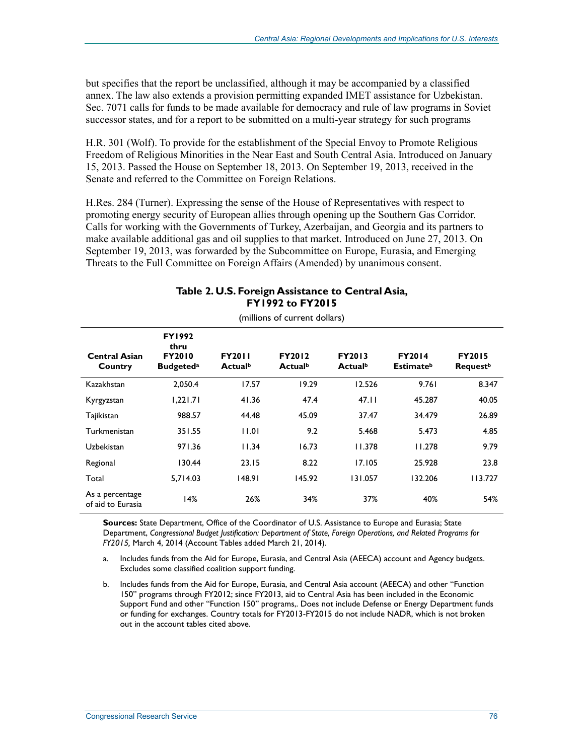but specifies that the report be unclassified, although it may be accompanied by a classified annex. The law also extends a provision permitting expanded IMET assistance for Uzbekistan. Sec. 7071 calls for funds to be made available for democracy and rule of law programs in Soviet successor states, and for a report to be submitted on a multi-year strategy for such programs

H.R. 301 (Wolf). To provide for the establishment of the Special Envoy to Promote Religious Freedom of Religious Minorities in the Near East and South Central Asia. Introduced on January 15, 2013. Passed the House on September 18, 2013. On September 19, 2013, received in the Senate and referred to the Committee on Foreign Relations.

H.Res. 284 (Turner). Expressing the sense of the House of Representatives with respect to promoting energy security of European allies through opening up the Southern Gas Corridor. Calls for working with the Governments of Turkey, Azerbaijan, and Georgia and its partners to make available additional gas and oil supplies to that market. Introduced on June 27, 2013. On September 19, 2013, was forwarded by the Subcommittee on Europe, Eurasia, and Emerging Threats to the Full Committee on Foreign Affairs (Amended) by unanimous consent.

**Table 2. U.S. Foreign Assistance to Central Asia, FY1992 to FY2015**

(millions of current dollars)

| Central Asian Country | FY1992 thru FY2010 Budgeted[a] | FY2011 Actual[b] | FY2012 Actual[b] | FY2013 Actual[b] | FY2014 Estimate[b] | FY2015 Request[b] |
|---|---|---|---|---|---|---|
| Kazakhstan | 2,050.4 | 17.57 | 19.29 | 12.526 | 9.761 | 8.347 |
| Kyrgyzstan | 1,221.71 | 41.36 | 47.4 | 47.11 | 45.287 | 40.05 |
| Tajikistan | 988.57 | 44.48 | 45.09 | 37.47 | 34.479 | 26.89 |
| Turkmenistan | 351.55 | 11.01 | 9.2 | 5.468 | 5.473 | 4.85 |
| Uzbekistan | 971.36 | 11.34 | 16.73 | 11.378 | 11.278 | 9.79 |
| Regional | 130.44 | 23.15 | 8.22 | 17.105 | 25.928 | 23.8 |
| Total | 5,714.03 | 148.91 | 145.92 | 131.057 | 132.206 | 113.727 |
| As a percentage of aid to Eurasia | 14% | 26% | 34% | 37% | 40% | 54% |

**Sources:** State Department, Office of the Coordinator of U.S. Assistance to Europe and Eurasia; State Department, *Congressional Budget Justification: Department of State, Foreign Operations, and Related Programs for FY2015,* March 4, 2014 (Account Tables added March 21, 2014).

a. Includes funds from the Aid for Europe, Eurasia, and Central Asia (AEECA) account and Agency budgets. Excludes some classified coalition support funding.

b. Includes funds from the Aid for Europe, Eurasia, and Central Asia account (AEECA) and other "Function 150" programs through FY2012; since FY2013, aid to Central Asia has been included in the Economic Support Fund and other "Function 150" programs,. Does not include Defense or Energy Department funds or funding for exchanges. Country totals for FY2013-FY2015 do not include NADR, which is not broken out in the account tables cited above.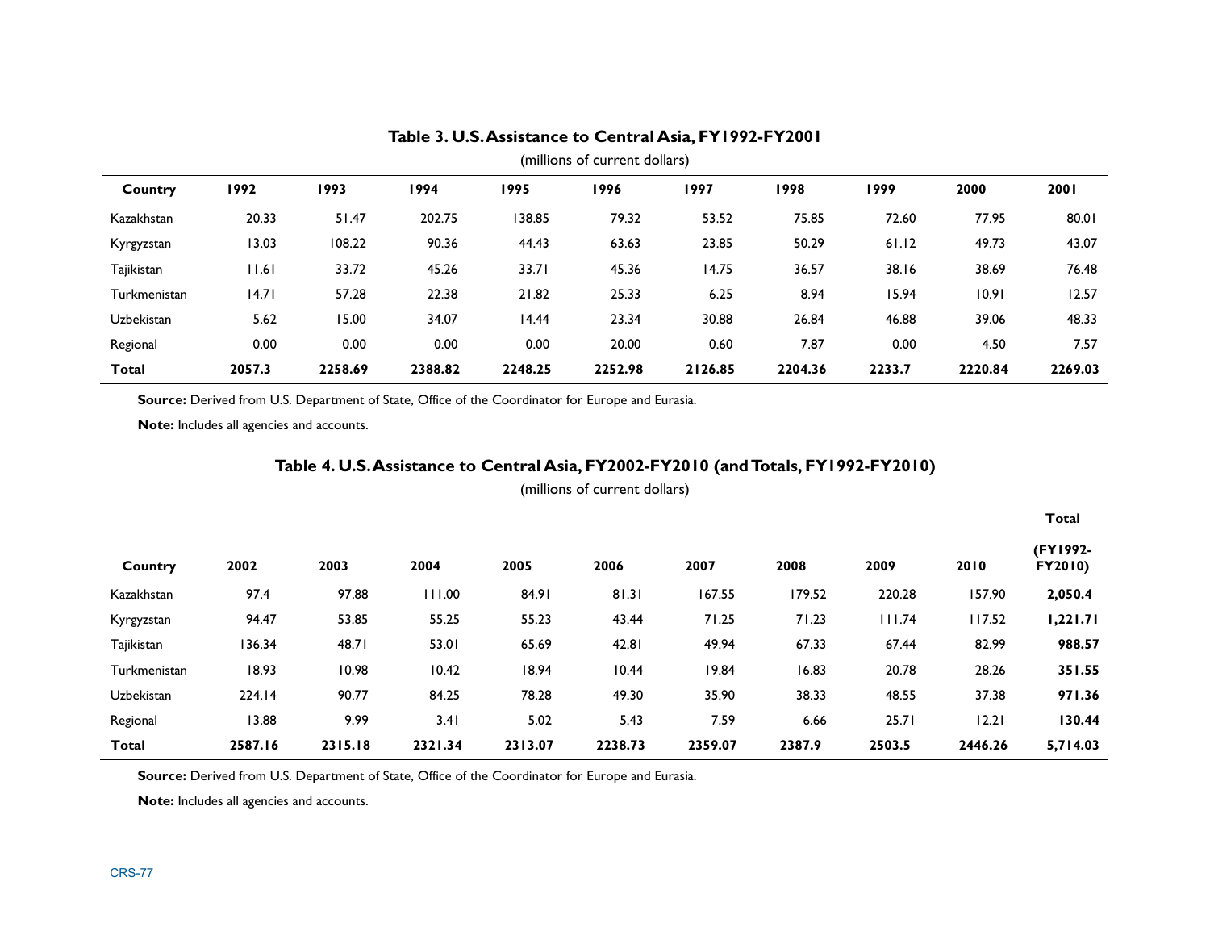**Table 3. U.S. Assistance to Central Asia, FY1992-FY2001**

(millions of current dollars)

| Country | 1992 | 1993 | 1994 | 1995 | 1996 | 1997 | 1998 | 1999 | 2000 | 2001 |
|---|---|---|---|---|---|---|---|---|---|---|
| Kazakhstan | 20.33 | 51.47 | 202.75 | 138.85 | 79.32 | 53.52 | 75.85 | 72.60 | 77.95 | 80.01 |
| Kyrgyzstan | 13.03 | 108.22 | 90.36 | 44.43 | 63.63 | 23.85 | 50.29 | 61.12 | 49.73 | 43.07 |
| Tajikistan | 11.61 | 33.72 | 45.26 | 33.71 | 45.36 | 14.75 | 36.57 | 38.16 | 38.69 | 76.48 |
| Turkmenistan | 14.71 | 57.28 | 22.38 | 21.82 | 25.33 | 6.25 | 8.94 | 15.94 | 10.91 | 12.57 |
| Uzbekistan | 5.62 | 15.00 | 34.07 | 14.44 | 23.34 | 30.88 | 26.84 | 46.88 | 39.06 | 48.33 |
| Regional | 0.00 | 0.00 | 0.00 | 0.00 | 20.00 | 0.60 | 7.87 | 0.00 | 4.50 | 7.57 |
| **Total** | **2057.3** | **2258.69** | **2388.82** | **2248.25** | **2252.98** | **2126.85** | **2204.36** | **2233.7** | **2220.84** | **2269.03** |

**Source:** Derived from U.S. Department of State, Office of the Coordinator for Europe and Eurasia.

**Note:** Includes all agencies and accounts.

**Table 4. U.S. Assistance to Central Asia, FY2002-FY2010 (and Totals, FY1992-FY2010)**

(millions of current dollars)

| Country | 2002 | 2003 | 2004 | 2005 | 2006 | 2007 | 2008 | 2009 | 2010 | Total (FY1992-FY2010) |
|---|---|---|---|---|---|---|---|---|---|---|
| Kazakhstan | 97.4 | 97.88 | 111.00 | 84.91 | 81.31 | 167.55 | 179.52 | 220.28 | 157.90 | **2,050.4** |
| Kyrgyzstan | 94.47 | 53.85 | 55.25 | 55.23 | 43.44 | 71.25 | 71.23 | 111.74 | 117.52 | **1,221.71** |
| Tajikistan | 136.34 | 48.71 | 53.01 | 65.69 | 42.81 | 49.94 | 67.33 | 67.44 | 82.99 | **988.57** |
| Turkmenistan | 18.93 | 10.98 | 10.42 | 18.94 | 10.44 | 19.84 | 16.83 | 20.78 | 28.26 | **351.55** |
| Uzbekistan | 224.14 | 90.77 | 84.25 | 78.28 | 49.30 | 35.90 | 38.33 | 48.55 | 37.38 | **971.36** |
| Regional | 13.88 | 9.99 | 3.41 | 5.02 | 5.43 | 7.59 | 6.66 | 25.71 | 12.21 | **130.44** |
| **Total** | **2587.16** | **2315.18** | **2321.34** | **2313.07** | **2238.73** | **2359.07** | **2387.9** | **2503.5** | **2446.26** | **5,714.03** |

**Source:** Derived from U.S. Department of State, Office of the Coordinator for Europe and Eurasia.

**Note:** Includes all agencies and accounts.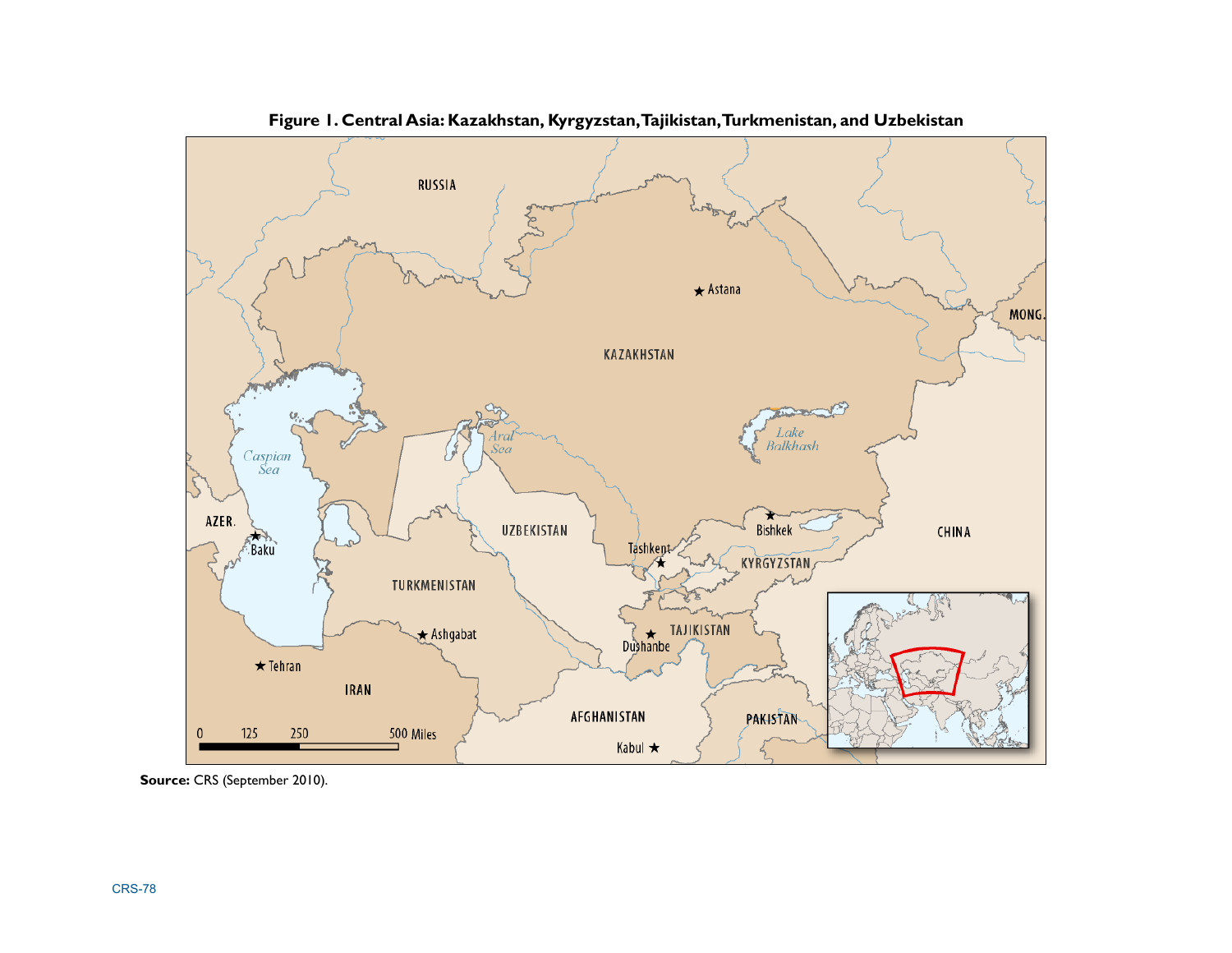**Figure 1. Central Asia: Kazakhstan, Kyrgyzstan, Tajikistan, Turkmenistan, and Uzbekistan**

**Source:** CRS (September 2010).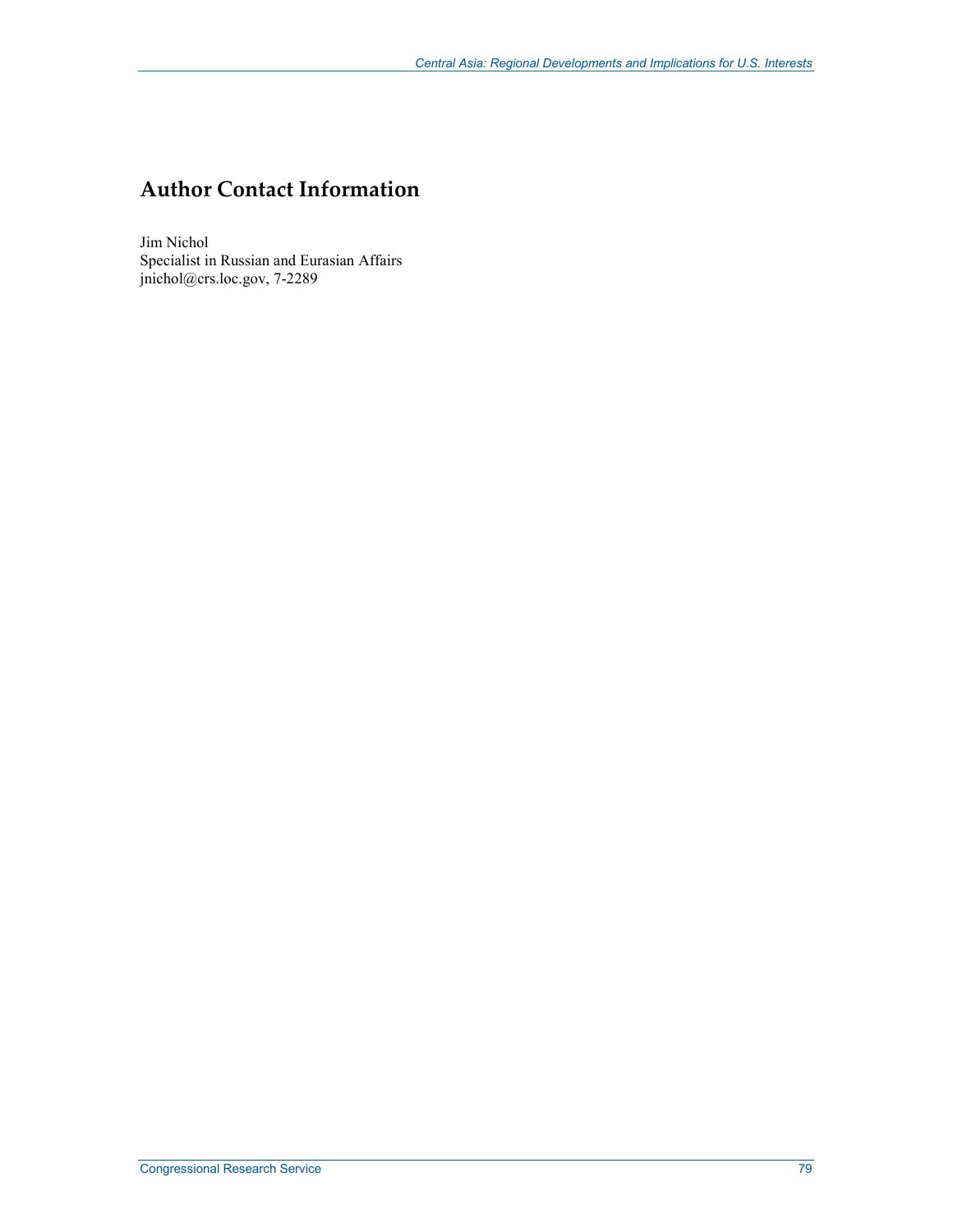## Author Contact Information

Jim Nichol
Specialist in Russian and Eurasian Affairs
jnichol@crs.loc.gov, 7-2289